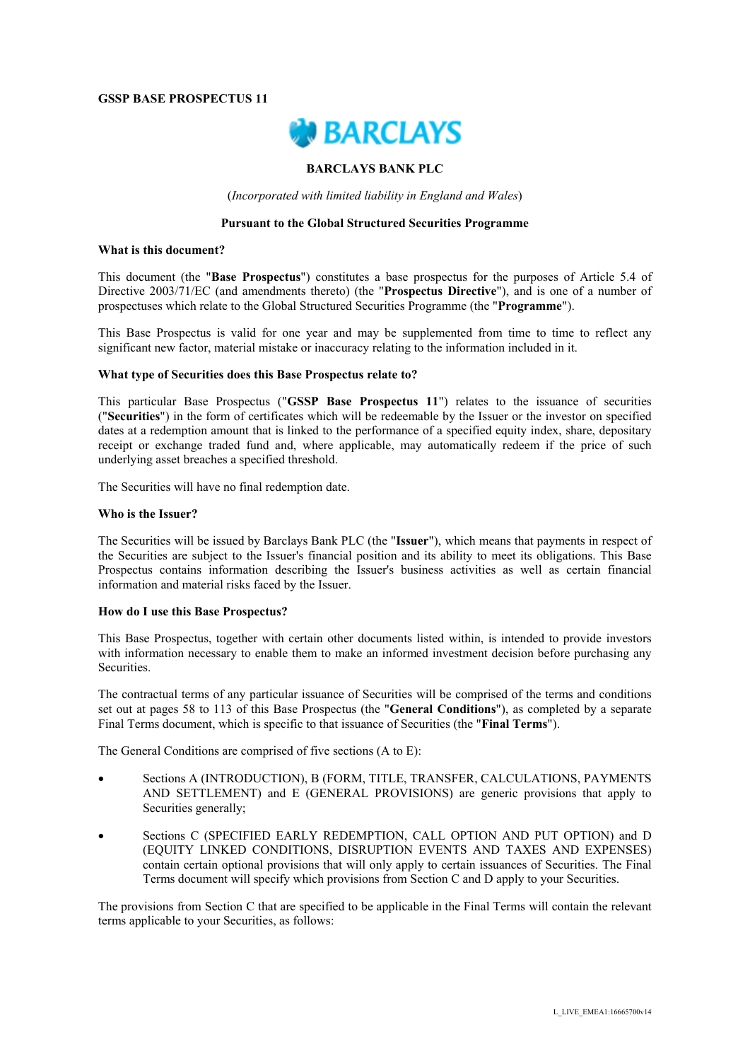**GSSP BASE PROSPECTUS 11**

BARCLAYS

**BARCLAYS BANK PLC**

(*Incorporated with limited liability in England and Wales*)

**Pursuant to the Global Structured Securities Programme**

**What is this document?**

This document (the "**Base Prospectus**") constitutes a base prospectus for the purposes of Article 5.4 of Directive 2003/71/EC (and amendments thereto) (the "**Prospectus Directive**"), and is one of a number of prospectuses which relate to the Global Structured Securities Programme (the "**Programme**").

This Base Prospectus is valid for one year and may be supplemented from time to time to reflect any significant new factor, material mistake or inaccuracy relating to the information included in it.

**What type of Securities does this Base Prospectus relate to?**

This particular Base Prospectus ("**GSSP Base Prospectus 11**") relates to the issuance of securities ("**Securities**") in the form of certificates which will be redeemable by the Issuer or the investor on specified dates at a redemption amount that is linked to the performance of a specified equity index, share, depositary receipt or exchange traded fund and, where applicable, may automatically redeem if the price of such underlying asset breaches a specified threshold.

The Securities will have no final redemption date.

**Who is the Issuer?**

The Securities will be issued by Barclays Bank PLC (the "**Issuer**"), which means that payments in respect of the Securities are subject to the Issuer's financial position and its ability to meet its obligations. This Base Prospectus contains information describing the Issuer's business activities as well as certain financial information and material risks faced by the Issuer.

**How do I use this Base Prospectus?**

This Base Prospectus, together with certain other documents listed within, is intended to provide investors with information necessary to enable them to make an informed investment decision before purchasing any Securities.

The contractual terms of any particular issuance of Securities will be comprised of the terms and conditions set out at pages 58 to 113 of this Base Prospectus (the "**General Conditions**"), as completed by a separate Final Terms document, which is specific to that issuance of Securities (the "**Final Terms**").

The General Conditions are comprised of five sections (A to E):

- Sections A (INTRODUCTION), B (FORM, TITLE, TRANSFER, CALCULATIONS, PAYMENTS AND SETTLEMENT) and E (GENERAL PROVISIONS) are generic provisions that apply to Securities generally;
- Sections C (SPECIFIED EARLY REDEMPTION, CALL OPTION AND PUT OPTION) and D (EQUITY LINKED CONDITIONS, DISRUPTION EVENTS AND TAXES AND EXPENSES) contain certain optional provisions that will only apply to certain issuances of Securities. The Final Terms document will specify which provisions from Section C and D apply to your Securities.

The provisions from Section C that are specified to be applicable in the Final Terms will contain the relevant terms applicable to your Securities, as follows: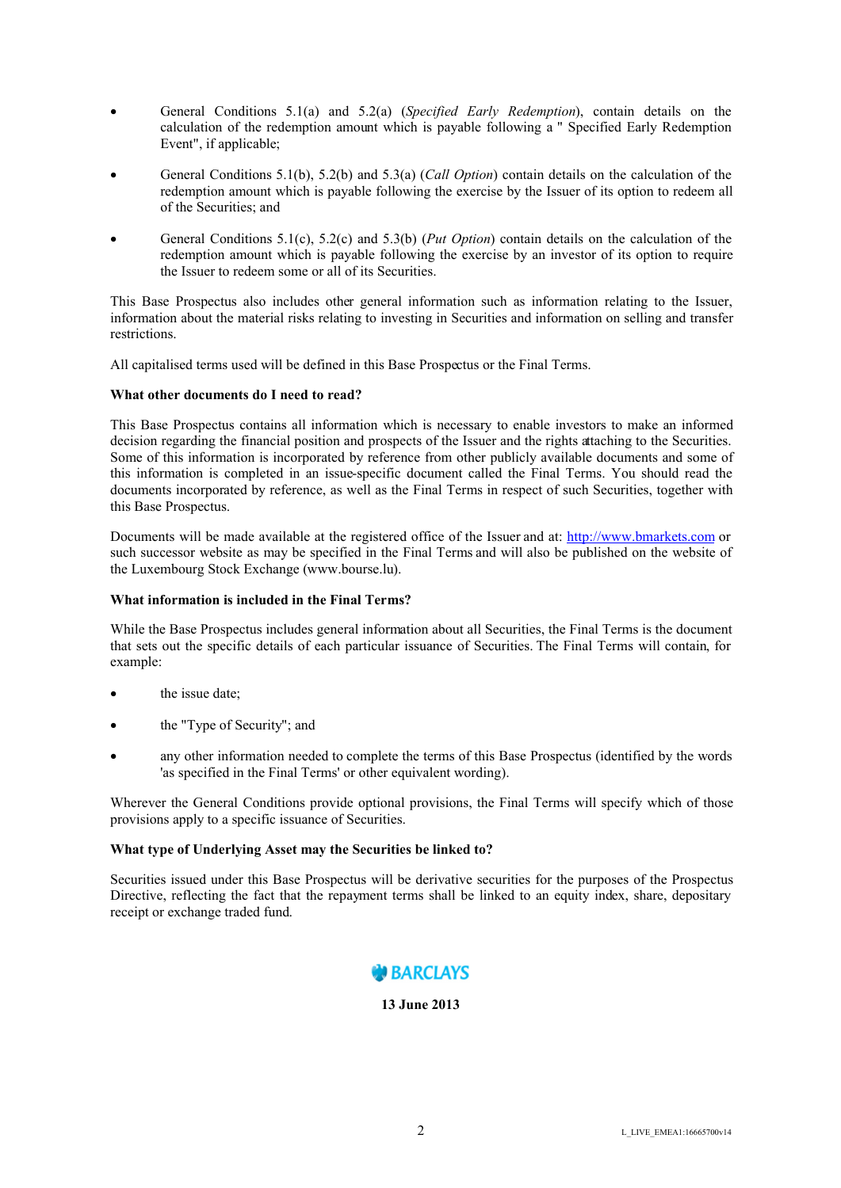- General Conditions 5.1(a) and 5.2(a) (*Specified Early Redemption*), contain details on the calculation of the redemption amount which is payable following a " Specified Early Redemption Event", if applicable;

- General Conditions 5.1(b), 5.2(b) and 5.3(a) (*Call Option*) contain details on the calculation of the redemption amount which is payable following the exercise by the Issuer of its option to redeem all of the Securities; and

- General Conditions 5.1(c), 5.2(c) and 5.3(b) (*Put Option*) contain details on the calculation of the redemption amount which is payable following the exercise by an investor of its option to require the Issuer to redeem some or all of its Securities.

This Base Prospectus also includes other general information such as information relating to the Issuer, information about the material risks relating to investing in Securities and information on selling and transfer restrictions.

All capitalised terms used will be defined in this Base Prospectus or the Final Terms.

**What other documents do I need to read?**

This Base Prospectus contains all information which is necessary to enable investors to make an informed decision regarding the financial position and prospects of the Issuer and the rights attaching to the Securities. Some of this information is incorporated by reference from other publicly available documents and some of this information is completed in an issue-specific document called the Final Terms. You should read the documents incorporated by reference, as well as the Final Terms in respect of such Securities, together with this Base Prospectus.

Documents will be made available at the registered office of the Issuer and at: http://www.bmarkets.com or such successor website as may be specified in the Final Terms and will also be published on the website of the Luxembourg Stock Exchange (www.bourse.lu).

**What information is included in the Final Terms?**

While the Base Prospectus includes general information about all Securities, the Final Terms is the document that sets out the specific details of each particular issuance of Securities. The Final Terms will contain, for example:

- the issue date;

- the "Type of Security"; and

- any other information needed to complete the terms of this Base Prospectus (identified by the words 'as specified in the Final Terms' or other equivalent wording).

Wherever the General Conditions provide optional provisions, the Final Terms will specify which of those provisions apply to a specific issuance of Securities.

**What type of Underlying Asset may the Securities be linked to?**

Securities issued under this Base Prospectus will be derivative securities for the purposes of the Prospectus Directive, reflecting the fact that the repayment terms shall be linked to an equity index, share, depositary receipt or exchange traded fund.

BARCLAYS

**13 June 2013**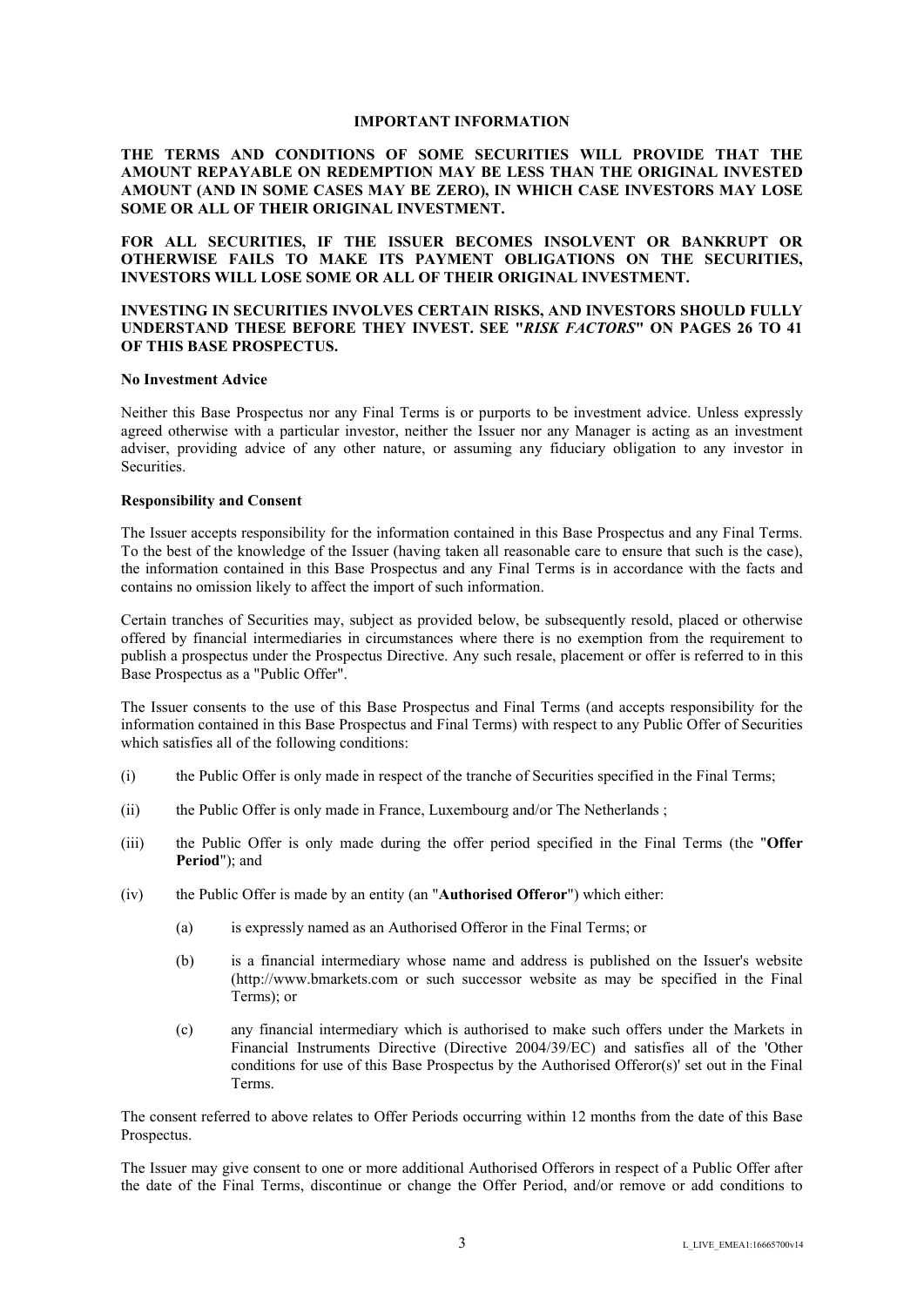## IMPORTANT INFORMATION

**THE TERMS AND CONDITIONS OF SOME SECURITIES WILL PROVIDE THAT THE AMOUNT REPAYABLE ON REDEMPTION MAY BE LESS THAN THE ORIGINAL INVESTED AMOUNT (AND IN SOME CASES MAY BE ZERO), IN WHICH CASE INVESTORS MAY LOSE SOME OR ALL OF THEIR ORIGINAL INVESTMENT.**

**FOR ALL SECURITIES, IF THE ISSUER BECOMES INSOLVENT OR BANKRUPT OR OTHERWISE FAILS TO MAKE ITS PAYMENT OBLIGATIONS ON THE SECURITIES, INVESTORS WILL LOSE SOME OR ALL OF THEIR ORIGINAL INVESTMENT.**

**INVESTING IN SECURITIES INVOLVES CERTAIN RISKS, AND INVESTORS SHOULD FULLY UNDERSTAND THESE BEFORE THEY INVEST. SEE "*RISK FACTORS*" ON PAGES 26 TO 41 OF THIS BASE PROSPECTUS.**

**No Investment Advice**

Neither this Base Prospectus nor any Final Terms is or purports to be investment advice. Unless expressly agreed otherwise with a particular investor, neither the Issuer nor any Manager is acting as an investment adviser, providing advice of any other nature, or assuming any fiduciary obligation to any investor in Securities.

**Responsibility and Consent**

The Issuer accepts responsibility for the information contained in this Base Prospectus and any Final Terms. To the best of the knowledge of the Issuer (having taken all reasonable care to ensure that such is the case), the information contained in this Base Prospectus and any Final Terms is in accordance with the facts and contains no omission likely to affect the import of such information.

Certain tranches of Securities may, subject as provided below, be subsequently resold, placed or otherwise offered by financial intermediaries in circumstances where there is no exemption from the requirement to publish a prospectus under the Prospectus Directive. Any such resale, placement or offer is referred to in this Base Prospectus as a "Public Offer".

The Issuer consents to the use of this Base Prospectus and Final Terms (and accepts responsibility for the information contained in this Base Prospectus and Final Terms) with respect to any Public Offer of Securities which satisfies all of the following conditions:

(i) the Public Offer is only made in respect of the tranche of Securities specified in the Final Terms;

(ii) the Public Offer is only made in France, Luxembourg and/or The Netherlands ;

(iii) the Public Offer is only made during the offer period specified in the Final Terms (the "**Offer Period**"); and

(iv) the Public Offer is made by an entity (an "**Authorised Offeror**") which either:

   (a) is expressly named as an Authorised Offeror in the Final Terms; or

   (b) is a financial intermediary whose name and address is published on the Issuer's website (http://www.bmarkets.com or such successor website as may be specified in the Final Terms); or

   (c) any financial intermediary which is authorised to make such offers under the Markets in Financial Instruments Directive (Directive 2004/39/EC) and satisfies all of the 'Other conditions for use of this Base Prospectus by the Authorised Offeror(s)' set out in the Final Terms.

The consent referred to above relates to Offer Periods occurring within 12 months from the date of this Base Prospectus.

The Issuer may give consent to one or more additional Authorised Offerors in respect of a Public Offer after the date of the Final Terms, discontinue or change the Offer Period, and/or remove or add conditions to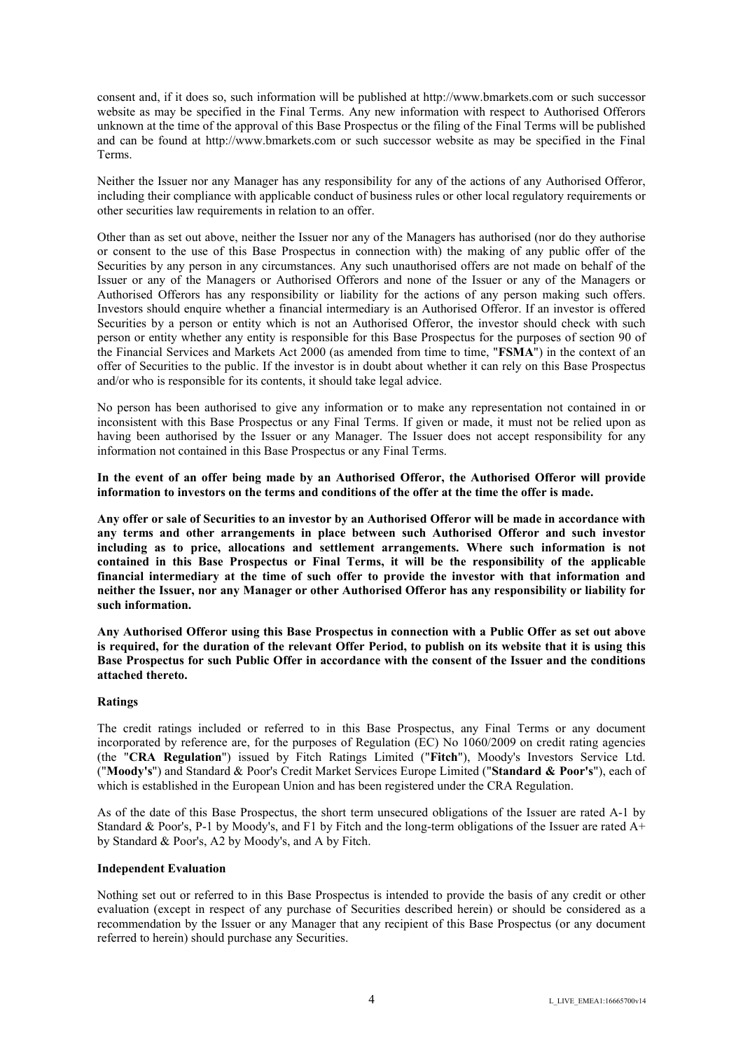consent and, if it does so, such information will be published at http://www.bmarkets.com or such successor website as may be specified in the Final Terms. Any new information with respect to Authorised Offerors unknown at the time of the approval of this Base Prospectus or the filing of the Final Terms will be published and can be found at http://www.bmarkets.com or such successor website as may be specified in the Final Terms.

Neither the Issuer nor any Manager has any responsibility for any of the actions of any Authorised Offeror, including their compliance with applicable conduct of business rules or other local regulatory requirements or other securities law requirements in relation to an offer.

Other than as set out above, neither the Issuer nor any of the Managers has authorised (nor do they authorise or consent to the use of this Base Prospectus in connection with) the making of any public offer of the Securities by any person in any circumstances. Any such unauthorised offers are not made on behalf of the Issuer or any of the Managers or Authorised Offerors and none of the Issuer or any of the Managers or Authorised Offerors has any responsibility or liability for the actions of any person making such offers. Investors should enquire whether a financial intermediary is an Authorised Offeror. If an investor is offered Securities by a person or entity which is not an Authorised Offeror, the investor should check with such person or entity whether any entity is responsible for this Base Prospectus for the purposes of section 90 of the Financial Services and Markets Act 2000 (as amended from time to time, "**FSMA**") in the context of an offer of Securities to the public. If the investor is in doubt about whether it can rely on this Base Prospectus and/or who is responsible for its contents, it should take legal advice.

No person has been authorised to give any information or to make any representation not contained in or inconsistent with this Base Prospectus or any Final Terms. If given or made, it must not be relied upon as having been authorised by the Issuer or any Manager. The Issuer does not accept responsibility for any information not contained in this Base Prospectus or any Final Terms.

**In the event of an offer being made by an Authorised Offeror, the Authorised Offeror will provide information to investors on the terms and conditions of the offer at the time the offer is made.**

**Any offer or sale of Securities to an investor by an Authorised Offeror will be made in accordance with any terms and other arrangements in place between such Authorised Offeror and such investor including as to price, allocations and settlement arrangements. Where such information is not contained in this Base Prospectus or Final Terms, it will be the responsibility of the applicable financial intermediary at the time of such offer to provide the investor with that information and neither the Issuer, nor any Manager or other Authorised Offeror has any responsibility or liability for such information.**

**Any Authorised Offeror using this Base Prospectus in connection with a Public Offer as set out above is required, for the duration of the relevant Offer Period, to publish on its website that it is using this Base Prospectus for such Public Offer in accordance with the consent of the Issuer and the conditions attached thereto.**

**Ratings**

The credit ratings included or referred to in this Base Prospectus, any Final Terms or any document incorporated by reference are, for the purposes of Regulation (EC) No 1060/2009 on credit rating agencies (the "**CRA Regulation**") issued by Fitch Ratings Limited ("**Fitch**"), Moody's Investors Service Ltd. ("**Moody's**") and Standard & Poor's Credit Market Services Europe Limited ("**Standard & Poor's**"), each of which is established in the European Union and has been registered under the CRA Regulation.

As of the date of this Base Prospectus, the short term unsecured obligations of the Issuer are rated A-1 by Standard & Poor's, P-1 by Moody's, and F1 by Fitch and the long-term obligations of the Issuer are rated A+ by Standard & Poor's, A2 by Moody's, and A by Fitch.

**Independent Evaluation**

Nothing set out or referred to in this Base Prospectus is intended to provide the basis of any credit or other evaluation (except in respect of any purchase of Securities described herein) or should be considered as a recommendation by the Issuer or any Manager that any recipient of this Base Prospectus (or any document referred to herein) should purchase any Securities.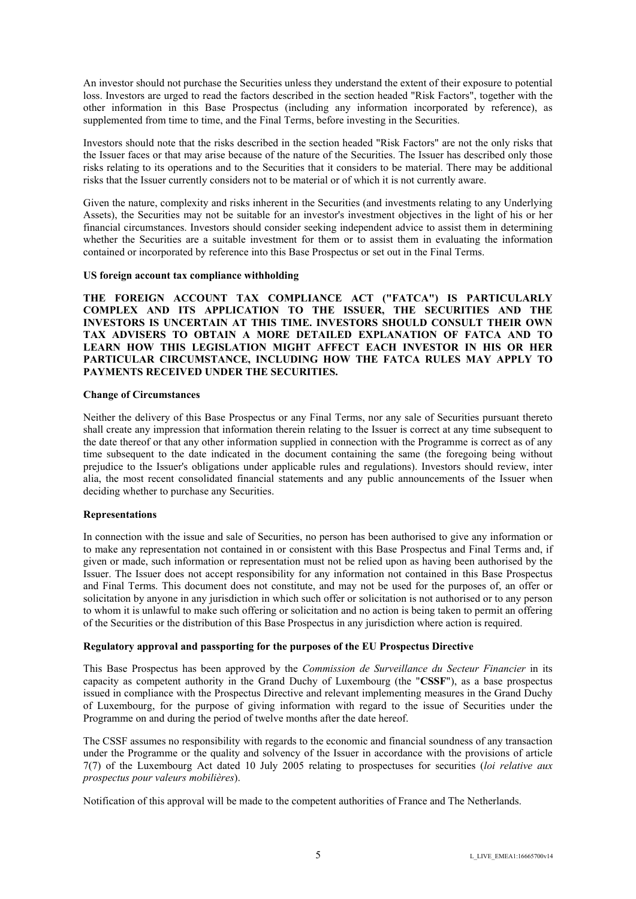An investor should not purchase the Securities unless they understand the extent of their exposure to potential loss. Investors are urged to read the factors described in the section headed "Risk Factors", together with the other information in this Base Prospectus (including any information incorporated by reference), as supplemented from time to time, and the Final Terms, before investing in the Securities.

Investors should note that the risks described in the section headed "Risk Factors" are not the only risks that the Issuer faces or that may arise because of the nature of the Securities. The Issuer has described only those risks relating to its operations and to the Securities that it considers to be material. There may be additional risks that the Issuer currently considers not to be material or of which it is not currently aware.

Given the nature, complexity and risks inherent in the Securities (and investments relating to any Underlying Assets), the Securities may not be suitable for an investor's investment objectives in the light of his or her financial circumstances. Investors should consider seeking independent advice to assist them in determining whether the Securities are a suitable investment for them or to assist them in evaluating the information contained or incorporated by reference into this Base Prospectus or set out in the Final Terms.

**US foreign account tax compliance withholding**

**THE FOREIGN ACCOUNT TAX COMPLIANCE ACT ("FATCA") IS PARTICULARLY COMPLEX AND ITS APPLICATION TO THE ISSUER, THE SECURITIES AND THE INVESTORS IS UNCERTAIN AT THIS TIME. INVESTORS SHOULD CONSULT THEIR OWN TAX ADVISERS TO OBTAIN A MORE DETAILED EXPLANATION OF FATCA AND TO LEARN HOW THIS LEGISLATION MIGHT AFFECT EACH INVESTOR IN HIS OR HER PARTICULAR CIRCUMSTANCE, INCLUDING HOW THE FATCA RULES MAY APPLY TO PAYMENTS RECEIVED UNDER THE SECURITIES.**

**Change of Circumstances**

Neither the delivery of this Base Prospectus or any Final Terms, nor any sale of Securities pursuant thereto shall create any impression that information therein relating to the Issuer is correct at any time subsequent to the date thereof or that any other information supplied in connection with the Programme is correct as of any time subsequent to the date indicated in the document containing the same (the foregoing being without prejudice to the Issuer's obligations under applicable rules and regulations). Investors should review, inter alia, the most recent consolidated financial statements and any public announcements of the Issuer when deciding whether to purchase any Securities.

**Representations**

In connection with the issue and sale of Securities, no person has been authorised to give any information or to make any representation not contained in or consistent with this Base Prospectus and Final Terms and, if given or made, such information or representation must not be relied upon as having been authorised by the Issuer. The Issuer does not accept responsibility for any information not contained in this Base Prospectus and Final Terms. This document does not constitute, and may not be used for the purposes of, an offer or solicitation by anyone in any jurisdiction in which such offer or solicitation is not authorised or to any person to whom it is unlawful to make such offering or solicitation and no action is being taken to permit an offering of the Securities or the distribution of this Base Prospectus in any jurisdiction where action is required.

**Regulatory approval and passporting for the purposes of the EU Prospectus Directive**

This Base Prospectus has been approved by the *Commission de Surveillance du Secteur Financier* in its capacity as competent authority in the Grand Duchy of Luxembourg (the "**CSSF**"), as a base prospectus issued in compliance with the Prospectus Directive and relevant implementing measures in the Grand Duchy of Luxembourg, for the purpose of giving information with regard to the issue of Securities under the Programme on and during the period of twelve months after the date hereof.

The CSSF assumes no responsibility with regards to the economic and financial soundness of any transaction under the Programme or the quality and solvency of the Issuer in accordance with the provisions of article 7(7) of the Luxembourg Act dated 10 July 2005 relating to prospectuses for securities (*loi relative aux prospectus pour valeurs mobilières*).

Notification of this approval will be made to the competent authorities of France and The Netherlands.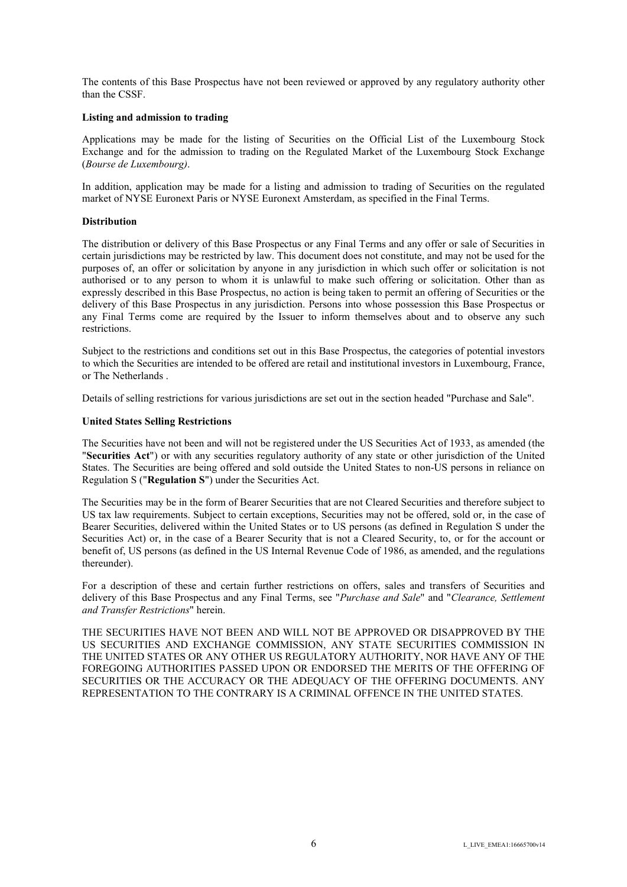The contents of this Base Prospectus have not been reviewed or approved by any regulatory authority other than the CSSF.

**Listing and admission to trading**

Applications may be made for the listing of Securities on the Official List of the Luxembourg Stock Exchange and for the admission to trading on the Regulated Market of the Luxembourg Stock Exchange (*Bourse de Luxembourg)*.

In addition, application may be made for a listing and admission to trading of Securities on the regulated market of NYSE Euronext Paris or NYSE Euronext Amsterdam, as specified in the Final Terms.

**Distribution**

The distribution or delivery of this Base Prospectus or any Final Terms and any offer or sale of Securities in certain jurisdictions may be restricted by law. This document does not constitute, and may not be used for the purposes of, an offer or solicitation by anyone in any jurisdiction in which such offer or solicitation is not authorised or to any person to whom it is unlawful to make such offering or solicitation. Other than as expressly described in this Base Prospectus, no action is being taken to permit an offering of Securities or the delivery of this Base Prospectus in any jurisdiction. Persons into whose possession this Base Prospectus or any Final Terms come are required by the Issuer to inform themselves about and to observe any such restrictions.

Subject to the restrictions and conditions set out in this Base Prospectus, the categories of potential investors to which the Securities are intended to be offered are retail and institutional investors in Luxembourg, France, or The Netherlands .

Details of selling restrictions for various jurisdictions are set out in the section headed "Purchase and Sale".

**United States Selling Restrictions**

The Securities have not been and will not be registered under the US Securities Act of 1933, as amended (the "**Securities Act**") or with any securities regulatory authority of any state or other jurisdiction of the United States. The Securities are being offered and sold outside the United States to non-US persons in reliance on Regulation S ("**Regulation S**") under the Securities Act.

The Securities may be in the form of Bearer Securities that are not Cleared Securities and therefore subject to US tax law requirements. Subject to certain exceptions, Securities may not be offered, sold or, in the case of Bearer Securities, delivered within the United States or to US persons (as defined in Regulation S under the Securities Act) or, in the case of a Bearer Security that is not a Cleared Security, to, or for the account or benefit of, US persons (as defined in the US Internal Revenue Code of 1986, as amended, and the regulations thereunder).

For a description of these and certain further restrictions on offers, sales and transfers of Securities and delivery of this Base Prospectus and any Final Terms, see "*Purchase and Sale*" and "*Clearance, Settlement and Transfer Restrictions*" herein.

THE SECURITIES HAVE NOT BEEN AND WILL NOT BE APPROVED OR DISAPPROVED BY THE US SECURITIES AND EXCHANGE COMMISSION, ANY STATE SECURITIES COMMISSION IN THE UNITED STATES OR ANY OTHER US REGULATORY AUTHORITY, NOR HAVE ANY OF THE FOREGOING AUTHORITIES PASSED UPON OR ENDORSED THE MERITS OF THE OFFERING OF SECURITIES OR THE ACCURACY OR THE ADEQUACY OF THE OFFERING DOCUMENTS. ANY REPRESENTATION TO THE CONTRARY IS A CRIMINAL OFFENCE IN THE UNITED STATES.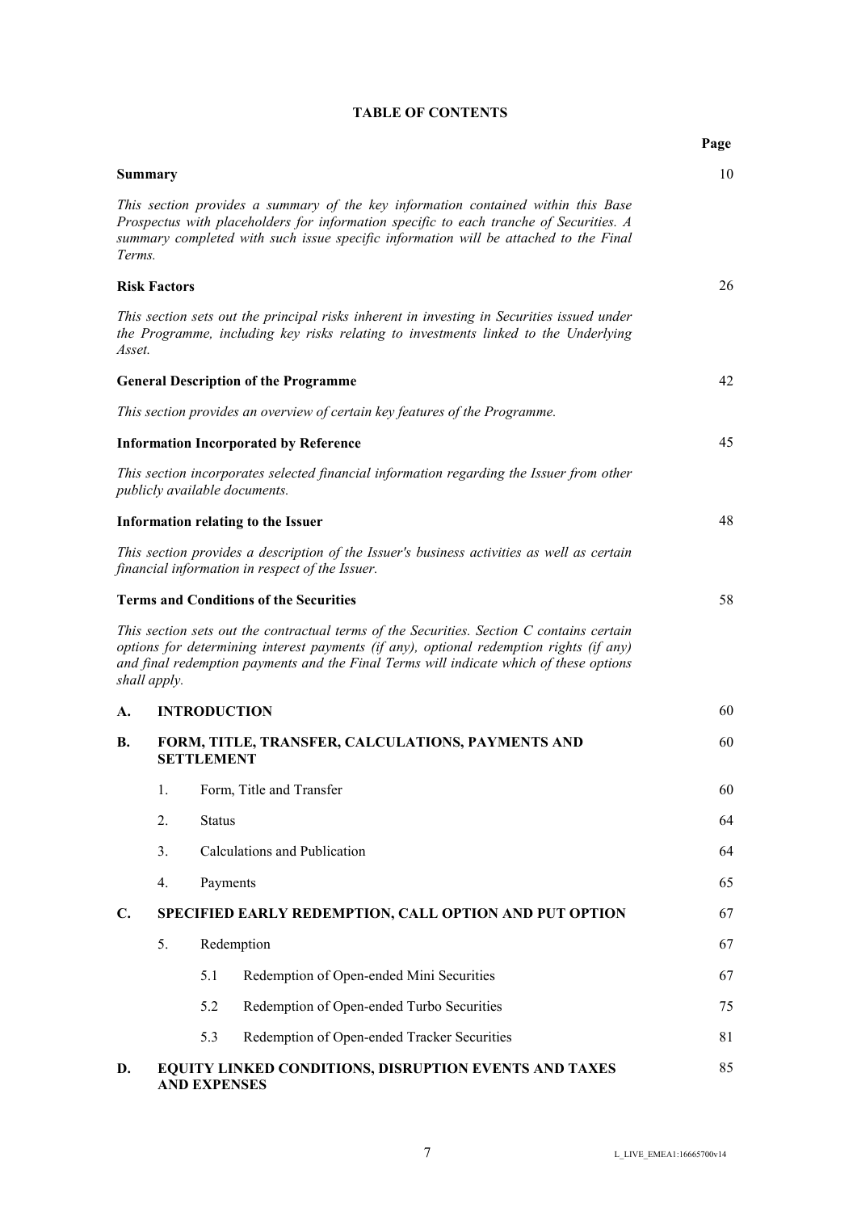**TABLE OF CONTENTS**

| | | | | Page |
|---|---|---|---|---|
| **Summary** | | | | 10 |
| *This section provides a summary of the key information contained within this Base Prospectus with placeholders for information specific to each tranche of Securities. A summary completed with such issue specific information will be attached to the Final Terms.* | | | | |
| **Risk Factors** | | | | 26 |
| *This section sets out the principal risks inherent in investing in Securities issued under the Programme, including key risks relating to investments linked to the Underlying Asset.* | | | | |
| **General Description of the Programme** | | | | 42 |
| *This section provides an overview of certain key features of the Programme.* | | | | |
| **Information Incorporated by Reference** | | | | 45 |
| *This section incorporates selected financial information regarding the Issuer from other publicly available documents.* | | | | |
| **Information relating to the Issuer** | | | | 48 |
| *This section provides a description of the Issuer's business activities as well as certain financial information in respect of the Issuer.* | | | | |
| **Terms and Conditions of the Securities** | | | | 58 |
| *This section sets out the contractual terms of the Securities. Section C contains certain options for determining interest payments (if any), optional redemption rights (if any) and final redemption payments and the Final Terms will indicate which of these options shall apply.* | | | | |
| **A.** | **INTRODUCTION** | | | 60 |
| **B.** | **FORM, TITLE, TRANSFER, CALCULATIONS, PAYMENTS AND SETTLEMENT** | | | 60 |
| | 1. | Form, Title and Transfer | | 60 |
| | 2. | Status | | 64 |
| | 3. | Calculations and Publication | | 64 |
| | 4. | Payments | | 65 |
| **C.** | **SPECIFIED EARLY REDEMPTION, CALL OPTION AND PUT OPTION** | | | 67 |
| | 5. | Redemption | | 67 |
| | | 5.1 | Redemption of Open-ended Mini Securities | 67 |
| | | 5.2 | Redemption of Open-ended Turbo Securities | 75 |
| | | 5.3 | Redemption of Open-ended Tracker Securities | 81 |
| **D.** | **EQUITY LINKED CONDITIONS, DISRUPTION EVENTS AND TAXES AND EXPENSES** | | | 85 |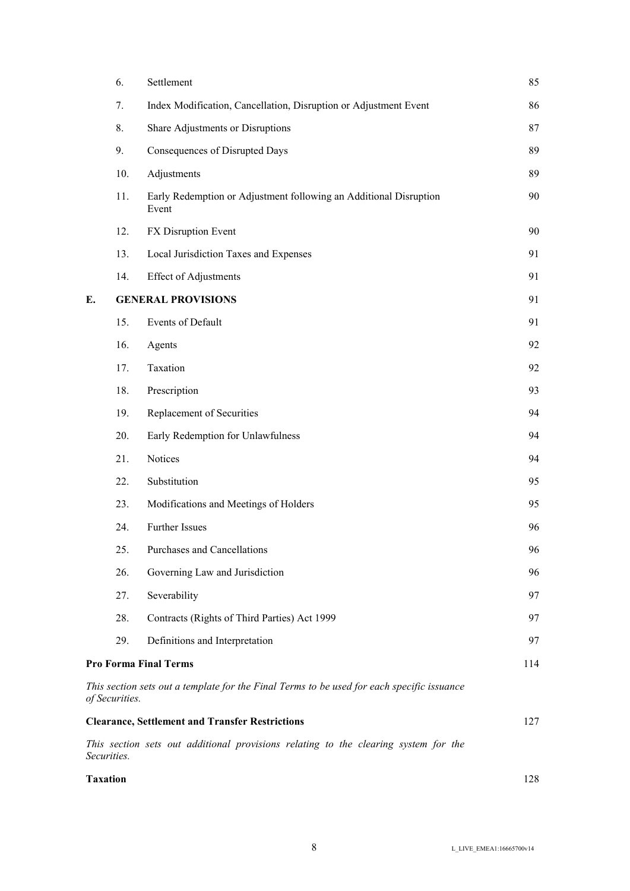| | | | |
|---|---|---|---|
| | 6. | Settlement | 85 |
| | 7. | Index Modification, Cancellation, Disruption or Adjustment Event | 86 |
| | 8. | Share Adjustments or Disruptions | 87 |
| | 9. | Consequences of Disrupted Days | 89 |
| | 10. | Adjustments | 89 |
| | 11. | Early Redemption or Adjustment following an Additional Disruption Event | 90 |
| | 12. | FX Disruption Event | 90 |
| | 13. | Local Jurisdiction Taxes and Expenses | 91 |
| | 14. | Effect of Adjustments | 91 |
| **E.** | **GENERAL PROVISIONS** | | 91 |
| | 15. | Events of Default | 91 |
| | 16. | Agents | 92 |
| | 17. | Taxation | 92 |
| | 18. | Prescription | 93 |
| | 19. | Replacement of Securities | 94 |
| | 20. | Early Redemption for Unlawfulness | 94 |
| | 21. | Notices | 94 |
| | 22. | Substitution | 95 |
| | 23. | Modifications and Meetings of Holders | 95 |
| | 24. | Further Issues | 96 |
| | 25. | Purchases and Cancellations | 96 |
| | 26. | Governing Law and Jurisdiction | 96 |
| | 27. | Severability | 97 |
| | 28. | Contracts (Rights of Third Parties) Act 1999 | 97 |
| | 29. | Definitions and Interpretation | 97 |

**Pro Forma Final Terms** 114

*This section sets out a template for the Final Terms to be used for each specific issuance of Securities.*

**Clearance, Settlement and Transfer Restrictions** 127

*This section sets out additional provisions relating to the clearing system for the Securities.*

**Taxation** 128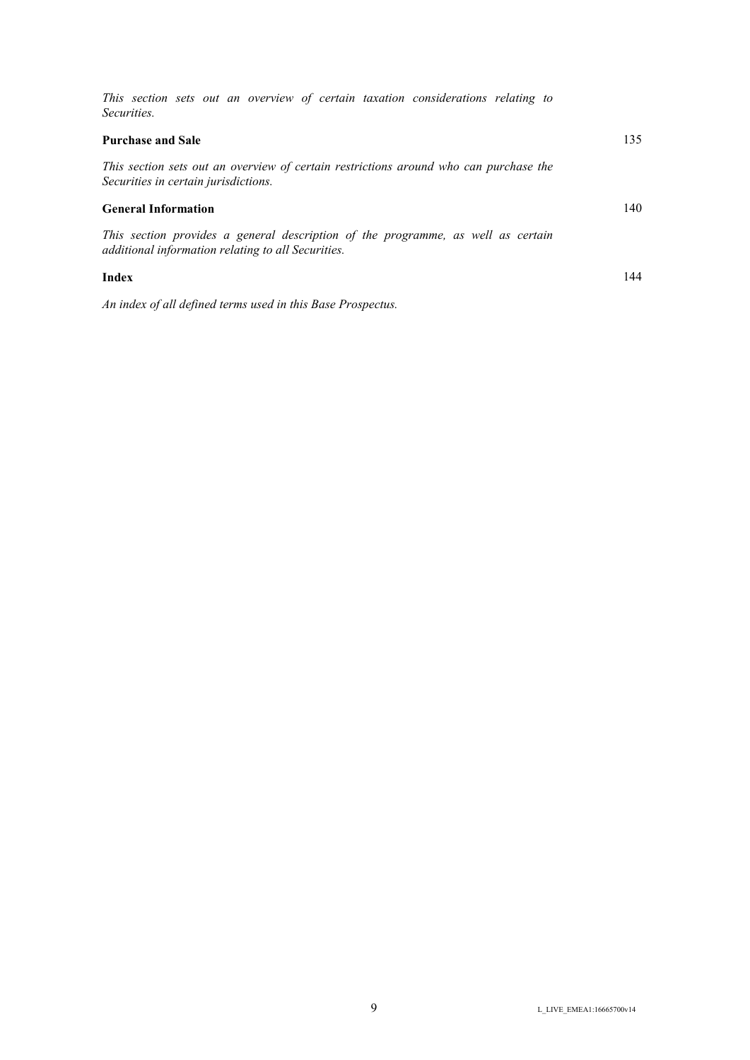*This section sets out an overview of certain taxation considerations relating to Securities.*

| | |
|---|---|
| **Purchase and Sale** | 135 |
| *This section sets out an overview of certain restrictions around who can purchase the Securities in certain jurisdictions.* | |
| **General Information** | 140 |
| *This section provides a general description of the programme, as well as certain additional information relating to all Securities.* | |
| **Index** | 144 |
| *An index of all defined terms used in this Base Prospectus.* | |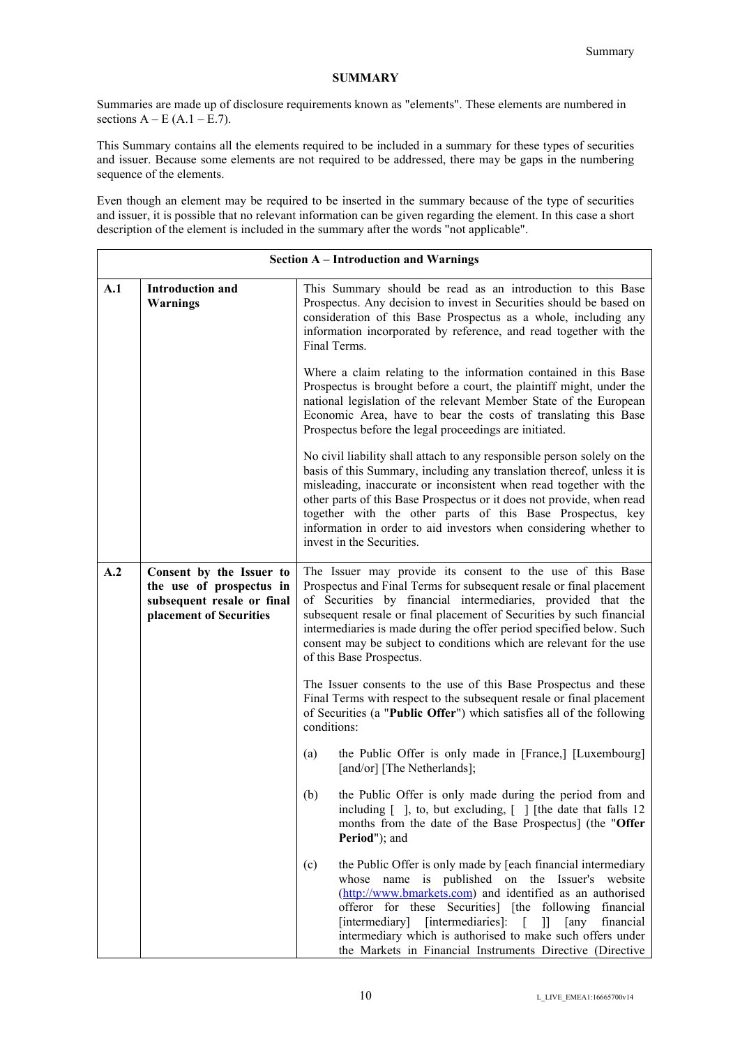## SUMMARY

Summaries are made up of disclosure requirements known as "elements". These elements are numbered in sections A – E (A.1 – E.7).

This Summary contains all the elements required to be included in a summary for these types of securities and issuer. Because some elements are not required to be addressed, there may be gaps in the numbering sequence of the elements.

Even though an element may be required to be inserted in the summary because of the type of securities and issuer, it is possible that no relevant information can be given regarding the element. In this case a short description of the element is included in the summary after the words "not applicable".

| **Section A – Introduction and Warnings** | | |
|---|---|---|
| **A.1** | **Introduction and Warnings** | This Summary should be read as an introduction to this Base Prospectus. Any decision to invest in Securities should be based on consideration of this Base Prospectus as a whole, including any information incorporated by reference, and read together with the Final Terms.<br><br>Where a claim relating to the information contained in this Base Prospectus is brought before a court, the plaintiff might, under the national legislation of the relevant Member State of the European Economic Area, have to bear the costs of translating this Base Prospectus before the legal proceedings are initiated.<br><br>No civil liability shall attach to any responsible person solely on the basis of this Summary, including any translation thereof, unless it is misleading, inaccurate or inconsistent when read together with the other parts of this Base Prospectus or it does not provide, when read together with the other parts of this Base Prospectus, key information in order to aid investors when considering whether to invest in the Securities. |
| **A.2** | **Consent by the Issuer to the use of prospectus in subsequent resale or final placement of Securities** | The Issuer may provide its consent to the use of this Base Prospectus and Final Terms for subsequent resale or final placement of Securities by financial intermediaries, provided that the subsequent resale or final placement of Securities by such financial intermediaries is made during the offer period specified below. Such consent may be subject to conditions which are relevant for the use of this Base Prospectus.<br><br>The Issuer consents to the use of this Base Prospectus and these Final Terms with respect to the subsequent resale or final placement of Securities (a "**Public Offer**") which satisfies all of the following conditions:<br><br>(a) the Public Offer is only made in [France,] [Luxembourg] [and/or] [The Netherlands];<br><br>(b) the Public Offer is only made during the period from and including [ ], to, but excluding, [ ] [the date that falls 12 months from the date of the Base Prospectus] (the "**Offer Period**"); and<br><br>(c) the Public Offer is only made by [each financial intermediary whose name is published on the Issuer's website (http://www.bmarkets.com) and identified as an authorised offeror for these Securities] [the following financial [intermediary] [intermediaries]: [ ]] [any financial intermediary which is authorised to make such offers under the Markets in Financial Instruments Directive (Directive |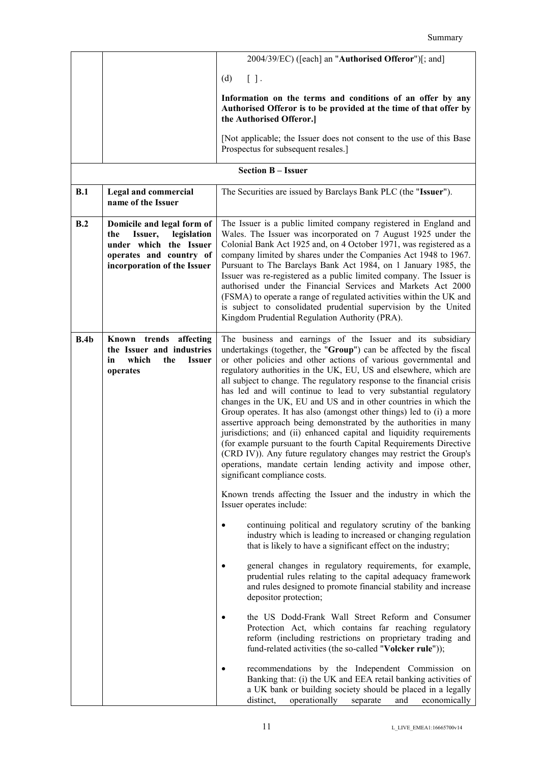| | | |
|---|---|---|
| | | 2004/39/EC) ([each] an "**Authorised Offeror**")[; and]<br><br>(d) [ ] .<br><br>**Information on the terms and conditions of an offer by any Authorised Offeror is to be provided at the time of that offer by the Authorised Offeror.]**<br><br>[Not applicable; the Issuer does not consent to the use of this Base Prospectus for subsequent resales.] |
| | | **Section B – Issuer** |
| **B.1** | **Legal and commercial name of the Issuer** | The Securities are issued by Barclays Bank PLC (the "**Issuer**"). |
| **B.2** | **Domicile and legal form of the Issuer, legislation under which the Issuer operates and country of incorporation of the Issuer** | The Issuer is a public limited company registered in England and Wales. The Issuer was incorporated on 7 August 1925 under the Colonial Bank Act 1925 and, on 4 October 1971, was registered as a company limited by shares under the Companies Act 1948 to 1967. Pursuant to The Barclays Bank Act 1984, on 1 January 1985, the Issuer was re-registered as a public limited company. The Issuer is authorised under the Financial Services and Markets Act 2000 (FSMA) to operate a range of regulated activities within the UK and is subject to consolidated prudential supervision by the United Kingdom Prudential Regulation Authority (PRA). |
| **B.4b** | **Known trends affecting the Issuer and industries in which the Issuer operates** | The business and earnings of the Issuer and its subsidiary undertakings (together, the "**Group**") can be affected by the fiscal or other policies and other actions of various governmental and regulatory authorities in the UK, EU, US and elsewhere, which are all subject to change. The regulatory response to the financial crisis has led and will continue to lead to very substantial regulatory changes in the UK, EU and US and in other countries in which the Group operates. It has also (amongst other things) led to (i) a more assertive approach being demonstrated by the authorities in many jurisdictions; and (ii) enhanced capital and liquidity requirements (for example pursuant to the fourth Capital Requirements Directive (CRD IV)). Any future regulatory changes may restrict the Group's operations, mandate certain lending activity and impose other, significant compliance costs.<br><br>Known trends affecting the Issuer and the industry in which the Issuer operates include:<br><br>• continuing political and regulatory scrutiny of the banking industry which is leading to increased or changing regulation that is likely to have a significant effect on the industry;<br><br>• general changes in regulatory requirements, for example, prudential rules relating to the capital adequacy framework and rules designed to promote financial stability and increase depositor protection;<br><br>• the US Dodd-Frank Wall Street Reform and Consumer Protection Act, which contains far reaching regulatory reform (including restrictions on proprietary trading and fund-related activities (the so-called "**Volcker rule**"));<br><br>• recommendations by the Independent Commission on Banking that: (i) the UK and EEA retail banking activities of a UK bank or building society should be placed in a legally distinct, operationally separate and economically |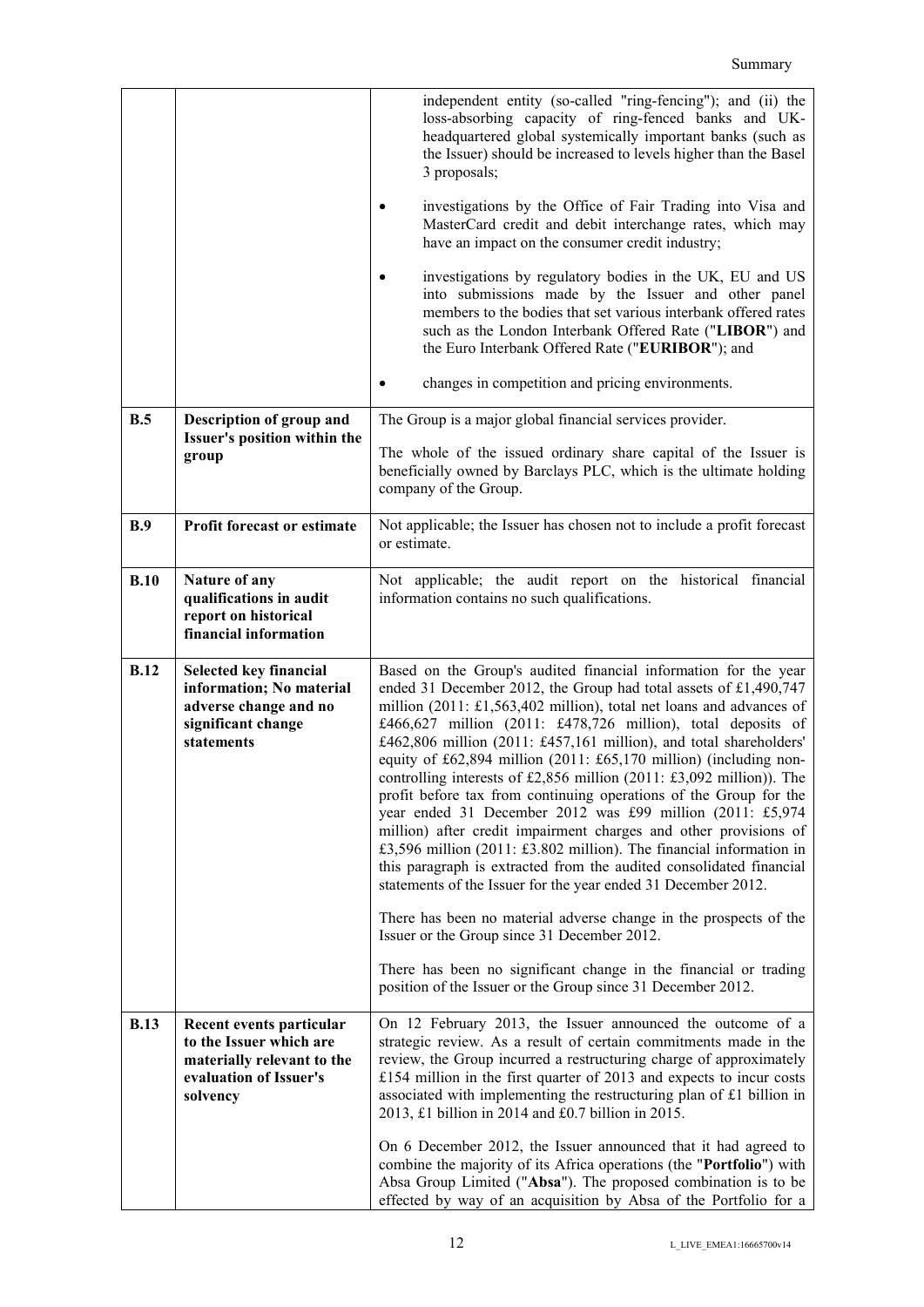| | | |
|---|---|---|
| | | independent entity (so-called "ring-fencing"); and (ii) the loss-absorbing capacity of ring-fenced banks and UK-headquartered global systemically important banks (such as the Issuer) should be increased to levels higher than the Basel 3 proposals;<br><br>• investigations by the Office of Fair Trading into Visa and MasterCard credit and debit interchange rates, which may have an impact on the consumer credit industry;<br><br>• investigations by regulatory bodies in the UK, EU and US into submissions made by the Issuer and other panel members to the bodies that set various interbank offered rates such as the London Interbank Offered Rate ("**LIBOR**") and the Euro Interbank Offered Rate ("**EURIBOR**"); and<br><br>• changes in competition and pricing environments. |
| **B.5** | **Description of group and Issuer's position within the group** | The Group is a major global financial services provider.<br><br>The whole of the issued ordinary share capital of the Issuer is beneficially owned by Barclays PLC, which is the ultimate holding company of the Group. |
| **B.9** | **Profit forecast or estimate** | Not applicable; the Issuer has chosen not to include a profit forecast or estimate. |
| **B.10** | **Nature of any qualifications in audit report on historical financial information** | Not applicable; the audit report on the historical financial information contains no such qualifications. |
| **B.12** | **Selected key financial information; No material adverse change and no significant change statements** | Based on the Group's audited financial information for the year ended 31 December 2012, the Group had total assets of £1,490,747 million (2011: £1,563,402 million), total net loans and advances of £466,627 million (2011: £478,726 million), total deposits of £462,806 million (2011: £457,161 million), and total shareholders' equity of £62,894 million (2011: £65,170 million) (including non-controlling interests of £2,856 million (2011: £3,092 million)). The profit before tax from continuing operations of the Group for the year ended 31 December 2012 was £99 million (2011: £5,974 million) after credit impairment charges and other provisions of £3,596 million (2011: £3.802 million). The financial information in this paragraph is extracted from the audited consolidated financial statements of the Issuer for the year ended 31 December 2012.<br><br>There has been no material adverse change in the prospects of the Issuer or the Group since 31 December 2012.<br><br>There has been no significant change in the financial or trading position of the Issuer or the Group since 31 December 2012. |
| **B.13** | **Recent events particular to the Issuer which are materially relevant to the evaluation of Issuer's solvency** | On 12 February 2013, the Issuer announced the outcome of a strategic review. As a result of certain commitments made in the review, the Group incurred a restructuring charge of approximately £154 million in the first quarter of 2013 and expects to incur costs associated with implementing the restructuring plan of £1 billion in 2013, £1 billion in 2014 and £0.7 billion in 2015.<br><br>On 6 December 2012, the Issuer announced that it had agreed to combine the majority of its Africa operations (the "**Portfolio**") with Absa Group Limited ("**Absa**"). The proposed combination is to be effected by way of an acquisition by Absa of the Portfolio for a |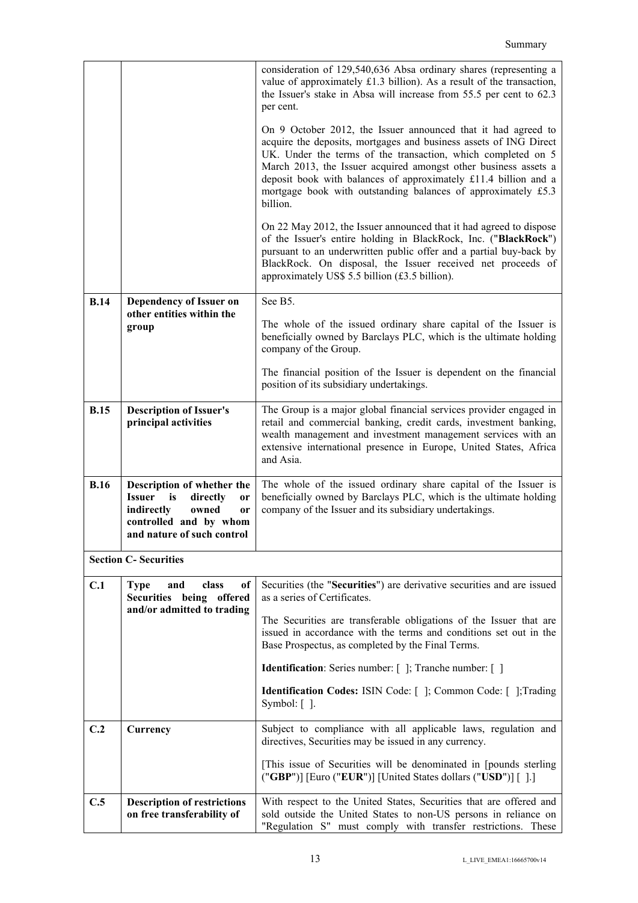| | | |
|---|---|---|
| | | consideration of 129,540,636 Absa ordinary shares (representing a value of approximately £1.3 billion). As a result of the transaction, the Issuer's stake in Absa will increase from 55.5 per cent to 62.3 per cent.<br><br>On 9 October 2012, the Issuer announced that it had agreed to acquire the deposits, mortgages and business assets of ING Direct UK. Under the terms of the transaction, which completed on 5 March 2013, the Issuer acquired amongst other business assets a deposit book with balances of approximately £11.4 billion and a mortgage book with outstanding balances of approximately £5.3 billion.<br><br>On 22 May 2012, the Issuer announced that it had agreed to dispose of the Issuer's entire holding in BlackRock, Inc. ("**BlackRock**") pursuant to an underwritten public offer and a partial buy-back by BlackRock. On disposal, the Issuer received net proceeds of approximately US$ 5.5 billion (£3.5 billion). |
| **B.14** | **Dependency of Issuer on other entities within the group** | See B5.<br><br>The whole of the issued ordinary share capital of the Issuer is beneficially owned by Barclays PLC, which is the ultimate holding company of the Group.<br><br>The financial position of the Issuer is dependent on the financial position of its subsidiary undertakings. |
| **B.15** | **Description of Issuer's principal activities** | The Group is a major global financial services provider engaged in retail and commercial banking, credit cards, investment banking, wealth management and investment management services with an extensive international presence in Europe, United States, Africa and Asia. |
| **B.16** | **Description of whether the Issuer is directly or indirectly owned or controlled and by whom and nature of such control** | The whole of the issued ordinary share capital of the Issuer is beneficially owned by Barclays PLC, which is the ultimate holding company of the Issuer and its subsidiary undertakings. |
| **Section C- Securities** | | |
| **C.1** | **Type and class of Securities being offered and/or admitted to trading** | Securities (the "**Securities**") are derivative securities and are issued as a series of Certificates.<br><br>The Securities are transferable obligations of the Issuer that are issued in accordance with the terms and conditions set out in the Base Prospectus, as completed by the Final Terms.<br><br>**Identification**: Series number: [ ]; Tranche number: [ ]<br><br>**Identification Codes:** ISIN Code: [ ]; Common Code: [ ];Trading Symbol: [ ]. |
| **C.2** | **Currency** | Subject to compliance with all applicable laws, regulation and directives, Securities may be issued in any currency.<br><br>[This issue of Securities will be denominated in [pounds sterling ("**GBP**")] [Euro ("**EUR**")] [United States dollars ("**USD**")] [ ].] |
| **C.5** | **Description of restrictions on free transferability of** | With respect to the United States, Securities that are offered and sold outside the United States to non-US persons in reliance on "Regulation S" must comply with transfer restrictions. These |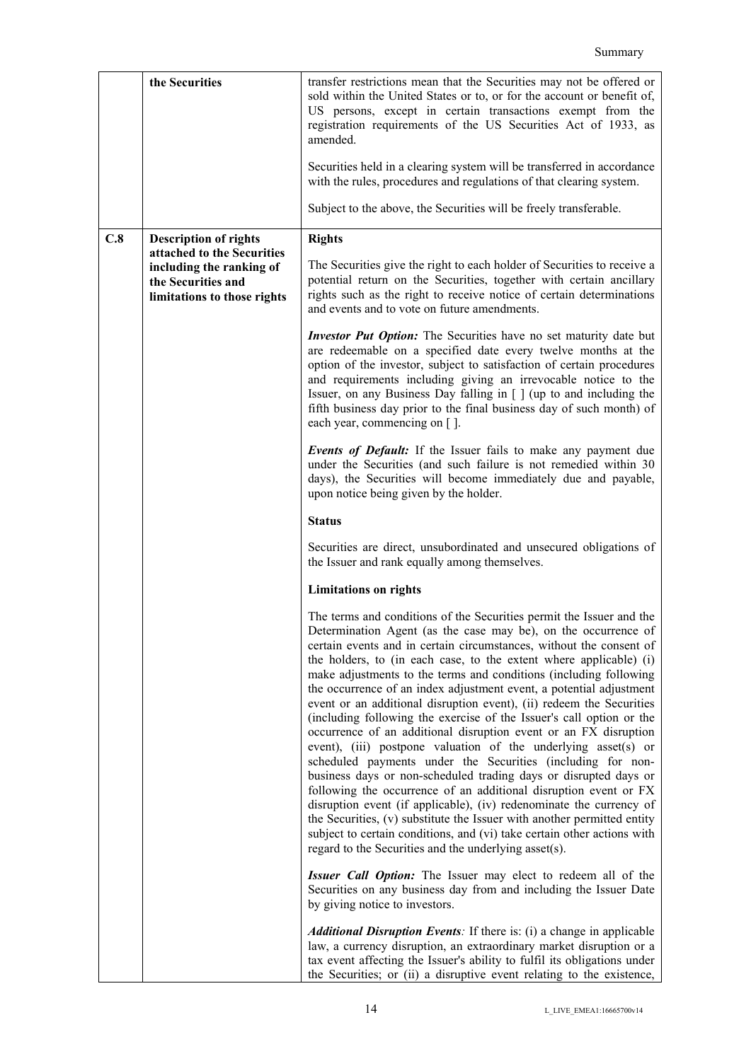|  | the Securities | transfer restrictions mean that the Securities may not be offered or sold within the United States or to, or for the account or benefit of, US persons, except in certain transactions exempt from the registration requirements of the US Securities Act of 1933, as amended.<br><br>Securities held in a clearing system will be transferred in accordance with the rules, procedures and regulations of that clearing system.<br><br>Subject to the above, the Securities will be freely transferable. |
|---|---|---|
| C.8 | **Description of rights attached to the Securities including the ranking of the Securities and limitations to those rights** | **Rights**<br><br>The Securities give the right to each holder of Securities to receive a potential return on the Securities, together with certain ancillary rights such as the right to receive notice of certain determinations and events and to vote on future amendments.<br><br>***Investor Put Option:*** The Securities have no set maturity date but are redeemable on a specified date every twelve months at the option of the investor, subject to satisfaction of certain procedures and requirements including giving an irrevocable notice to the Issuer, on any Business Day falling in [ ] (up to and including the fifth business day prior to the final business day of such month) of each year, commencing on [ ].<br><br>***Events of Default:*** If the Issuer fails to make any payment due under the Securities (and such failure is not remedied within 30 days), the Securities will become immediately due and payable, upon notice being given by the holder.<br><br>**Status**<br><br>Securities are direct, unsubordinated and unsecured obligations of the Issuer and rank equally among themselves.<br><br>**Limitations on rights**<br><br>The terms and conditions of the Securities permit the Issuer and the Determination Agent (as the case may be), on the occurrence of certain events and in certain circumstances, without the consent of the holders, to (in each case, to the extent where applicable) (i) make adjustments to the terms and conditions (including following the occurrence of an index adjustment event, a potential adjustment event or an additional disruption event), (ii) redeem the Securities (including following the exercise of the Issuer's call option or the occurrence of an additional disruption event or an FX disruption event), (iii) postpone valuation of the underlying asset(s) or scheduled payments under the Securities (including for non-business days or non-scheduled trading days or disrupted days or following the occurrence of an additional disruption event or FX disruption event (if applicable), (iv) redenominate the currency of the Securities, (v) substitute the Issuer with another permitted entity subject to certain conditions, and (vi) take certain other actions with regard to the Securities and the underlying asset(s).<br><br>***Issuer Call Option:*** The Issuer may elect to redeem all of the Securities on any business day from and including the Issuer Date by giving notice to investors.<br><br>***Additional Disruption Events:*** If there is: (i) a change in applicable law, a currency disruption, an extraordinary market disruption or a tax event affecting the Issuer's ability to fulfil its obligations under the Securities; or (ii) a disruptive event relating to the existence, |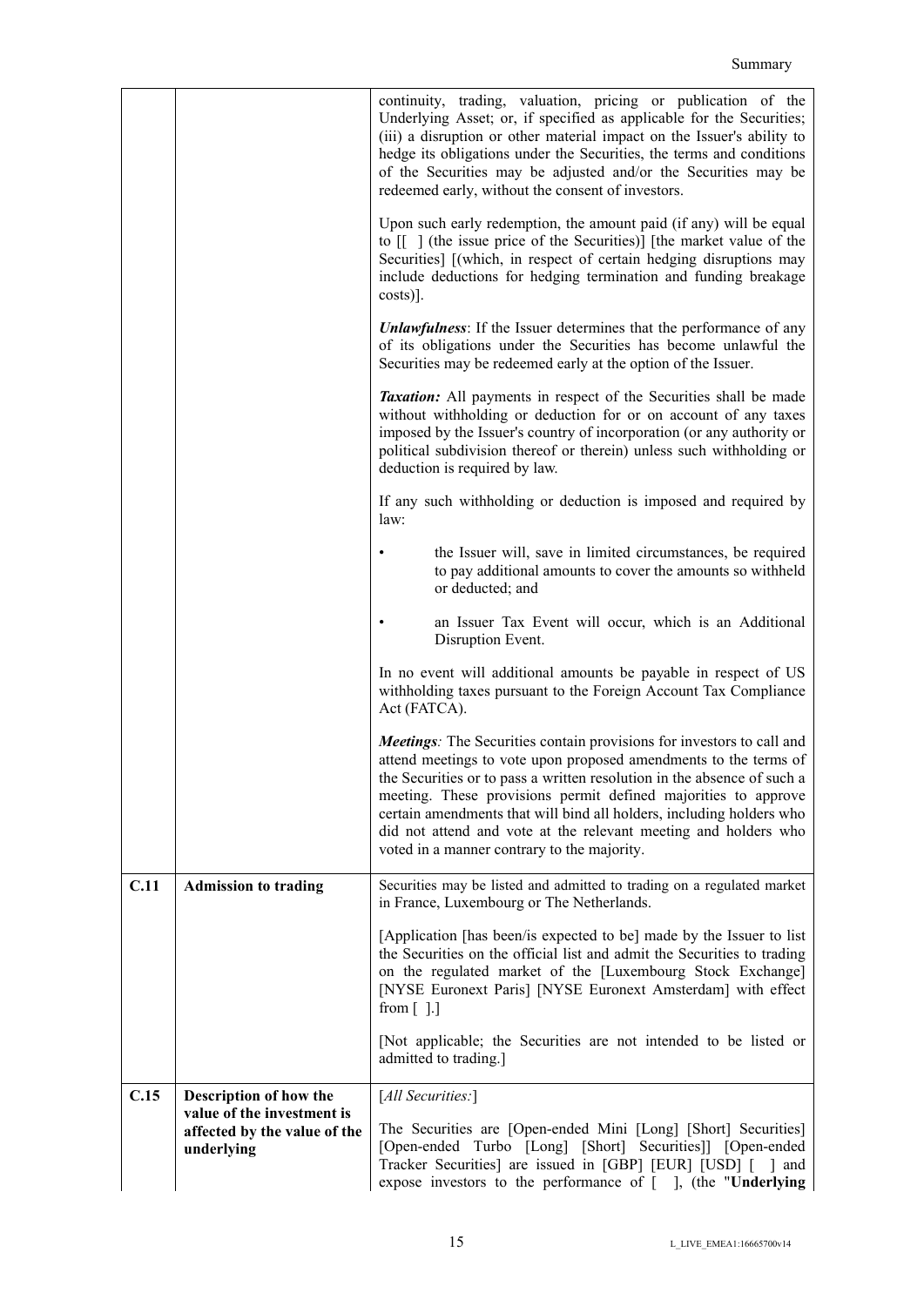| | | |
|---|---|---|
| | | continuity, trading, valuation, pricing or publication of the Underlying Asset; or, if specified as applicable for the Securities; (iii) a disruption or other material impact on the Issuer's ability to hedge its obligations under the Securities, the terms and conditions of the Securities may be adjusted and/or the Securities may be redeemed early, without the consent of investors.<br><br>Upon such early redemption, the amount paid (if any) will be equal to [[ ] (the issue price of the Securities)] [the market value of the Securities] [(which, in respect of certain hedging disruptions may include deductions for hedging termination and funding breakage costs)].<br><br>***Unlawfulness***: If the Issuer determines that the performance of any of its obligations under the Securities has become unlawful the Securities may be redeemed early at the option of the Issuer.<br><br>***Taxation:*** All payments in respect of the Securities shall be made without withholding or deduction for or on account of any taxes imposed by the Issuer's country of incorporation (or any authority or political subdivision thereof or therein) unless such withholding or deduction is required by law.<br><br>If any such withholding or deduction is imposed and required by law:<br><br>• the Issuer will, save in limited circumstances, be required to pay additional amounts to cover the amounts so withheld or deducted; and<br><br>• an Issuer Tax Event will occur, which is an Additional Disruption Event.<br><br>In no event will additional amounts be payable in respect of US withholding taxes pursuant to the Foreign Account Tax Compliance Act (FATCA).<br><br>***Meetings****:* The Securities contain provisions for investors to call and attend meetings to vote upon proposed amendments to the terms of the Securities or to pass a written resolution in the absence of such a meeting. These provisions permit defined majorities to approve certain amendments that will bind all holders, including holders who did not attend and vote at the relevant meeting and holders who voted in a manner contrary to the majority. |
| **C.11** | **Admission to trading** | Securities may be listed and admitted to trading on a regulated market in France, Luxembourg or The Netherlands.<br><br>[Application [has been/is expected to be] made by the Issuer to list the Securities on the official list and admit the Securities to trading on the regulated market of the [Luxembourg Stock Exchange] [NYSE Euronext Paris] [NYSE Euronext Amsterdam] with effect from [ ].]<br><br>[Not applicable; the Securities are not intended to be listed or admitted to trading.] |
| **C.15** | **Description of how the value of the investment is affected by the value of the underlying** | [*All Securities:*]<br><br>The Securities are [Open-ended Mini [Long] [Short] Securities] [Open-ended Turbo [Long] [Short] Securities]] [Open-ended Tracker Securities] are issued in [GBP] [EUR] [USD] [ ] and expose investors to the performance of [ ], (the "**Underlying** |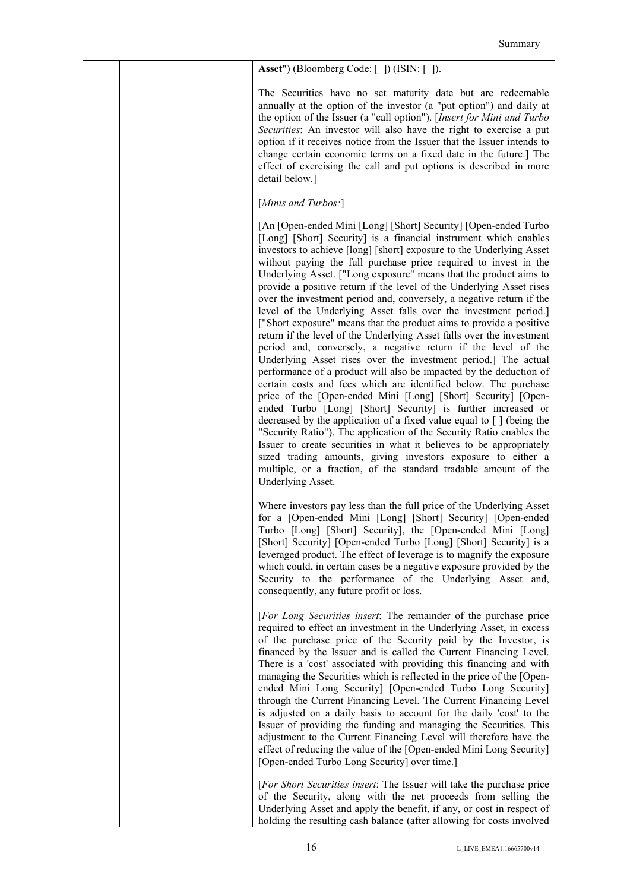**Asset**") (Bloomberg Code: [ ]) (ISIN: [ ]).

The Securities have no set maturity date but are redeemable annually at the option of the investor (a "put option") and daily at the option of the Issuer (a "call option"). [*Insert for Mini and Turbo Securities*: An investor will also have the right to exercise a put option if it receives notice from the Issuer that the Issuer intends to change certain economic terms on a fixed date in the future.] The effect of exercising the call and put options is described in more detail below.]

[*Minis and Turbos:*]

[An [Open-ended Mini [Long] [Short] Security] [Open-ended Turbo [Long] [Short] Security] is a financial instrument which enables investors to achieve [long] [short] exposure to the Underlying Asset without paying the full purchase price required to invest in the Underlying Asset. ["Long exposure" means that the product aims to provide a positive return if the level of the Underlying Asset rises over the investment period and, conversely, a negative return if the level of the Underlying Asset falls over the investment period.] ["Short exposure" means that the product aims to provide a positive return if the level of the Underlying Asset falls over the investment period and, conversely, a negative return if the level of the Underlying Asset rises over the investment period.] The actual performance of a product will also be impacted by the deduction of certain costs and fees which are identified below. The purchase price of the [Open-ended Mini [Long] [Short] Security] [Open-ended Turbo [Long] [Short] Security] is further increased or decreased by the application of a fixed value equal to [ ] (being the "Security Ratio"). The application of the Security Ratio enables the Issuer to create securities in what it believes to be appropriately sized trading amounts, giving investors exposure to either a multiple, or a fraction, of the standard tradable amount of the Underlying Asset.

Where investors pay less than the full price of the Underlying Asset for a [Open-ended Mini [Long] [Short] Security] [Open-ended Turbo [Long] [Short] Security], the [Open-ended Mini [Long] [Short] Security] [Open-ended Turbo [Long] [Short] Security] is a leveraged product. The effect of leverage is to magnify the exposure which could, in certain cases be a negative exposure provided by the Security to the performance of the Underlying Asset and, consequently, any future profit or loss.

[*For Long Securities insert*: The remainder of the purchase price required to effect an investment in the Underlying Asset, in excess of the purchase price of the Security paid by the Investor, is financed by the Issuer and is called the Current Financing Level. There is a 'cost' associated with providing this financing and with managing the Securities which is reflected in the price of the [Open-ended Mini Long Security] [Open-ended Turbo Long Security] through the Current Financing Level. The Current Financing Level is adjusted on a daily basis to account for the daily 'cost' to the Issuer of providing the funding and managing the Securities. This adjustment to the Current Financing Level will therefore have the effect of reducing the value of the [Open-ended Mini Long Security] [Open-ended Turbo Long Security] over time.]

[*For Short Securities insert*: The Issuer will take the purchase price of the Security, along with the net proceeds from selling the Underlying Asset and apply the benefit, if any, or cost in respect of holding the resulting cash balance (after allowing for costs involved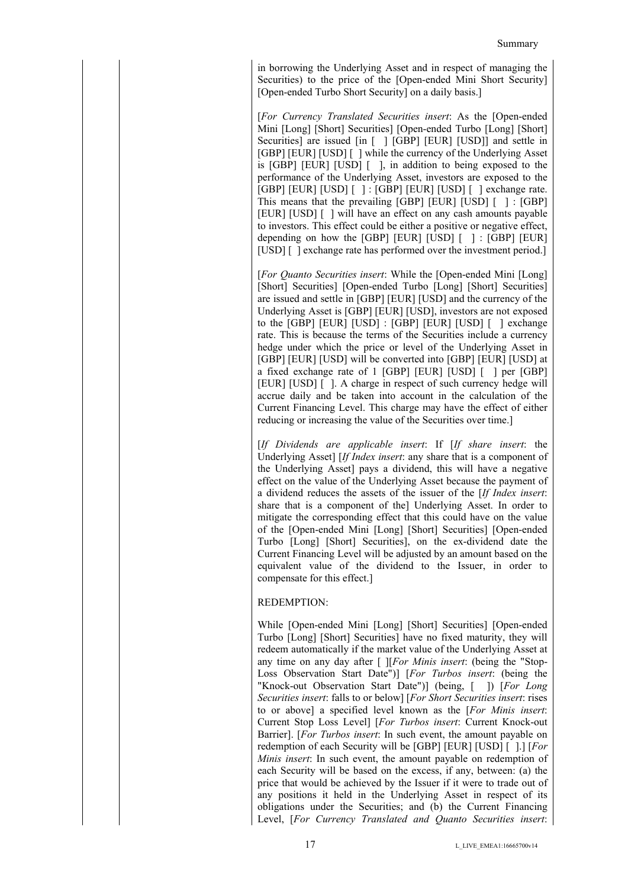in borrowing the Underlying Asset and in respect of managing the Securities) to the price of the [Open-ended Mini Short Security] [Open-ended Turbo Short Security] on a daily basis.]

[*For Currency Translated Securities insert*: As the [Open-ended Mini [Long] [Short] Securities] [Open-ended Turbo [Long] [Short] Securities] are issued [in [ ] [GBP] [EUR] [USD]] and settle in [GBP] [EUR] [USD] [ ] while the currency of the Underlying Asset is [GBP] [EUR] [USD] [ ], in addition to being exposed to the performance of the Underlying Asset, investors are exposed to the [GBP] [EUR] [USD] [ ] : [GBP] [EUR] [USD] [ ] exchange rate. This means that the prevailing [GBP] [EUR] [USD] [ ] : [GBP] [EUR] [USD] [ ] will have an effect on any cash amounts payable to investors. This effect could be either a positive or negative effect, depending on how the [GBP] [EUR] [USD] [ ] : [GBP] [EUR] [USD] [ ] exchange rate has performed over the investment period.]

[*For Quanto Securities insert*: While the [Open-ended Mini [Long] [Short] Securities] [Open-ended Turbo [Long] [Short] Securities] are issued and settle in [GBP] [EUR] [USD] and the currency of the Underlying Asset is [GBP] [EUR] [USD], investors are not exposed to the [GBP] [EUR] [USD] : [GBP] [EUR] [USD] [ ] exchange rate. This is because the terms of the Securities include a currency hedge under which the price or level of the Underlying Asset in [GBP] [EUR] [USD] will be converted into [GBP] [EUR] [USD] at a fixed exchange rate of 1 [GBP] [EUR] [USD] [ ] per [GBP] [EUR] [USD] [ ]. A charge in respect of such currency hedge will accrue daily and be taken into account in the calculation of the Current Financing Level. This charge may have the effect of either reducing or increasing the value of the Securities over time.]

[*If Dividends are applicable insert*: If [*If share insert*: the Underlying Asset] [*If Index insert*: any share that is a component of the Underlying Asset] pays a dividend, this will have a negative effect on the value of the Underlying Asset because the payment of a dividend reduces the assets of the issuer of the [*If Index insert*: share that is a component of the] Underlying Asset. In order to mitigate the corresponding effect that this could have on the value of the [Open-ended Mini [Long] [Short] Securities] [Open-ended Turbo [Long] [Short] Securities], on the ex-dividend date the Current Financing Level will be adjusted by an amount based on the equivalent value of the dividend to the Issuer, in order to compensate for this effect.]

REDEMPTION:

While [Open-ended Mini [Long] [Short] Securities] [Open-ended Turbo [Long] [Short] Securities] have no fixed maturity, they will redeem automatically if the market value of the Underlying Asset at any time on any day after [ ][*For Minis insert*: (being the "Stop-Loss Observation Start Date")] [*For Turbos insert*: (being the "Knock-out Observation Start Date")] (being, [ ]) [*For Long Securities insert*: falls to or below] [*For Short Securities insert*: rises to or above] a specified level known as the [*For Minis insert*: Current Stop Loss Level] [*For Turbos insert*: Current Knock-out Barrier]. [*For Turbos insert*: In such event, the amount payable on redemption of each Security will be [GBP] [EUR] [USD] [ ].] [*For Minis insert*: In such event, the amount payable on redemption of each Security will be based on the excess, if any, between: (a) the price that would be achieved by the Issuer if it were to trade out of any positions it held in the Underlying Asset in respect of its obligations under the Securities; and (b) the Current Financing Level, [*For Currency Translated and Quanto Securities insert*: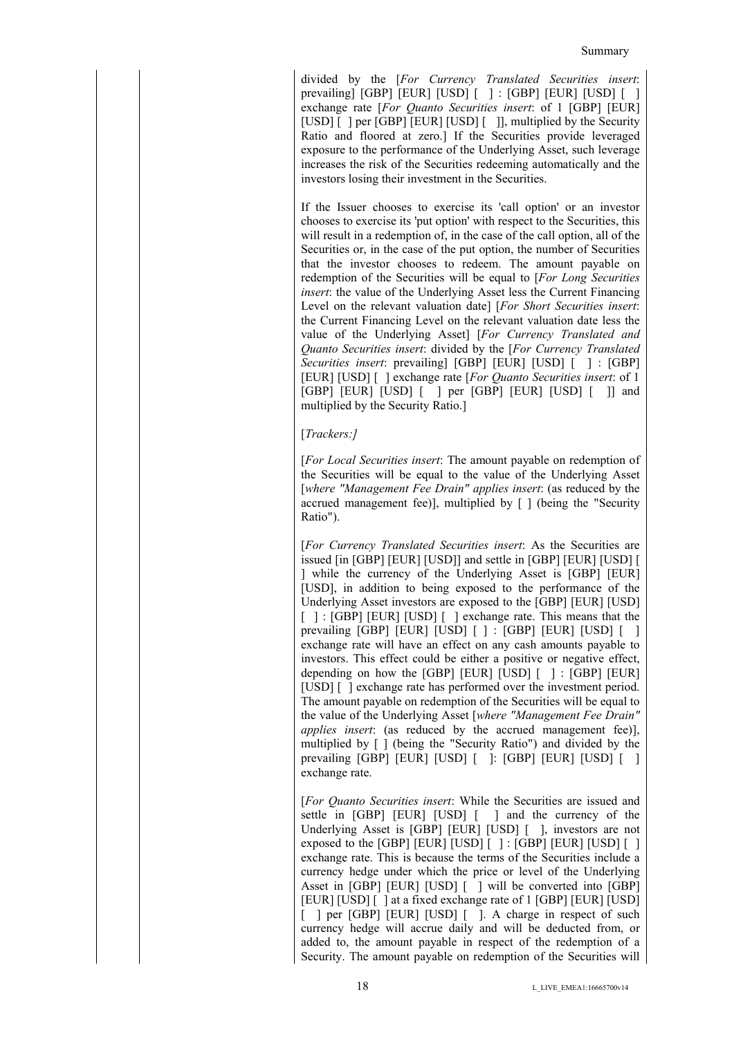divided by the [*For Currency Translated Securities insert*: prevailing] [GBP] [EUR] [USD] [ ] : [GBP] [EUR] [USD] [ ] exchange rate [*For Quanto Securities insert*: of 1 [GBP] [EUR] [USD] [ ] per [GBP] [EUR] [USD] [ ]], multiplied by the Security Ratio and floored at zero.] If the Securities provide leveraged exposure to the performance of the Underlying Asset, such leverage increases the risk of the Securities redeeming automatically and the investors losing their investment in the Securities.

If the Issuer chooses to exercise its 'call option' or an investor chooses to exercise its 'put option' with respect to the Securities, this will result in a redemption of, in the case of the call option, all of the Securities or, in the case of the put option, the number of Securities that the investor chooses to redeem. The amount payable on redemption of the Securities will be equal to [*For Long Securities insert*: the value of the Underlying Asset less the Current Financing Level on the relevant valuation date] [*For Short Securities insert*: the Current Financing Level on the relevant valuation date less the value of the Underlying Asset] [*For Currency Translated and Quanto Securities insert*: divided by the [*For Currency Translated Securities insert*: prevailing] [GBP] [EUR] [USD] [ ] : [GBP] [EUR] [USD] [ ] exchange rate [*For Quanto Securities insert*: of 1 [GBP] [EUR] [USD] [ ] per [GBP] [EUR] [USD] [ ]] and multiplied by the Security Ratio.]

[*Trackers:]*

[*For Local Securities insert*: The amount payable on redemption of the Securities will be equal to the value of the Underlying Asset [*where "Management Fee Drain" applies insert*: (as reduced by the accrued management fee)], multiplied by [ ] (being the "Security Ratio").

[*For Currency Translated Securities insert*: As the Securities are issued [in [GBP] [EUR] [USD]] and settle in [GBP] [EUR] [USD] [ ] while the currency of the Underlying Asset is [GBP] [EUR] [USD], in addition to being exposed to the performance of the Underlying Asset investors are exposed to the [GBP] [EUR] [USD] [ ] : [GBP] [EUR] [USD] [ ] exchange rate. This means that the prevailing [GBP] [EUR] [USD] [ ] : [GBP] [EUR] [USD] [ ] exchange rate will have an effect on any cash amounts payable to investors. This effect could be either a positive or negative effect, depending on how the [GBP] [EUR] [USD] [ ] : [GBP] [EUR] [USD] [ ] exchange rate has performed over the investment period. The amount payable on redemption of the Securities will be equal to the value of the Underlying Asset [*where "Management Fee Drain" applies insert*: (as reduced by the accrued management fee)], multiplied by [ ] (being the "Security Ratio") and divided by the prevailing [GBP] [EUR] [USD] [ ]: [GBP] [EUR] [USD] [ ] exchange rate.

[*For Quanto Securities insert*: While the Securities are issued and settle in [GBP] [EUR] [USD] [ ] and the currency of the Underlying Asset is [GBP] [EUR] [USD] [ ], investors are not exposed to the [GBP] [EUR] [USD] [ ] : [GBP] [EUR] [USD] [ ] exchange rate. This is because the terms of the Securities include a currency hedge under which the price or level of the Underlying Asset in [GBP] [EUR] [USD] [ ] will be converted into [GBP] [EUR] [USD] [ ] at a fixed exchange rate of 1 [GBP] [EUR] [USD] [ ] per [GBP] [EUR] [USD] [ ]. A charge in respect of such currency hedge will accrue daily and will be deducted from, or added to, the amount payable in respect of the redemption of a Security. The amount payable on redemption of the Securities will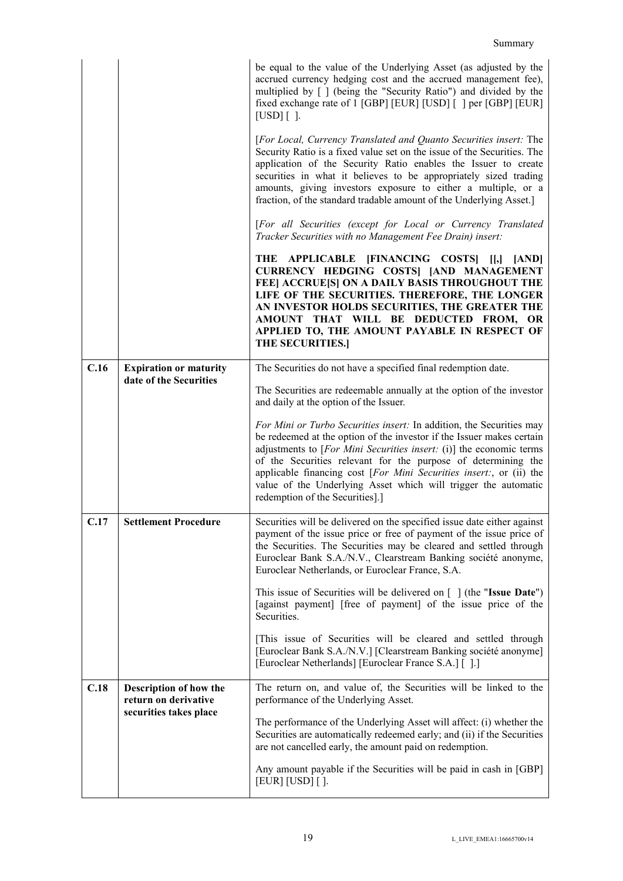| | | |
|---|---|---|
| | | be equal to the value of the Underlying Asset (as adjusted by the accrued currency hedging cost and the accrued management fee), multiplied by [ ] (being the "Security Ratio") and divided by the fixed exchange rate of 1 [GBP] [EUR] [USD] [ ] per [GBP] [EUR] [USD] [ ].<br><br>[*For Local, Currency Translated and Quanto Securities insert:* The Security Ratio is a fixed value set on the issue of the Securities. The application of the Security Ratio enables the Issuer to create securities in what it believes to be appropriately sized trading amounts, giving investors exposure to either a multiple, or a fraction, of the standard tradable amount of the Underlying Asset.]<br><br>[*For all Securities (except for Local or Currency Translated Tracker Securities with no Management Fee Drain) insert:*<br><br>**THE APPLICABLE [FINANCING COSTS] [[,] [AND] CURRENCY HEDGING COSTS] [AND MANAGEMENT FEE] ACCRUE[S] ON A DAILY BASIS THROUGHOUT THE LIFE OF THE SECURITIES. THEREFORE, THE LONGER AN INVESTOR HOLDS SECURITIES, THE GREATER THE AMOUNT THAT WILL BE DEDUCTED FROM, OR APPLIED TO, THE AMOUNT PAYABLE IN RESPECT OF THE SECURITIES.]** |
| **C.16** | **Expiration or maturity date of the Securities** | The Securities do not have a specified final redemption date.<br><br>The Securities are redeemable annually at the option of the investor and daily at the option of the Issuer.<br><br>*For Mini or Turbo Securities insert:* In addition, the Securities may be redeemed at the option of the investor if the Issuer makes certain adjustments to [*For Mini Securities insert:* (i)] the economic terms of the Securities relevant for the purpose of determining the applicable financing cost [*For Mini Securities insert:*, or (ii) the value of the Underlying Asset which will trigger the automatic redemption of the Securities].] |
| **C.17** | **Settlement Procedure** | Securities will be delivered on the specified issue date either against payment of the issue price or free of payment of the issue price of the Securities. The Securities may be cleared and settled through Euroclear Bank S.A./N.V., Clearstream Banking société anonyme, Euroclear Netherlands, or Euroclear France, S.A.<br><br>This issue of Securities will be delivered on [ ] (the "**Issue Date**") [against payment] [free of payment] of the issue price of the Securities.<br><br>[This issue of Securities will be cleared and settled through [Euroclear Bank S.A./N.V.] [Clearstream Banking société anonyme] [Euroclear Netherlands] [Euroclear France S.A.] [ ].] |
| **C.18** | **Description of how the return on derivative securities takes place** | The return on, and value of, the Securities will be linked to the performance of the Underlying Asset.<br><br>The performance of the Underlying Asset will affect: (i) whether the Securities are automatically redeemed early; and (ii) if the Securities are not cancelled early, the amount paid on redemption.<br><br>Any amount payable if the Securities will be paid in cash in [GBP] [EUR] [USD] [ ]. |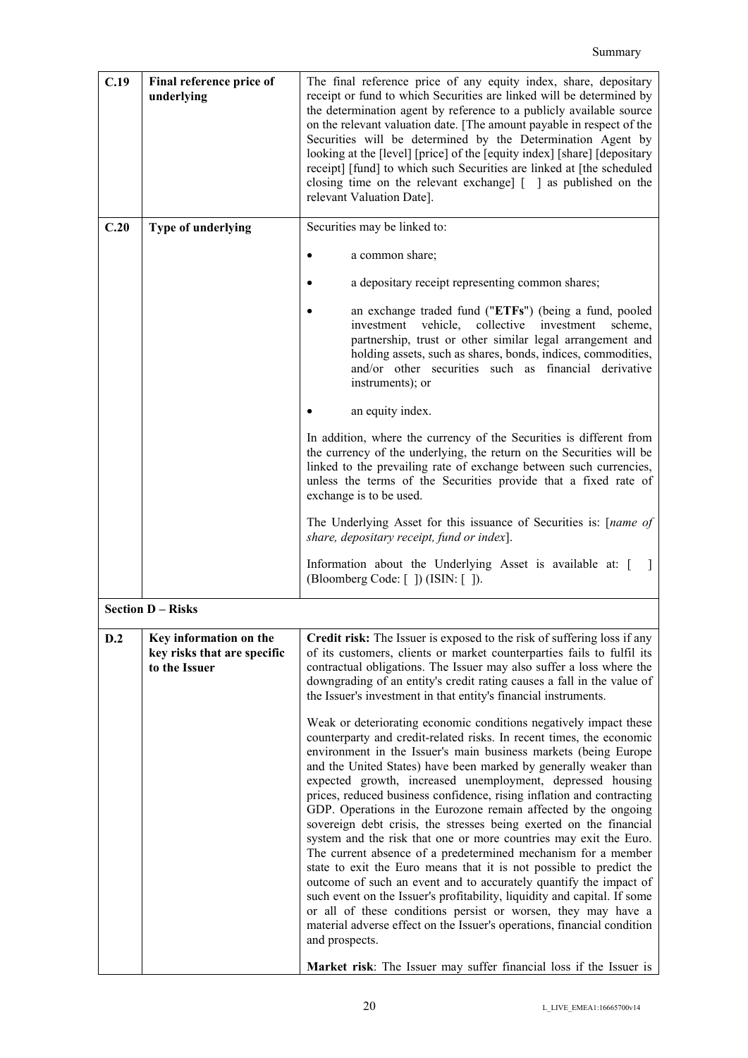| | | |
|---|---|---|
| **C.19** | **Final reference price of underlying** | The final reference price of any equity index, share, depositary receipt or fund to which Securities are linked will be determined by the determination agent by reference to a publicly available source on the relevant valuation date. [The amount payable in respect of the Securities will be determined by the Determination Agent by looking at the [level] [price] of the [equity index] [share] [depositary receipt] [fund] to which such Securities are linked at [the scheduled closing time on the relevant exchange] [ ] as published on the relevant Valuation Date]. |
| **C.20** | **Type of underlying** | Securities may be linked to:<br><br>• a common share;<br><br>• a depositary receipt representing common shares;<br><br>• an exchange traded fund ("**ETFs**") (being a fund, pooled investment vehicle, collective investment scheme, partnership, trust or other similar legal arrangement and holding assets, such as shares, bonds, indices, commodities, and/or other securities such as financial derivative instruments); or<br><br>• an equity index.<br><br>In addition, where the currency of the Securities is different from the currency of the underlying, the return on the Securities will be linked to the prevailing rate of exchange between such currencies, unless the terms of the Securities provide that a fixed rate of exchange is to be used.<br><br>The Underlying Asset for this issuance of Securities is: [*name of share, depositary receipt, fund or index*].<br><br>Information about the Underlying Asset is available at: [ ] (Bloomberg Code: [ ]) (ISIN: [ ]). |
| **Section D – Risks** | | |
| **D.2** | **Key information on the key risks that are specific to the Issuer** | **Credit risk:** The Issuer is exposed to the risk of suffering loss if any of its customers, clients or market counterparties fails to fulfil its contractual obligations. The Issuer may also suffer a loss where the downgrading of an entity's credit rating causes a fall in the value of the Issuer's investment in that entity's financial instruments.<br><br>Weak or deteriorating economic conditions negatively impact these counterparty and credit-related risks. In recent times, the economic environment in the Issuer's main business markets (being Europe and the United States) have been marked by generally weaker than expected growth, increased unemployment, depressed housing prices, reduced business confidence, rising inflation and contracting GDP. Operations in the Eurozone remain affected by the ongoing sovereign debt crisis, the stresses being exerted on the financial system and the risk that one or more countries may exit the Euro. The current absence of a predetermined mechanism for a member state to exit the Euro means that it is not possible to predict the outcome of such an event and to accurately quantify the impact of such event on the Issuer's profitability, liquidity and capital. If some or all of these conditions persist or worsen, they may have a material adverse effect on the Issuer's operations, financial condition and prospects.<br><br>**Market risk**: The Issuer may suffer financial loss if the Issuer is |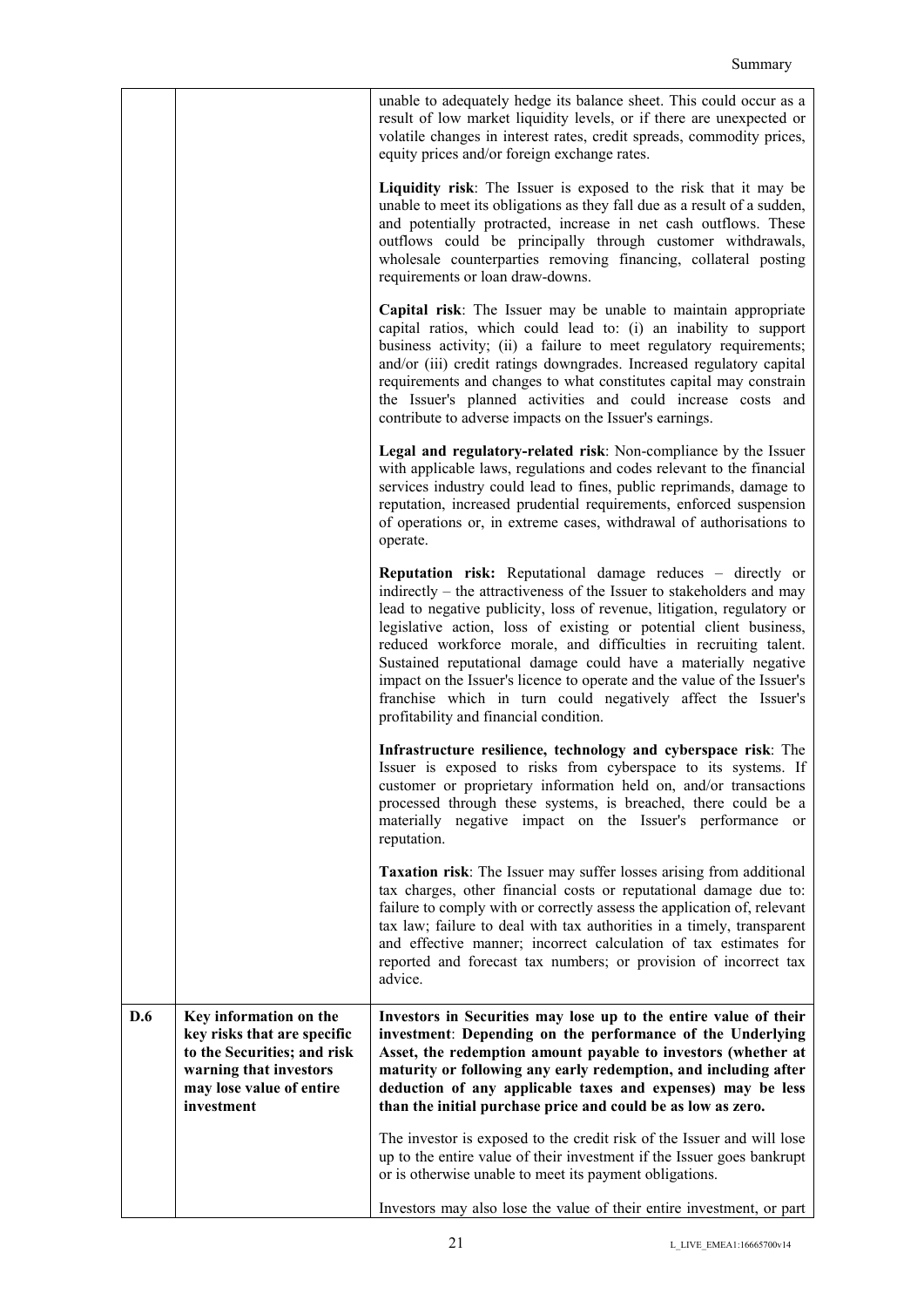| | | |
|---|---|---|
| | | unable to adequately hedge its balance sheet. This could occur as a result of low market liquidity levels, or if there are unexpected or volatile changes in interest rates, credit spreads, commodity prices, equity prices and/or foreign exchange rates.<br><br>**Liquidity risk**: The Issuer is exposed to the risk that it may be unable to meet its obligations as they fall due as a result of a sudden, and potentially protracted, increase in net cash outflows. These outflows could be principally through customer withdrawals, wholesale counterparties removing financing, collateral posting requirements or loan draw-downs.<br><br>**Capital risk**: The Issuer may be unable to maintain appropriate capital ratios, which could lead to: (i) an inability to support business activity; (ii) a failure to meet regulatory requirements; and/or (iii) credit ratings downgrades. Increased regulatory capital requirements and changes to what constitutes capital may constrain the Issuer's planned activities and could increase costs and contribute to adverse impacts on the Issuer's earnings.<br><br>**Legal and regulatory-related risk**: Non-compliance by the Issuer with applicable laws, regulations and codes relevant to the financial services industry could lead to fines, public reprimands, damage to reputation, increased prudential requirements, enforced suspension of operations or, in extreme cases, withdrawal of authorisations to operate.<br><br>**Reputation risk:** Reputational damage reduces – directly or indirectly – the attractiveness of the Issuer to stakeholders and may lead to negative publicity, loss of revenue, litigation, regulatory or legislative action, loss of existing or potential client business, reduced workforce morale, and difficulties in recruiting talent. Sustained reputational damage could have a materially negative impact on the Issuer's licence to operate and the value of the Issuer's franchise which in turn could negatively affect the Issuer's profitability and financial condition.<br><br>**Infrastructure resilience, technology and cyberspace risk**: The Issuer is exposed to risks from cyberspace to its systems. If customer or proprietary information held on, and/or transactions processed through these systems, is breached, there could be a materially negative impact on the Issuer's performance or reputation.<br><br>**Taxation risk**: The Issuer may suffer losses arising from additional tax charges, other financial costs or reputational damage due to: failure to comply with or correctly assess the application of, relevant tax law; failure to deal with tax authorities in a timely, transparent and effective manner; incorrect calculation of tax estimates for reported and forecast tax numbers; or provision of incorrect tax advice. |
| **D.6** | **Key information on the key risks that are specific to the Securities; and risk warning that investors may lose value of entire investment** | **Investors in Securities may lose up to the entire value of their investment**: **Depending on the performance of the Underlying Asset, the redemption amount payable to investors (whether at maturity or following any early redemption, and including after deduction of any applicable taxes and expenses) may be less than the initial purchase price and could be as low as zero.**<br><br>The investor is exposed to the credit risk of the Issuer and will lose up to the entire value of their investment if the Issuer goes bankrupt or is otherwise unable to meet its payment obligations.<br><br>Investors may also lose the value of their entire investment, or part |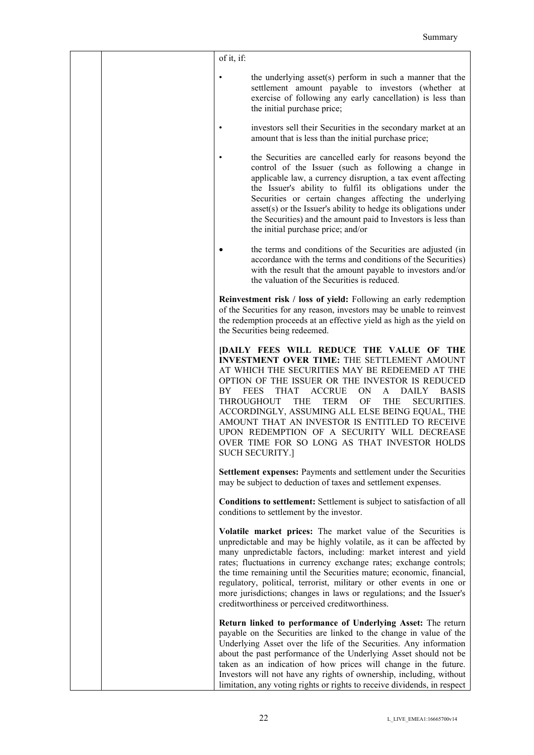of it, if:

- the underlying asset(s) perform in such a manner that the settlement amount payable to investors (whether at exercise of following any early cancellation) is less than the initial purchase price;
- investors sell their Securities in the secondary market at an amount that is less than the initial purchase price;
- the Securities are cancelled early for reasons beyond the control of the Issuer (such as following a change in applicable law, a currency disruption, a tax event affecting the Issuer's ability to fulfil its obligations under the Securities or certain changes affecting the underlying asset(s) or the Issuer's ability to hedge its obligations under the Securities) and the amount paid to Investors is less than the initial purchase price; and/or
- the terms and conditions of the Securities are adjusted (in accordance with the terms and conditions of the Securities) with the result that the amount payable to investors and/or the valuation of the Securities is reduced.

**Reinvestment risk / loss of yield:** Following an early redemption of the Securities for any reason, investors may be unable to reinvest the redemption proceeds at an effective yield as high as the yield on the Securities being redeemed.

**[DAILY FEES WILL REDUCE THE VALUE OF THE INVESTMENT OVER TIME:** THE SETTLEMENT AMOUNT AT WHICH THE SECURITIES MAY BE REDEEMED AT THE OPTION OF THE ISSUER OR THE INVESTOR IS REDUCED BY FEES THAT ACCRUE ON A DAILY BASIS THROUGHOUT THE TERM OF THE SECURITIES. ACCORDINGLY, ASSUMING ALL ELSE BEING EQUAL, THE AMOUNT THAT AN INVESTOR IS ENTITLED TO RECEIVE UPON REDEMPTION OF A SECURITY WILL DECREASE OVER TIME FOR SO LONG AS THAT INVESTOR HOLDS SUCH SECURITY.]

**Settlement expenses:** Payments and settlement under the Securities may be subject to deduction of taxes and settlement expenses.

**Conditions to settlement:** Settlement is subject to satisfaction of all conditions to settlement by the investor.

**Volatile market prices:** The market value of the Securities is unpredictable and may be highly volatile, as it can be affected by many unpredictable factors, including: market interest and yield rates; fluctuations in currency exchange rates; exchange controls; the time remaining until the Securities mature; economic, financial, regulatory, political, terrorist, military or other events in one or more jurisdictions; changes in laws or regulations; and the Issuer's creditworthiness or perceived creditworthiness.

**Return linked to performance of Underlying Asset:** The return payable on the Securities are linked to the change in value of the Underlying Asset over the life of the Securities. Any information about the past performance of the Underlying Asset should not be taken as an indication of how prices will change in the future. Investors will not have any rights of ownership, including, without limitation, any voting rights or rights to receive dividends, in respect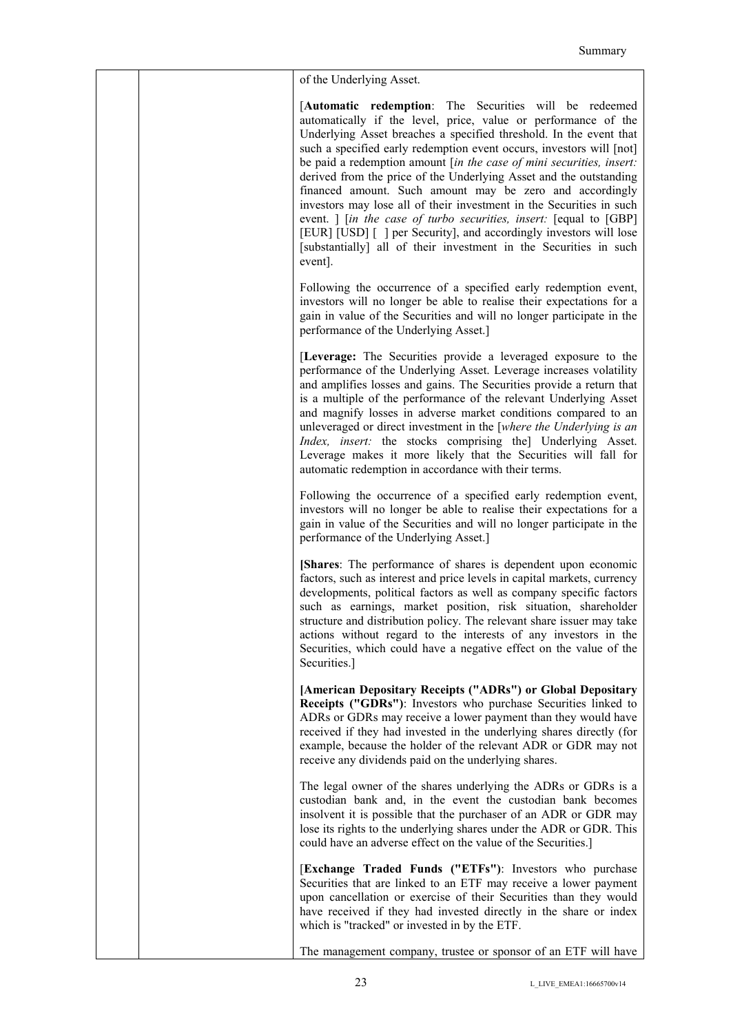| | | of the Underlying Asset. |
|---|---|---|
| | | [**Automatic redemption**: The Securities will be redeemed automatically if the level, price, value or performance of the Underlying Asset breaches a specified threshold. In the event that such a specified early redemption event occurs, investors will [not] be paid a redemption amount [*in the case of mini securities, insert:* derived from the price of the Underlying Asset and the outstanding financed amount. Such amount may be zero and accordingly investors may lose all of their investment in the Securities in such event. ] [*in the case of turbo securities, insert:* [equal to [GBP] [EUR] [USD] [ ] per Security], and accordingly investors will lose [substantially] all of their investment in the Securities in such event].<br><br>Following the occurrence of a specified early redemption event, investors will no longer be able to realise their expectations for a gain in value of the Securities and will no longer participate in the performance of the Underlying Asset.]<br><br>[**Leverage:** The Securities provide a leveraged exposure to the performance of the Underlying Asset. Leverage increases volatility and amplifies losses and gains. The Securities provide a return that is a multiple of the performance of the relevant Underlying Asset and magnify losses in adverse market conditions compared to an unleveraged or direct investment in the [*where the Underlying is an Index, insert:* the stocks comprising the] Underlying Asset. Leverage makes it more likely that the Securities will fall for automatic redemption in accordance with their terms.<br><br>Following the occurrence of a specified early redemption event, investors will no longer be able to realise their expectations for a gain in value of the Securities and will no longer participate in the performance of the Underlying Asset.]<br><br>**[Shares**: The performance of shares is dependent upon economic factors, such as interest and price levels in capital markets, currency developments, political factors as well as company specific factors such as earnings, market position, risk situation, shareholder structure and distribution policy. The relevant share issuer may take actions without regard to the interests of any investors in the Securities, which could have a negative effect on the value of the Securities.]<br><br>**[American Depositary Receipts ("ADRs") or Global Depositary Receipts ("GDRs")**: Investors who purchase Securities linked to ADRs or GDRs may receive a lower payment than they would have received if they had invested in the underlying shares directly (for example, because the holder of the relevant ADR or GDR may not receive any dividends paid on the underlying shares.<br><br>The legal owner of the shares underlying the ADRs or GDRs is a custodian bank and, in the event the custodian bank becomes insolvent it is possible that the purchaser of an ADR or GDR may lose its rights to the underlying shares under the ADR or GDR. This could have an adverse effect on the value of the Securities.]<br><br>[**Exchange Traded Funds ("ETFs")**: Investors who purchase Securities that are linked to an ETF may receive a lower payment upon cancellation or exercise of their Securities than they would have received if they had invested directly in the share or index which is "tracked" or invested in by the ETF.<br><br>The management company, trustee or sponsor of an ETF will have |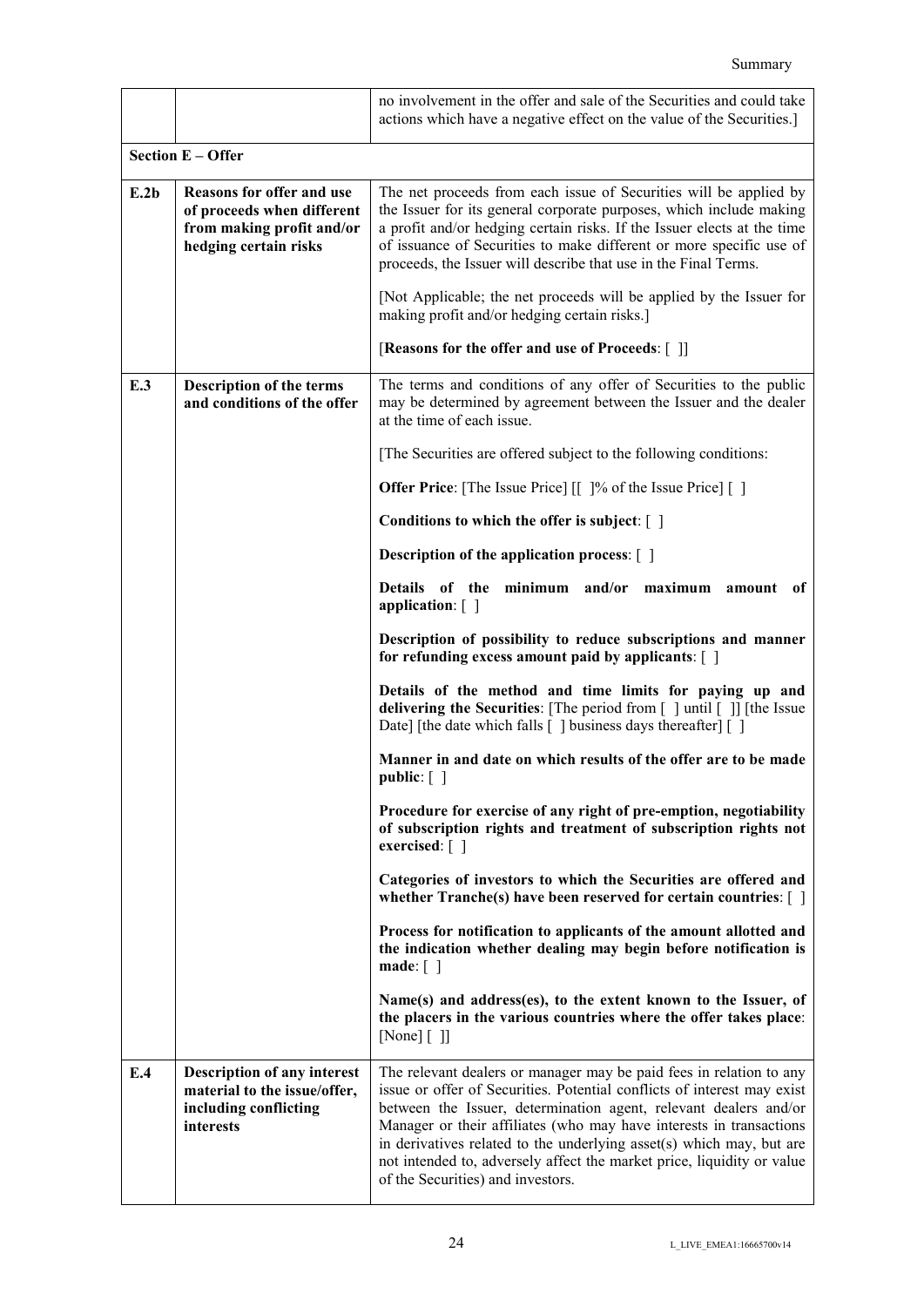| | | |
|---|---|---|
| | | no involvement in the offer and sale of the Securities and could take actions which have a negative effect on the value of the Securities.] |
| **Section E – Offer** | | |
| **E.2b** | **Reasons for offer and use of proceeds when different from making profit and/or hedging certain risks** | The net proceeds from each issue of Securities will be applied by the Issuer for its general corporate purposes, which include making a profit and/or hedging certain risks. If the Issuer elects at the time of issuance of Securities to make different or more specific use of proceeds, the Issuer will describe that use in the Final Terms.<br><br>[Not Applicable; the net proceeds will be applied by the Issuer for making profit and/or hedging certain risks.]<br><br>[**Reasons for the offer and use of Proceeds**: [ ]] |
| **E.3** | **Description of the terms and conditions of the offer** | The terms and conditions of any offer of Securities to the public may be determined by agreement between the Issuer and the dealer at the time of each issue.<br><br>[The Securities are offered subject to the following conditions:<br><br>**Offer Price**: [The Issue Price] [[ ]% of the Issue Price] [ ]<br><br>**Conditions to which the offer is subject**: [ ]<br><br>**Description of the application process**: [ ]<br><br>**Details of the minimum and/or maximum amount of application**: [ ]<br><br>**Description of possibility to reduce subscriptions and manner for refunding excess amount paid by applicants**: [ ]<br><br>**Details of the method and time limits for paying up and delivering the Securities**: [The period from [ ] until [ ]] [the Issue Date] [the date which falls [ ] business days thereafter] [ ]<br><br>**Manner in and date on which results of the offer are to be made public**: [ ]<br><br>**Procedure for exercise of any right of pre-emption, negotiability of subscription rights and treatment of subscription rights not exercised**: [ ]<br><br>**Categories of investors to which the Securities are offered and whether Tranche(s) have been reserved for certain countries**: [ ]<br><br>**Process for notification to applicants of the amount allotted and the indication whether dealing may begin before notification is made**: [ ]<br><br>**Name(s) and address(es), to the extent known to the Issuer, of the placers in the various countries where the offer takes place**: [None] [ ]] |
| **E.4** | **Description of any interest material to the issue/offer, including conflicting interests** | The relevant dealers or manager may be paid fees in relation to any issue or offer of Securities. Potential conflicts of interest may exist between the Issuer, determination agent, relevant dealers and/or Manager or their affiliates (who may have interests in transactions in derivatives related to the underlying asset(s) which may, but are not intended to, adversely affect the market price, liquidity or value of the Securities) and investors. |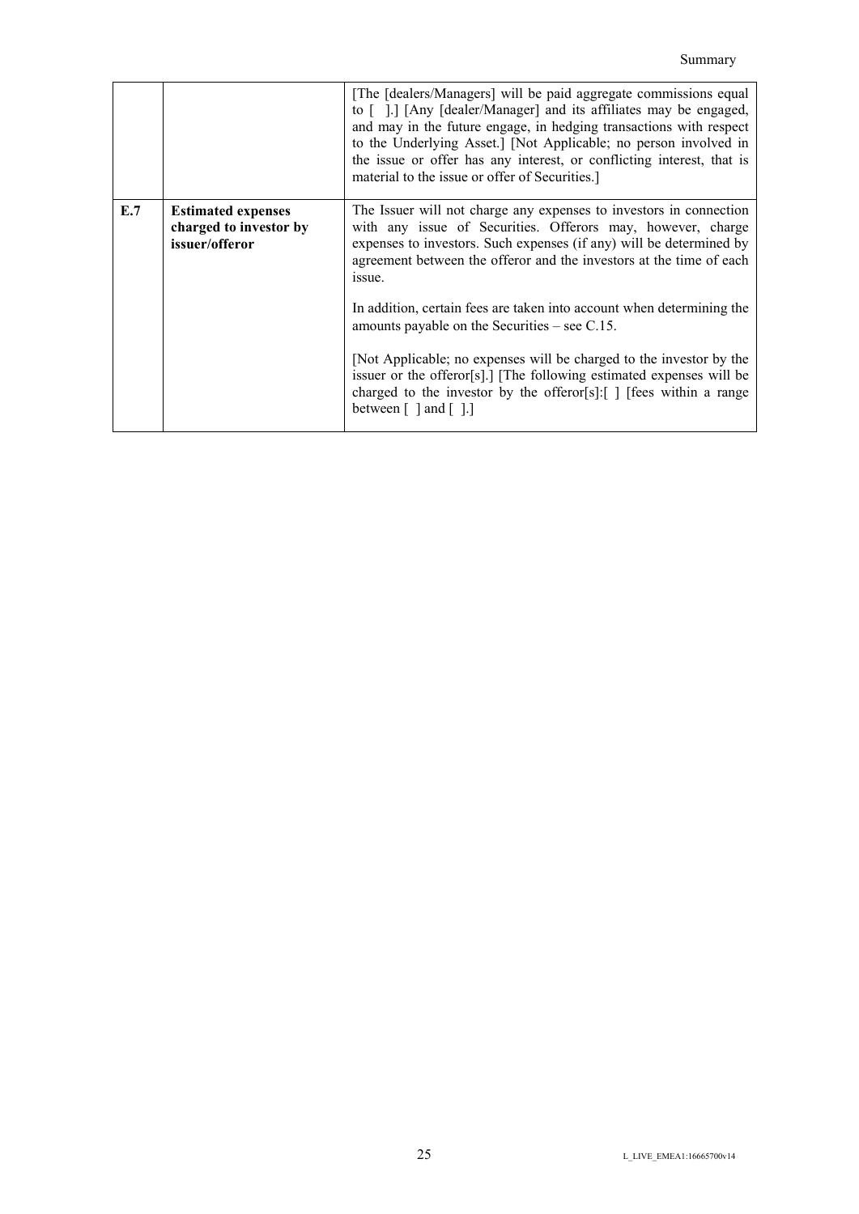| | | |
|---|---|---|
| | | [The [dealers/Managers] will be paid aggregate commissions equal to [ ].] [Any [dealer/Manager] and its affiliates may be engaged, and may in the future engage, in hedging transactions with respect to the Underlying Asset.] [Not Applicable; no person involved in the issue or offer has any interest, or conflicting interest, that is material to the issue or offer of Securities.] |
| **E.7** | **Estimated expenses charged to investor by issuer/offeror** | The Issuer will not charge any expenses to investors in connection with any issue of Securities. Offerors may, however, charge expenses to investors. Such expenses (if any) will be determined by agreement between the offeror and the investors at the time of each issue.<br><br>In addition, certain fees are taken into account when determining the amounts payable on the Securities – see C.15.<br><br>[Not Applicable; no expenses will be charged to the investor by the issuer or the offeror[s].] [The following estimated expenses will be charged to the investor by the offeror[s]:[ ] [fees within a range between [ ] and [ ].] |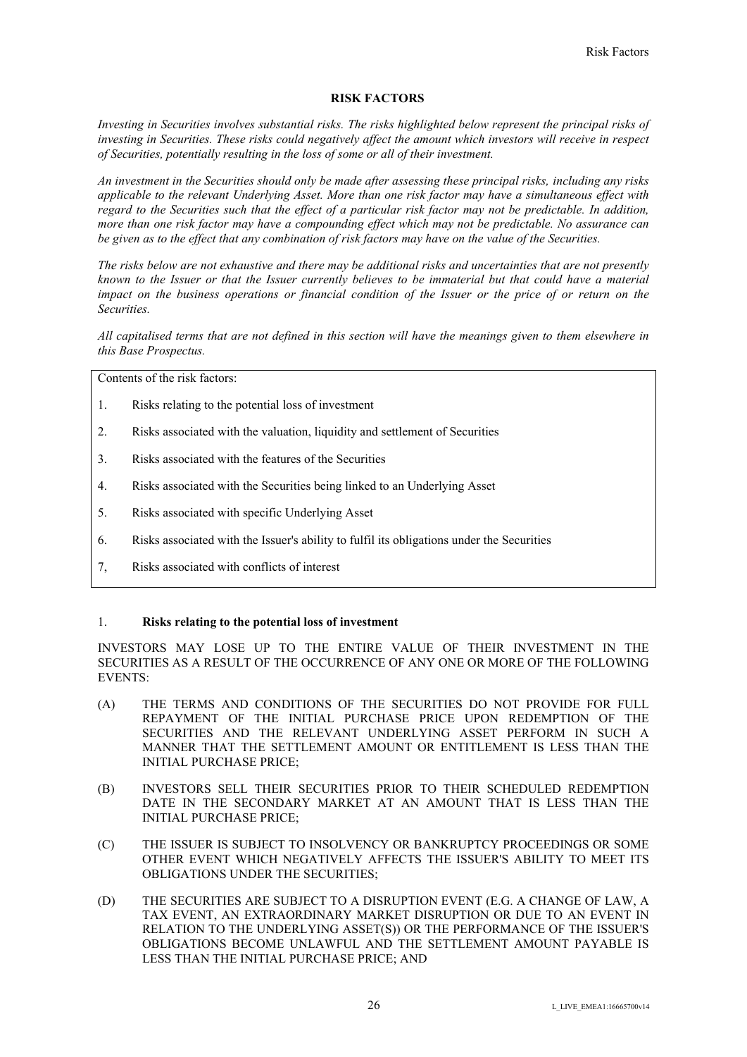# RISK FACTORS

*Investing in Securities involves substantial risks. The risks highlighted below represent the principal risks of investing in Securities. These risks could negatively affect the amount which investors will receive in respect of Securities, potentially resulting in the loss of some or all of their investment.*

*An investment in the Securities should only be made after assessing these principal risks, including any risks applicable to the relevant Underlying Asset. More than one risk factor may have a simultaneous effect with regard to the Securities such that the effect of a particular risk factor may not be predictable. In addition, more than one risk factor may have a compounding effect which may not be predictable. No assurance can be given as to the effect that any combination of risk factors may have on the value of the Securities.*

*The risks below are not exhaustive and there may be additional risks and uncertainties that are not presently known to the Issuer or that the Issuer currently believes to be immaterial but that could have a material impact on the business operations or financial condition of the Issuer or the price of or return on the Securities.*

*All capitalised terms that are not defined in this section will have the meanings given to them elsewhere in this Base Prospectus.*

Contents of the risk factors:

1. Risks relating to the potential loss of investment
2. Risks associated with the valuation, liquidity and settlement of Securities
3. Risks associated with the features of the Securities
4. Risks associated with the Securities being linked to an Underlying Asset
5. Risks associated with specific Underlying Asset
6. Risks associated with the Issuer's ability to fulfil its obligations under the Securities

7, Risks associated with conflicts of interest

## 1. Risks relating to the potential loss of investment

INVESTORS MAY LOSE UP TO THE ENTIRE VALUE OF THEIR INVESTMENT IN THE SECURITIES AS A RESULT OF THE OCCURRENCE OF ANY ONE OR MORE OF THE FOLLOWING EVENTS:

(A) THE TERMS AND CONDITIONS OF THE SECURITIES DO NOT PROVIDE FOR FULL REPAYMENT OF THE INITIAL PURCHASE PRICE UPON REDEMPTION OF THE SECURITIES AND THE RELEVANT UNDERLYING ASSET PERFORM IN SUCH A MANNER THAT THE SETTLEMENT AMOUNT OR ENTITLEMENT IS LESS THAN THE INITIAL PURCHASE PRICE;

(B) INVESTORS SELL THEIR SECURITIES PRIOR TO THEIR SCHEDULED REDEMPTION DATE IN THE SECONDARY MARKET AT AN AMOUNT THAT IS LESS THAN THE INITIAL PURCHASE PRICE;

(C) THE ISSUER IS SUBJECT TO INSOLVENCY OR BANKRUPTCY PROCEEDINGS OR SOME OTHER EVENT WHICH NEGATIVELY AFFECTS THE ISSUER'S ABILITY TO MEET ITS OBLIGATIONS UNDER THE SECURITIES;

(D) THE SECURITIES ARE SUBJECT TO A DISRUPTION EVENT (E.G. A CHANGE OF LAW, A TAX EVENT, AN EXTRAORDINARY MARKET DISRUPTION OR DUE TO AN EVENT IN RELATION TO THE UNDERLYING ASSET(S)) OR THE PERFORMANCE OF THE ISSUER'S OBLIGATIONS BECOME UNLAWFUL AND THE SETTLEMENT AMOUNT PAYABLE IS LESS THAN THE INITIAL PURCHASE PRICE; AND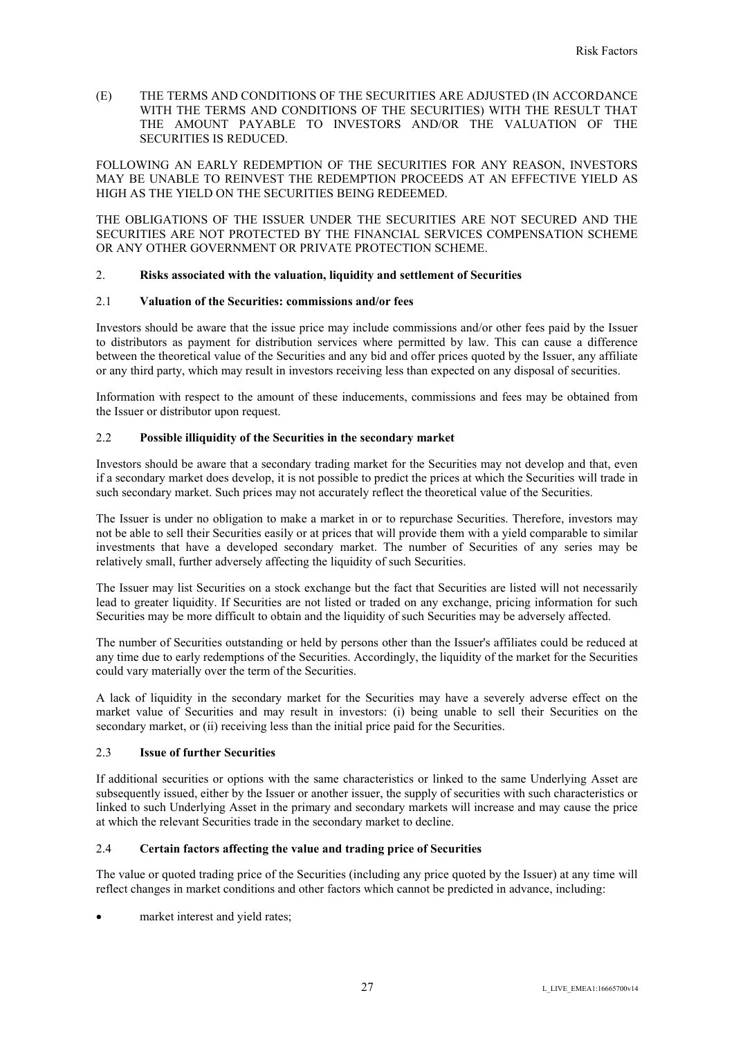(E) THE TERMS AND CONDITIONS OF THE SECURITIES ARE ADJUSTED (IN ACCORDANCE WITH THE TERMS AND CONDITIONS OF THE SECURITIES) WITH THE RESULT THAT THE AMOUNT PAYABLE TO INVESTORS AND/OR THE VALUATION OF THE SECURITIES IS REDUCED.

FOLLOWING AN EARLY REDEMPTION OF THE SECURITIES FOR ANY REASON, INVESTORS MAY BE UNABLE TO REINVEST THE REDEMPTION PROCEEDS AT AN EFFECTIVE YIELD AS HIGH AS THE YIELD ON THE SECURITIES BEING REDEEMED.

THE OBLIGATIONS OF THE ISSUER UNDER THE SECURITIES ARE NOT SECURED AND THE SECURITIES ARE NOT PROTECTED BY THE FINANCIAL SERVICES COMPENSATION SCHEME OR ANY OTHER GOVERNMENT OR PRIVATE PROTECTION SCHEME.

## 2. Risks associated with the valuation, liquidity and settlement of Securities

### 2.1 Valuation of the Securities: commissions and/or fees

Investors should be aware that the issue price may include commissions and/or other fees paid by the Issuer to distributors as payment for distribution services where permitted by law. This can cause a difference between the theoretical value of the Securities and any bid and offer prices quoted by the Issuer, any affiliate or any third party, which may result in investors receiving less than expected on any disposal of securities.

Information with respect to the amount of these inducements, commissions and fees may be obtained from the Issuer or distributor upon request.

### 2.2 Possible illiquidity of the Securities in the secondary market

Investors should be aware that a secondary trading market for the Securities may not develop and that, even if a secondary market does develop, it is not possible to predict the prices at which the Securities will trade in such secondary market. Such prices may not accurately reflect the theoretical value of the Securities.

The Issuer is under no obligation to make a market in or to repurchase Securities. Therefore, investors may not be able to sell their Securities easily or at prices that will provide them with a yield comparable to similar investments that have a developed secondary market. The number of Securities of any series may be relatively small, further adversely affecting the liquidity of such Securities.

The Issuer may list Securities on a stock exchange but the fact that Securities are listed will not necessarily lead to greater liquidity. If Securities are not listed or traded on any exchange, pricing information for such Securities may be more difficult to obtain and the liquidity of such Securities may be adversely affected.

The number of Securities outstanding or held by persons other than the Issuer's affiliates could be reduced at any time due to early redemptions of the Securities. Accordingly, the liquidity of the market for the Securities could vary materially over the term of the Securities.

A lack of liquidity in the secondary market for the Securities may have a severely adverse effect on the market value of Securities and may result in investors: (i) being unable to sell their Securities on the secondary market, or (ii) receiving less than the initial price paid for the Securities.

### 2.3 Issue of further Securities

If additional securities or options with the same characteristics or linked to the same Underlying Asset are subsequently issued, either by the Issuer or another issuer, the supply of securities with such characteristics or linked to such Underlying Asset in the primary and secondary markets will increase and may cause the price at which the relevant Securities trade in the secondary market to decline.

### 2.4 Certain factors affecting the value and trading price of Securities

The value or quoted trading price of the Securities (including any price quoted by the Issuer) at any time will reflect changes in market conditions and other factors which cannot be predicted in advance, including:

- market interest and yield rates;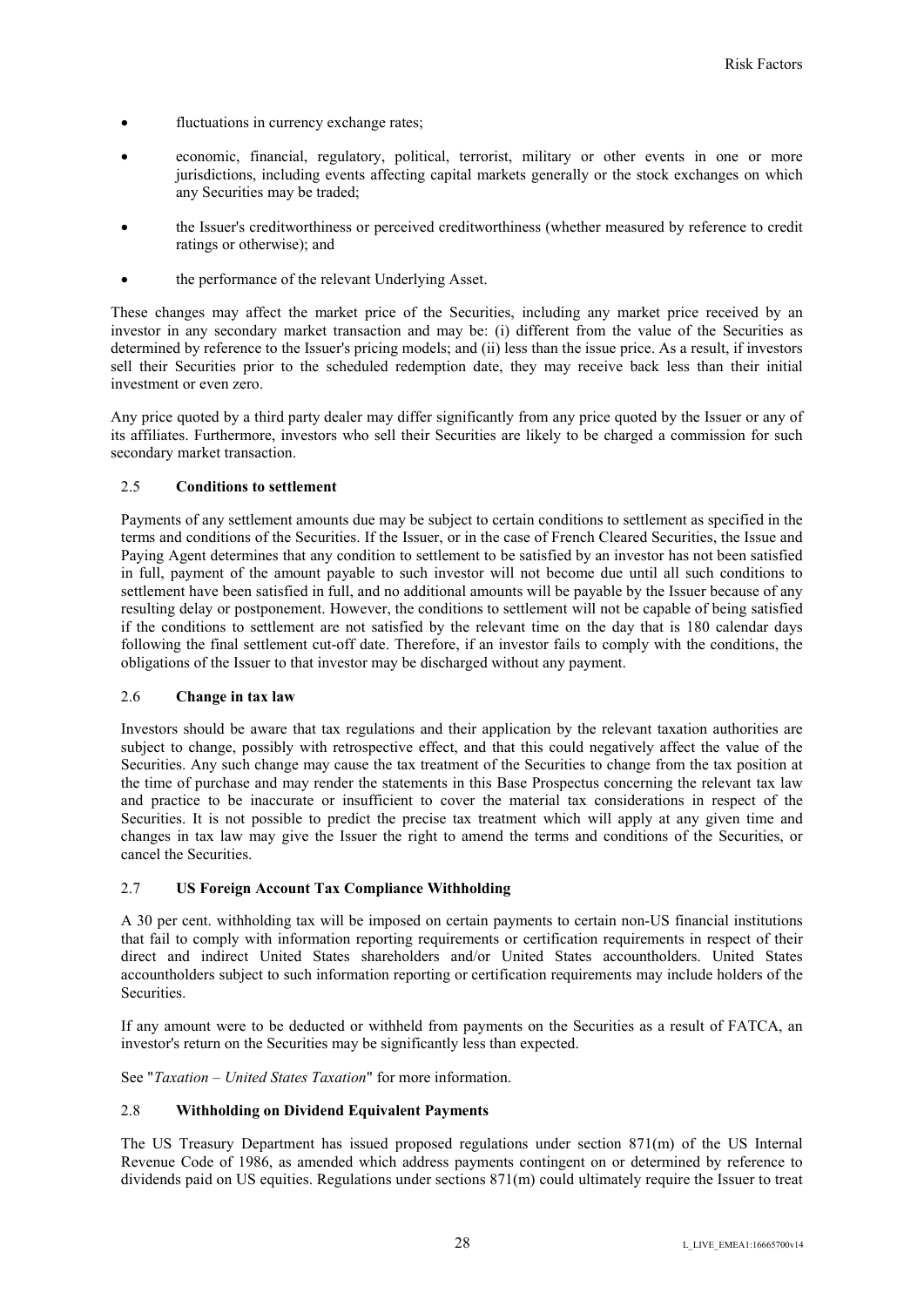- fluctuations in currency exchange rates;
- economic, financial, regulatory, political, terrorist, military or other events in one or more jurisdictions, including events affecting capital markets generally or the stock exchanges on which any Securities may be traded;
- the Issuer's creditworthiness or perceived creditworthiness (whether measured by reference to credit ratings or otherwise); and
- the performance of the relevant Underlying Asset.

These changes may affect the market price of the Securities, including any market price received by an investor in any secondary market transaction and may be: (i) different from the value of the Securities as determined by reference to the Issuer's pricing models; and (ii) less than the issue price. As a result, if investors sell their Securities prior to the scheduled redemption date, they may receive back less than their initial investment or even zero.

Any price quoted by a third party dealer may differ significantly from any price quoted by the Issuer or any of its affiliates. Furthermore, investors who sell their Securities are likely to be charged a commission for such secondary market transaction.

### 2.5 Conditions to settlement

Payments of any settlement amounts due may be subject to certain conditions to settlement as specified in the terms and conditions of the Securities. If the Issuer, or in the case of French Cleared Securities, the Issue and Paying Agent determines that any condition to settlement to be satisfied by an investor has not been satisfied in full, payment of the amount payable to such investor will not become due until all such conditions to settlement have been satisfied in full, and no additional amounts will be payable by the Issuer because of any resulting delay or postponement. However, the conditions to settlement will not be capable of being satisfied if the conditions to settlement are not satisfied by the relevant time on the day that is 180 calendar days following the final settlement cut-off date. Therefore, if an investor fails to comply with the conditions, the obligations of the Issuer to that investor may be discharged without any payment.

### 2.6 Change in tax law

Investors should be aware that tax regulations and their application by the relevant taxation authorities are subject to change, possibly with retrospective effect, and that this could negatively affect the value of the Securities. Any such change may cause the tax treatment of the Securities to change from the tax position at the time of purchase and may render the statements in this Base Prospectus concerning the relevant tax law and practice to be inaccurate or insufficient to cover the material tax considerations in respect of the Securities. It is not possible to predict the precise tax treatment which will apply at any given time and changes in tax law may give the Issuer the right to amend the terms and conditions of the Securities, or cancel the Securities.

### 2.7 US Foreign Account Tax Compliance Withholding

A 30 per cent. withholding tax will be imposed on certain payments to certain non-US financial institutions that fail to comply with information reporting requirements or certification requirements in respect of their direct and indirect United States shareholders and/or United States accountholders. United States accountholders subject to such information reporting or certification requirements may include holders of the Securities.

If any amount were to be deducted or withheld from payments on the Securities as a result of FATCA, an investor's return on the Securities may be significantly less than expected.

See "*Taxation – United States Taxation*" for more information.

### 2.8 Withholding on Dividend Equivalent Payments

The US Treasury Department has issued proposed regulations under section 871(m) of the US Internal Revenue Code of 1986, as amended which address payments contingent on or determined by reference to dividends paid on US equities. Regulations under sections 871(m) could ultimately require the Issuer to treat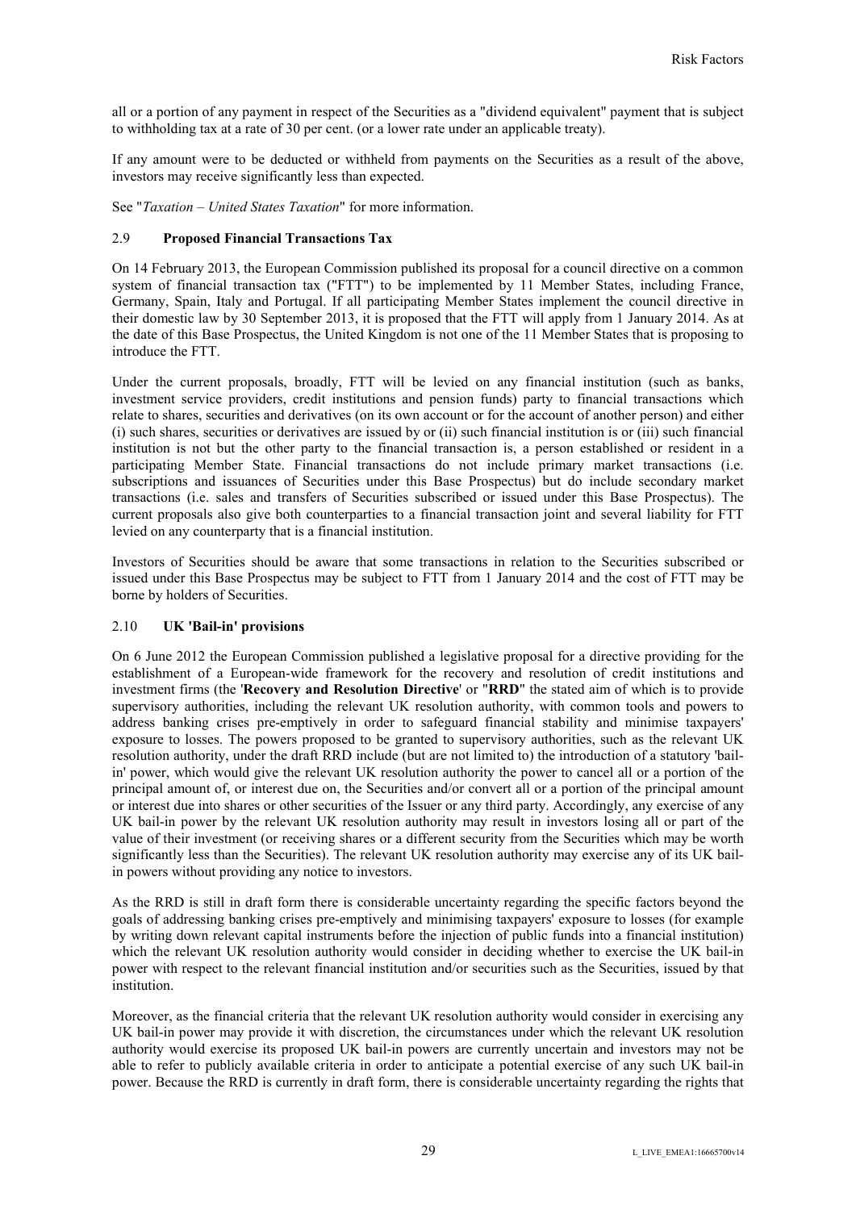all or a portion of any payment in respect of the Securities as a "dividend equivalent" payment that is subject to withholding tax at a rate of 30 per cent. (or a lower rate under an applicable treaty).

If any amount were to be deducted or withheld from payments on the Securities as a result of the above, investors may receive significantly less than expected.

See "*Taxation – United States Taxation*" for more information.

## 2.9 Proposed Financial Transactions Tax

On 14 February 2013, the European Commission published its proposal for a council directive on a common system of financial transaction tax ("FTT") to be implemented by 11 Member States, including France, Germany, Spain, Italy and Portugal. If all participating Member States implement the council directive in their domestic law by 30 September 2013, it is proposed that the FTT will apply from 1 January 2014. As at the date of this Base Prospectus, the United Kingdom is not one of the 11 Member States that is proposing to introduce the FTT.

Under the current proposals, broadly, FTT will be levied on any financial institution (such as banks, investment service providers, credit institutions and pension funds) party to financial transactions which relate to shares, securities and derivatives (on its own account or for the account of another person) and either (i) such shares, securities or derivatives are issued by or (ii) such financial institution is or (iii) such financial institution is not but the other party to the financial transaction is, a person established or resident in a participating Member State. Financial transactions do not include primary market transactions (i.e. subscriptions and issuances of Securities under this Base Prospectus) but do include secondary market transactions (i.e. sales and transfers of Securities subscribed or issued under this Base Prospectus). The current proposals also give both counterparties to a financial transaction joint and several liability for FTT levied on any counterparty that is a financial institution.

Investors of Securities should be aware that some transactions in relation to the Securities subscribed or issued under this Base Prospectus may be subject to FTT from 1 January 2014 and the cost of FTT may be borne by holders of Securities.

## 2.10 UK 'Bail-in' provisions

On 6 June 2012 the European Commission published a legislative proposal for a directive providing for the establishment of a European-wide framework for the recovery and resolution of credit institutions and investment firms (the '**Recovery and Resolution Directive**' or "**RRD**" the stated aim of which is to provide supervisory authorities, including the relevant UK resolution authority, with common tools and powers to address banking crises pre-emptively in order to safeguard financial stability and minimise taxpayers' exposure to losses. The powers proposed to be granted to supervisory authorities, such as the relevant UK resolution authority, under the draft RRD include (but are not limited to) the introduction of a statutory 'bail-in' power, which would give the relevant UK resolution authority the power to cancel all or a portion of the principal amount of, or interest due on, the Securities and/or convert all or a portion of the principal amount or interest due into shares or other securities of the Issuer or any third party. Accordingly, any exercise of any UK bail-in power by the relevant UK resolution authority may result in investors losing all or part of the value of their investment (or receiving shares or a different security from the Securities which may be worth significantly less than the Securities). The relevant UK resolution authority may exercise any of its UK bail-in powers without providing any notice to investors.

As the RRD is still in draft form there is considerable uncertainty regarding the specific factors beyond the goals of addressing banking crises pre-emptively and minimising taxpayers' exposure to losses (for example by writing down relevant capital instruments before the injection of public funds into a financial institution) which the relevant UK resolution authority would consider in deciding whether to exercise the UK bail-in power with respect to the relevant financial institution and/or securities such as the Securities, issued by that institution.

Moreover, as the financial criteria that the relevant UK resolution authority would consider in exercising any UK bail-in power may provide it with discretion, the circumstances under which the relevant UK resolution authority would exercise its proposed UK bail-in powers are currently uncertain and investors may not be able to refer to publicly available criteria in order to anticipate a potential exercise of any such UK bail-in power. Because the RRD is currently in draft form, there is considerable uncertainty regarding the rights that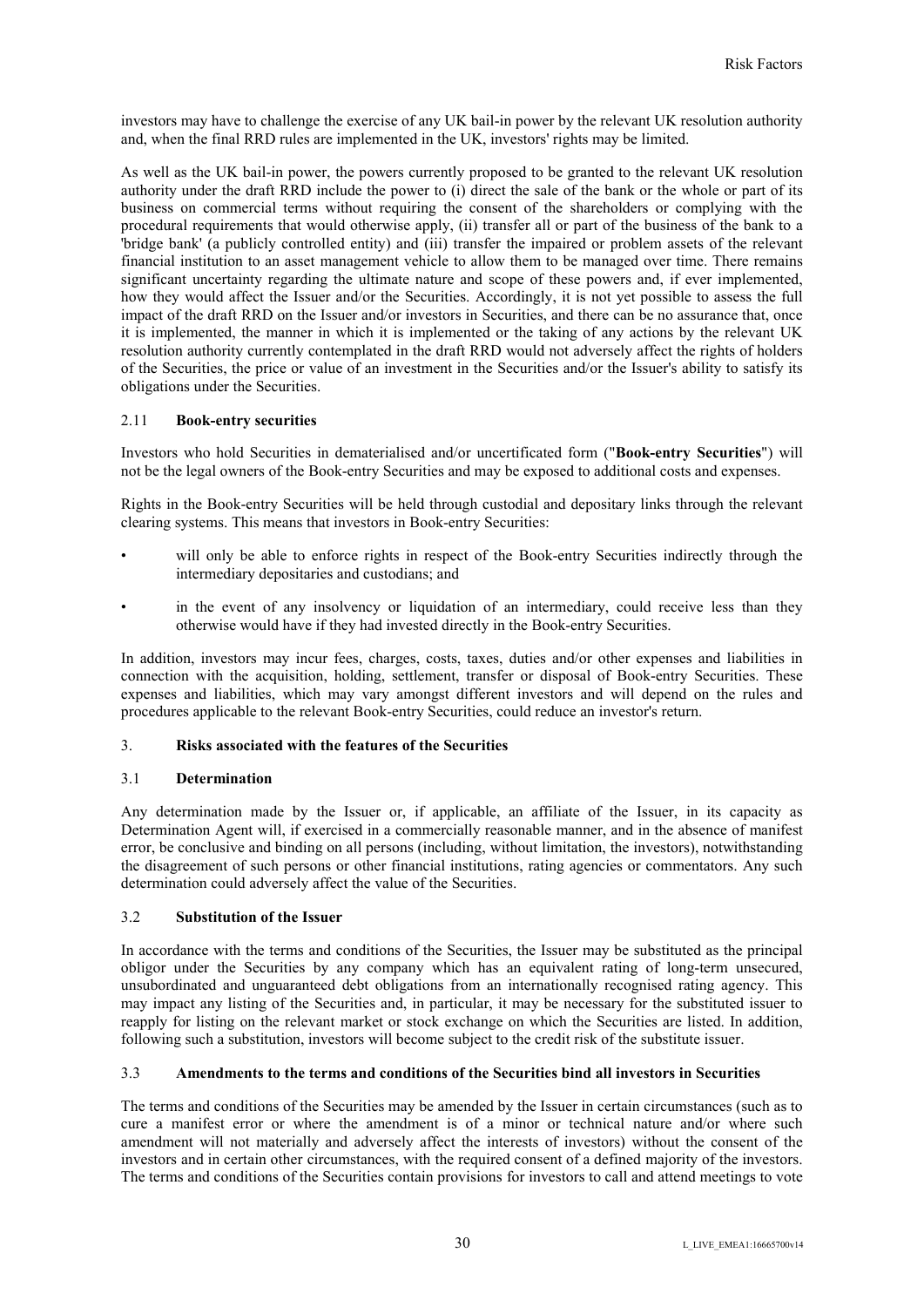investors may have to challenge the exercise of any UK bail-in power by the relevant UK resolution authority and, when the final RRD rules are implemented in the UK, investors' rights may be limited.

As well as the UK bail-in power, the powers currently proposed to be granted to the relevant UK resolution authority under the draft RRD include the power to (i) direct the sale of the bank or the whole or part of its business on commercial terms without requiring the consent of the shareholders or complying with the procedural requirements that would otherwise apply, (ii) transfer all or part of the business of the bank to a 'bridge bank' (a publicly controlled entity) and (iii) transfer the impaired or problem assets of the relevant financial institution to an asset management vehicle to allow them to be managed over time. There remains significant uncertainty regarding the ultimate nature and scope of these powers and, if ever implemented, how they would affect the Issuer and/or the Securities. Accordingly, it is not yet possible to assess the full impact of the draft RRD on the Issuer and/or investors in Securities, and there can be no assurance that, once it is implemented, the manner in which it is implemented or the taking of any actions by the relevant UK resolution authority currently contemplated in the draft RRD would not adversely affect the rights of holders of the Securities, the price or value of an investment in the Securities and/or the Issuer's ability to satisfy its obligations under the Securities.

### 2.11 Book-entry securities

Investors who hold Securities in dematerialised and/or uncertificated form ("**Book-entry Securities**") will not be the legal owners of the Book-entry Securities and may be exposed to additional costs and expenses.

Rights in the Book-entry Securities will be held through custodial and depositary links through the relevant clearing systems. This means that investors in Book-entry Securities:

- will only be able to enforce rights in respect of the Book-entry Securities indirectly through the intermediary depositaries and custodians; and
- in the event of any insolvency or liquidation of an intermediary, could receive less than they otherwise would have if they had invested directly in the Book-entry Securities.

In addition, investors may incur fees, charges, costs, taxes, duties and/or other expenses and liabilities in connection with the acquisition, holding, settlement, transfer or disposal of Book-entry Securities. These expenses and liabilities, which may vary amongst different investors and will depend on the rules and procedures applicable to the relevant Book-entry Securities, could reduce an investor's return.

## 3. Risks associated with the features of the Securities

### 3.1 Determination

Any determination made by the Issuer or, if applicable, an affiliate of the Issuer, in its capacity as Determination Agent will, if exercised in a commercially reasonable manner, and in the absence of manifest error, be conclusive and binding on all persons (including, without limitation, the investors), notwithstanding the disagreement of such persons or other financial institutions, rating agencies or commentators. Any such determination could adversely affect the value of the Securities.

### 3.2 Substitution of the Issuer

In accordance with the terms and conditions of the Securities, the Issuer may be substituted as the principal obligor under the Securities by any company which has an equivalent rating of long-term unsecured, unsubordinated and unguaranteed debt obligations from an internationally recognised rating agency. This may impact any listing of the Securities and, in particular, it may be necessary for the substituted issuer to reapply for listing on the relevant market or stock exchange on which the Securities are listed. In addition, following such a substitution, investors will become subject to the credit risk of the substitute issuer.

### 3.3 Amendments to the terms and conditions of the Securities bind all investors in Securities

The terms and conditions of the Securities may be amended by the Issuer in certain circumstances (such as to cure a manifest error or where the amendment is of a minor or technical nature and/or where such amendment will not materially and adversely affect the interests of investors) without the consent of the investors and in certain other circumstances, with the required consent of a defined majority of the investors. The terms and conditions of the Securities contain provisions for investors to call and attend meetings to vote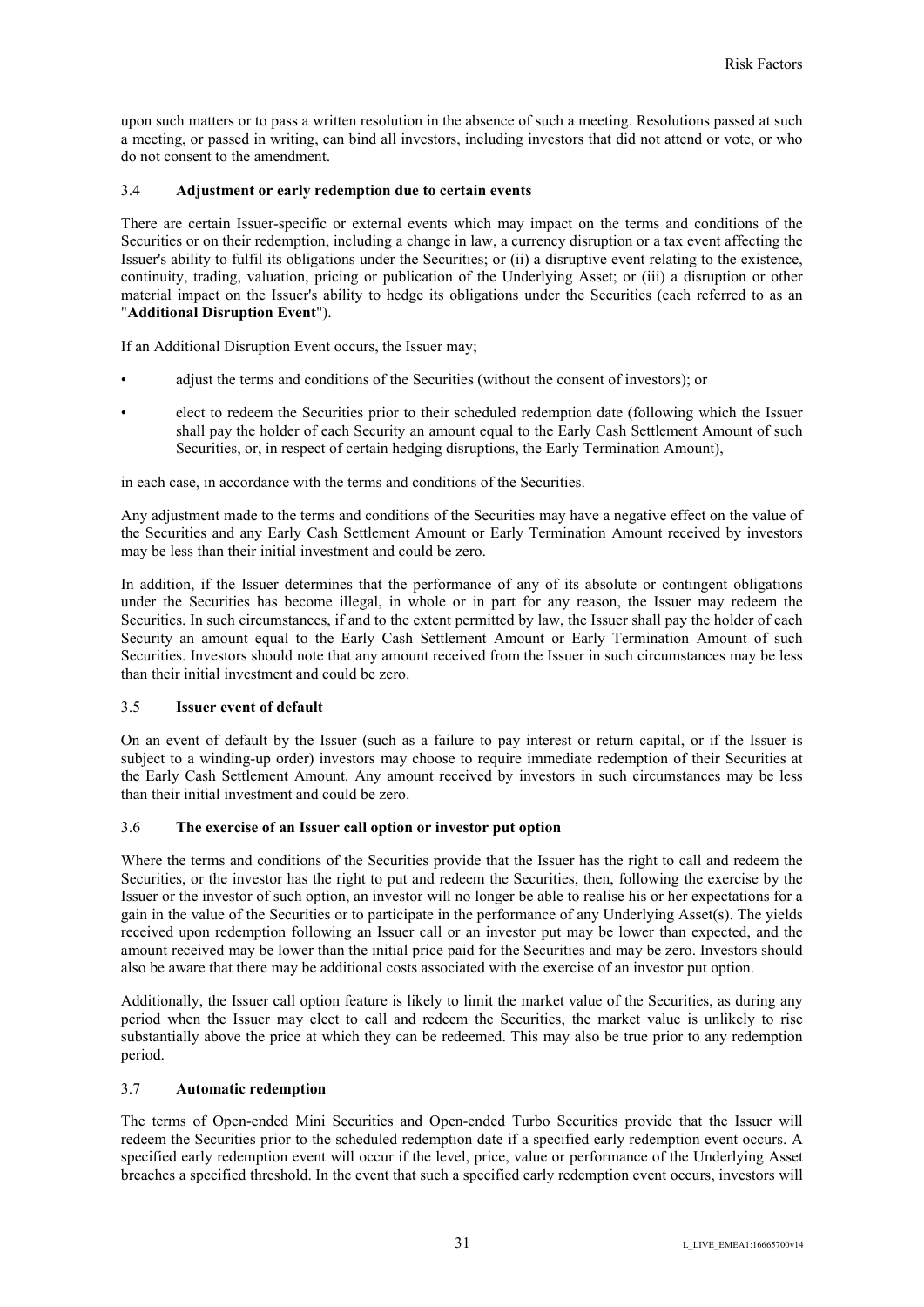upon such matters or to pass a written resolution in the absence of such a meeting. Resolutions passed at such a meeting, or passed in writing, can bind all investors, including investors that did not attend or vote, or who do not consent to the amendment.

### 3.4 Adjustment or early redemption due to certain events

There are certain Issuer-specific or external events which may impact on the terms and conditions of the Securities or on their redemption, including a change in law, a currency disruption or a tax event affecting the Issuer's ability to fulfil its obligations under the Securities; or (ii) a disruptive event relating to the existence, continuity, trading, valuation, pricing or publication of the Underlying Asset; or (iii) a disruption or other material impact on the Issuer's ability to hedge its obligations under the Securities (each referred to as an "**Additional Disruption Event**").

If an Additional Disruption Event occurs, the Issuer may;

- adjust the terms and conditions of the Securities (without the consent of investors); or
- elect to redeem the Securities prior to their scheduled redemption date (following which the Issuer shall pay the holder of each Security an amount equal to the Early Cash Settlement Amount of such Securities, or, in respect of certain hedging disruptions, the Early Termination Amount),

in each case, in accordance with the terms and conditions of the Securities.

Any adjustment made to the terms and conditions of the Securities may have a negative effect on the value of the Securities and any Early Cash Settlement Amount or Early Termination Amount received by investors may be less than their initial investment and could be zero.

In addition, if the Issuer determines that the performance of any of its absolute or contingent obligations under the Securities has become illegal, in whole or in part for any reason, the Issuer may redeem the Securities. In such circumstances, if and to the extent permitted by law, the Issuer shall pay the holder of each Security an amount equal to the Early Cash Settlement Amount or Early Termination Amount of such Securities. Investors should note that any amount received from the Issuer in such circumstances may be less than their initial investment and could be zero.

### 3.5 Issuer event of default

On an event of default by the Issuer (such as a failure to pay interest or return capital, or if the Issuer is subject to a winding-up order) investors may choose to require immediate redemption of their Securities at the Early Cash Settlement Amount. Any amount received by investors in such circumstances may be less than their initial investment and could be zero.

### 3.6 The exercise of an Issuer call option or investor put option

Where the terms and conditions of the Securities provide that the Issuer has the right to call and redeem the Securities, or the investor has the right to put and redeem the Securities, then, following the exercise by the Issuer or the investor of such option, an investor will no longer be able to realise his or her expectations for a gain in the value of the Securities or to participate in the performance of any Underlying Asset(s). The yields received upon redemption following an Issuer call or an investor put may be lower than expected, and the amount received may be lower than the initial price paid for the Securities and may be zero. Investors should also be aware that there may be additional costs associated with the exercise of an investor put option.

Additionally, the Issuer call option feature is likely to limit the market value of the Securities, as during any period when the Issuer may elect to call and redeem the Securities, the market value is unlikely to rise substantially above the price at which they can be redeemed. This may also be true prior to any redemption period.

### 3.7 Automatic redemption

The terms of Open-ended Mini Securities and Open-ended Turbo Securities provide that the Issuer will redeem the Securities prior to the scheduled redemption date if a specified early redemption event occurs. A specified early redemption event will occur if the level, price, value or performance of the Underlying Asset breaches a specified threshold. In the event that such a specified early redemption event occurs, investors will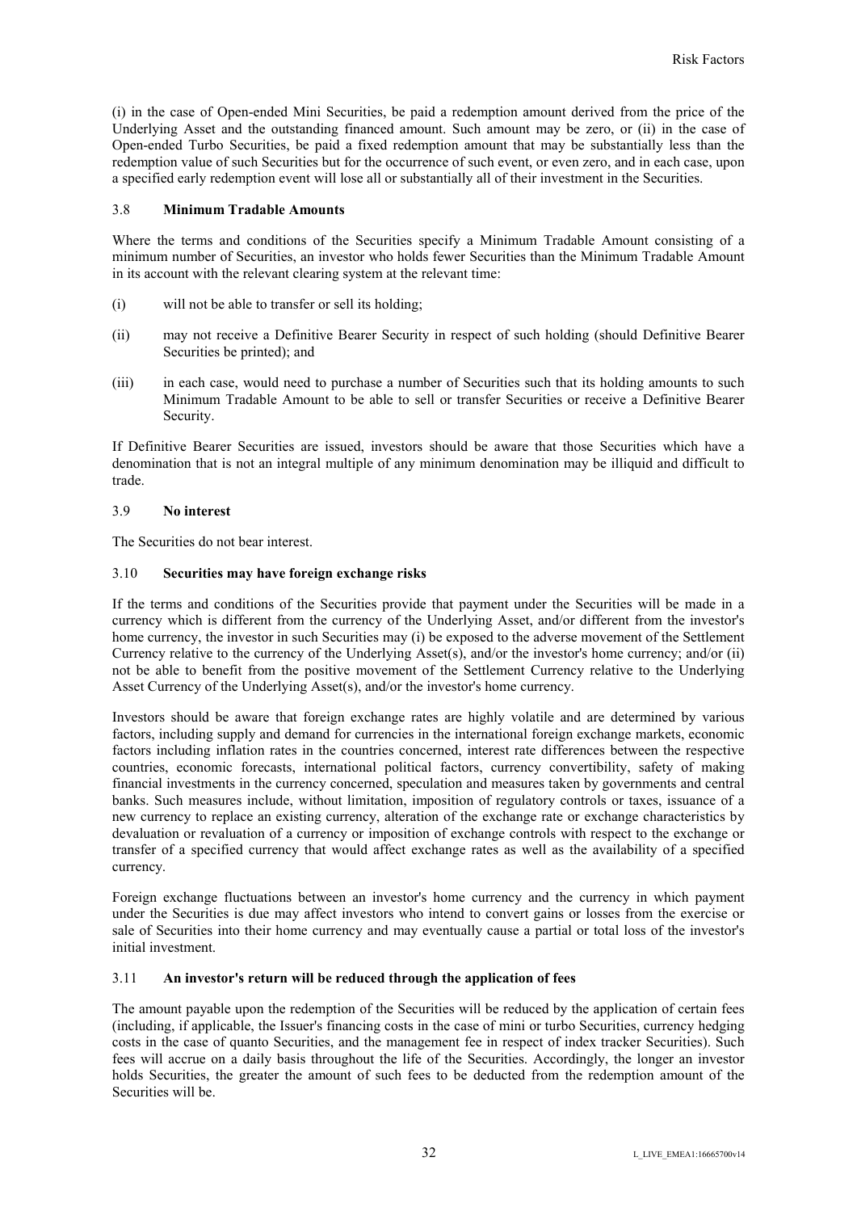(i) in the case of Open-ended Mini Securities, be paid a redemption amount derived from the price of the Underlying Asset and the outstanding financed amount. Such amount may be zero, or (ii) in the case of Open-ended Turbo Securities, be paid a fixed redemption amount that may be substantially less than the redemption value of such Securities but for the occurrence of such event, or even zero, and in each case, upon a specified early redemption event will lose all or substantially all of their investment in the Securities.

### 3.8 Minimum Tradable Amounts

Where the terms and conditions of the Securities specify a Minimum Tradable Amount consisting of a minimum number of Securities, an investor who holds fewer Securities than the Minimum Tradable Amount in its account with the relevant clearing system at the relevant time:

(i) will not be able to transfer or sell its holding;

(ii) may not receive a Definitive Bearer Security in respect of such holding (should Definitive Bearer Securities be printed); and

(iii) in each case, would need to purchase a number of Securities such that its holding amounts to such Minimum Tradable Amount to be able to sell or transfer Securities or receive a Definitive Bearer Security.

If Definitive Bearer Securities are issued, investors should be aware that those Securities which have a denomination that is not an integral multiple of any minimum denomination may be illiquid and difficult to trade.

### 3.9 No interest

The Securities do not bear interest.

### 3.10 Securities may have foreign exchange risks

If the terms and conditions of the Securities provide that payment under the Securities will be made in a currency which is different from the currency of the Underlying Asset, and/or different from the investor's home currency, the investor in such Securities may (i) be exposed to the adverse movement of the Settlement Currency relative to the currency of the Underlying Asset(s), and/or the investor's home currency; and/or (ii) not be able to benefit from the positive movement of the Settlement Currency relative to the Underlying Asset Currency of the Underlying Asset(s), and/or the investor's home currency.

Investors should be aware that foreign exchange rates are highly volatile and are determined by various factors, including supply and demand for currencies in the international foreign exchange markets, economic factors including inflation rates in the countries concerned, interest rate differences between the respective countries, economic forecasts, international political factors, currency convertibility, safety of making financial investments in the currency concerned, speculation and measures taken by governments and central banks. Such measures include, without limitation, imposition of regulatory controls or taxes, issuance of a new currency to replace an existing currency, alteration of the exchange rate or exchange characteristics by devaluation or revaluation of a currency or imposition of exchange controls with respect to the exchange or transfer of a specified currency that would affect exchange rates as well as the availability of a specified currency.

Foreign exchange fluctuations between an investor's home currency and the currency in which payment under the Securities is due may affect investors who intend to convert gains or losses from the exercise or sale of Securities into their home currency and may eventually cause a partial or total loss of the investor's initial investment.

### 3.11 An investor's return will be reduced through the application of fees

The amount payable upon the redemption of the Securities will be reduced by the application of certain fees (including, if applicable, the Issuer's financing costs in the case of mini or turbo Securities, currency hedging costs in the case of quanto Securities, and the management fee in respect of index tracker Securities). Such fees will accrue on a daily basis throughout the life of the Securities. Accordingly, the longer an investor holds Securities, the greater the amount of such fees to be deducted from the redemption amount of the Securities will be.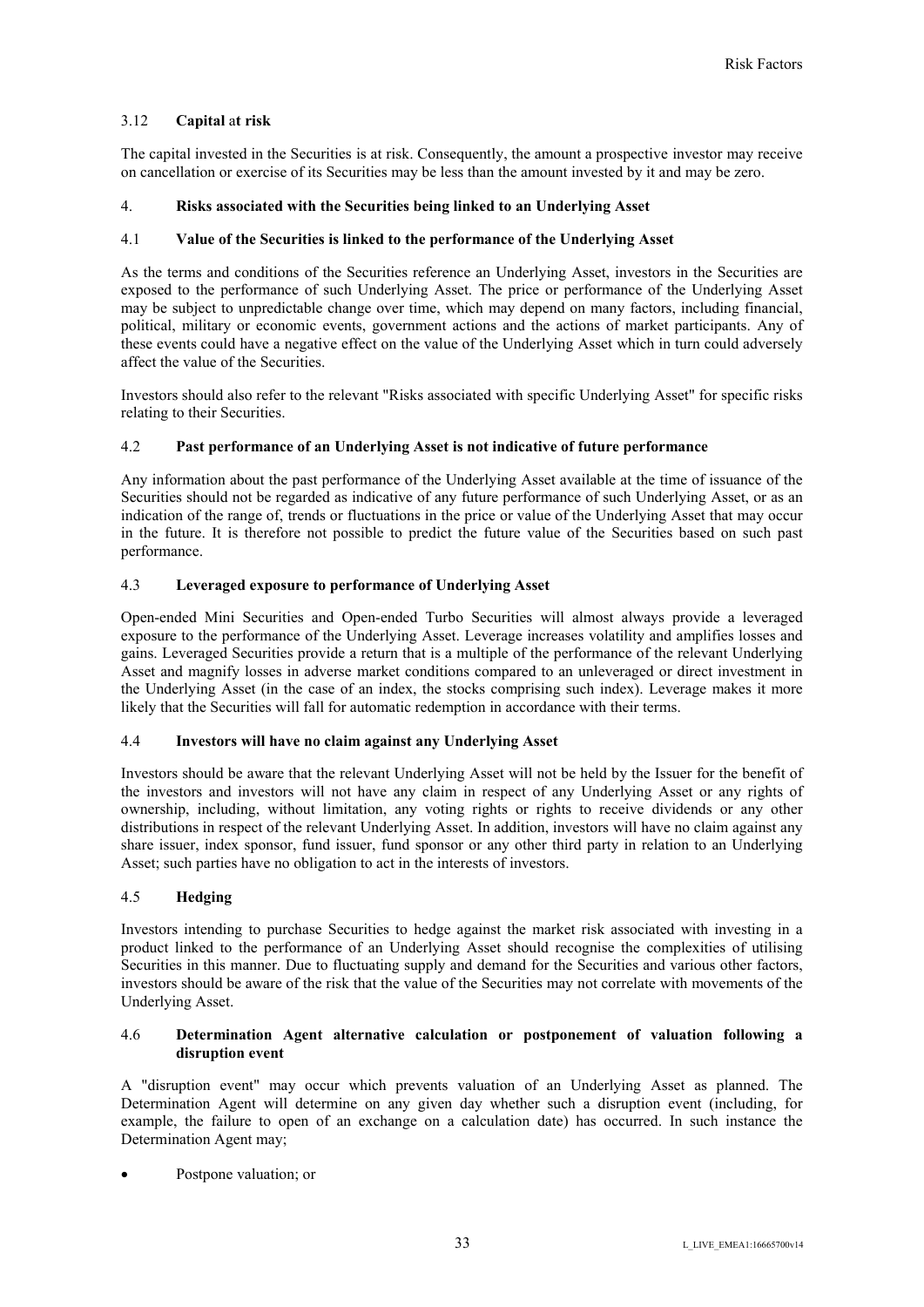### 3.12 **Capital at risk**

The capital invested in the Securities is at risk. Consequently, the amount a prospective investor may receive on cancellation or exercise of its Securities may be less than the amount invested by it and may be zero.

## 4. **Risks associated with the Securities being linked to an Underlying Asset**

### 4.1 **Value of the Securities is linked to the performance of the Underlying Asset**

As the terms and conditions of the Securities reference an Underlying Asset, investors in the Securities are exposed to the performance of such Underlying Asset. The price or performance of the Underlying Asset may be subject to unpredictable change over time, which may depend on many factors, including financial, political, military or economic events, government actions and the actions of market participants. Any of these events could have a negative effect on the value of the Underlying Asset which in turn could adversely affect the value of the Securities.

Investors should also refer to the relevant "Risks associated with specific Underlying Asset" for specific risks relating to their Securities.

### 4.2 **Past performance of an Underlying Asset is not indicative of future performance**

Any information about the past performance of the Underlying Asset available at the time of issuance of the Securities should not be regarded as indicative of any future performance of such Underlying Asset, or as an indication of the range of, trends or fluctuations in the price or value of the Underlying Asset that may occur in the future. It is therefore not possible to predict the future value of the Securities based on such past performance.

### 4.3 **Leveraged exposure to performance of Underlying Asset**

Open-ended Mini Securities and Open-ended Turbo Securities will almost always provide a leveraged exposure to the performance of the Underlying Asset. Leverage increases volatility and amplifies losses and gains. Leveraged Securities provide a return that is a multiple of the performance of the relevant Underlying Asset and magnify losses in adverse market conditions compared to an unleveraged or direct investment in the Underlying Asset (in the case of an index, the stocks comprising such index). Leverage makes it more likely that the Securities will fall for automatic redemption in accordance with their terms.

### 4.4 **Investors will have no claim against any Underlying Asset**

Investors should be aware that the relevant Underlying Asset will not be held by the Issuer for the benefit of the investors and investors will not have any claim in respect of any Underlying Asset or any rights of ownership, including, without limitation, any voting rights or rights to receive dividends or any other distributions in respect of the relevant Underlying Asset. In addition, investors will have no claim against any share issuer, index sponsor, fund issuer, fund sponsor or any other third party in relation to an Underlying Asset; such parties have no obligation to act in the interests of investors.

### 4.5 **Hedging**

Investors intending to purchase Securities to hedge against the market risk associated with investing in a product linked to the performance of an Underlying Asset should recognise the complexities of utilising Securities in this manner. Due to fluctuating supply and demand for the Securities and various other factors, investors should be aware of the risk that the value of the Securities may not correlate with movements of the Underlying Asset.

### 4.6 **Determination Agent alternative calculation or postponement of valuation following a disruption event**

A "disruption event" may occur which prevents valuation of an Underlying Asset as planned. The Determination Agent will determine on any given day whether such a disruption event (including, for example, the failure to open of an exchange on a calculation date) has occurred. In such instance the Determination Agent may;

- Postpone valuation; or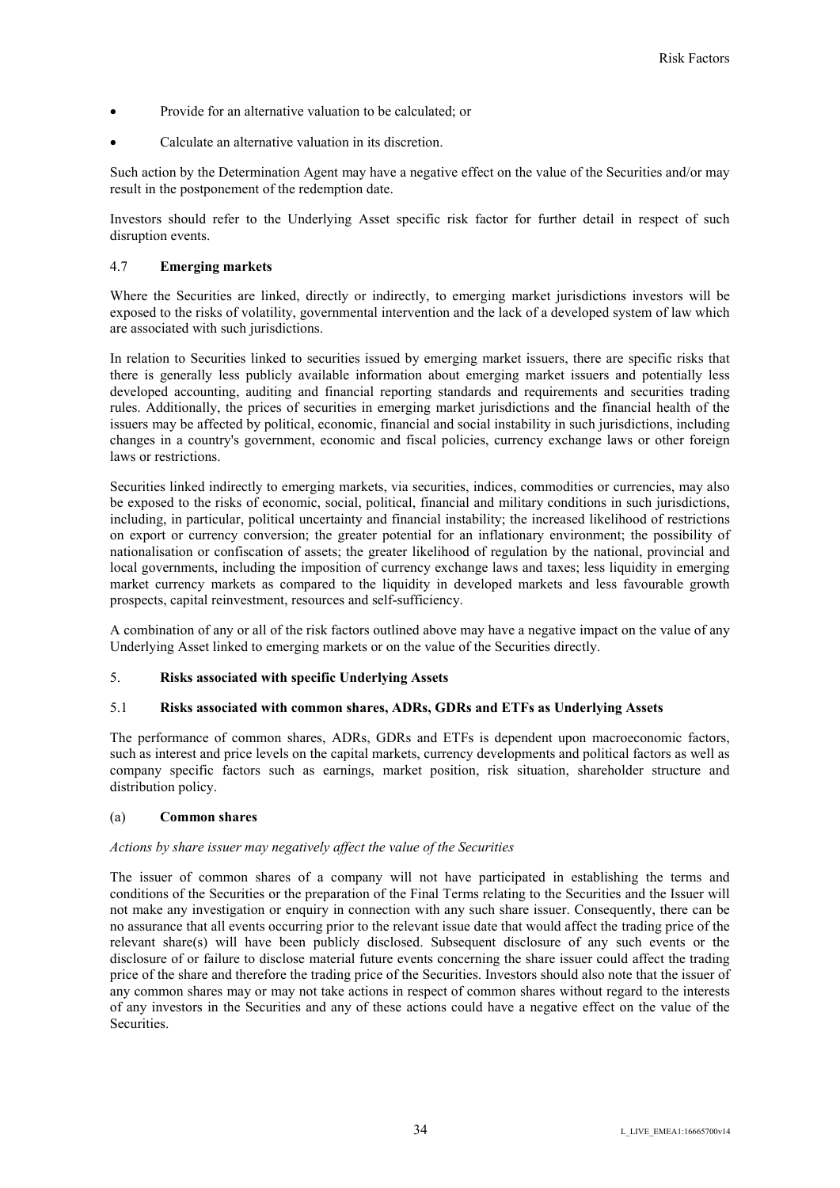- Provide for an alternative valuation to be calculated; or
- Calculate an alternative valuation in its discretion.

Such action by the Determination Agent may have a negative effect on the value of the Securities and/or may result in the postponement of the redemption date.

Investors should refer to the Underlying Asset specific risk factor for further detail in respect of such disruption events.

### 4.7 Emerging markets

Where the Securities are linked, directly or indirectly, to emerging market jurisdictions investors will be exposed to the risks of volatility, governmental intervention and the lack of a developed system of law which are associated with such jurisdictions.

In relation to Securities linked to securities issued by emerging market issuers, there are specific risks that there is generally less publicly available information about emerging market issuers and potentially less developed accounting, auditing and financial reporting standards and requirements and securities trading rules. Additionally, the prices of securities in emerging market jurisdictions and the financial health of the issuers may be affected by political, economic, financial and social instability in such jurisdictions, including changes in a country's government, economic and fiscal policies, currency exchange laws or other foreign laws or restrictions.

Securities linked indirectly to emerging markets, via securities, indices, commodities or currencies, may also be exposed to the risks of economic, social, political, financial and military conditions in such jurisdictions, including, in particular, political uncertainty and financial instability; the increased likelihood of restrictions on export or currency conversion; the greater potential for an inflationary environment; the possibility of nationalisation or confiscation of assets; the greater likelihood of regulation by the national, provincial and local governments, including the imposition of currency exchange laws and taxes; less liquidity in emerging market currency markets as compared to the liquidity in developed markets and less favourable growth prospects, capital reinvestment, resources and self-sufficiency.

A combination of any or all of the risk factors outlined above may have a negative impact on the value of any Underlying Asset linked to emerging markets or on the value of the Securities directly.

## 5. Risks associated with specific Underlying Assets

### 5.1 Risks associated with common shares, ADRs, GDRs and ETFs as Underlying Assets

The performance of common shares, ADRs, GDRs and ETFs is dependent upon macroeconomic factors, such as interest and price levels on the capital markets, currency developments and political factors as well as company specific factors such as earnings, market position, risk situation, shareholder structure and distribution policy.

#### (a) Common shares

*Actions by share issuer may negatively affect the value of the Securities*

The issuer of common shares of a company will not have participated in establishing the terms and conditions of the Securities or the preparation of the Final Terms relating to the Securities and the Issuer will not make any investigation or enquiry in connection with any such share issuer. Consequently, there can be no assurance that all events occurring prior to the relevant issue date that would affect the trading price of the relevant share(s) will have been publicly disclosed. Subsequent disclosure of any such events or the disclosure of or failure to disclose material future events concerning the share issuer could affect the trading price of the share and therefore the trading price of the Securities. Investors should also note that the issuer of any common shares may or may not take actions in respect of common shares without regard to the interests of any investors in the Securities and any of these actions could have a negative effect on the value of the Securities.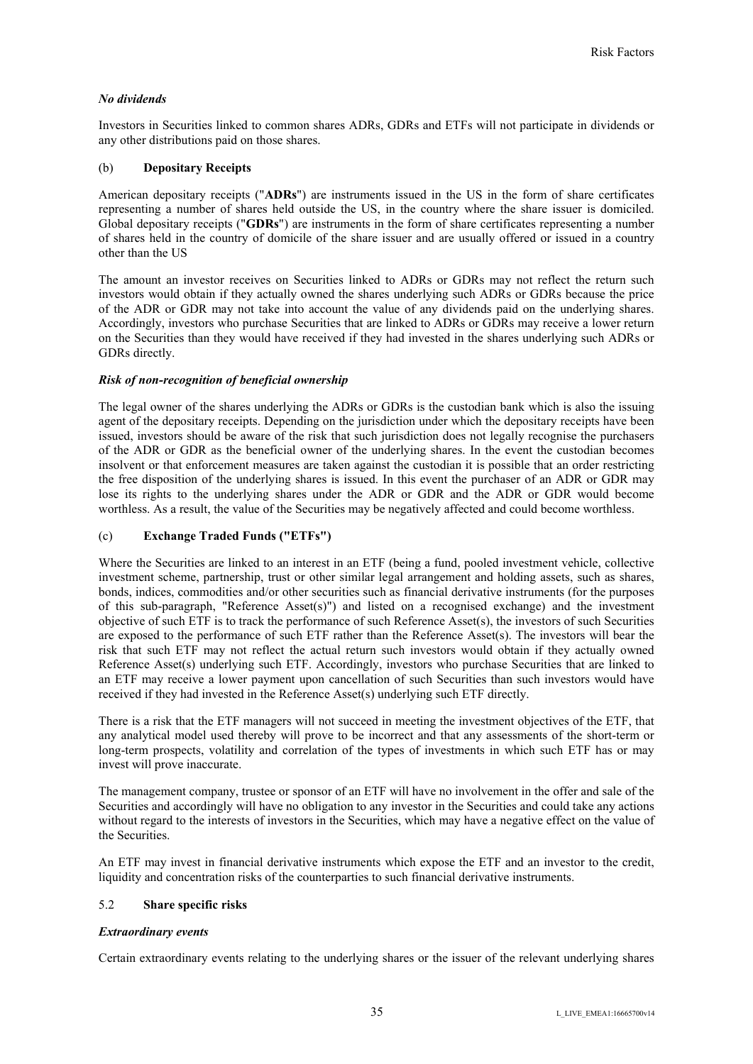*No dividends*

Investors in Securities linked to common shares ADRs, GDRs and ETFs will not participate in dividends or any other distributions paid on those shares.

(b) **Depositary Receipts**

American depositary receipts ("**ADRs**") are instruments issued in the US in the form of share certificates representing a number of shares held outside the US, in the country where the share issuer is domiciled. Global depositary receipts ("**GDRs**") are instruments in the form of share certificates representing a number of shares held in the country of domicile of the share issuer and are usually offered or issued in a country other than the US

The amount an investor receives on Securities linked to ADRs or GDRs may not reflect the return such investors would obtain if they actually owned the shares underlying such ADRs or GDRs because the price of the ADR or GDR may not take into account the value of any dividends paid on the underlying shares. Accordingly, investors who purchase Securities that are linked to ADRs or GDRs may receive a lower return on the Securities than they would have received if they had invested in the shares underlying such ADRs or GDRs directly.

***Risk of non-recognition of beneficial ownership***

The legal owner of the shares underlying the ADRs or GDRs is the custodian bank which is also the issuing agent of the depositary receipts. Depending on the jurisdiction under which the depositary receipts have been issued, investors should be aware of the risk that such jurisdiction does not legally recognise the purchasers of the ADR or GDR as the beneficial owner of the underlying shares. In the event the custodian becomes insolvent or that enforcement measures are taken against the custodian it is possible that an order restricting the free disposition of the underlying shares is issued. In this event the purchaser of an ADR or GDR may lose its rights to the underlying shares under the ADR or GDR and the ADR or GDR would become worthless. As a result, the value of the Securities may be negatively affected and could become worthless.

(c) **Exchange Traded Funds ("ETFs")**

Where the Securities are linked to an interest in an ETF (being a fund, pooled investment vehicle, collective investment scheme, partnership, trust or other similar legal arrangement and holding assets, such as shares, bonds, indices, commodities and/or other securities such as financial derivative instruments (for the purposes of this sub-paragraph, "Reference Asset(s)") and listed on a recognised exchange) and the investment objective of such ETF is to track the performance of such Reference Asset(s), the investors of such Securities are exposed to the performance of such ETF rather than the Reference Asset(s). The investors will bear the risk that such ETF may not reflect the actual return such investors would obtain if they actually owned Reference Asset(s) underlying such ETF. Accordingly, investors who purchase Securities that are linked to an ETF may receive a lower payment upon cancellation of such Securities than such investors would have received if they had invested in the Reference Asset(s) underlying such ETF directly.

There is a risk that the ETF managers will not succeed in meeting the investment objectives of the ETF, that any analytical model used thereby will prove to be incorrect and that any assessments of the short-term or long-term prospects, volatility and correlation of the types of investments in which such ETF has or may invest will prove inaccurate.

The management company, trustee or sponsor of an ETF will have no involvement in the offer and sale of the Securities and accordingly will have no obligation to any investor in the Securities and could take any actions without regard to the interests of investors in the Securities, which may have a negative effect on the value of the Securities.

An ETF may invest in financial derivative instruments which expose the ETF and an investor to the credit, liquidity and concentration risks of the counterparties to such financial derivative instruments.

5.2 **Share specific risks**

***Extraordinary events***

Certain extraordinary events relating to the underlying shares or the issuer of the relevant underlying shares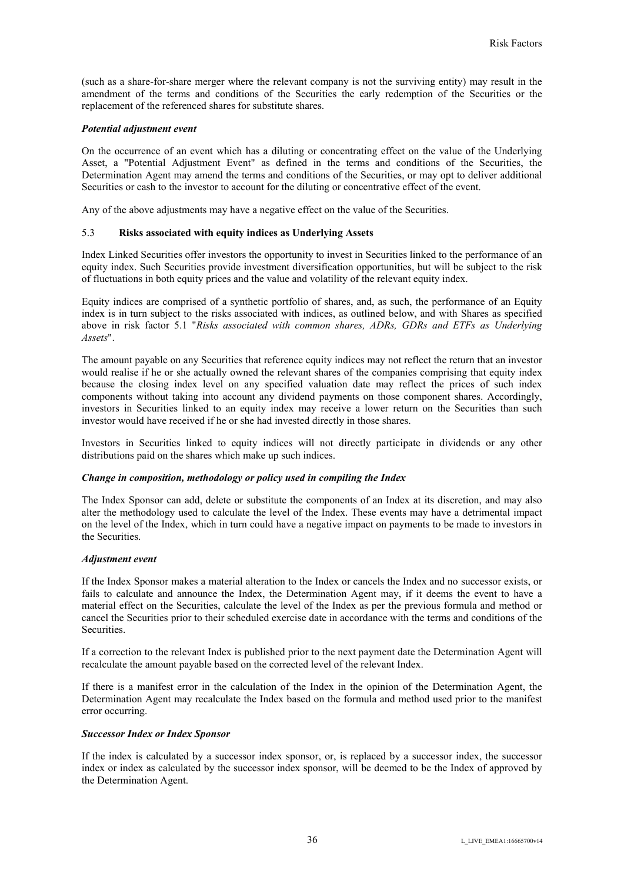(such as a share-for-share merger where the relevant company is not the surviving entity) may result in the amendment of the terms and conditions of the Securities the early redemption of the Securities or the replacement of the referenced shares for substitute shares.

***Potential adjustment event***

On the occurrence of an event which has a diluting or concentrating effect on the value of the Underlying Asset, a "Potential Adjustment Event" as defined in the terms and conditions of the Securities, the Determination Agent may amend the terms and conditions of the Securities, or may opt to deliver additional Securities or cash to the investor to account for the diluting or concentrative effect of the event.

Any of the above adjustments may have a negative effect on the value of the Securities.

### 5.3 **Risks associated with equity indices as Underlying Assets**

Index Linked Securities offer investors the opportunity to invest in Securities linked to the performance of an equity index. Such Securities provide investment diversification opportunities, but will be subject to the risk of fluctuations in both equity prices and the value and volatility of the relevant equity index.

Equity indices are comprised of a synthetic portfolio of shares, and, as such, the performance of an Equity index is in turn subject to the risks associated with indices, as outlined below, and with Shares as specified above in risk factor 5.1 "*Risks associated with common shares, ADRs, GDRs and ETFs as Underlying Assets*".

The amount payable on any Securities that reference equity indices may not reflect the return that an investor would realise if he or she actually owned the relevant shares of the companies comprising that equity index because the closing index level on any specified valuation date may reflect the prices of such index components without taking into account any dividend payments on those component shares. Accordingly, investors in Securities linked to an equity index may receive a lower return on the Securities than such investor would have received if he or she had invested directly in those shares.

Investors in Securities linked to equity indices will not directly participate in dividends or any other distributions paid on the shares which make up such indices.

***Change in composition, methodology or policy used in compiling the Index***

The Index Sponsor can add, delete or substitute the components of an Index at its discretion, and may also alter the methodology used to calculate the level of the Index. These events may have a detrimental impact on the level of the Index, which in turn could have a negative impact on payments to be made to investors in the Securities.

***Adjustment event***

If the Index Sponsor makes a material alteration to the Index or cancels the Index and no successor exists, or fails to calculate and announce the Index, the Determination Agent may, if it deems the event to have a material effect on the Securities, calculate the level of the Index as per the previous formula and method or cancel the Securities prior to their scheduled exercise date in accordance with the terms and conditions of the Securities.

If a correction to the relevant Index is published prior to the next payment date the Determination Agent will recalculate the amount payable based on the corrected level of the relevant Index.

If there is a manifest error in the calculation of the Index in the opinion of the Determination Agent, the Determination Agent may recalculate the Index based on the formula and method used prior to the manifest error occurring.

***Successor Index or Index Sponsor***

If the index is calculated by a successor index sponsor, or, is replaced by a successor index, the successor index or index as calculated by the successor index sponsor, will be deemed to be the Index of approved by the Determination Agent.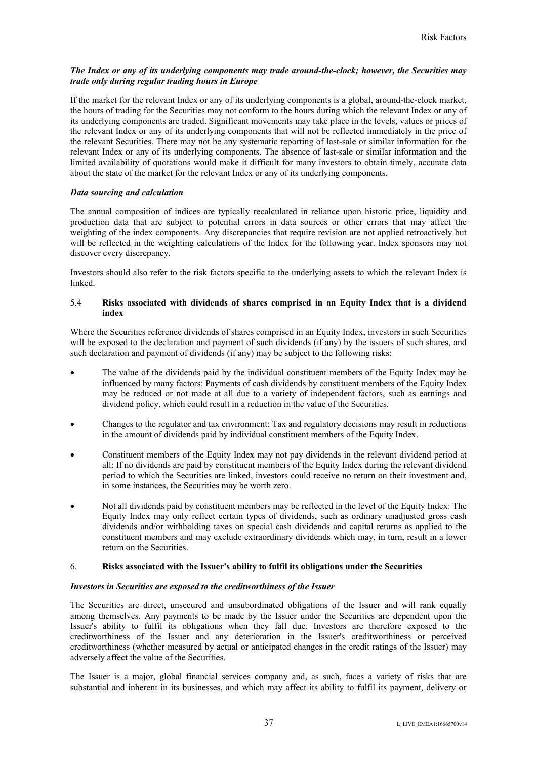***The Index or any of its underlying components may trade around-the-clock; however, the Securities may trade only during regular trading hours in Europe***

If the market for the relevant Index or any of its underlying components is a global, around-the-clock market, the hours of trading for the Securities may not conform to the hours during which the relevant Index or any of its underlying components are traded. Significant movements may take place in the levels, values or prices of the relevant Index or any of its underlying components that will not be reflected immediately in the price of the relevant Securities. There may not be any systematic reporting of last-sale or similar information for the relevant Index or any of its underlying components. The absence of last-sale or similar information and the limited availability of quotations would make it difficult for many investors to obtain timely, accurate data about the state of the market for the relevant Index or any of its underlying components.

***Data sourcing and calculation***

The annual composition of indices are typically recalculated in reliance upon historic price, liquidity and production data that are subject to potential errors in data sources or other errors that may affect the weighting of the index components. Any discrepancies that require revision are not applied retroactively but will be reflected in the weighting calculations of the Index for the following year. Index sponsors may not discover every discrepancy.

Investors should also refer to the risk factors specific to the underlying assets to which the relevant Index is linked.

### 5.4 **Risks associated with dividends of shares comprised in an Equity Index that is a dividend index**

Where the Securities reference dividends of shares comprised in an Equity Index, investors in such Securities will be exposed to the declaration and payment of such dividends (if any) by the issuers of such shares, and such declaration and payment of dividends (if any) may be subject to the following risks:

- The value of the dividends paid by the individual constituent members of the Equity Index may be influenced by many factors: Payments of cash dividends by constituent members of the Equity Index may be reduced or not made at all due to a variety of independent factors, such as earnings and dividend policy, which could result in a reduction in the value of the Securities.
- Changes to the regulator and tax environment: Tax and regulatory decisions may result in reductions in the amount of dividends paid by individual constituent members of the Equity Index.
- Constituent members of the Equity Index may not pay dividends in the relevant dividend period at all: If no dividends are paid by constituent members of the Equity Index during the relevant dividend period to which the Securities are linked, investors could receive no return on their investment and, in some instances, the Securities may be worth zero.
- Not all dividends paid by constituent members may be reflected in the level of the Equity Index: The Equity Index may only reflect certain types of dividends, such as ordinary unadjusted gross cash dividends and/or withholding taxes on special cash dividends and capital returns as applied to the constituent members and may exclude extraordinary dividends which may, in turn, result in a lower return on the Securities.

## 6. **Risks associated with the Issuer's ability to fulfil its obligations under the Securities**

***Investors in Securities are exposed to the creditworthiness of the Issuer***

The Securities are direct, unsecured and unsubordinated obligations of the Issuer and will rank equally among themselves. Any payments to be made by the Issuer under the Securities are dependent upon the Issuer's ability to fulfil its obligations when they fall due. Investors are therefore exposed to the creditworthiness of the Issuer and any deterioration in the Issuer's creditworthiness or perceived creditworthiness (whether measured by actual or anticipated changes in the credit ratings of the Issuer) may adversely affect the value of the Securities.

The Issuer is a major, global financial services company and, as such, faces a variety of risks that are substantial and inherent in its businesses, and which may affect its ability to fulfil its payment, delivery or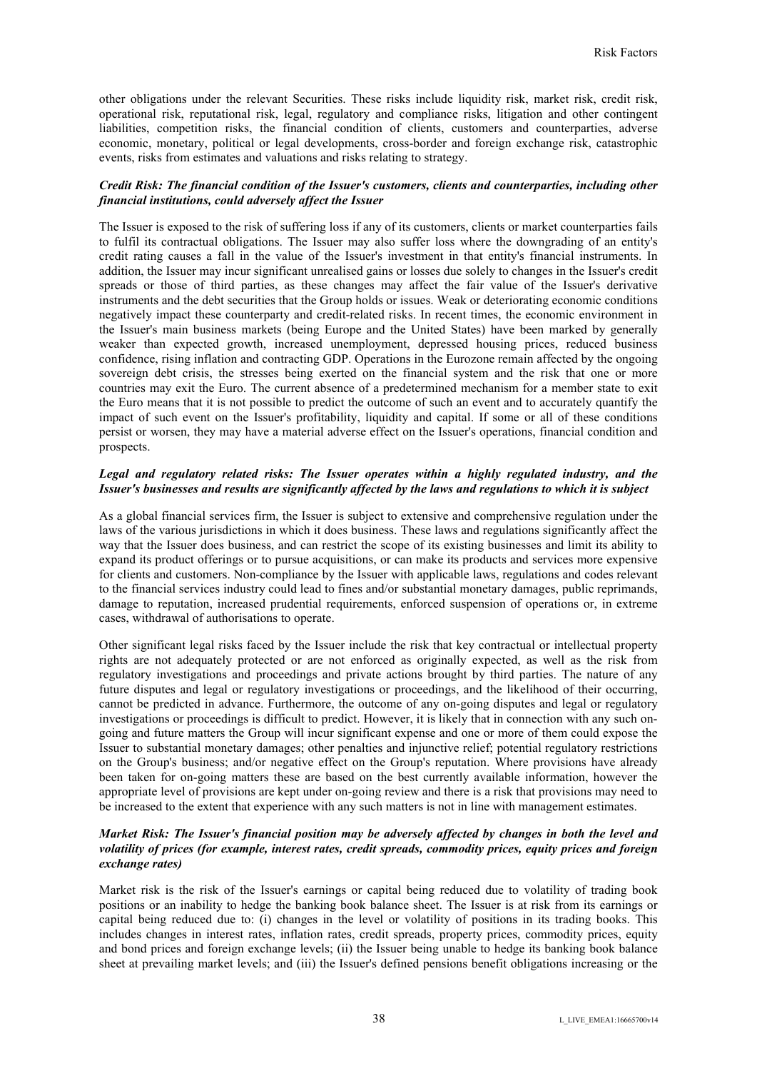other obligations under the relevant Securities. These risks include liquidity risk, market risk, credit risk, operational risk, reputational risk, legal, regulatory and compliance risks, litigation and other contingent liabilities, competition risks, the financial condition of clients, customers and counterparties, adverse economic, monetary, political or legal developments, cross-border and foreign exchange risk, catastrophic events, risks from estimates and valuations and risks relating to strategy.

***Credit Risk: The financial condition of the Issuer's customers, clients and counterparties, including other financial institutions, could adversely affect the Issuer***

The Issuer is exposed to the risk of suffering loss if any of its customers, clients or market counterparties fails to fulfil its contractual obligations. The Issuer may also suffer loss where the downgrading of an entity's credit rating causes a fall in the value of the Issuer's investment in that entity's financial instruments. In addition, the Issuer may incur significant unrealised gains or losses due solely to changes in the Issuer's credit spreads or those of third parties, as these changes may affect the fair value of the Issuer's derivative instruments and the debt securities that the Group holds or issues. Weak or deteriorating economic conditions negatively impact these counterparty and credit-related risks. In recent times, the economic environment in the Issuer's main business markets (being Europe and the United States) have been marked by generally weaker than expected growth, increased unemployment, depressed housing prices, reduced business confidence, rising inflation and contracting GDP. Operations in the Eurozone remain affected by the ongoing sovereign debt crisis, the stresses being exerted on the financial system and the risk that one or more countries may exit the Euro. The current absence of a predetermined mechanism for a member state to exit the Euro means that it is not possible to predict the outcome of such an event and to accurately quantify the impact of such event on the Issuer's profitability, liquidity and capital. If some or all of these conditions persist or worsen, they may have a material adverse effect on the Issuer's operations, financial condition and prospects.

***Legal and regulatory related risks: The Issuer operates within a highly regulated industry, and the Issuer's businesses and results are significantly affected by the laws and regulations to which it is subject***

As a global financial services firm, the Issuer is subject to extensive and comprehensive regulation under the laws of the various jurisdictions in which it does business. These laws and regulations significantly affect the way that the Issuer does business, and can restrict the scope of its existing businesses and limit its ability to expand its product offerings or to pursue acquisitions, or can make its products and services more expensive for clients and customers. Non-compliance by the Issuer with applicable laws, regulations and codes relevant to the financial services industry could lead to fines and/or substantial monetary damages, public reprimands, damage to reputation, increased prudential requirements, enforced suspension of operations or, in extreme cases, withdrawal of authorisations to operate.

Other significant legal risks faced by the Issuer include the risk that key contractual or intellectual property rights are not adequately protected or are not enforced as originally expected, as well as the risk from regulatory investigations and proceedings and private actions brought by third parties. The nature of any future disputes and legal or regulatory investigations or proceedings, and the likelihood of their occurring, cannot be predicted in advance. Furthermore, the outcome of any on-going disputes and legal or regulatory investigations or proceedings is difficult to predict. However, it is likely that in connection with any such on-going and future matters the Group will incur significant expense and one or more of them could expose the Issuer to substantial monetary damages; other penalties and injunctive relief; potential regulatory restrictions on the Group's business; and/or negative effect on the Group's reputation. Where provisions have already been taken for on-going matters these are based on the best currently available information, however the appropriate level of provisions are kept under on-going review and there is a risk that provisions may need to be increased to the extent that experience with any such matters is not in line with management estimates.

***Market Risk: The Issuer's financial position may be adversely affected by changes in both the level and volatility of prices (for example, interest rates, credit spreads, commodity prices, equity prices and foreign exchange rates)***

Market risk is the risk of the Issuer's earnings or capital being reduced due to volatility of trading book positions or an inability to hedge the banking book balance sheet. The Issuer is at risk from its earnings or capital being reduced due to: (i) changes in the level or volatility of positions in its trading books. This includes changes in interest rates, inflation rates, credit spreads, property prices, commodity prices, equity and bond prices and foreign exchange levels; (ii) the Issuer being unable to hedge its banking book balance sheet at prevailing market levels; and (iii) the Issuer's defined pensions benefit obligations increasing or the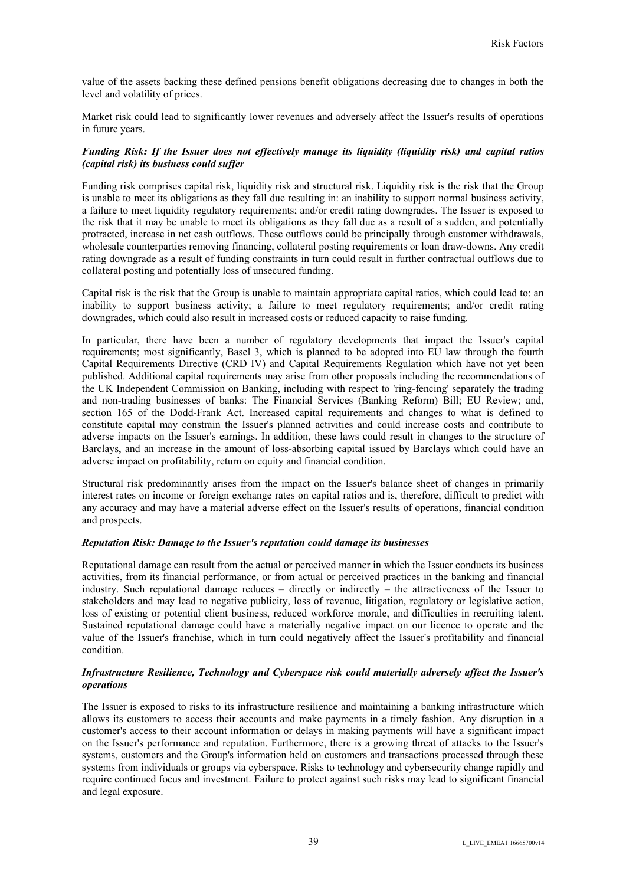value of the assets backing these defined pensions benefit obligations decreasing due to changes in both the level and volatility of prices.

Market risk could lead to significantly lower revenues and adversely affect the Issuer's results of operations in future years.

***Funding Risk: If the Issuer does not effectively manage its liquidity (liquidity risk) and capital ratios (capital risk) its business could suffer***

Funding risk comprises capital risk, liquidity risk and structural risk. Liquidity risk is the risk that the Group is unable to meet its obligations as they fall due resulting in: an inability to support normal business activity, a failure to meet liquidity regulatory requirements; and/or credit rating downgrades. The Issuer is exposed to the risk that it may be unable to meet its obligations as they fall due as a result of a sudden, and potentially protracted, increase in net cash outflows. These outflows could be principally through customer withdrawals, wholesale counterparties removing financing, collateral posting requirements or loan draw-downs. Any credit rating downgrade as a result of funding constraints in turn could result in further contractual outflows due to collateral posting and potentially loss of unsecured funding.

Capital risk is the risk that the Group is unable to maintain appropriate capital ratios, which could lead to: an inability to support business activity; a failure to meet regulatory requirements; and/or credit rating downgrades, which could also result in increased costs or reduced capacity to raise funding.

In particular, there have been a number of regulatory developments that impact the Issuer's capital requirements; most significantly, Basel 3, which is planned to be adopted into EU law through the fourth Capital Requirements Directive (CRD IV) and Capital Requirements Regulation which have not yet been published. Additional capital requirements may arise from other proposals including the recommendations of the UK Independent Commission on Banking, including with respect to 'ring-fencing' separately the trading and non-trading businesses of banks: The Financial Services (Banking Reform) Bill; EU Review; and, section 165 of the Dodd-Frank Act. Increased capital requirements and changes to what is defined to constitute capital may constrain the Issuer's planned activities and could increase costs and contribute to adverse impacts on the Issuer's earnings. In addition, these laws could result in changes to the structure of Barclays, and an increase in the amount of loss-absorbing capital issued by Barclays which could have an adverse impact on profitability, return on equity and financial condition.

Structural risk predominantly arises from the impact on the Issuer's balance sheet of changes in primarily interest rates on income or foreign exchange rates on capital ratios and is, therefore, difficult to predict with any accuracy and may have a material adverse effect on the Issuer's results of operations, financial condition and prospects.

***Reputation Risk: Damage to the Issuer's reputation could damage its businesses***

Reputational damage can result from the actual or perceived manner in which the Issuer conducts its business activities, from its financial performance, or from actual or perceived practices in the banking and financial industry. Such reputational damage reduces – directly or indirectly – the attractiveness of the Issuer to stakeholders and may lead to negative publicity, loss of revenue, litigation, regulatory or legislative action, loss of existing or potential client business, reduced workforce morale, and difficulties in recruiting talent. Sustained reputational damage could have a materially negative impact on our licence to operate and the value of the Issuer's franchise, which in turn could negatively affect the Issuer's profitability and financial condition.

***Infrastructure Resilience, Technology and Cyberspace risk could materially adversely affect the Issuer's operations***

The Issuer is exposed to risks to its infrastructure resilience and maintaining a banking infrastructure which allows its customers to access their accounts and make payments in a timely fashion. Any disruption in a customer's access to their account information or delays in making payments will have a significant impact on the Issuer's performance and reputation. Furthermore, there is a growing threat of attacks to the Issuer's systems, customers and the Group's information held on customers and transactions processed through these systems from individuals or groups via cyberspace. Risks to technology and cybersecurity change rapidly and require continued focus and investment. Failure to protect against such risks may lead to significant financial and legal exposure.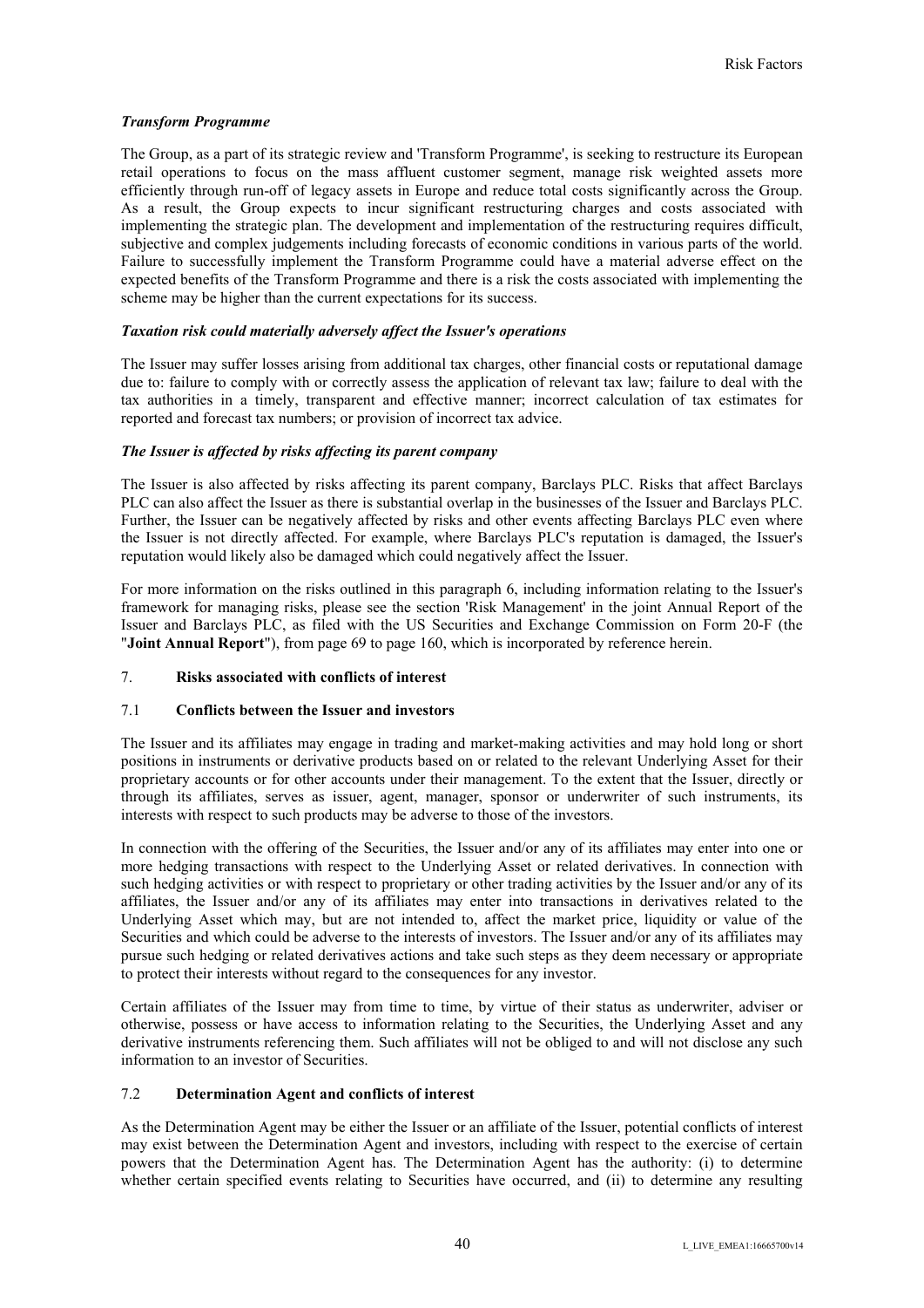*Transform Programme*

The Group, as a part of its strategic review and 'Transform Programme', is seeking to restructure its European retail operations to focus on the mass affluent customer segment, manage risk weighted assets more efficiently through run-off of legacy assets in Europe and reduce total costs significantly across the Group. As a result, the Group expects to incur significant restructuring charges and costs associated with implementing the strategic plan. The development and implementation of the restructuring requires difficult, subjective and complex judgements including forecasts of economic conditions in various parts of the world. Failure to successfully implement the Transform Programme could have a material adverse effect on the expected benefits of the Transform Programme and there is a risk the costs associated with implementing the scheme may be higher than the current expectations for its success.

*Taxation risk could materially adversely affect the Issuer's operations*

The Issuer may suffer losses arising from additional tax charges, other financial costs or reputational damage due to: failure to comply with or correctly assess the application of relevant tax law; failure to deal with the tax authorities in a timely, transparent and effective manner; incorrect calculation of tax estimates for reported and forecast tax numbers; or provision of incorrect tax advice.

*The Issuer is affected by risks affecting its parent company*

The Issuer is also affected by risks affecting its parent company, Barclays PLC. Risks that affect Barclays PLC can also affect the Issuer as there is substantial overlap in the businesses of the Issuer and Barclays PLC. Further, the Issuer can be negatively affected by risks and other events affecting Barclays PLC even where the Issuer is not directly affected. For example, where Barclays PLC's reputation is damaged, the Issuer's reputation would likely also be damaged which could negatively affect the Issuer.

For more information on the risks outlined in this paragraph 6, including information relating to the Issuer's framework for managing risks, please see the section 'Risk Management' in the joint Annual Report of the Issuer and Barclays PLC, as filed with the US Securities and Exchange Commission on Form 20-F (the "**Joint Annual Report**"), from page 69 to page 160, which is incorporated by reference herein.

## 7. Risks associated with conflicts of interest

### 7.1 Conflicts between the Issuer and investors

The Issuer and its affiliates may engage in trading and market-making activities and may hold long or short positions in instruments or derivative products based on or related to the relevant Underlying Asset for their proprietary accounts or for other accounts under their management. To the extent that the Issuer, directly or through its affiliates, serves as issuer, agent, manager, sponsor or underwriter of such instruments, its interests with respect to such products may be adverse to those of the investors.

In connection with the offering of the Securities, the Issuer and/or any of its affiliates may enter into one or more hedging transactions with respect to the Underlying Asset or related derivatives. In connection with such hedging activities or with respect to proprietary or other trading activities by the Issuer and/or any of its affiliates, the Issuer and/or any of its affiliates may enter into transactions in derivatives related to the Underlying Asset which may, but are not intended to, affect the market price, liquidity or value of the Securities and which could be adverse to the interests of investors. The Issuer and/or any of its affiliates may pursue such hedging or related derivatives actions and take such steps as they deem necessary or appropriate to protect their interests without regard to the consequences for any investor.

Certain affiliates of the Issuer may from time to time, by virtue of their status as underwriter, adviser or otherwise, possess or have access to information relating to the Securities, the Underlying Asset and any derivative instruments referencing them. Such affiliates will not be obliged to and will not disclose any such information to an investor of Securities.

### 7.2 Determination Agent and conflicts of interest

As the Determination Agent may be either the Issuer or an affiliate of the Issuer, potential conflicts of interest may exist between the Determination Agent and investors, including with respect to the exercise of certain powers that the Determination Agent has. The Determination Agent has the authority: (i) to determine whether certain specified events relating to Securities have occurred, and (ii) to determine any resulting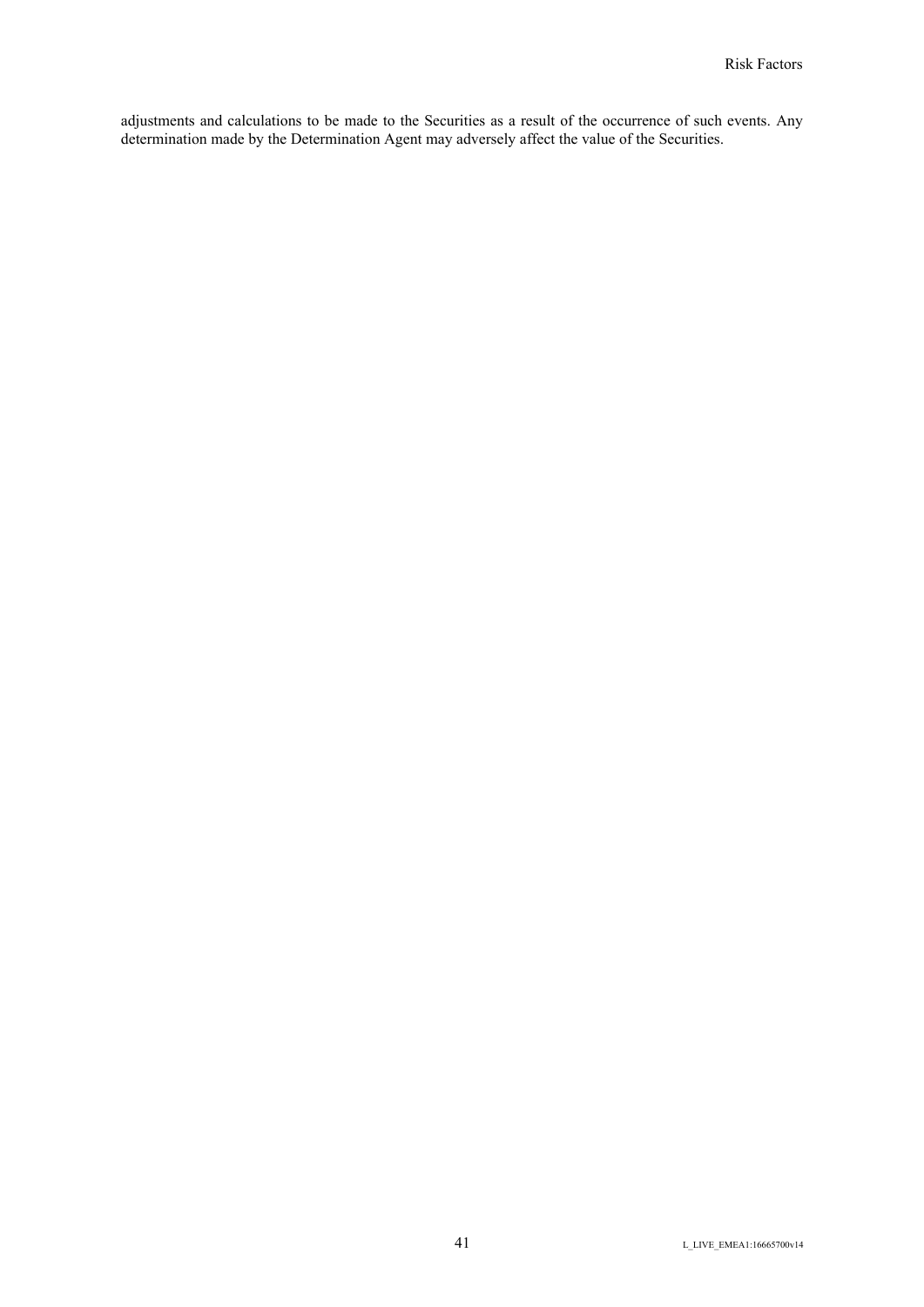adjustments and calculations to be made to the Securities as a result of the occurrence of such events. Any determination made by the Determination Agent may adversely affect the value of the Securities.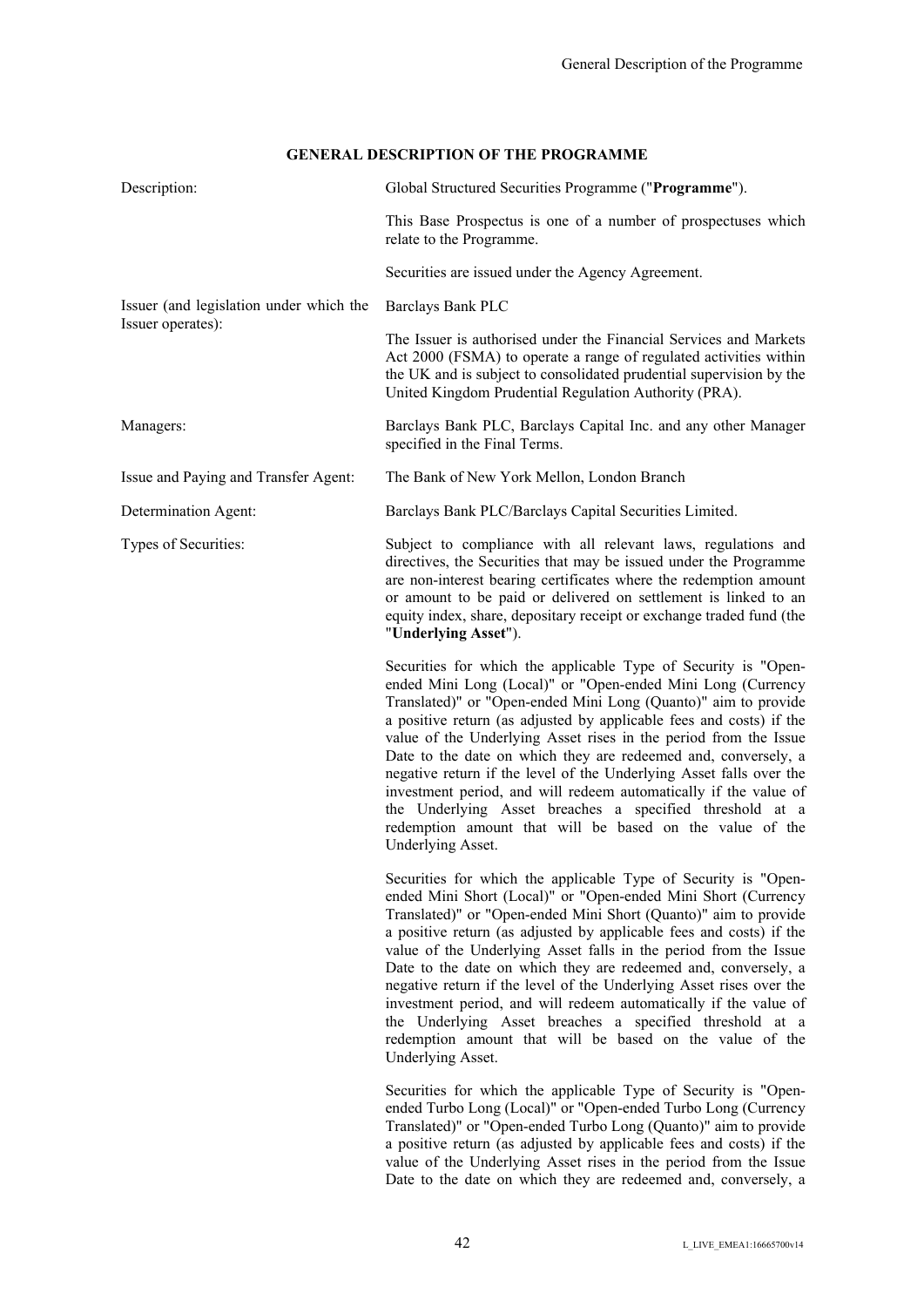## GENERAL DESCRIPTION OF THE PROGRAMME

| | |
|---|---|
| Description: | Global Structured Securities Programme ("**Programme**").<br><br>This Base Prospectus is one of a number of prospectuses which relate to the Programme.<br><br>Securities are issued under the Agency Agreement. |
| Issuer (and legislation under which the Issuer operates): | Barclays Bank PLC<br><br>The Issuer is authorised under the Financial Services and Markets Act 2000 (FSMA) to operate a range of regulated activities within the UK and is subject to consolidated prudential supervision by the United Kingdom Prudential Regulation Authority (PRA). |
| Managers: | Barclays Bank PLC, Barclays Capital Inc. and any other Manager specified in the Final Terms. |
| Issue and Paying and Transfer Agent: | The Bank of New York Mellon, London Branch |
| Determination Agent: | Barclays Bank PLC/Barclays Capital Securities Limited. |
| Types of Securities: | Subject to compliance with all relevant laws, regulations and directives, the Securities that may be issued under the Programme are non-interest bearing certificates where the redemption amount or amount to be paid or delivered on settlement is linked to an equity index, share, depositary receipt or exchange traded fund (the "**Underlying Asset**").<br><br>Securities for which the applicable Type of Security is "Open-ended Mini Long (Local)" or "Open-ended Mini Long (Currency Translated)" or "Open-ended Mini Long (Quanto)" aim to provide a positive return (as adjusted by applicable fees and costs) if the value of the Underlying Asset rises in the period from the Issue Date to the date on which they are redeemed and, conversely, a negative return if the level of the Underlying Asset falls over the investment period, and will redeem automatically if the value of the Underlying Asset breaches a specified threshold at a redemption amount that will be based on the value of the Underlying Asset.<br><br>Securities for which the applicable Type of Security is "Open-ended Mini Short (Local)" or "Open-ended Mini Short (Currency Translated)" or "Open-ended Mini Short (Quanto)" aim to provide a positive return (as adjusted by applicable fees and costs) if the value of the Underlying Asset falls in the period from the Issue Date to the date on which they are redeemed and, conversely, a negative return if the level of the Underlying Asset rises over the investment period, and will redeem automatically if the value of the Underlying Asset breaches a specified threshold at a redemption amount that will be based on the value of the Underlying Asset.<br><br>Securities for which the applicable Type of Security is "Open-ended Turbo Long (Local)" or "Open-ended Turbo Long (Currency Translated)" or "Open-ended Turbo Long (Quanto)" aim to provide a positive return (as adjusted by applicable fees and costs) if the value of the Underlying Asset rises in the period from the Issue Date to the date on which they are redeemed and, conversely, a |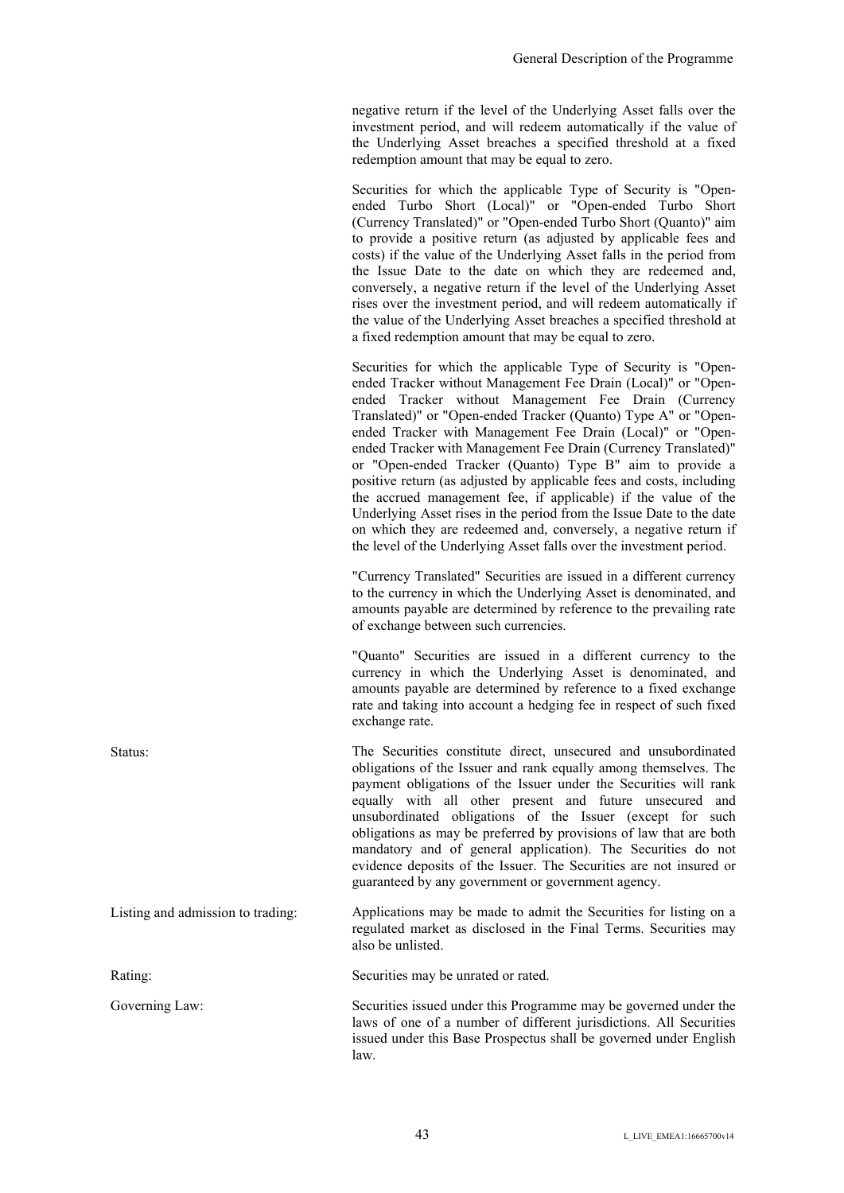negative return if the level of the Underlying Asset falls over the investment period, and will redeem automatically if the value of the Underlying Asset breaches a specified threshold at a fixed redemption amount that may be equal to zero.

Securities for which the applicable Type of Security is "Open-ended Turbo Short (Local)" or "Open-ended Turbo Short (Currency Translated)" or "Open-ended Turbo Short (Quanto)" aim to provide a positive return (as adjusted by applicable fees and costs) if the value of the Underlying Asset falls in the period from the Issue Date to the date on which they are redeemed and, conversely, a negative return if the level of the Underlying Asset rises over the investment period, and will redeem automatically if the value of the Underlying Asset breaches a specified threshold at a fixed redemption amount that may be equal to zero.

Securities for which the applicable Type of Security is "Open-ended Tracker without Management Fee Drain (Local)" or "Open-ended Tracker without Management Fee Drain (Currency Translated)" or "Open-ended Tracker (Quanto) Type A" or "Open-ended Tracker with Management Fee Drain (Local)" or "Open-ended Tracker with Management Fee Drain (Currency Translated)" or "Open-ended Tracker (Quanto) Type B" aim to provide a positive return (as adjusted by applicable fees and costs, including the accrued management fee, if applicable) if the value of the Underlying Asset rises in the period from the Issue Date to the date on which they are redeemed and, conversely, a negative return if the level of the Underlying Asset falls over the investment period.

"Currency Translated" Securities are issued in a different currency to the currency in which the Underlying Asset is denominated, and amounts payable are determined by reference to the prevailing rate of exchange between such currencies.

"Quanto" Securities are issued in a different currency to the currency in which the Underlying Asset is denominated, and amounts payable are determined by reference to a fixed exchange rate and taking into account a hedging fee in respect of such fixed exchange rate.

Status: The Securities constitute direct, unsecured and unsubordinated obligations of the Issuer and rank equally among themselves. The payment obligations of the Issuer under the Securities will rank equally with all other present and future unsecured and unsubordinated obligations of the Issuer (except for such obligations as may be preferred by provisions of law that are both mandatory and of general application). The Securities do not evidence deposits of the Issuer. The Securities are not insured or guaranteed by any government or government agency.

Listing and admission to trading: Applications may be made to admit the Securities for listing on a regulated market as disclosed in the Final Terms. Securities may also be unlisted.

Rating: Securities may be unrated or rated.

Governing Law: Securities issued under this Programme may be governed under the laws of one of a number of different jurisdictions. All Securities issued under this Base Prospectus shall be governed under English law.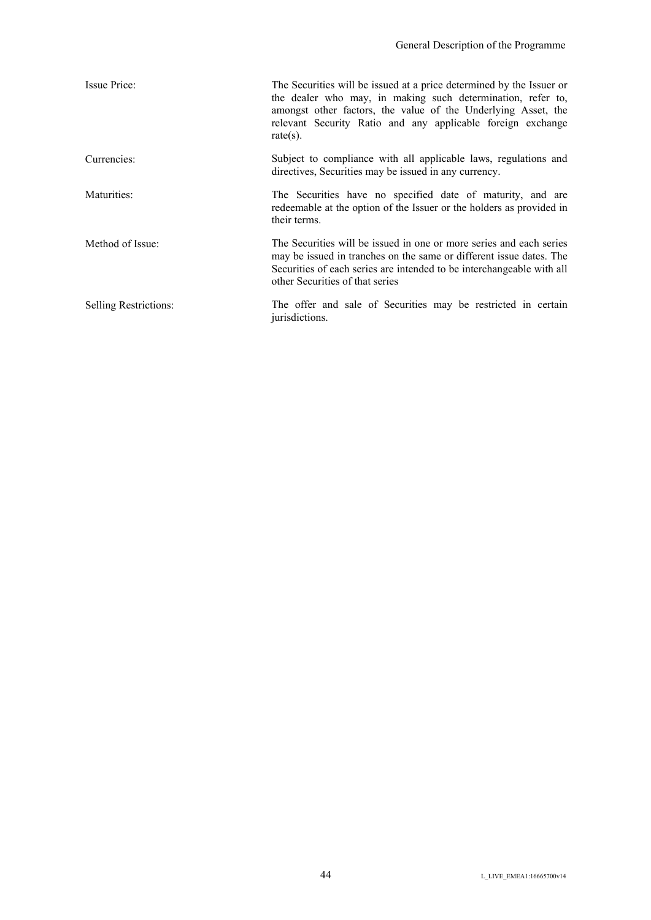| | |
|---|---|
| Issue Price: | The Securities will be issued at a price determined by the Issuer or the dealer who may, in making such determination, refer to, amongst other factors, the value of the Underlying Asset, the relevant Security Ratio and any applicable foreign exchange rate(s). |
| Currencies: | Subject to compliance with all applicable laws, regulations and directives, Securities may be issued in any currency. |
| Maturities: | The Securities have no specified date of maturity, and are redeemable at the option of the Issuer or the holders as provided in their terms. |
| Method of Issue: | The Securities will be issued in one or more series and each series may be issued in tranches on the same or different issue dates. The Securities of each series are intended to be interchangeable with all other Securities of that series |
| Selling Restrictions: | The offer and sale of Securities may be restricted in certain jurisdictions. |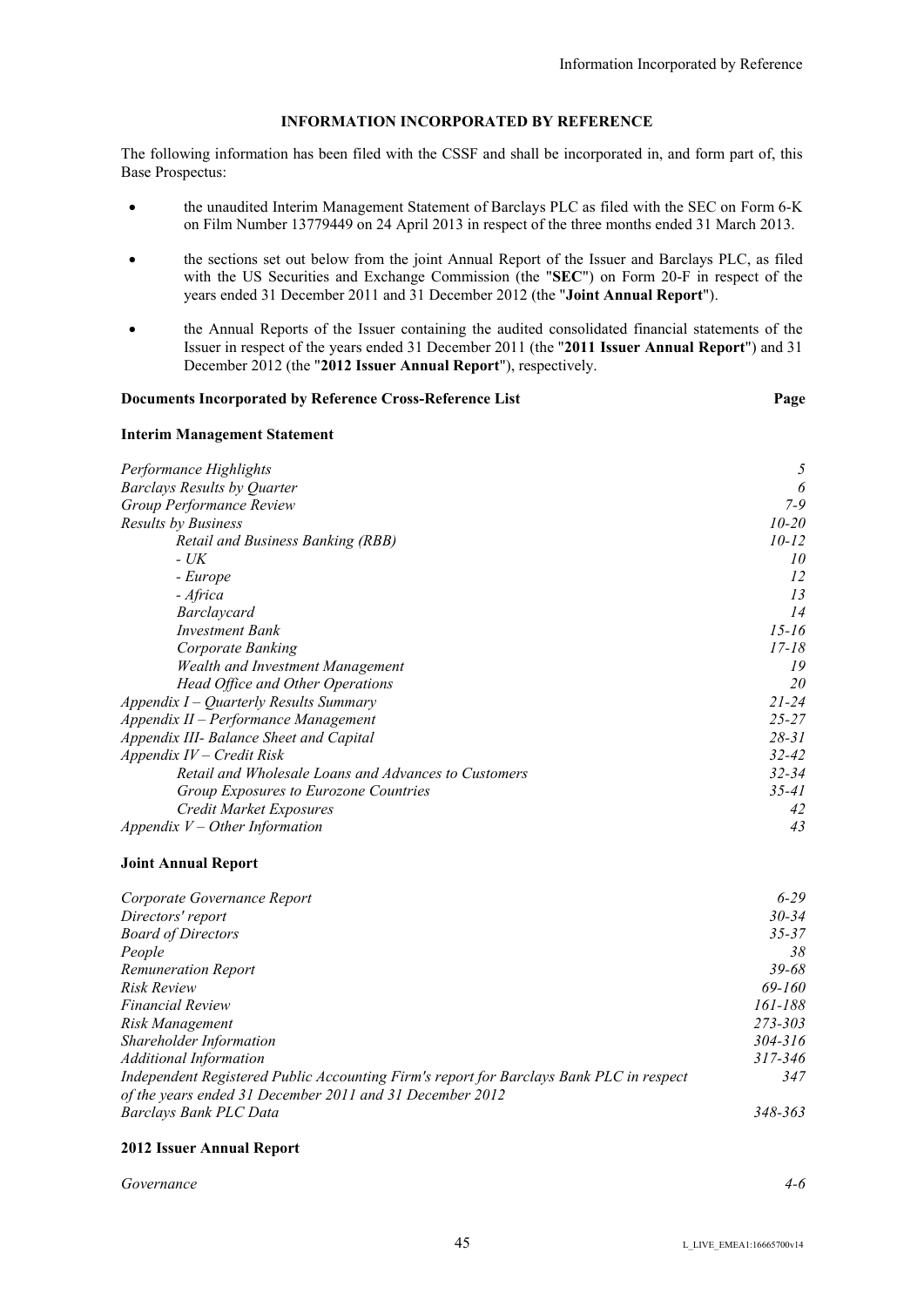## INFORMATION INCORPORATED BY REFERENCE

The following information has been filed with the CSSF and shall be incorporated in, and form part of, this Base Prospectus:

- the unaudited Interim Management Statement of Barclays PLC as filed with the SEC on Form 6-K on Film Number 13779449 on 24 April 2013 in respect of the three months ended 31 March 2013.
- the sections set out below from the joint Annual Report of the Issuer and Barclays PLC, as filed with the US Securities and Exchange Commission (the "**SEC**") on Form 20-F in respect of the years ended 31 December 2011 and 31 December 2012 (the "**Joint Annual Report**").
- the Annual Reports of the Issuer containing the audited consolidated financial statements of the Issuer in respect of the years ended 31 December 2011 (the "**2011 Issuer Annual Report**") and 31 December 2012 (the "**2012 Issuer Annual Report**"), respectively.

| **Documents Incorporated by Reference Cross-Reference List** | **Page** |
|---|---|
| **Interim Management Statement** | |
| *Performance Highlights* | *5* |
| *Barclays Results by Quarter* | *6* |
| *Group Performance Review* | *7-9* |
| *Results by Business* | *10-20* |
| *Retail and Business Banking (RBB)* | *10-12* |
| *- UK* | *10* |
| *- Europe* | *12* |
| *- Africa* | *13* |
| *Barclaycard* | *14* |
| *Investment Bank* | *15-16* |
| *Corporate Banking* | *17-18* |
| *Wealth and Investment Management* | *19* |
| *Head Office and Other Operations* | *20* |
| *Appendix I – Quarterly Results Summary* | *21-24* |
| *Appendix II – Performance Management* | *25-27* |
| *Appendix III- Balance Sheet and Capital* | *28-31* |
| *Appendix IV – Credit Risk* | *32-42* |
| *Retail and Wholesale Loans and Advances to Customers* | *32-34* |
| *Group Exposures to Eurozone Countries* | *35-41* |
| *Credit Market Exposures* | *42* |
| *Appendix V – Other Information* | *43* |
| **Joint Annual Report** | |
| *Corporate Governance Report* | *6-29* |
| *Directors' report* | *30-34* |
| *Board of Directors* | *35-37* |
| *People* | *38* |
| *Remuneration Report* | *39-68* |
| *Risk Review* | *69-160* |
| *Financial Review* | *161-188* |
| *Risk Management* | *273-303* |
| *Shareholder Information* | *304-316* |
| *Additional Information* | *317-346* |
| *Independent Registered Public Accounting Firm's report for Barclays Bank PLC in respect of the years ended 31 December 2011 and 31 December 2012* | *347* |
| *Barclays Bank PLC Data* | *348-363* |
| **2012 Issuer Annual Report** | |
| *Governance* | *4-6* |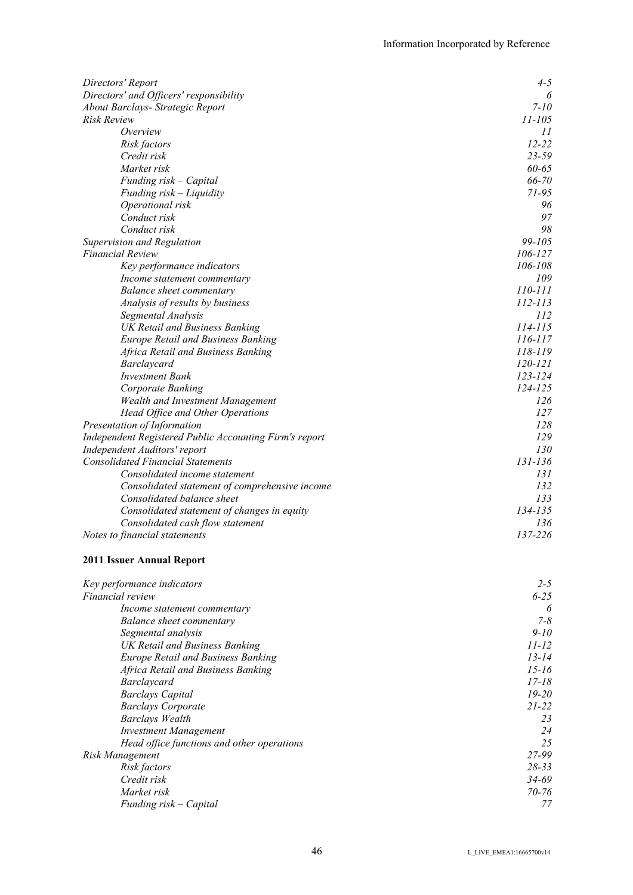| | |
|---|---|
| *Directors' Report* | *4-5* |
| *Directors' and Officers' responsibility* | *6* |
| *About Barclays- Strategic Report* | *7-10* |
| *Risk Review* | *11-105* |
| *Overview* | *11* |
| *Risk factors* | *12-22* |
| *Credit risk* | *23-59* |
| *Market risk* | *60-65* |
| *Funding risk – Capital* | *66-70* |
| *Funding risk – Liquidity* | *71-95* |
| *Operational risk* | *96* |
| *Conduct risk* | *97* |
| *Conduct risk* | *98* |
| *Supervision and Regulation* | *99-105* |
| *Financial Review* | *106-127* |
| *Key performance indicators* | *106-108* |
| *Income statement commentary* | *109* |
| *Balance sheet commentary* | *110-111* |
| *Analysis of results by business* | *112-113* |
| *Segmental Analysis* | *112* |
| *UK Retail and Business Banking* | *114-115* |
| *Europe Retail and Business Banking* | *116-117* |
| *Africa Retail and Business Banking* | *118-119* |
| *Barclaycard* | *120-121* |
| *Investment Bank* | *123-124* |
| *Corporate Banking* | *124-125* |
| *Wealth and Investment Management* | *126* |
| *Head Office and Other Operations* | *127* |
| *Presentation of Information* | *128* |
| *Independent Registered Public Accounting Firm's report* | *129* |
| *Independent Auditors' report* | *130* |
| *Consolidated Financial Statements* | *131-136* |
| *Consolidated income statement* | *131* |
| *Consolidated statement of comprehensive income* | *132* |
| *Consolidated balance sheet* | *133* |
| *Consolidated statement of changes in equity* | *134-135* |
| *Consolidated cash flow statement* | *136* |
| *Notes to financial statements* | *137-226* |

**2011 Issuer Annual Report**

| | |
|---|---|
| *Key performance indicators* | *2-5* |
| *Financial review* | *6-25* |
| *Income statement commentary* | *6* |
| *Balance sheet commentary* | *7-8* |
| *Segmental analysis* | *9-10* |
| *UK Retail and Business Banking* | *11-12* |
| *Europe Retail and Business Banking* | *13-14* |
| *Africa Retail and Business Banking* | *15-16* |
| *Barclaycard* | *17-18* |
| *Barclays Capital* | *19-20* |
| *Barclays Corporate* | *21-22* |
| *Barclays Wealth* | *23* |
| *Investment Management* | *24* |
| *Head office functions and other operations* | *25* |
| *Risk Management* | *27-99* |
| *Risk factors* | *28-33* |
| *Credit risk* | *34-69* |
| *Market risk* | *70-76* |
| *Funding risk – Capital* | *77* |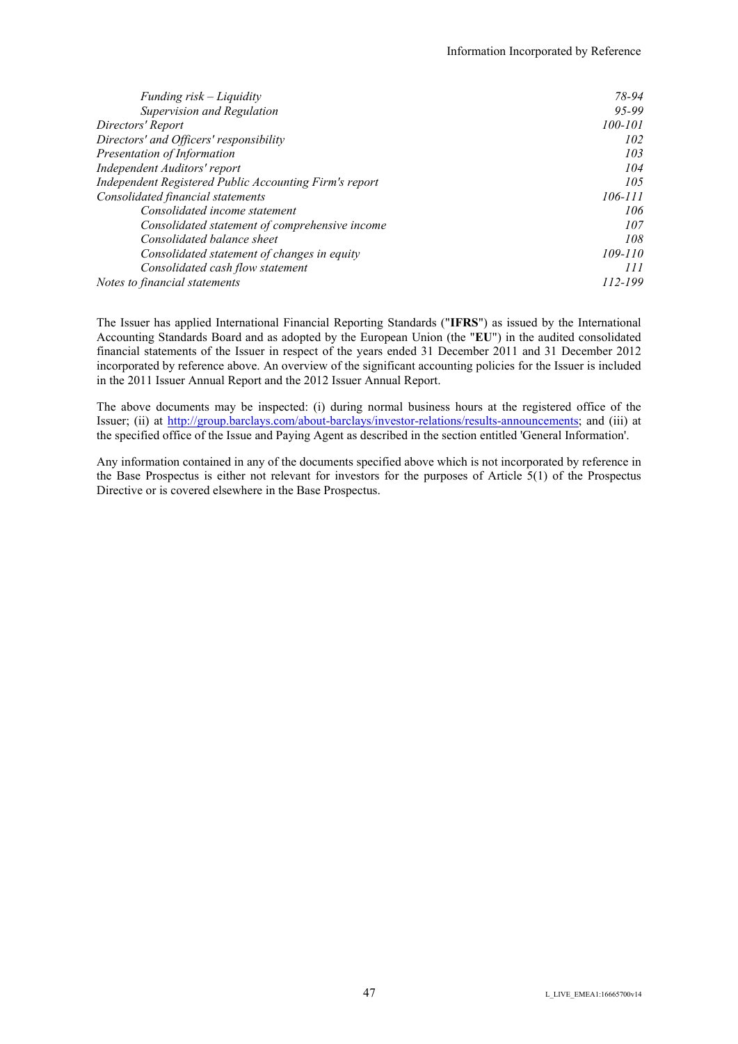| | |
|---|---|
| *Funding risk – Liquidity* | *78-94* |
| *Supervision and Regulation* | *95-99* |
| *Directors' Report* | *100-101* |
| *Directors' and Officers' responsibility* | *102* |
| *Presentation of Information* | *103* |
| *Independent Auditors' report* | *104* |
| *Independent Registered Public Accounting Firm's report* | *105* |
| *Consolidated financial statements* | *106-111* |
| *Consolidated income statement* | *106* |
| *Consolidated statement of comprehensive income* | *107* |
| *Consolidated balance sheet* | *108* |
| *Consolidated statement of changes in equity* | *109-110* |
| *Consolidated cash flow statement* | *111* |
| *Notes to financial statements* | *112-199* |

The Issuer has applied International Financial Reporting Standards ("**IFRS**") as issued by the International Accounting Standards Board and as adopted by the European Union (the "**EU**") in the audited consolidated financial statements of the Issuer in respect of the years ended 31 December 2011 and 31 December 2012 incorporated by reference above. An overview of the significant accounting policies for the Issuer is included in the 2011 Issuer Annual Report and the 2012 Issuer Annual Report.

The above documents may be inspected: (i) during normal business hours at the registered office of the Issuer; (ii) at http://group.barclays.com/about-barclays/investor-relations/results-announcements; and (iii) at the specified office of the Issue and Paying Agent as described in the section entitled 'General Information'.

Any information contained in any of the documents specified above which is not incorporated by reference in the Base Prospectus is either not relevant for investors for the purposes of Article 5(1) of the Prospectus Directive or is covered elsewhere in the Base Prospectus.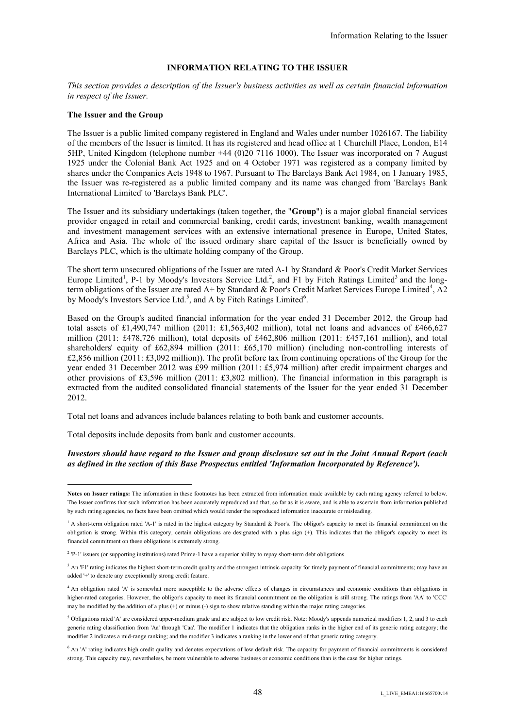# INFORMATION RELATING TO THE ISSUER

*This section provides a description of the Issuer's business activities as well as certain financial information in respect of the Issuer.*

**The Issuer and the Group**

The Issuer is a public limited company registered in England and Wales under number 1026167. The liability of the members of the Issuer is limited. It has its registered and head office at 1 Churchill Place, London, E14 5HP, United Kingdom (telephone number +44 (0)20 7116 1000). The Issuer was incorporated on 7 August 1925 under the Colonial Bank Act 1925 and on 4 October 1971 was registered as a company limited by shares under the Companies Acts 1948 to 1967. Pursuant to The Barclays Bank Act 1984, on 1 January 1985, the Issuer was re-registered as a public limited company and its name was changed from 'Barclays Bank International Limited' to 'Barclays Bank PLC'.

The Issuer and its subsidiary undertakings (taken together, the "**Group**") is a major global financial services provider engaged in retail and commercial banking, credit cards, investment banking, wealth management and investment management services with an extensive international presence in Europe, United States, Africa and Asia. The whole of the issued ordinary share capital of the Issuer is beneficially owned by Barclays PLC, which is the ultimate holding company of the Group.

The short term unsecured obligations of the Issuer are rated A-1 by Standard & Poor's Credit Market Services Europe Limited[1], P-1 by Moody's Investors Service Ltd.[2], and F1 by Fitch Ratings Limited[3] and the long-term obligations of the Issuer are rated A+ by Standard & Poor's Credit Market Services Europe Limited[4], A2 by Moody's Investors Service Ltd.[5], and A by Fitch Ratings Limited[6].

Based on the Group's audited financial information for the year ended 31 December 2012, the Group had total assets of £1,490,747 million (2011: £1,563,402 million), total net loans and advances of £466,627 million (2011: £478,726 million), total deposits of £462,806 million (2011: £457,161 million), and total shareholders' equity of £62,894 million (2011: £65,170 million) (including non-controlling interests of £2,856 million (2011: £3,092 million)). The profit before tax from continuing operations of the Group for the year ended 31 December 2012 was £99 million (2011: £5,974 million) after credit impairment charges and other provisions of £3,596 million (2011: £3,802 million). The financial information in this paragraph is extracted from the audited consolidated financial statements of the Issuer for the year ended 31 December 2012.

Total net loans and advances include balances relating to both bank and customer accounts.

Total deposits include deposits from bank and customer accounts.

***Investors should have regard to the Issuer and group disclosure set out in the Joint Annual Report (each as defined in the section of this Base Prospectus entitled 'Information Incorporated by Reference').***

---

**Notes on Issuer ratings:** The information in these footnotes has been extracted from information made available by each rating agency referred to below. The Issuer confirms that such information has been accurately reproduced and that, so far as it is aware, and is able to ascertain from information published by such rating agencies, no facts have been omitted which would render the reproduced information inaccurate or misleading.

[1] A short-term obligation rated 'A-1' is rated in the highest category by Standard & Poor's. The obligor's capacity to meet its financial commitment on the obligation is strong. Within this category, certain obligations are designated with a plus sign (+). This indicates that the obligor's capacity to meet its financial commitment on these obligations is extremely strong.

[2] 'P-1' issuers (or supporting institutions) rated Prime-1 have a superior ability to repay short-term debt obligations.

[3] An 'F1' rating indicates the highest short-term credit quality and the strongest intrinsic capacity for timely payment of financial commitments; may have an added '+' to denote any exceptionally strong credit feature.

[4] An obligation rated 'A' is somewhat more susceptible to the adverse effects of changes in circumstances and economic conditions than obligations in higher-rated categories. However, the obligor's capacity to meet its financial commitment on the obligation is still strong. The ratings from 'AA' to 'CCC' may be modified by the addition of a plus (+) or minus (-) sign to show relative standing within the major rating categories.

[5] Obligations rated 'A' are considered upper-medium grade and are subject to low credit risk. Note: Moody's appends numerical modifiers 1, 2, and 3 to each generic rating classification from 'Aa' through 'Caa'. The modifier 1 indicates that the obligation ranks in the higher end of its generic rating category; the modifier 2 indicates a mid-range ranking; and the modifier 3 indicates a ranking in the lower end of that generic rating category.

[6] An 'A' rating indicates high credit quality and denotes expectations of low default risk. The capacity for payment of financial commitments is considered strong. This capacity may, nevertheless, be more vulnerable to adverse business or economic conditions than is the case for higher ratings.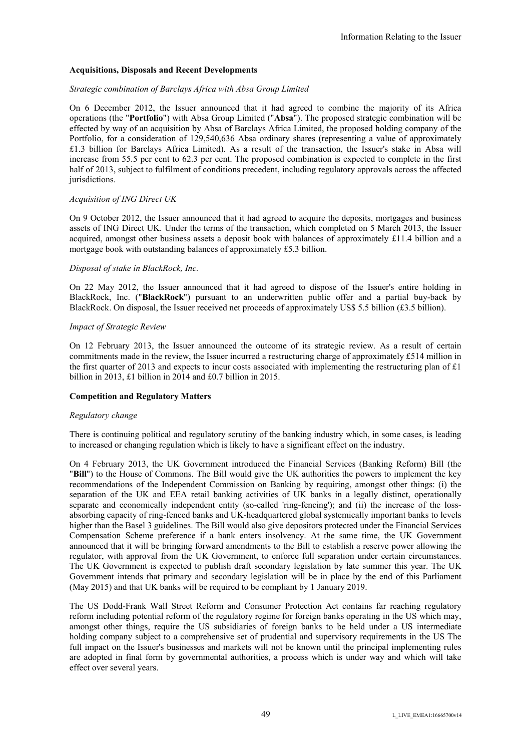**Acquisitions, Disposals and Recent Developments**

*Strategic combination of Barclays Africa with Absa Group Limited*

On 6 December 2012, the Issuer announced that it had agreed to combine the majority of its Africa operations (the "**Portfolio**") with Absa Group Limited ("**Absa**"). The proposed strategic combination will be effected by way of an acquisition by Absa of Barclays Africa Limited, the proposed holding company of the Portfolio, for a consideration of 129,540,636 Absa ordinary shares (representing a value of approximately £1.3 billion for Barclays Africa Limited). As a result of the transaction, the Issuer's stake in Absa will increase from 55.5 per cent to 62.3 per cent. The proposed combination is expected to complete in the first half of 2013, subject to fulfilment of conditions precedent, including regulatory approvals across the affected jurisdictions.

*Acquisition of ING Direct UK*

On 9 October 2012, the Issuer announced that it had agreed to acquire the deposits, mortgages and business assets of ING Direct UK. Under the terms of the transaction, which completed on 5 March 2013, the Issuer acquired, amongst other business assets a deposit book with balances of approximately £11.4 billion and a mortgage book with outstanding balances of approximately £5.3 billion.

*Disposal of stake in BlackRock, Inc.*

On 22 May 2012, the Issuer announced that it had agreed to dispose of the Issuer's entire holding in BlackRock, Inc. ("**BlackRock**") pursuant to an underwritten public offer and a partial buy-back by BlackRock. On disposal, the Issuer received net proceeds of approximately US$ 5.5 billion (£3.5 billion).

*Impact of Strategic Review*

On 12 February 2013, the Issuer announced the outcome of its strategic review. As a result of certain commitments made in the review, the Issuer incurred a restructuring charge of approximately £514 million in the first quarter of 2013 and expects to incur costs associated with implementing the restructuring plan of £1 billion in 2013, £1 billion in 2014 and £0.7 billion in 2015.

**Competition and Regulatory Matters**

*Regulatory change*

There is continuing political and regulatory scrutiny of the banking industry which, in some cases, is leading to increased or changing regulation which is likely to have a significant effect on the industry.

On 4 February 2013, the UK Government introduced the Financial Services (Banking Reform) Bill (the "**Bill**") to the House of Commons. The Bill would give the UK authorities the powers to implement the key recommendations of the Independent Commission on Banking by requiring, amongst other things: (i) the separation of the UK and EEA retail banking activities of UK banks in a legally distinct, operationally separate and economically independent entity (so-called 'ring-fencing'); and (ii) the increase of the loss-absorbing capacity of ring-fenced banks and UK-headquartered global systemically important banks to levels higher than the Basel 3 guidelines. The Bill would also give depositors protected under the Financial Services Compensation Scheme preference if a bank enters insolvency. At the same time, the UK Government announced that it will be bringing forward amendments to the Bill to establish a reserve power allowing the regulator, with approval from the UK Government, to enforce full separation under certain circumstances. The UK Government is expected to publish draft secondary legislation by late summer this year. The UK Government intends that primary and secondary legislation will be in place by the end of this Parliament (May 2015) and that UK banks will be required to be compliant by 1 January 2019.

The US Dodd-Frank Wall Street Reform and Consumer Protection Act contains far reaching regulatory reform including potential reform of the regulatory regime for foreign banks operating in the US which may, amongst other things, require the US subsidiaries of foreign banks to be held under a US intermediate holding company subject to a comprehensive set of prudential and supervisory requirements in the US The full impact on the Issuer's businesses and markets will not be known until the principal implementing rules are adopted in final form by governmental authorities, a process which is under way and which will take effect over several years.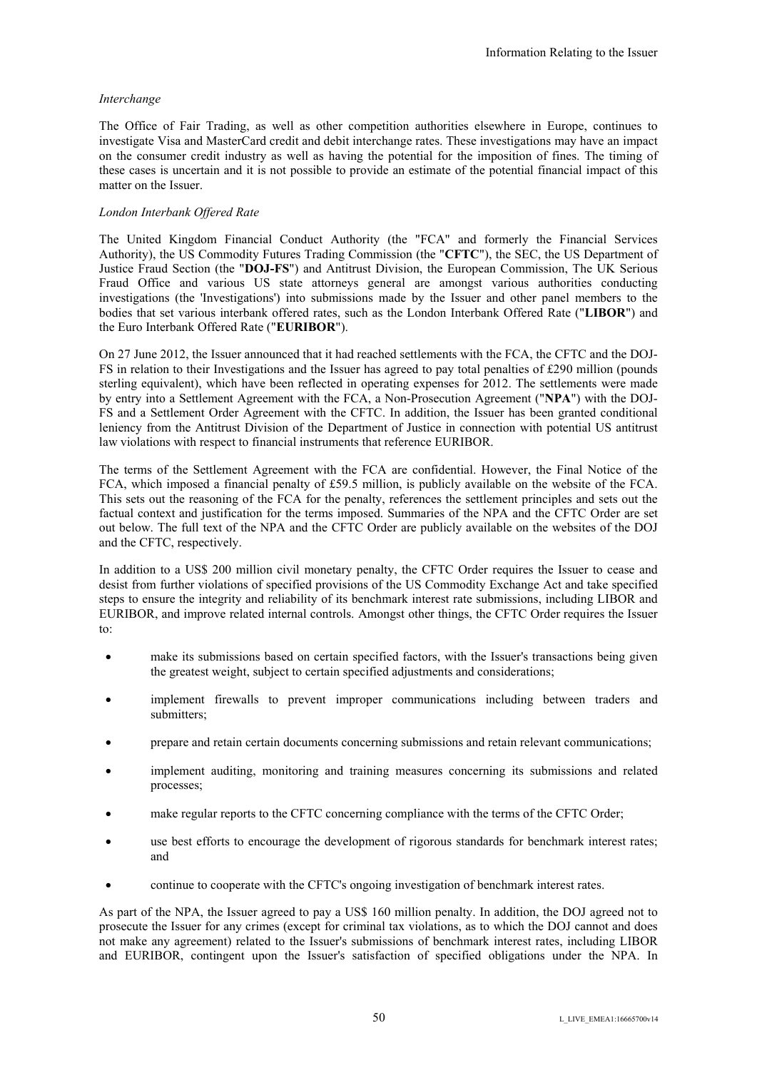*Interchange*

The Office of Fair Trading, as well as other competition authorities elsewhere in Europe, continues to investigate Visa and MasterCard credit and debit interchange rates. These investigations may have an impact on the consumer credit industry as well as having the potential for the imposition of fines. The timing of these cases is uncertain and it is not possible to provide an estimate of the potential financial impact of this matter on the Issuer.

*London Interbank Offered Rate*

The United Kingdom Financial Conduct Authority (the "FCA" and formerly the Financial Services Authority), the US Commodity Futures Trading Commission (the "**CFTC**"), the SEC, the US Department of Justice Fraud Section (the "**DOJ-FS**") and Antitrust Division, the European Commission, The UK Serious Fraud Office and various US state attorneys general are amongst various authorities conducting investigations (the 'Investigations') into submissions made by the Issuer and other panel members to the bodies that set various interbank offered rates, such as the London Interbank Offered Rate ("**LIBOR**") and the Euro Interbank Offered Rate ("**EURIBOR**").

On 27 June 2012, the Issuer announced that it had reached settlements with the FCA, the CFTC and the DOJ-FS in relation to their Investigations and the Issuer has agreed to pay total penalties of £290 million (pounds sterling equivalent), which have been reflected in operating expenses for 2012. The settlements were made by entry into a Settlement Agreement with the FCA, a Non-Prosecution Agreement ("**NPA**") with the DOJ-FS and a Settlement Order Agreement with the CFTC. In addition, the Issuer has been granted conditional leniency from the Antitrust Division of the Department of Justice in connection with potential US antitrust law violations with respect to financial instruments that reference EURIBOR.

The terms of the Settlement Agreement with the FCA are confidential. However, the Final Notice of the FCA, which imposed a financial penalty of £59.5 million, is publicly available on the website of the FCA. This sets out the reasoning of the FCA for the penalty, references the settlement principles and sets out the factual context and justification for the terms imposed. Summaries of the NPA and the CFTC Order are set out below. The full text of the NPA and the CFTC Order are publicly available on the websites of the DOJ and the CFTC, respectively.

In addition to a US$ 200 million civil monetary penalty, the CFTC Order requires the Issuer to cease and desist from further violations of specified provisions of the US Commodity Exchange Act and take specified steps to ensure the integrity and reliability of its benchmark interest rate submissions, including LIBOR and EURIBOR, and improve related internal controls. Amongst other things, the CFTC Order requires the Issuer to:

- make its submissions based on certain specified factors, with the Issuer's transactions being given the greatest weight, subject to certain specified adjustments and considerations;
- implement firewalls to prevent improper communications including between traders and submitters;
- prepare and retain certain documents concerning submissions and retain relevant communications;
- implement auditing, monitoring and training measures concerning its submissions and related processes;
- make regular reports to the CFTC concerning compliance with the terms of the CFTC Order;
- use best efforts to encourage the development of rigorous standards for benchmark interest rates; and
- continue to cooperate with the CFTC's ongoing investigation of benchmark interest rates.

As part of the NPA, the Issuer agreed to pay a US$ 160 million penalty. In addition, the DOJ agreed not to prosecute the Issuer for any crimes (except for criminal tax violations, as to which the DOJ cannot and does not make any agreement) related to the Issuer's submissions of benchmark interest rates, including LIBOR and EURIBOR, contingent upon the Issuer's satisfaction of specified obligations under the NPA. In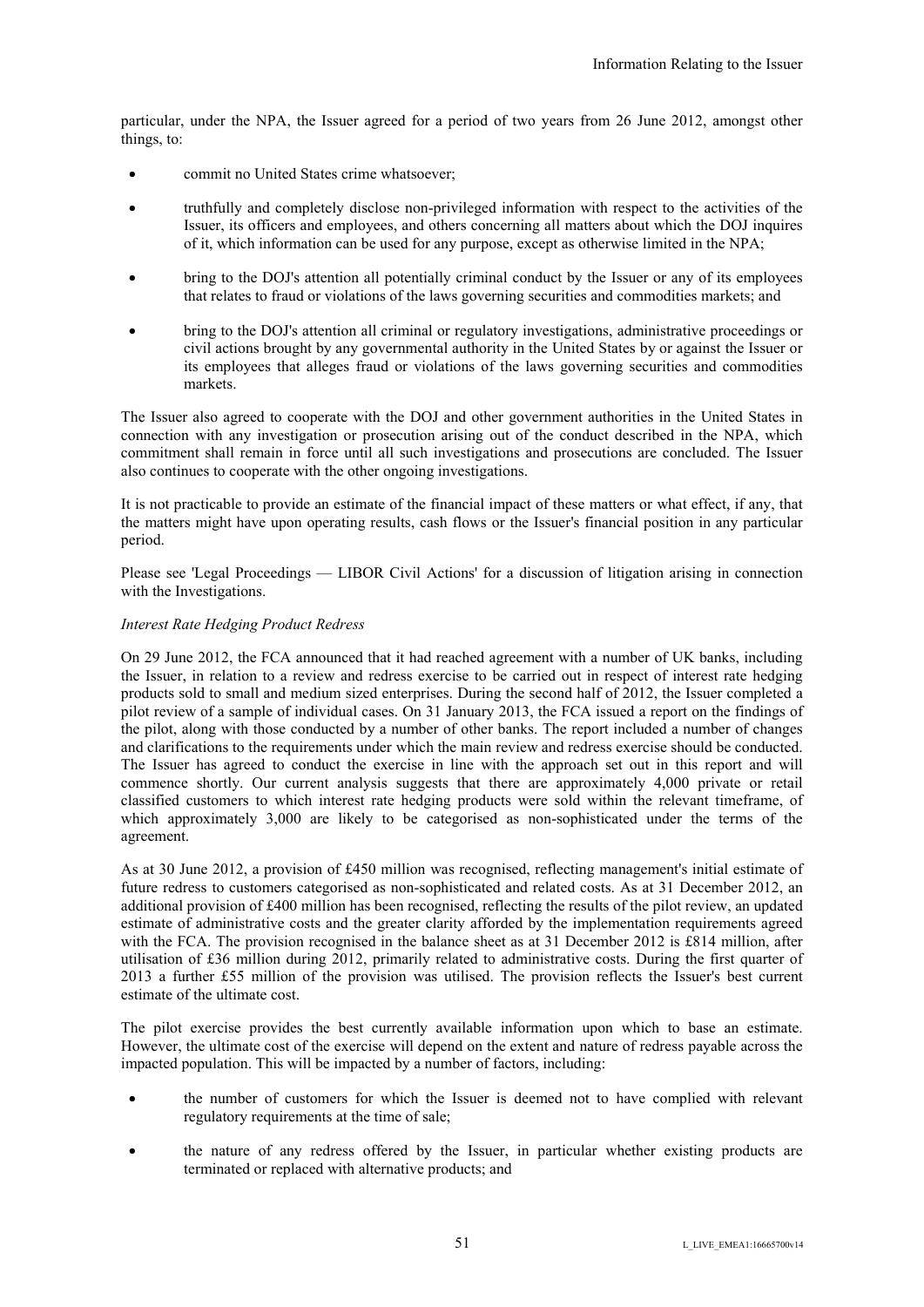particular, under the NPA, the Issuer agreed for a period of two years from 26 June 2012, amongst other things, to:

- commit no United States crime whatsoever;
- truthfully and completely disclose non-privileged information with respect to the activities of the Issuer, its officers and employees, and others concerning all matters about which the DOJ inquires of it, which information can be used for any purpose, except as otherwise limited in the NPA;
- bring to the DOJ's attention all potentially criminal conduct by the Issuer or any of its employees that relates to fraud or violations of the laws governing securities and commodities markets; and
- bring to the DOJ's attention all criminal or regulatory investigations, administrative proceedings or civil actions brought by any governmental authority in the United States by or against the Issuer or its employees that alleges fraud or violations of the laws governing securities and commodities markets.

The Issuer also agreed to cooperate with the DOJ and other government authorities in the United States in connection with any investigation or prosecution arising out of the conduct described in the NPA, which commitment shall remain in force until all such investigations and prosecutions are concluded. The Issuer also continues to cooperate with the other ongoing investigations.

It is not practicable to provide an estimate of the financial impact of these matters or what effect, if any, that the matters might have upon operating results, cash flows or the Issuer's financial position in any particular period.

Please see 'Legal Proceedings — LIBOR Civil Actions' for a discussion of litigation arising in connection with the Investigations.

*Interest Rate Hedging Product Redress*

On 29 June 2012, the FCA announced that it had reached agreement with a number of UK banks, including the Issuer, in relation to a review and redress exercise to be carried out in respect of interest rate hedging products sold to small and medium sized enterprises. During the second half of 2012, the Issuer completed a pilot review of a sample of individual cases. On 31 January 2013, the FCA issued a report on the findings of the pilot, along with those conducted by a number of other banks. The report included a number of changes and clarifications to the requirements under which the main review and redress exercise should be conducted. The Issuer has agreed to conduct the exercise in line with the approach set out in this report and will commence shortly. Our current analysis suggests that there are approximately 4,000 private or retail classified customers to which interest rate hedging products were sold within the relevant timeframe, of which approximately 3,000 are likely to be categorised as non-sophisticated under the terms of the agreement.

As at 30 June 2012, a provision of £450 million was recognised, reflecting management's initial estimate of future redress to customers categorised as non-sophisticated and related costs. As at 31 December 2012, an additional provision of £400 million has been recognised, reflecting the results of the pilot review, an updated estimate of administrative costs and the greater clarity afforded by the implementation requirements agreed with the FCA. The provision recognised in the balance sheet as at 31 December 2012 is £814 million, after utilisation of £36 million during 2012, primarily related to administrative costs. During the first quarter of 2013 a further £55 million of the provision was utilised. The provision reflects the Issuer's best current estimate of the ultimate cost.

The pilot exercise provides the best currently available information upon which to base an estimate. However, the ultimate cost of the exercise will depend on the extent and nature of redress payable across the impacted population. This will be impacted by a number of factors, including:

- the number of customers for which the Issuer is deemed not to have complied with relevant regulatory requirements at the time of sale;
- the nature of any redress offered by the Issuer, in particular whether existing products are terminated or replaced with alternative products; and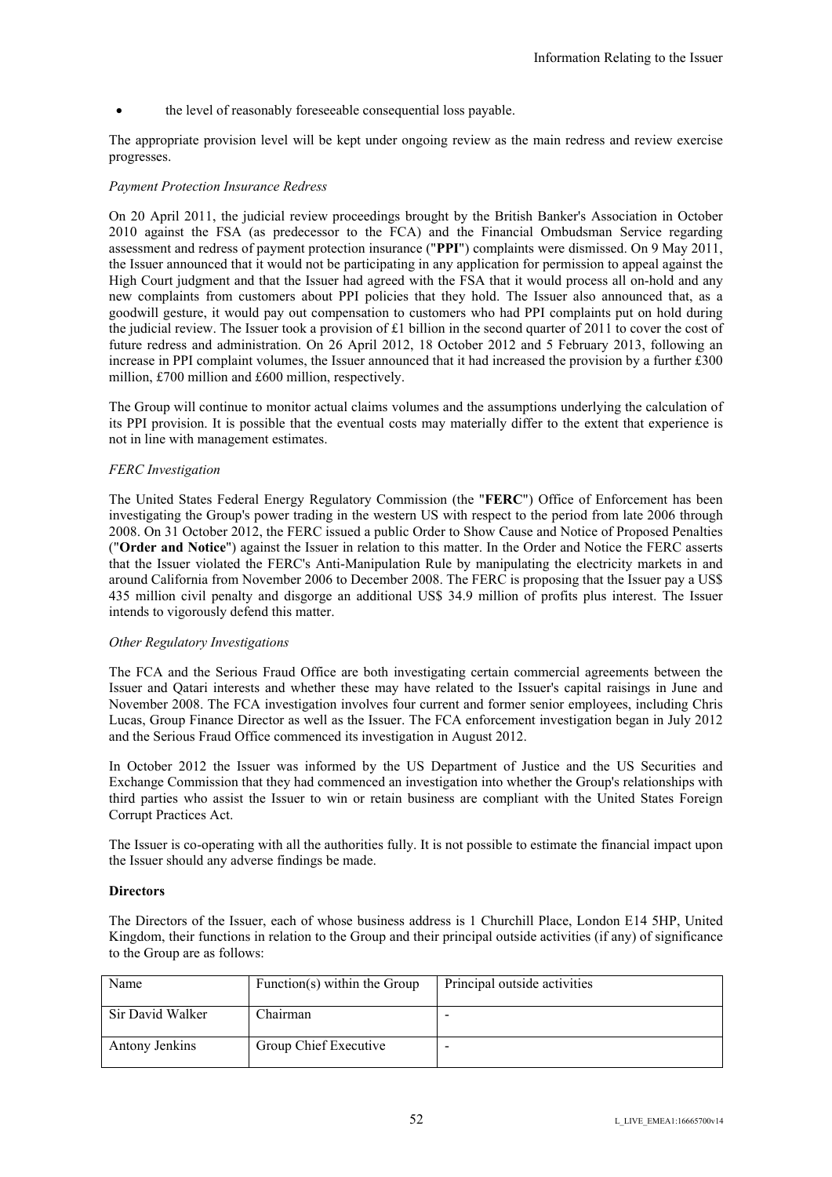- the level of reasonably foreseeable consequential loss payable.

The appropriate provision level will be kept under ongoing review as the main redress and review exercise progresses.

*Payment Protection Insurance Redress*

On 20 April 2011, the judicial review proceedings brought by the British Banker's Association in October 2010 against the FSA (as predecessor to the FCA) and the Financial Ombudsman Service regarding assessment and redress of payment protection insurance ("**PPI**") complaints were dismissed. On 9 May 2011, the Issuer announced that it would not be participating in any application for permission to appeal against the High Court judgment and that the Issuer had agreed with the FSA that it would process all on-hold and any new complaints from customers about PPI policies that they hold. The Issuer also announced that, as a goodwill gesture, it would pay out compensation to customers who had PPI complaints put on hold during the judicial review. The Issuer took a provision of £1 billion in the second quarter of 2011 to cover the cost of future redress and administration. On 26 April 2012, 18 October 2012 and 5 February 2013, following an increase in PPI complaint volumes, the Issuer announced that it had increased the provision by a further £300 million, £700 million and £600 million, respectively.

The Group will continue to monitor actual claims volumes and the assumptions underlying the calculation of its PPI provision. It is possible that the eventual costs may materially differ to the extent that experience is not in line with management estimates.

*FERC Investigation*

The United States Federal Energy Regulatory Commission (the "**FERC**") Office of Enforcement has been investigating the Group's power trading in the western US with respect to the period from late 2006 through 2008. On 31 October 2012, the FERC issued a public Order to Show Cause and Notice of Proposed Penalties ("**Order and Notice**") against the Issuer in relation to this matter. In the Order and Notice the FERC asserts that the Issuer violated the FERC's Anti-Manipulation Rule by manipulating the electricity markets in and around California from November 2006 to December 2008. The FERC is proposing that the Issuer pay a US$ 435 million civil penalty and disgorge an additional US$ 34.9 million of profits plus interest. The Issuer intends to vigorously defend this matter.

*Other Regulatory Investigations*

The FCA and the Serious Fraud Office are both investigating certain commercial agreements between the Issuer and Qatari interests and whether these may have related to the Issuer's capital raisings in June and November 2008. The FCA investigation involves four current and former senior employees, including Chris Lucas, Group Finance Director as well as the Issuer. The FCA enforcement investigation began in July 2012 and the Serious Fraud Office commenced its investigation in August 2012.

In October 2012 the Issuer was informed by the US Department of Justice and the US Securities and Exchange Commission that they had commenced an investigation into whether the Group's relationships with third parties who assist the Issuer to win or retain business are compliant with the United States Foreign Corrupt Practices Act.

The Issuer is co-operating with all the authorities fully. It is not possible to estimate the financial impact upon the Issuer should any adverse findings be made.

**Directors**

The Directors of the Issuer, each of whose business address is 1 Churchill Place, London E14 5HP, United Kingdom, their functions in relation to the Group and their principal outside activities (if any) of significance to the Group are as follows:

| Name | Function(s) within the Group | Principal outside activities |
|---|---|---|
| Sir David Walker | Chairman | - |
| Antony Jenkins | Group Chief Executive | - |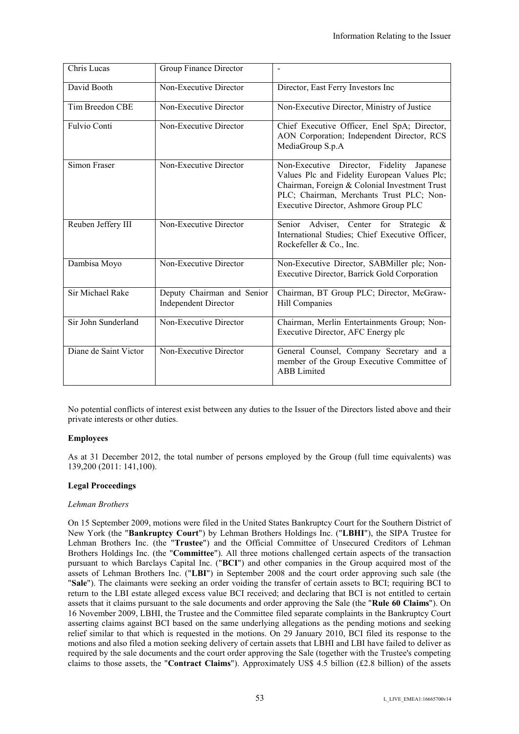| Chris Lucas | Group Finance Director | - |
|---|---|---|
| David Booth | Non-Executive Director | Director, East Ferry Investors Inc |
| Tim Breedon CBE | Non-Executive Director | Non-Executive Director, Ministry of Justice |
| Fulvio Conti | Non-Executive Director | Chief Executive Officer, Enel SpA; Director, AON Corporation; Independent Director, RCS MediaGroup S.p.A |
| Simon Fraser | Non-Executive Director | Non-Executive Director, Fidelity Japanese Values Plc and Fidelity European Values Plc; Chairman, Foreign & Colonial Investment Trust PLC; Chairman, Merchants Trust PLC; Non-Executive Director, Ashmore Group PLC |
| Reuben Jeffery III | Non-Executive Director | Senior Adviser, Center for Strategic & International Studies; Chief Executive Officer, Rockefeller & Co., Inc. |
| Dambisa Moyo | Non-Executive Director | Non-Executive Director, SABMiller plc; Non-Executive Director, Barrick Gold Corporation |
| Sir Michael Rake | Deputy Chairman and Senior Independent Director | Chairman, BT Group PLC; Director, McGraw-Hill Companies |
| Sir John Sunderland | Non-Executive Director | Chairman, Merlin Entertainments Group; Non-Executive Director, AFC Energy plc |
| Diane de Saint Victor | Non-Executive Director | General Counsel, Company Secretary and a member of the Group Executive Committee of ABB Limited |

No potential conflicts of interest exist between any duties to the Issuer of the Directors listed above and their private interests or other duties.

**Employees**

As at 31 December 2012, the total number of persons employed by the Group (full time equivalents) was 139,200 (2011: 141,100).

**Legal Proceedings**

*Lehman Brothers*

On 15 September 2009, motions were filed in the United States Bankruptcy Court for the Southern District of New York (the "**Bankruptcy Court**") by Lehman Brothers Holdings Inc. ("**LBHI**"), the SIPA Trustee for Lehman Brothers Inc. (the "**Trustee**") and the Official Committee of Unsecured Creditors of Lehman Brothers Holdings Inc. (the "**Committee**"). All three motions challenged certain aspects of the transaction pursuant to which Barclays Capital Inc. ("**BCI**") and other companies in the Group acquired most of the assets of Lehman Brothers Inc. ("**LBI**") in September 2008 and the court order approving such sale (the "**Sale**"). The claimants were seeking an order voiding the transfer of certain assets to BCI; requiring BCI to return to the LBI estate alleged excess value BCI received; and declaring that BCI is not entitled to certain assets that it claims pursuant to the sale documents and order approving the Sale (the "**Rule 60 Claims**"). On 16 November 2009, LBHI, the Trustee and the Committee filed separate complaints in the Bankruptcy Court asserting claims against BCI based on the same underlying allegations as the pending motions and seeking relief similar to that which is requested in the motions. On 29 January 2010, BCI filed its response to the motions and also filed a motion seeking delivery of certain assets that LBHI and LBI have failed to deliver as required by the sale documents and the court order approving the Sale (together with the Trustee's competing claims to those assets, the "**Contract Claims**"). Approximately US$ 4.5 billion (£2.8 billion) of the assets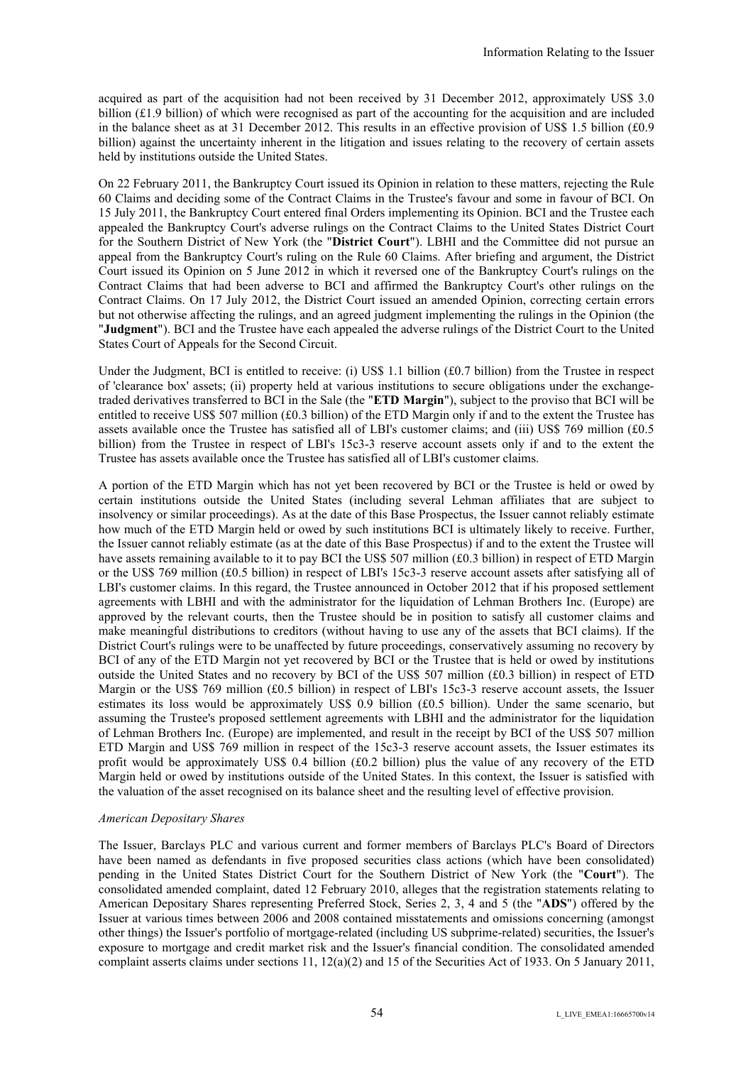acquired as part of the acquisition had not been received by 31 December 2012, approximately US$ 3.0 billion (£1.9 billion) of which were recognised as part of the accounting for the acquisition and are included in the balance sheet as at 31 December 2012. This results in an effective provision of US$ 1.5 billion (£0.9 billion) against the uncertainty inherent in the litigation and issues relating to the recovery of certain assets held by institutions outside the United States.

On 22 February 2011, the Bankruptcy Court issued its Opinion in relation to these matters, rejecting the Rule 60 Claims and deciding some of the Contract Claims in the Trustee's favour and some in favour of BCI. On 15 July 2011, the Bankruptcy Court entered final Orders implementing its Opinion. BCI and the Trustee each appealed the Bankruptcy Court's adverse rulings on the Contract Claims to the United States District Court for the Southern District of New York (the "**District Court**"). LBHI and the Committee did not pursue an appeal from the Bankruptcy Court's ruling on the Rule 60 Claims. After briefing and argument, the District Court issued its Opinion on 5 June 2012 in which it reversed one of the Bankruptcy Court's rulings on the Contract Claims that had been adverse to BCI and affirmed the Bankruptcy Court's other rulings on the Contract Claims. On 17 July 2012, the District Court issued an amended Opinion, correcting certain errors but not otherwise affecting the rulings, and an agreed judgment implementing the rulings in the Opinion (the "**Judgment**"). BCI and the Trustee have each appealed the adverse rulings of the District Court to the United States Court of Appeals for the Second Circuit.

Under the Judgment, BCI is entitled to receive: (i) US$ 1.1 billion (£0.7 billion) from the Trustee in respect of 'clearance box' assets; (ii) property held at various institutions to secure obligations under the exchange-traded derivatives transferred to BCI in the Sale (the "**ETD Margin**"), subject to the proviso that BCI will be entitled to receive US$ 507 million (£0.3 billion) of the ETD Margin only if and to the extent the Trustee has assets available once the Trustee has satisfied all of LBI's customer claims; and (iii) US$ 769 million (£0.5 billion) from the Trustee in respect of LBI's 15c3-3 reserve account assets only if and to the extent the Trustee has assets available once the Trustee has satisfied all of LBI's customer claims.

A portion of the ETD Margin which has not yet been recovered by BCI or the Trustee is held or owed by certain institutions outside the United States (including several Lehman affiliates that are subject to insolvency or similar proceedings). As at the date of this Base Prospectus, the Issuer cannot reliably estimate how much of the ETD Margin held or owed by such institutions BCI is ultimately likely to receive. Further, the Issuer cannot reliably estimate (as at the date of this Base Prospectus) if and to the extent the Trustee will have assets remaining available to it to pay BCI the US$ 507 million (£0.3 billion) in respect of ETD Margin or the US$ 769 million (£0.5 billion) in respect of LBI's 15c3-3 reserve account assets after satisfying all of LBI's customer claims. In this regard, the Trustee announced in October 2012 that if his proposed settlement agreements with LBHI and with the administrator for the liquidation of Lehman Brothers Inc. (Europe) are approved by the relevant courts, then the Trustee should be in position to satisfy all customer claims and make meaningful distributions to creditors (without having to use any of the assets that BCI claims). If the District Court's rulings were to be unaffected by future proceedings, conservatively assuming no recovery by BCI of any of the ETD Margin not yet recovered by BCI or the Trustee that is held or owed by institutions outside the United States and no recovery by BCI of the US$ 507 million (£0.3 billion) in respect of ETD Margin or the US$ 769 million (£0.5 billion) in respect of LBI's 15c3-3 reserve account assets, the Issuer estimates its loss would be approximately US$ 0.9 billion (£0.5 billion). Under the same scenario, but assuming the Trustee's proposed settlement agreements with LBHI and the administrator for the liquidation of Lehman Brothers Inc. (Europe) are implemented, and result in the receipt by BCI of the US$ 507 million ETD Margin and US$ 769 million in respect of the 15c3-3 reserve account assets, the Issuer estimates its profit would be approximately US$ 0.4 billion (£0.2 billion) plus the value of any recovery of the ETD Margin held or owed by institutions outside of the United States. In this context, the Issuer is satisfied with the valuation of the asset recognised on its balance sheet and the resulting level of effective provision.

*American Depositary Shares*

The Issuer, Barclays PLC and various current and former members of Barclays PLC's Board of Directors have been named as defendants in five proposed securities class actions (which have been consolidated) pending in the United States District Court for the Southern District of New York (the "**Court**"). The consolidated amended complaint, dated 12 February 2010, alleges that the registration statements relating to American Depositary Shares representing Preferred Stock, Series 2, 3, 4 and 5 (the "**ADS**") offered by the Issuer at various times between 2006 and 2008 contained misstatements and omissions concerning (amongst other things) the Issuer's portfolio of mortgage-related (including US subprime-related) securities, the Issuer's exposure to mortgage and credit market risk and the Issuer's financial condition. The consolidated amended complaint asserts claims under sections 11, 12(a)(2) and 15 of the Securities Act of 1933. On 5 January 2011,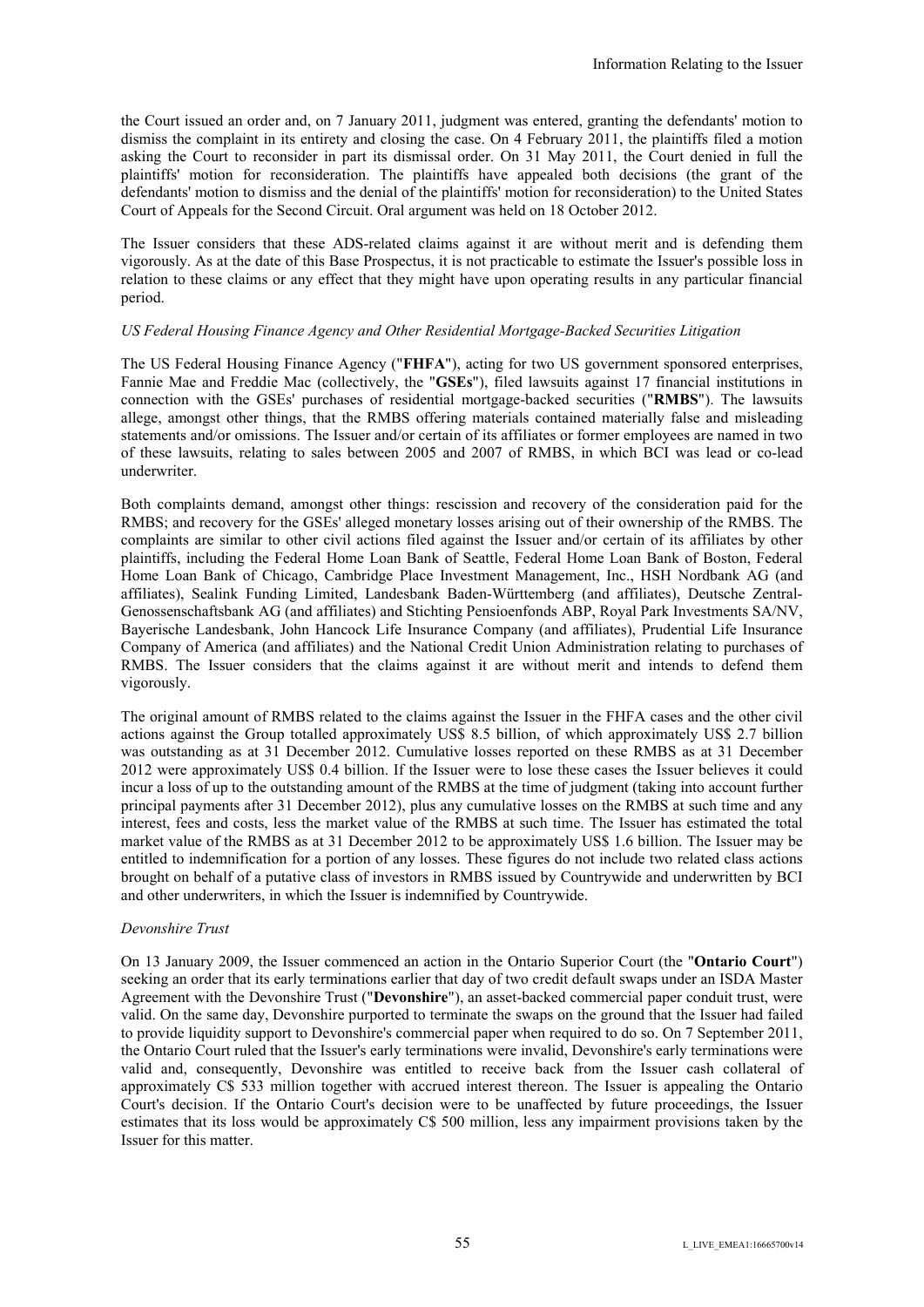the Court issued an order and, on 7 January 2011, judgment was entered, granting the defendants' motion to dismiss the complaint in its entirety and closing the case. On 4 February 2011, the plaintiffs filed a motion asking the Court to reconsider in part its dismissal order. On 31 May 2011, the Court denied in full the plaintiffs' motion for reconsideration. The plaintiffs have appealed both decisions (the grant of the defendants' motion to dismiss and the denial of the plaintiffs' motion for reconsideration) to the United States Court of Appeals for the Second Circuit. Oral argument was held on 18 October 2012.

The Issuer considers that these ADS-related claims against it are without merit and is defending them vigorously. As at the date of this Base Prospectus, it is not practicable to estimate the Issuer's possible loss in relation to these claims or any effect that they might have upon operating results in any particular financial period.

*US Federal Housing Finance Agency and Other Residential Mortgage-Backed Securities Litigation*

The US Federal Housing Finance Agency ("**FHFA**"), acting for two US government sponsored enterprises, Fannie Mae and Freddie Mac (collectively, the "**GSEs**"), filed lawsuits against 17 financial institutions in connection with the GSEs' purchases of residential mortgage-backed securities ("**RMBS**"). The lawsuits allege, amongst other things, that the RMBS offering materials contained materially false and misleading statements and/or omissions. The Issuer and/or certain of its affiliates or former employees are named in two of these lawsuits, relating to sales between 2005 and 2007 of RMBS, in which BCI was lead or co-lead underwriter.

Both complaints demand, amongst other things: rescission and recovery of the consideration paid for the RMBS; and recovery for the GSEs' alleged monetary losses arising out of their ownership of the RMBS. The complaints are similar to other civil actions filed against the Issuer and/or certain of its affiliates by other plaintiffs, including the Federal Home Loan Bank of Seattle, Federal Home Loan Bank of Boston, Federal Home Loan Bank of Chicago, Cambridge Place Investment Management, Inc., HSH Nordbank AG (and affiliates), Sealink Funding Limited, Landesbank Baden-Württemberg (and affiliates), Deutsche Zentral-Genossenschaftsbank AG (and affiliates) and Stichting Pensioenfonds ABP, Royal Park Investments SA/NV, Bayerische Landesbank, John Hancock Life Insurance Company (and affiliates), Prudential Life Insurance Company of America (and affiliates) and the National Credit Union Administration relating to purchases of RMBS. The Issuer considers that the claims against it are without merit and intends to defend them vigorously.

The original amount of RMBS related to the claims against the Issuer in the FHFA cases and the other civil actions against the Group totalled approximately US$ 8.5 billion, of which approximately US$ 2.7 billion was outstanding as at 31 December 2012. Cumulative losses reported on these RMBS as at 31 December 2012 were approximately US$ 0.4 billion. If the Issuer were to lose these cases the Issuer believes it could incur a loss of up to the outstanding amount of the RMBS at the time of judgment (taking into account further principal payments after 31 December 2012), plus any cumulative losses on the RMBS at such time and any interest, fees and costs, less the market value of the RMBS at such time. The Issuer has estimated the total market value of the RMBS as at 31 December 2012 to be approximately US$ 1.6 billion. The Issuer may be entitled to indemnification for a portion of any losses. These figures do not include two related class actions brought on behalf of a putative class of investors in RMBS issued by Countrywide and underwritten by BCI and other underwriters, in which the Issuer is indemnified by Countrywide.

*Devonshire Trust*

On 13 January 2009, the Issuer commenced an action in the Ontario Superior Court (the "**Ontario Court**") seeking an order that its early terminations earlier that day of two credit default swaps under an ISDA Master Agreement with the Devonshire Trust ("**Devonshire**"), an asset-backed commercial paper conduit trust, were valid. On the same day, Devonshire purported to terminate the swaps on the ground that the Issuer had failed to provide liquidity support to Devonshire's commercial paper when required to do so. On 7 September 2011, the Ontario Court ruled that the Issuer's early terminations were invalid, Devonshire's early terminations were valid and, consequently, Devonshire was entitled to receive back from the Issuer cash collateral of approximately C$ 533 million together with accrued interest thereon. The Issuer is appealing the Ontario Court's decision. If the Ontario Court's decision were to be unaffected by future proceedings, the Issuer estimates that its loss would be approximately C$ 500 million, less any impairment provisions taken by the Issuer for this matter.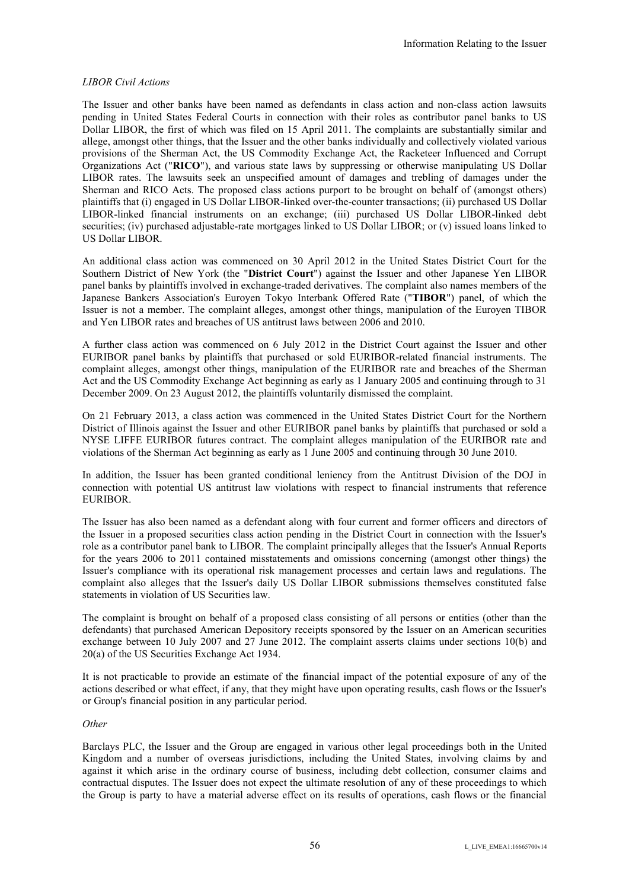*LIBOR Civil Actions*

The Issuer and other banks have been named as defendants in class action and non-class action lawsuits pending in United States Federal Courts in connection with their roles as contributor panel banks to US Dollar LIBOR, the first of which was filed on 15 April 2011. The complaints are substantially similar and allege, amongst other things, that the Issuer and the other banks individually and collectively violated various provisions of the Sherman Act, the US Commodity Exchange Act, the Racketeer Influenced and Corrupt Organizations Act ("**RICO**"), and various state laws by suppressing or otherwise manipulating US Dollar LIBOR rates. The lawsuits seek an unspecified amount of damages and trebling of damages under the Sherman and RICO Acts. The proposed class actions purport to be brought on behalf of (amongst others) plaintiffs that (i) engaged in US Dollar LIBOR-linked over-the-counter transactions; (ii) purchased US Dollar LIBOR-linked financial instruments on an exchange; (iii) purchased US Dollar LIBOR-linked debt securities; (iv) purchased adjustable-rate mortgages linked to US Dollar LIBOR; or (v) issued loans linked to US Dollar LIBOR.

An additional class action was commenced on 30 April 2012 in the United States District Court for the Southern District of New York (the "**District Court**") against the Issuer and other Japanese Yen LIBOR panel banks by plaintiffs involved in exchange-traded derivatives. The complaint also names members of the Japanese Bankers Association's Euroyen Tokyo Interbank Offered Rate ("**TIBOR**") panel, of which the Issuer is not a member. The complaint alleges, amongst other things, manipulation of the Euroyen TIBOR and Yen LIBOR rates and breaches of US antitrust laws between 2006 and 2010.

A further class action was commenced on 6 July 2012 in the District Court against the Issuer and other EURIBOR panel banks by plaintiffs that purchased or sold EURIBOR-related financial instruments. The complaint alleges, amongst other things, manipulation of the EURIBOR rate and breaches of the Sherman Act and the US Commodity Exchange Act beginning as early as 1 January 2005 and continuing through to 31 December 2009. On 23 August 2012, the plaintiffs voluntarily dismissed the complaint.

On 21 February 2013, a class action was commenced in the United States District Court for the Northern District of Illinois against the Issuer and other EURIBOR panel banks by plaintiffs that purchased or sold a NYSE LIFFE EURIBOR futures contract. The complaint alleges manipulation of the EURIBOR rate and violations of the Sherman Act beginning as early as 1 June 2005 and continuing through 30 June 2010.

In addition, the Issuer has been granted conditional leniency from the Antitrust Division of the DOJ in connection with potential US antitrust law violations with respect to financial instruments that reference EURIBOR.

The Issuer has also been named as a defendant along with four current and former officers and directors of the Issuer in a proposed securities class action pending in the District Court in connection with the Issuer's role as a contributor panel bank to LIBOR. The complaint principally alleges that the Issuer's Annual Reports for the years 2006 to 2011 contained misstatements and omissions concerning (amongst other things) the Issuer's compliance with its operational risk management processes and certain laws and regulations. The complaint also alleges that the Issuer's daily US Dollar LIBOR submissions themselves constituted false statements in violation of US Securities law.

The complaint is brought on behalf of a proposed class consisting of all persons or entities (other than the defendants) that purchased American Depository receipts sponsored by the Issuer on an American securities exchange between 10 July 2007 and 27 June 2012. The complaint asserts claims under sections 10(b) and 20(a) of the US Securities Exchange Act 1934.

It is not practicable to provide an estimate of the financial impact of the potential exposure of any of the actions described or what effect, if any, that they might have upon operating results, cash flows or the Issuer's or Group's financial position in any particular period.

*Other*

Barclays PLC, the Issuer and the Group are engaged in various other legal proceedings both in the United Kingdom and a number of overseas jurisdictions, including the United States, involving claims by and against it which arise in the ordinary course of business, including debt collection, consumer claims and contractual disputes. The Issuer does not expect the ultimate resolution of any of these proceedings to which the Group is party to have a material adverse effect on its results of operations, cash flows or the financial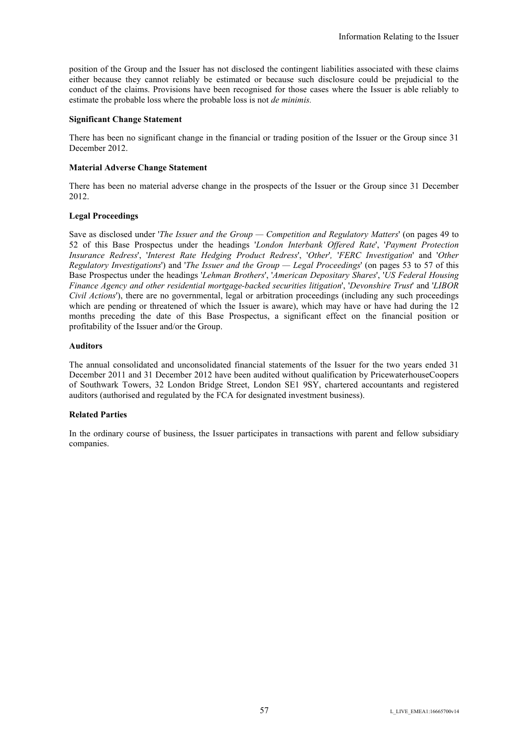position of the Group and the Issuer has not disclosed the contingent liabilities associated with these claims either because they cannot reliably be estimated or because such disclosure could be prejudicial to the conduct of the claims. Provisions have been recognised for those cases where the Issuer is able reliably to estimate the probable loss where the probable loss is not *de minimis.*

**Significant Change Statement**

There has been no significant change in the financial or trading position of the Issuer or the Group since 31 December 2012.

**Material Adverse Change Statement**

There has been no material adverse change in the prospects of the Issuer or the Group since 31 December 2012.

**Legal Proceedings**

Save as disclosed under '*The Issuer and the Group — Competition and Regulatory Matters*' (on pages 49 to 52 of this Base Prospectus under the headings '*London Interbank Offered Rate*', '*Payment Protection Insurance Redress*', '*Interest Rate Hedging Product Redress*', '*Other*', '*FERC Investigation*' and '*Other Regulatory Investigations*') and '*The Issuer and the Group — Legal Proceedings*' (on pages 53 to 57 of this Base Prospectus under the headings '*Lehman Brothers*', '*American Depositary Shares*', '*US Federal Housing Finance Agency and other residential mortgage-backed securities litigation*', '*Devonshire Trust*' and '*LIBOR Civil Actions*'), there are no governmental, legal or arbitration proceedings (including any such proceedings which are pending or threatened of which the Issuer is aware), which may have or have had during the 12 months preceding the date of this Base Prospectus, a significant effect on the financial position or profitability of the Issuer and/or the Group.

**Auditors**

The annual consolidated and unconsolidated financial statements of the Issuer for the two years ended 31 December 2011 and 31 December 2012 have been audited without qualification by PricewaterhouseCoopers of Southwark Towers, 32 London Bridge Street, London SE1 9SY, chartered accountants and registered auditors (authorised and regulated by the FCA for designated investment business).

**Related Parties**

In the ordinary course of business, the Issuer participates in transactions with parent and fellow subsidiary companies.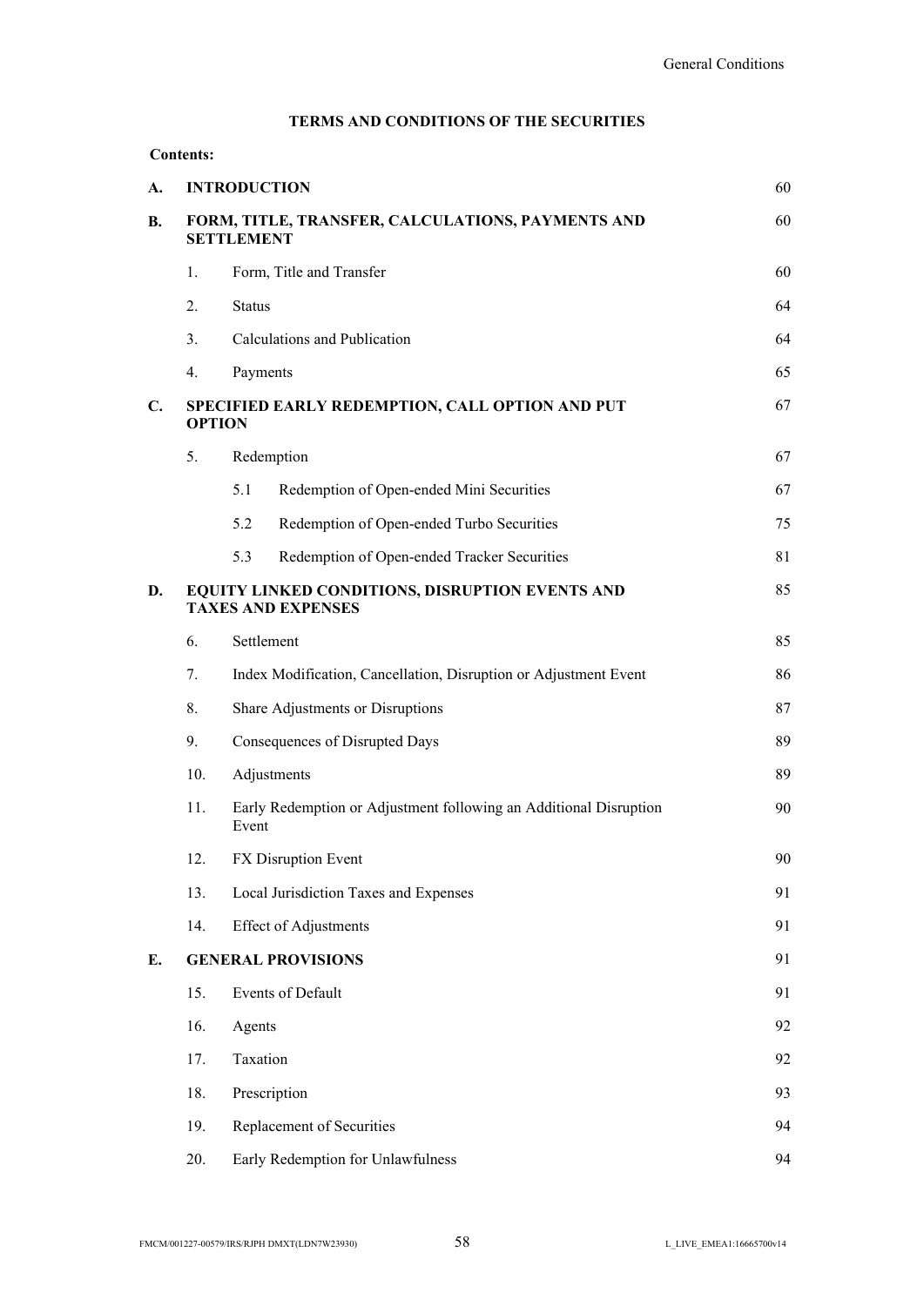## TERMS AND CONDITIONS OF THE SECURITIES

**Contents:**

| | | | | |
|---|---|---|---|---|
| **A.** | **INTRODUCTION** | | | 60 |
| **B.** | **FORM, TITLE, TRANSFER, CALCULATIONS, PAYMENTS AND SETTLEMENT** | | | 60 |
| | 1. | Form, Title and Transfer | | 60 |
| | 2. | Status | | 64 |
| | 3. | Calculations and Publication | | 64 |
| | 4. | Payments | | 65 |
| **C.** | **SPECIFIED EARLY REDEMPTION, CALL OPTION AND PUT OPTION** | | | 67 |
| | 5. | Redemption | | 67 |
| | | 5.1 | Redemption of Open-ended Mini Securities | 67 |
| | | 5.2 | Redemption of Open-ended Turbo Securities | 75 |
| | | 5.3 | Redemption of Open-ended Tracker Securities | 81 |
| **D.** | **EQUITY LINKED CONDITIONS, DISRUPTION EVENTS AND TAXES AND EXPENSES** | | | 85 |
| | 6. | Settlement | | 85 |
| | 7. | Index Modification, Cancellation, Disruption or Adjustment Event | | 86 |
| | 8. | Share Adjustments or Disruptions | | 87 |
| | 9. | Consequences of Disrupted Days | | 89 |
| | 10. | Adjustments | | 89 |
| | 11. | Early Redemption or Adjustment following an Additional Disruption Event | | 90 |
| | 12. | FX Disruption Event | | 90 |
| | 13. | Local Jurisdiction Taxes and Expenses | | 91 |
| | 14. | Effect of Adjustments | | 91 |
| **E.** | **GENERAL PROVISIONS** | | | 91 |
| | 15. | Events of Default | | 91 |
| | 16. | Agents | | 92 |
| | 17. | Taxation | | 92 |
| | 18. | Prescription | | 93 |
| | 19. | Replacement of Securities | | 94 |
| | 20. | Early Redemption for Unlawfulness | | 94 |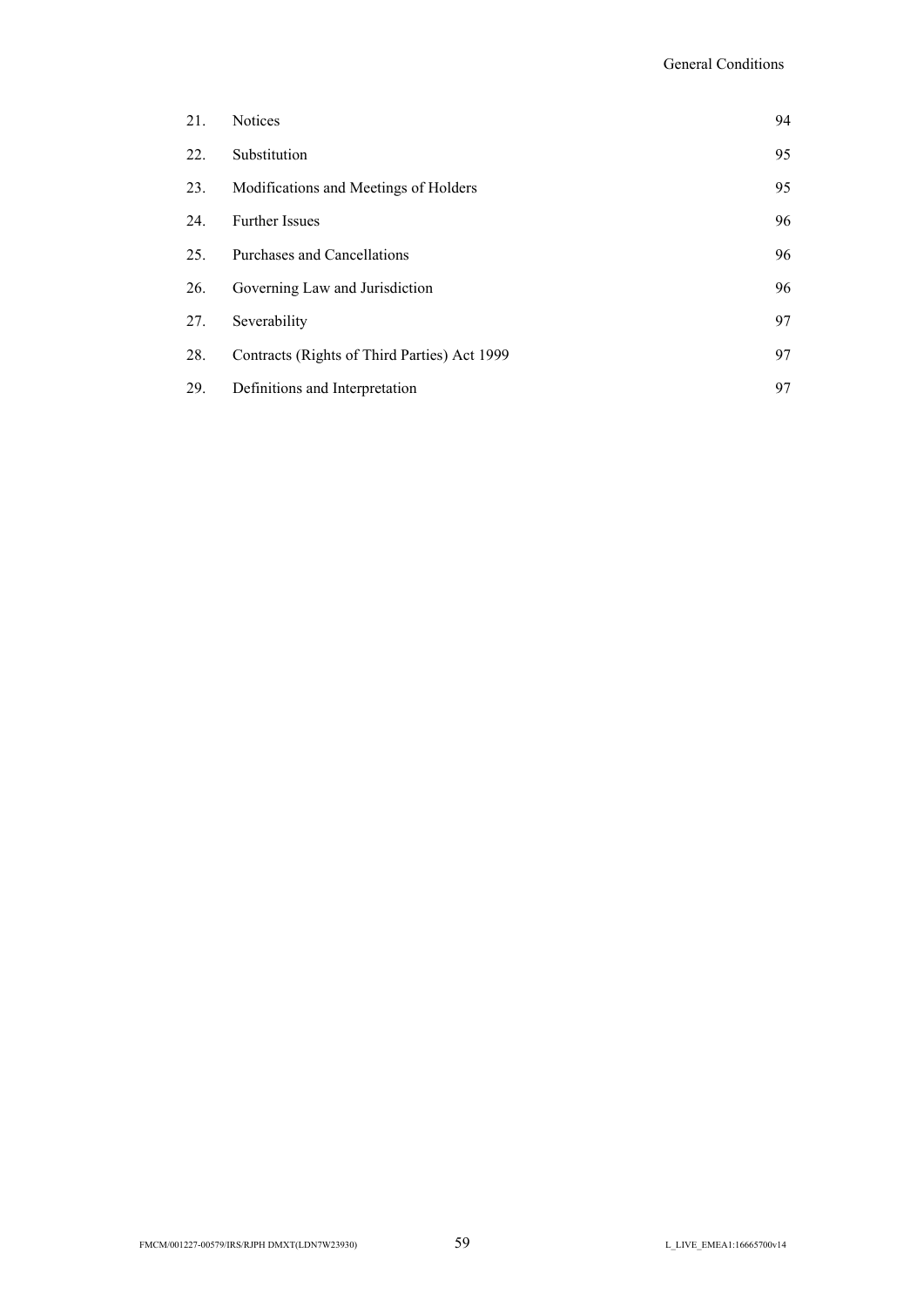| | | |
|---|---|---|
| 21. | Notices | 94 |
| 22. | Substitution | 95 |
| 23. | Modifications and Meetings of Holders | 95 |
| 24. | Further Issues | 96 |
| 25. | Purchases and Cancellations | 96 |
| 26. | Governing Law and Jurisdiction | 96 |
| 27. | Severability | 97 |
| 28. | Contracts (Rights of Third Parties) Act 1999 | 97 |
| 29. | Definitions and Interpretation | 97 |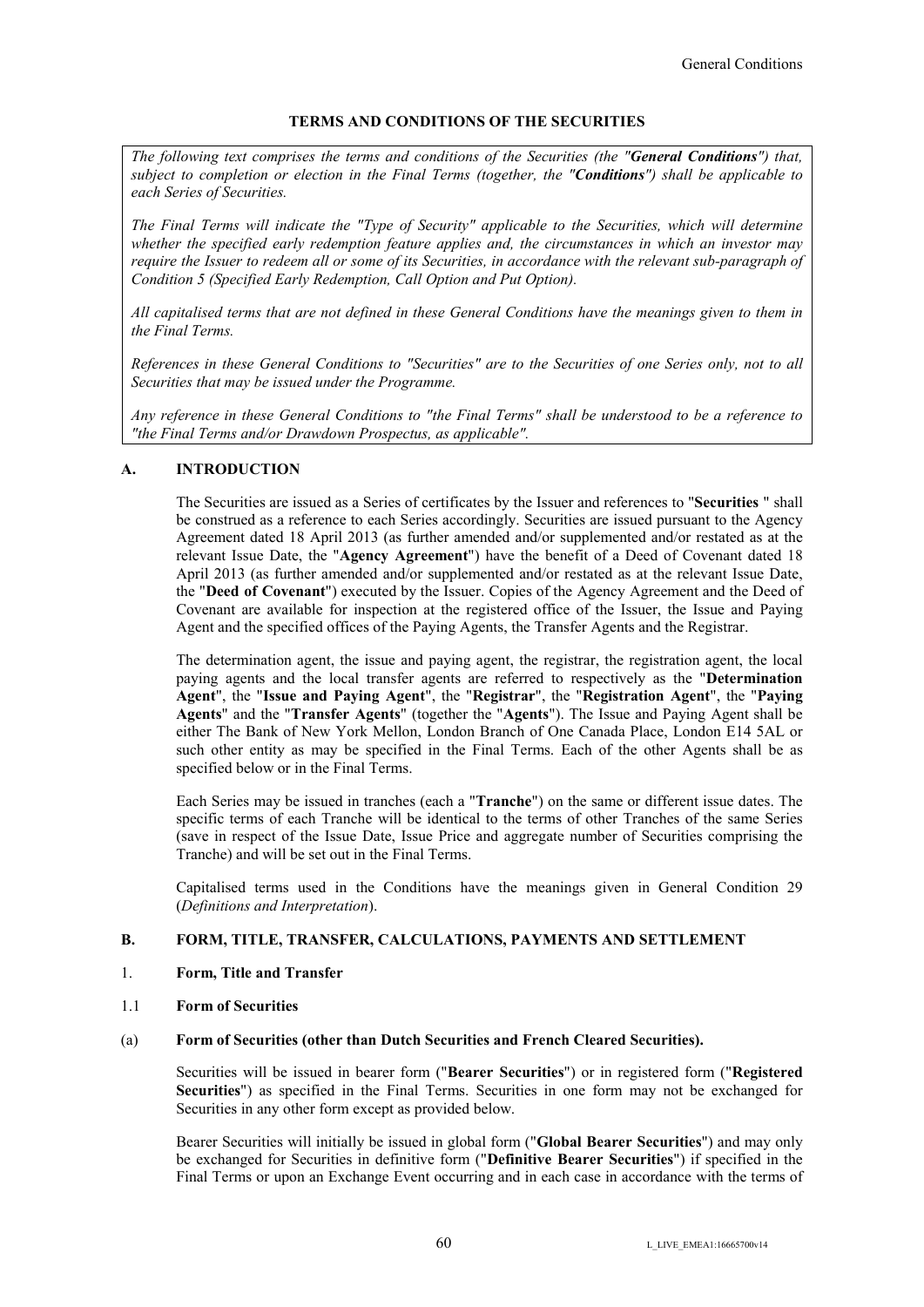## TERMS AND CONDITIONS OF THE SECURITIES

*The following text comprises the terms and conditions of the Securities (the "**General Conditions**") that, subject to completion or election in the Final Terms (together, the "**Conditions**") shall be applicable to each Series of Securities.*

*The Final Terms will indicate the "Type of Security" applicable to the Securities, which will determine whether the specified early redemption feature applies and, the circumstances in which an investor may require the Issuer to redeem all or some of its Securities, in accordance with the relevant sub-paragraph of Condition 5 (Specified Early Redemption, Call Option and Put Option).*

*All capitalised terms that are not defined in these General Conditions have the meanings given to them in the Final Terms.*

*References in these General Conditions to "Securities" are to the Securities of one Series only, not to all Securities that may be issued under the Programme.*

*Any reference in these General Conditions to "the Final Terms" shall be understood to be a reference to "the Final Terms and/or Drawdown Prospectus, as applicable".*

### A. INTRODUCTION

The Securities are issued as a Series of certificates by the Issuer and references to "**Securities** " shall be construed as a reference to each Series accordingly. Securities are issued pursuant to the Agency Agreement dated 18 April 2013 (as further amended and/or supplemented and/or restated as at the relevant Issue Date, the "**Agency Agreement**") have the benefit of a Deed of Covenant dated 18 April 2013 (as further amended and/or supplemented and/or restated as at the relevant Issue Date, the "**Deed of Covenant**") executed by the Issuer. Copies of the Agency Agreement and the Deed of Covenant are available for inspection at the registered office of the Issuer, the Issue and Paying Agent and the specified offices of the Paying Agents, the Transfer Agents and the Registrar.

The determination agent, the issue and paying agent, the registrar, the registration agent, the local paying agents and the local transfer agents are referred to respectively as the "**Determination Agent**", the "**Issue and Paying Agent**", the "**Registrar**", the "**Registration Agent**", the "**Paying Agents**" and the "**Transfer Agents**" (together the "**Agents**"). The Issue and Paying Agent shall be either The Bank of New York Mellon, London Branch of One Canada Place, London E14 5AL or such other entity as may be specified in the Final Terms. Each of the other Agents shall be as specified below or in the Final Terms.

Each Series may be issued in tranches (each a "**Tranche**") on the same or different issue dates. The specific terms of each Tranche will be identical to the terms of other Tranches of the same Series (save in respect of the Issue Date, Issue Price and aggregate number of Securities comprising the Tranche) and will be set out in the Final Terms.

Capitalised terms used in the Conditions have the meanings given in General Condition 29 (*Definitions and Interpretation*).

### B. FORM, TITLE, TRANSFER, CALCULATIONS, PAYMENTS AND SETTLEMENT

#### 1. Form, Title and Transfer

#### 1.1 Form of Securities

#### (a) Form of Securities (other than Dutch Securities and French Cleared Securities).

Securities will be issued in bearer form ("**Bearer Securities**") or in registered form ("**Registered Securities**") as specified in the Final Terms. Securities in one form may not be exchanged for Securities in any other form except as provided below.

Bearer Securities will initially be issued in global form ("**Global Bearer Securities**") and may only be exchanged for Securities in definitive form ("**Definitive Bearer Securities**") if specified in the Final Terms or upon an Exchange Event occurring and in each case in accordance with the terms of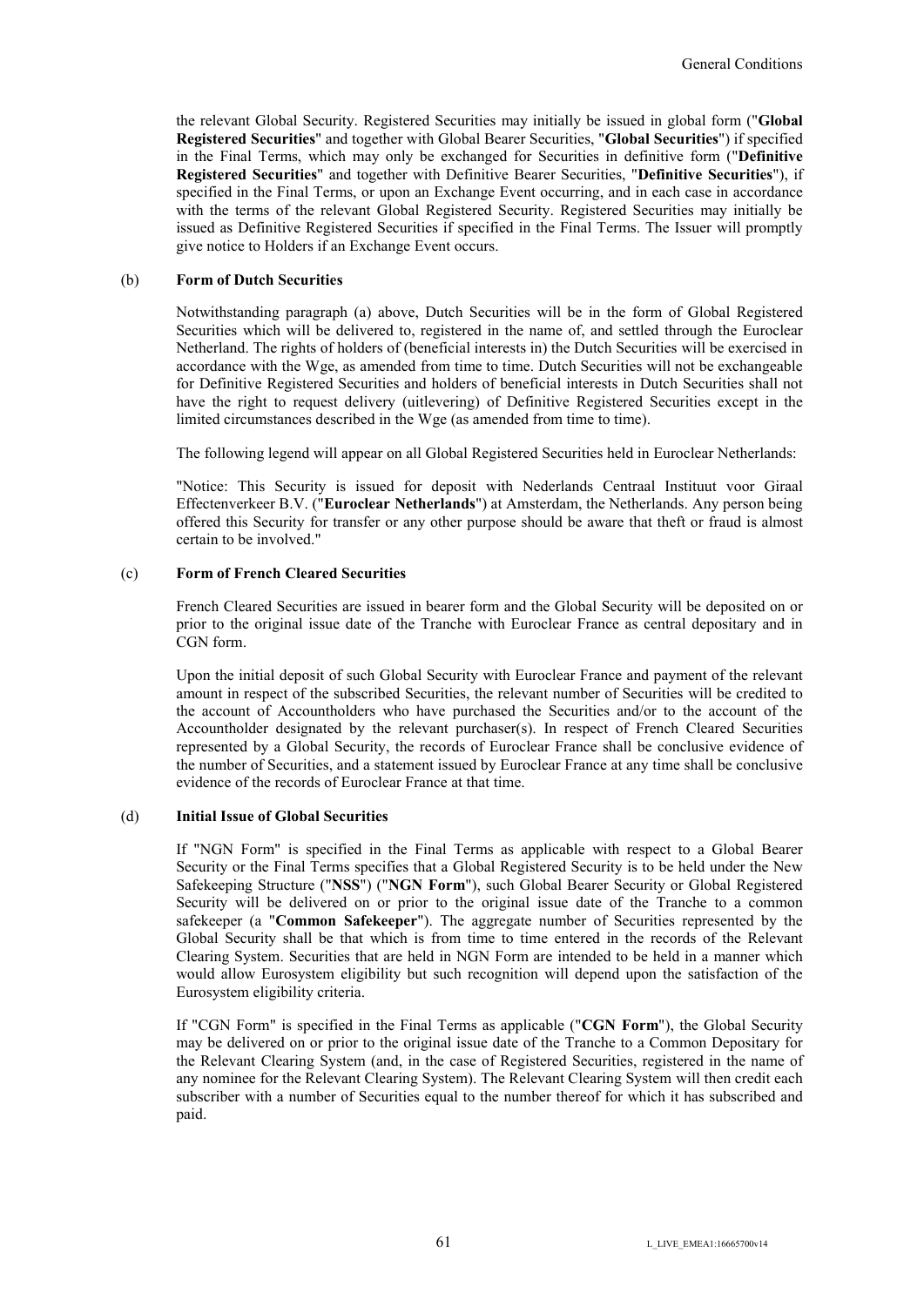the relevant Global Security. Registered Securities may initially be issued in global form ("**Global Registered Securities**" and together with Global Bearer Securities, "**Global Securities**") if specified in the Final Terms, which may only be exchanged for Securities in definitive form ("**Definitive Registered Securities**" and together with Definitive Bearer Securities, "**Definitive Securities**"), if specified in the Final Terms, or upon an Exchange Event occurring, and in each case in accordance with the terms of the relevant Global Registered Security. Registered Securities may initially be issued as Definitive Registered Securities if specified in the Final Terms. The Issuer will promptly give notice to Holders if an Exchange Event occurs.

(b) **Form of Dutch Securities**

Notwithstanding paragraph (a) above, Dutch Securities will be in the form of Global Registered Securities which will be delivered to, registered in the name of, and settled through the Euroclear Netherland. The rights of holders of (beneficial interests in) the Dutch Securities will be exercised in accordance with the Wge, as amended from time to time. Dutch Securities will not be exchangeable for Definitive Registered Securities and holders of beneficial interests in Dutch Securities shall not have the right to request delivery (uitlevering) of Definitive Registered Securities except in the limited circumstances described in the Wge (as amended from time to time).

The following legend will appear on all Global Registered Securities held in Euroclear Netherlands:

"Notice: This Security is issued for deposit with Nederlands Centraal Instituut voor Giraal Effectenverkeer B.V. ("**Euroclear Netherlands**") at Amsterdam, the Netherlands. Any person being offered this Security for transfer or any other purpose should be aware that theft or fraud is almost certain to be involved."

(c) **Form of French Cleared Securities**

French Cleared Securities are issued in bearer form and the Global Security will be deposited on or prior to the original issue date of the Tranche with Euroclear France as central depositary and in CGN form.

Upon the initial deposit of such Global Security with Euroclear France and payment of the relevant amount in respect of the subscribed Securities, the relevant number of Securities will be credited to the account of Accountholders who have purchased the Securities and/or to the account of the Accountholder designated by the relevant purchaser(s). In respect of French Cleared Securities represented by a Global Security, the records of Euroclear France shall be conclusive evidence of the number of Securities, and a statement issued by Euroclear France at any time shall be conclusive evidence of the records of Euroclear France at that time.

(d) **Initial Issue of Global Securities**

If "NGN Form" is specified in the Final Terms as applicable with respect to a Global Bearer Security or the Final Terms specifies that a Global Registered Security is to be held under the New Safekeeping Structure ("**NSS**") ("**NGN Form**"), such Global Bearer Security or Global Registered Security will be delivered on or prior to the original issue date of the Tranche to a common safekeeper (a "**Common Safekeeper**"). The aggregate number of Securities represented by the Global Security shall be that which is from time to time entered in the records of the Relevant Clearing System. Securities that are held in NGN Form are intended to be held in a manner which would allow Eurosystem eligibility but such recognition will depend upon the satisfaction of the Eurosystem eligibility criteria.

If "CGN Form" is specified in the Final Terms as applicable ("**CGN Form**"), the Global Security may be delivered on or prior to the original issue date of the Tranche to a Common Depositary for the Relevant Clearing System (and, in the case of Registered Securities, registered in the name of any nominee for the Relevant Clearing System). The Relevant Clearing System will then credit each subscriber with a number of Securities equal to the number thereof for which it has subscribed and paid.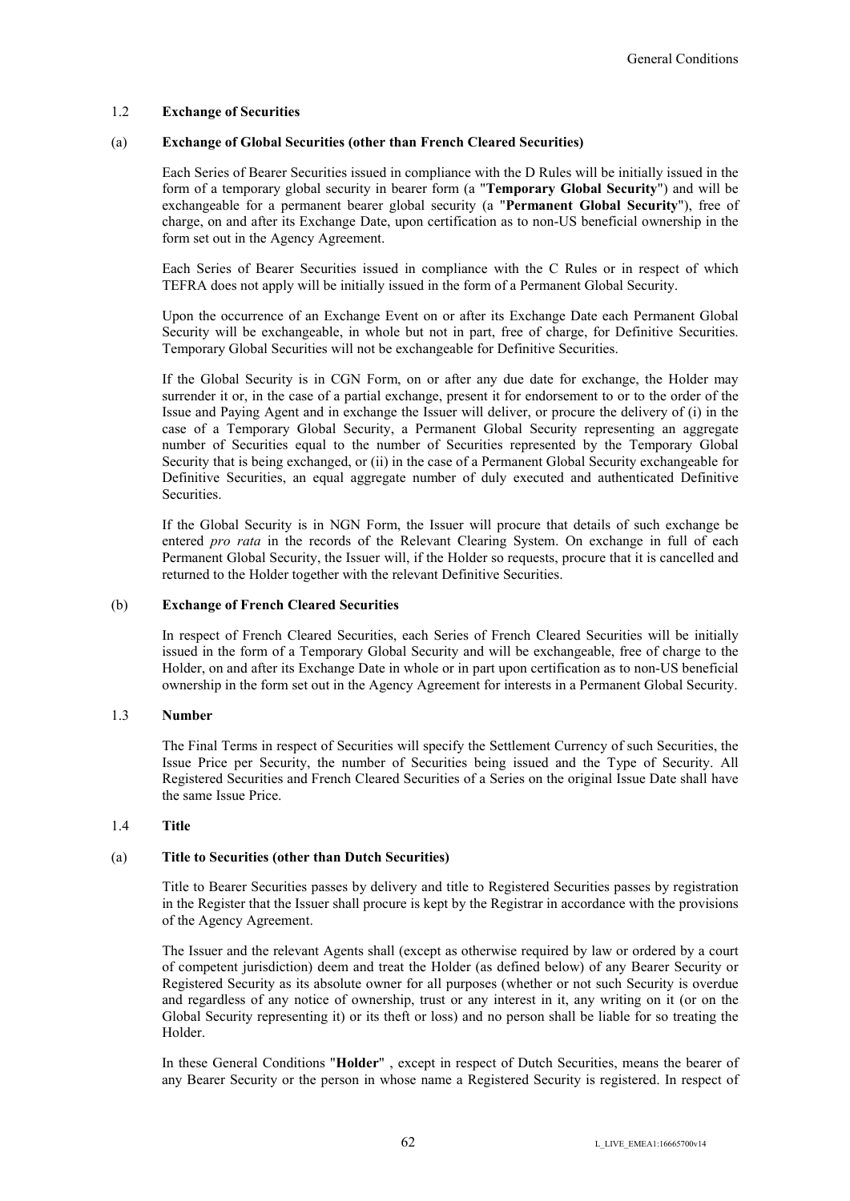### 1.2 Exchange of Securities

#### (a) Exchange of Global Securities (other than French Cleared Securities)

Each Series of Bearer Securities issued in compliance with the D Rules will be initially issued in the form of a temporary global security in bearer form (a "**Temporary Global Security**") and will be exchangeable for a permanent bearer global security (a "**Permanent Global Security**"), free of charge, on and after its Exchange Date, upon certification as to non-US beneficial ownership in the form set out in the Agency Agreement.

Each Series of Bearer Securities issued in compliance with the C Rules or in respect of which TEFRA does not apply will be initially issued in the form of a Permanent Global Security.

Upon the occurrence of an Exchange Event on or after its Exchange Date each Permanent Global Security will be exchangeable, in whole but not in part, free of charge, for Definitive Securities. Temporary Global Securities will not be exchangeable for Definitive Securities.

If the Global Security is in CGN Form, on or after any due date for exchange, the Holder may surrender it or, in the case of a partial exchange, present it for endorsement to or to the order of the Issue and Paying Agent and in exchange the Issuer will deliver, or procure the delivery of (i) in the case of a Temporary Global Security, a Permanent Global Security representing an aggregate number of Securities equal to the number of Securities represented by the Temporary Global Security that is being exchanged, or (ii) in the case of a Permanent Global Security exchangeable for Definitive Securities, an equal aggregate number of duly executed and authenticated Definitive Securities.

If the Global Security is in NGN Form, the Issuer will procure that details of such exchange be entered *pro rata* in the records of the Relevant Clearing System. On exchange in full of each Permanent Global Security, the Issuer will, if the Holder so requests, procure that it is cancelled and returned to the Holder together with the relevant Definitive Securities.

#### (b) Exchange of French Cleared Securities

In respect of French Cleared Securities, each Series of French Cleared Securities will be initially issued in the form of a Temporary Global Security and will be exchangeable, free of charge to the Holder, on and after its Exchange Date in whole or in part upon certification as to non-US beneficial ownership in the form set out in the Agency Agreement for interests in a Permanent Global Security.

### 1.3 Number

The Final Terms in respect of Securities will specify the Settlement Currency of such Securities, the Issue Price per Security, the number of Securities being issued and the Type of Security. All Registered Securities and French Cleared Securities of a Series on the original Issue Date shall have the same Issue Price.

### 1.4 Title

#### (a) Title to Securities (other than Dutch Securities)

Title to Bearer Securities passes by delivery and title to Registered Securities passes by registration in the Register that the Issuer shall procure is kept by the Registrar in accordance with the provisions of the Agency Agreement.

The Issuer and the relevant Agents shall (except as otherwise required by law or ordered by a court of competent jurisdiction) deem and treat the Holder (as defined below) of any Bearer Security or Registered Security as its absolute owner for all purposes (whether or not such Security is overdue and regardless of any notice of ownership, trust or any interest in it, any writing on it (or on the Global Security representing it) or its theft or loss) and no person shall be liable for so treating the Holder.

In these General Conditions "**Holder**" , except in respect of Dutch Securities, means the bearer of any Bearer Security or the person in whose name a Registered Security is registered. In respect of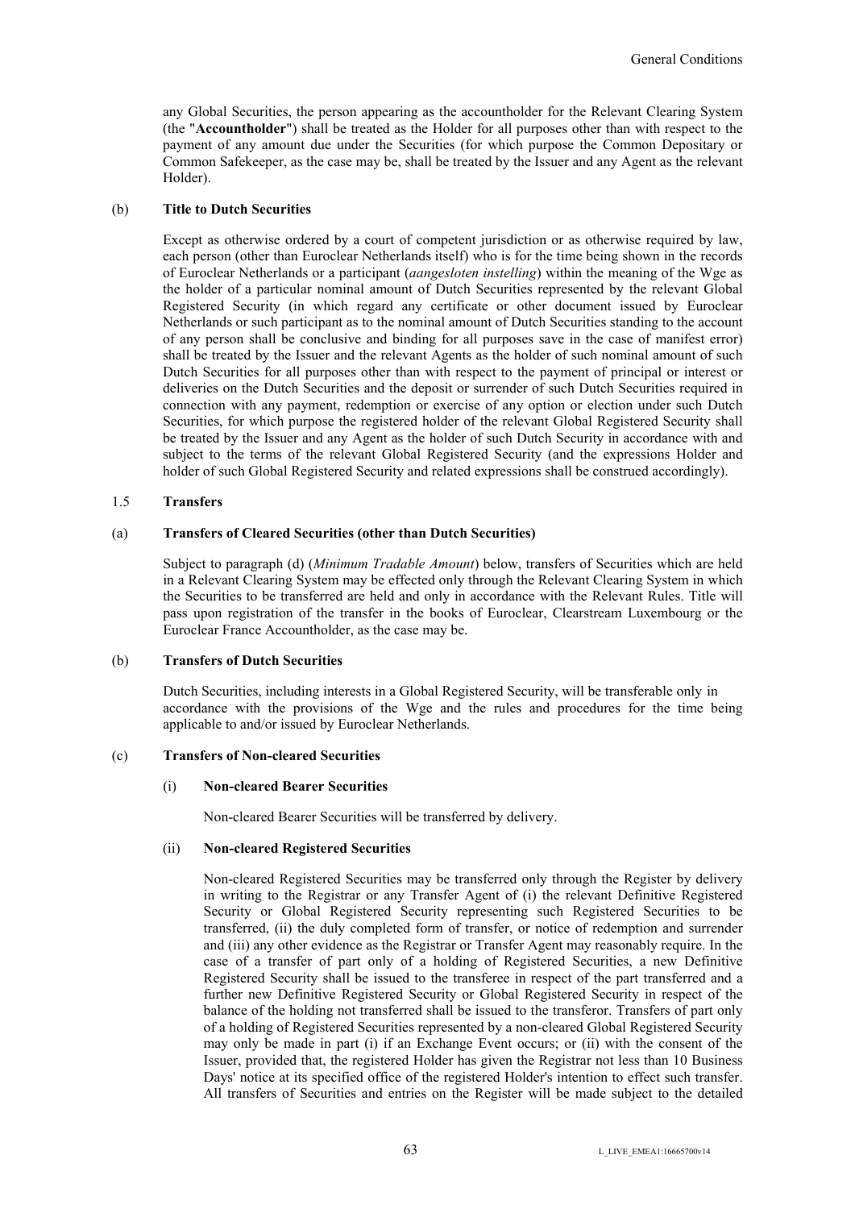any Global Securities, the person appearing as the accountholder for the Relevant Clearing System (the "**Accountholder**") shall be treated as the Holder for all purposes other than with respect to the payment of any amount due under the Securities (for which purpose the Common Depositary or Common Safekeeper, as the case may be, shall be treated by the Issuer and any Agent as the relevant Holder).

(b) **Title to Dutch Securities**

Except as otherwise ordered by a court of competent jurisdiction or as otherwise required by law, each person (other than Euroclear Netherlands itself) who is for the time being shown in the records of Euroclear Netherlands or a participant (*aangesloten instelling*) within the meaning of the Wge as the holder of a particular nominal amount of Dutch Securities represented by the relevant Global Registered Security (in which regard any certificate or other document issued by Euroclear Netherlands or such participant as to the nominal amount of Dutch Securities standing to the account of any person shall be conclusive and binding for all purposes save in the case of manifest error) shall be treated by the Issuer and the relevant Agents as the holder of such nominal amount of such Dutch Securities for all purposes other than with respect to the payment of principal or interest or deliveries on the Dutch Securities and the deposit or surrender of such Dutch Securities required in connection with any payment, redemption or exercise of any option or election under such Dutch Securities, for which purpose the registered holder of the relevant Global Registered Security shall be treated by the Issuer and any Agent as the holder of such Dutch Security in accordance with and subject to the terms of the relevant Global Registered Security (and the expressions Holder and holder of such Global Registered Security and related expressions shall be construed accordingly).

1.5 **Transfers**

(a) **Transfers of Cleared Securities (other than Dutch Securities)**

Subject to paragraph (d) (*Minimum Tradable Amount*) below, transfers of Securities which are held in a Relevant Clearing System may be effected only through the Relevant Clearing System in which the Securities to be transferred are held and only in accordance with the Relevant Rules. Title will pass upon registration of the transfer in the books of Euroclear, Clearstream Luxembourg or the Euroclear France Accountholder, as the case may be.

(b) **Transfers of Dutch Securities**

Dutch Securities, including interests in a Global Registered Security, will be transferable only in accordance with the provisions of the Wge and the rules and procedures for the time being applicable to and/or issued by Euroclear Netherlands.

(c) **Transfers of Non-cleared Securities**

(i) **Non-cleared Bearer Securities**

Non-cleared Bearer Securities will be transferred by delivery.

(ii) **Non-cleared Registered Securities**

Non-cleared Registered Securities may be transferred only through the Register by delivery in writing to the Registrar or any Transfer Agent of (i) the relevant Definitive Registered Security or Global Registered Security representing such Registered Securities to be transferred, (ii) the duly completed form of transfer, or notice of redemption and surrender and (iii) any other evidence as the Registrar or Transfer Agent may reasonably require. In the case of a transfer of part only of a holding of Registered Securities, a new Definitive Registered Security shall be issued to the transferee in respect of the part transferred and a further new Definitive Registered Security or Global Registered Security in respect of the balance of the holding not transferred shall be issued to the transferor. Transfers of part only of a holding of Registered Securities represented by a non-cleared Global Registered Security may only be made in part (i) if an Exchange Event occurs; or (ii) with the consent of the Issuer, provided that, the registered Holder has given the Registrar not less than 10 Business Days' notice at its specified office of the registered Holder's intention to effect such transfer. All transfers of Securities and entries on the Register will be made subject to the detailed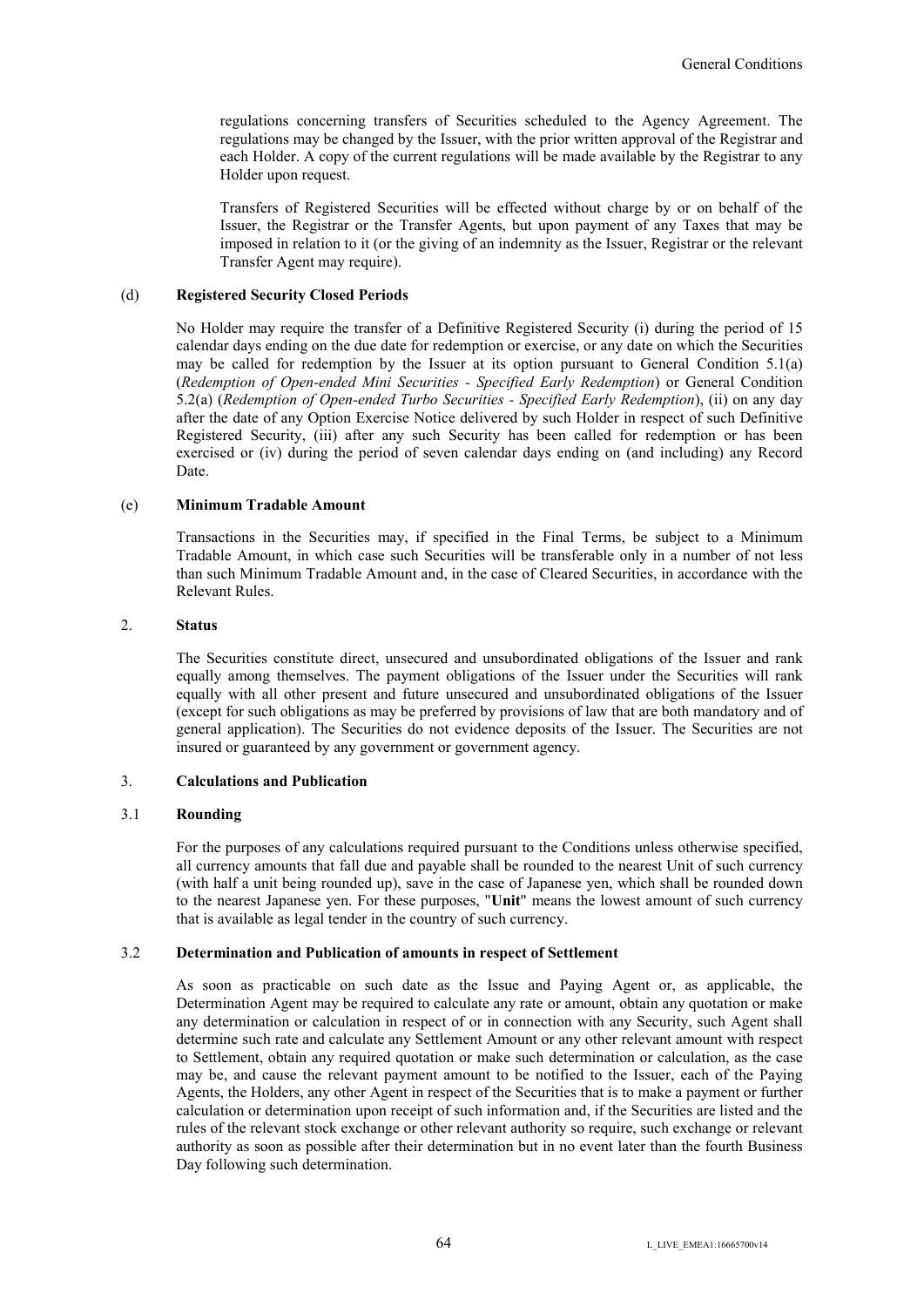regulations concerning transfers of Securities scheduled to the Agency Agreement. The regulations may be changed by the Issuer, with the prior written approval of the Registrar and each Holder. A copy of the current regulations will be made available by the Registrar to any Holder upon request.

Transfers of Registered Securities will be effected without charge by or on behalf of the Issuer, the Registrar or the Transfer Agents, but upon payment of any Taxes that may be imposed in relation to it (or the giving of an indemnity as the Issuer, Registrar or the relevant Transfer Agent may require).

(d) **Registered Security Closed Periods**

No Holder may require the transfer of a Definitive Registered Security (i) during the period of 15 calendar days ending on the due date for redemption or exercise, or any date on which the Securities may be called for redemption by the Issuer at its option pursuant to General Condition 5.1(a) (*Redemption of Open-ended Mini Securities - Specified Early Redemption*) or General Condition 5.2(a) (*Redemption of Open-ended Turbo Securities - Specified Early Redemption*), (ii) on any day after the date of any Option Exercise Notice delivered by such Holder in respect of such Definitive Registered Security, (iii) after any such Security has been called for redemption or has been exercised or (iv) during the period of seven calendar days ending on (and including) any Record Date.

(e) **Minimum Tradable Amount**

Transactions in the Securities may, if specified in the Final Terms, be subject to a Minimum Tradable Amount, in which case such Securities will be transferable only in a number of not less than such Minimum Tradable Amount and, in the case of Cleared Securities, in accordance with the Relevant Rules.

## 2. Status

The Securities constitute direct, unsecured and unsubordinated obligations of the Issuer and rank equally among themselves. The payment obligations of the Issuer under the Securities will rank equally with all other present and future unsecured and unsubordinated obligations of the Issuer (except for such obligations as may be preferred by provisions of law that are both mandatory and of general application). The Securities do not evidence deposits of the Issuer. The Securities are not insured or guaranteed by any government or government agency.

## 3. Calculations and Publication

### 3.1 Rounding

For the purposes of any calculations required pursuant to the Conditions unless otherwise specified, all currency amounts that fall due and payable shall be rounded to the nearest Unit of such currency (with half a unit being rounded up), save in the case of Japanese yen, which shall be rounded down to the nearest Japanese yen. For these purposes, "**Unit**" means the lowest amount of such currency that is available as legal tender in the country of such currency.

### 3.2 Determination and Publication of amounts in respect of Settlement

As soon as practicable on such date as the Issue and Paying Agent or, as applicable, the Determination Agent may be required to calculate any rate or amount, obtain any quotation or make any determination or calculation in respect of or in connection with any Security, such Agent shall determine such rate and calculate any Settlement Amount or any other relevant amount with respect to Settlement, obtain any required quotation or make such determination or calculation, as the case may be, and cause the relevant payment amount to be notified to the Issuer, each of the Paying Agents, the Holders, any other Agent in respect of the Securities that is to make a payment or further calculation or determination upon receipt of such information and, if the Securities are listed and the rules of the relevant stock exchange or other relevant authority so require, such exchange or relevant authority as soon as possible after their determination but in no event later than the fourth Business Day following such determination.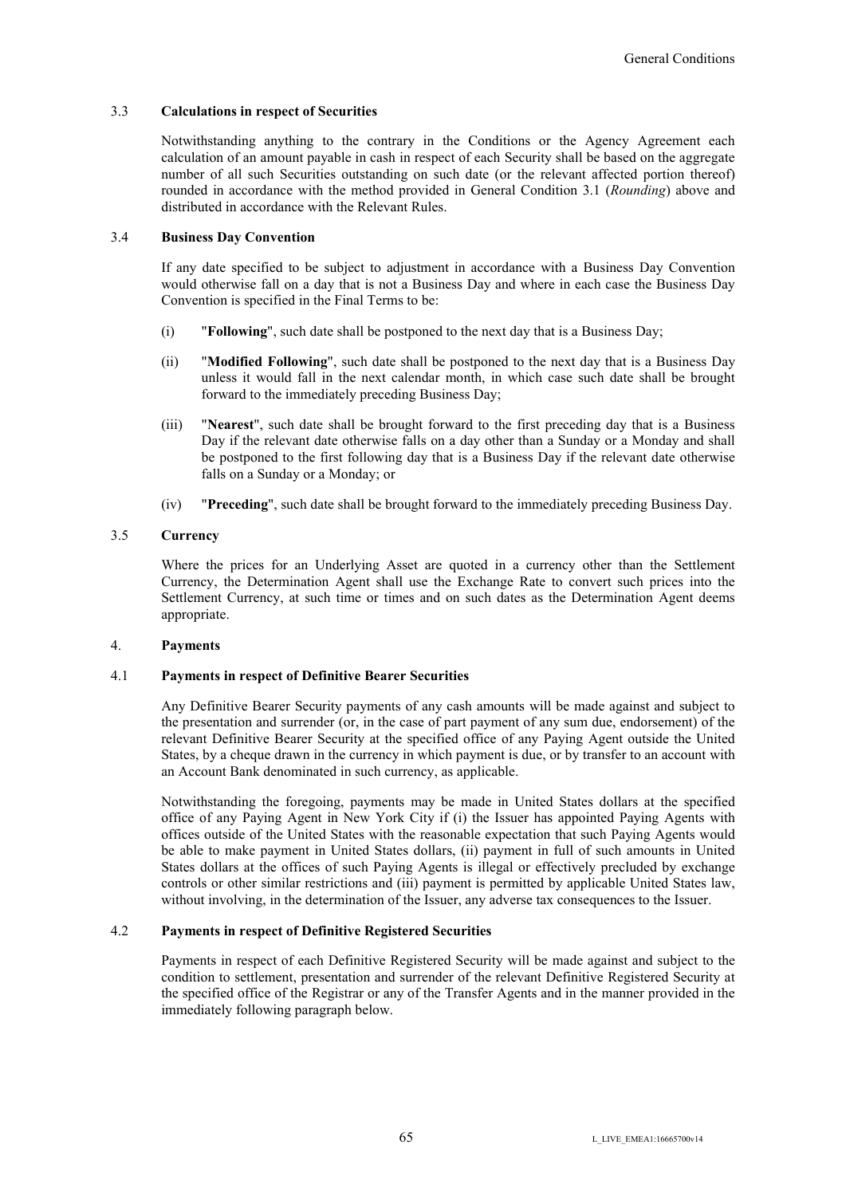### 3.3 Calculations in respect of Securities

Notwithstanding anything to the contrary in the Conditions or the Agency Agreement each calculation of an amount payable in cash in respect of each Security shall be based on the aggregate number of all such Securities outstanding on such date (or the relevant affected portion thereof) rounded in accordance with the method provided in General Condition 3.1 (*Rounding*) above and distributed in accordance with the Relevant Rules.

### 3.4 Business Day Convention

If any date specified to be subject to adjustment in accordance with a Business Day Convention would otherwise fall on a day that is not a Business Day and where in each case the Business Day Convention is specified in the Final Terms to be:

(i) "**Following**", such date shall be postponed to the next day that is a Business Day;

(ii) "**Modified Following**", such date shall be postponed to the next day that is a Business Day unless it would fall in the next calendar month, in which case such date shall be brought forward to the immediately preceding Business Day;

(iii) "**Nearest**", such date shall be brought forward to the first preceding day that is a Business Day if the relevant date otherwise falls on a day other than a Sunday or a Monday and shall be postponed to the first following day that is a Business Day if the relevant date otherwise falls on a Sunday or a Monday; or

(iv) "**Preceding**", such date shall be brought forward to the immediately preceding Business Day.

### 3.5 Currency

Where the prices for an Underlying Asset are quoted in a currency other than the Settlement Currency, the Determination Agent shall use the Exchange Rate to convert such prices into the Settlement Currency, at such time or times and on such dates as the Determination Agent deems appropriate.

## 4. Payments

### 4.1 Payments in respect of Definitive Bearer Securities

Any Definitive Bearer Security payments of any cash amounts will be made against and subject to the presentation and surrender (or, in the case of part payment of any sum due, endorsement) of the relevant Definitive Bearer Security at the specified office of any Paying Agent outside the United States, by a cheque drawn in the currency in which payment is due, or by transfer to an account with an Account Bank denominated in such currency, as applicable.

Notwithstanding the foregoing, payments may be made in United States dollars at the specified office of any Paying Agent in New York City if (i) the Issuer has appointed Paying Agents with offices outside of the United States with the reasonable expectation that such Paying Agents would be able to make payment in United States dollars, (ii) payment in full of such amounts in United States dollars at the offices of such Paying Agents is illegal or effectively precluded by exchange controls or other similar restrictions and (iii) payment is permitted by applicable United States law, without involving, in the determination of the Issuer, any adverse tax consequences to the Issuer.

### 4.2 Payments in respect of Definitive Registered Securities

Payments in respect of each Definitive Registered Security will be made against and subject to the condition to settlement, presentation and surrender of the relevant Definitive Registered Security at the specified office of the Registrar or any of the Transfer Agents and in the manner provided in the immediately following paragraph below.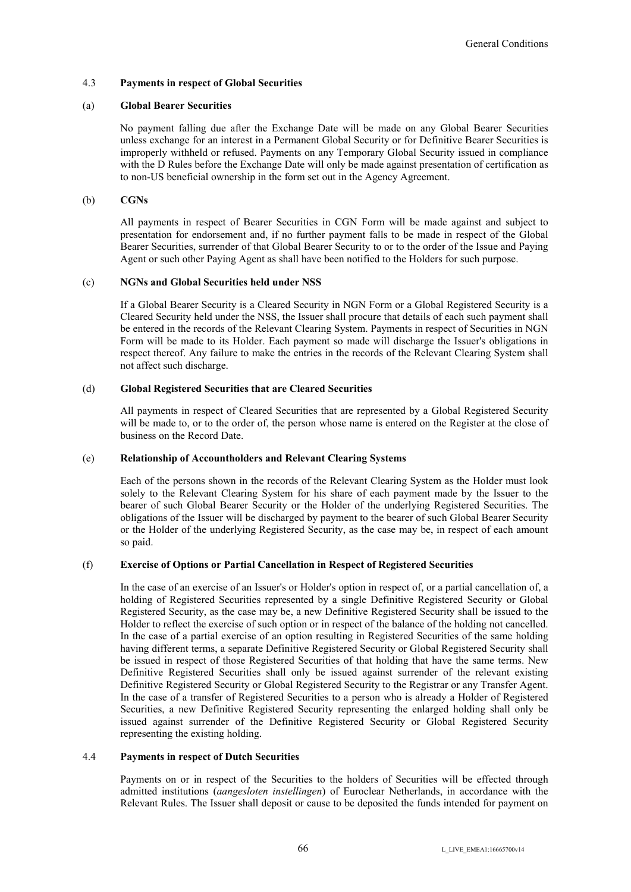### 4.3 **Payments in respect of Global Securities**

#### (a) **Global Bearer Securities**

No payment falling due after the Exchange Date will be made on any Global Bearer Securities unless exchange for an interest in a Permanent Global Security or for Definitive Bearer Securities is improperly withheld or refused. Payments on any Temporary Global Security issued in compliance with the D Rules before the Exchange Date will only be made against presentation of certification as to non-US beneficial ownership in the form set out in the Agency Agreement.

#### (b) **CGNs**

All payments in respect of Bearer Securities in CGN Form will be made against and subject to presentation for endorsement and, if no further payment falls to be made in respect of the Global Bearer Securities, surrender of that Global Bearer Security to or to the order of the Issue and Paying Agent or such other Paying Agent as shall have been notified to the Holders for such purpose.

#### (c) **NGNs and Global Securities held under NSS**

If a Global Bearer Security is a Cleared Security in NGN Form or a Global Registered Security is a Cleared Security held under the NSS, the Issuer shall procure that details of each such payment shall be entered in the records of the Relevant Clearing System. Payments in respect of Securities in NGN Form will be made to its Holder. Each payment so made will discharge the Issuer's obligations in respect thereof. Any failure to make the entries in the records of the Relevant Clearing System shall not affect such discharge.

#### (d) **Global Registered Securities that are Cleared Securities**

All payments in respect of Cleared Securities that are represented by a Global Registered Security will be made to, or to the order of, the person whose name is entered on the Register at the close of business on the Record Date.

#### (e) **Relationship of Accountholders and Relevant Clearing Systems**

Each of the persons shown in the records of the Relevant Clearing System as the Holder must look solely to the Relevant Clearing System for his share of each payment made by the Issuer to the bearer of such Global Bearer Security or the Holder of the underlying Registered Securities. The obligations of the Issuer will be discharged by payment to the bearer of such Global Bearer Security or the Holder of the underlying Registered Security, as the case may be, in respect of each amount so paid.

#### (f) **Exercise of Options or Partial Cancellation in Respect of Registered Securities**

In the case of an exercise of an Issuer's or Holder's option in respect of, or a partial cancellation of, a holding of Registered Securities represented by a single Definitive Registered Security or Global Registered Security, as the case may be, a new Definitive Registered Security shall be issued to the Holder to reflect the exercise of such option or in respect of the balance of the holding not cancelled. In the case of a partial exercise of an option resulting in Registered Securities of the same holding having different terms, a separate Definitive Registered Security or Global Registered Security shall be issued in respect of those Registered Securities of that holding that have the same terms. New Definitive Registered Securities shall only be issued against surrender of the relevant existing Definitive Registered Security or Global Registered Security to the Registrar or any Transfer Agent. In the case of a transfer of Registered Securities to a person who is already a Holder of Registered Securities, a new Definitive Registered Security representing the enlarged holding shall only be issued against surrender of the Definitive Registered Security or Global Registered Security representing the existing holding.

### 4.4 **Payments in respect of Dutch Securities**

Payments on or in respect of the Securities to the holders of Securities will be effected through admitted institutions (*aangesloten instellingen*) of Euroclear Netherlands, in accordance with the Relevant Rules. The Issuer shall deposit or cause to be deposited the funds intended for payment on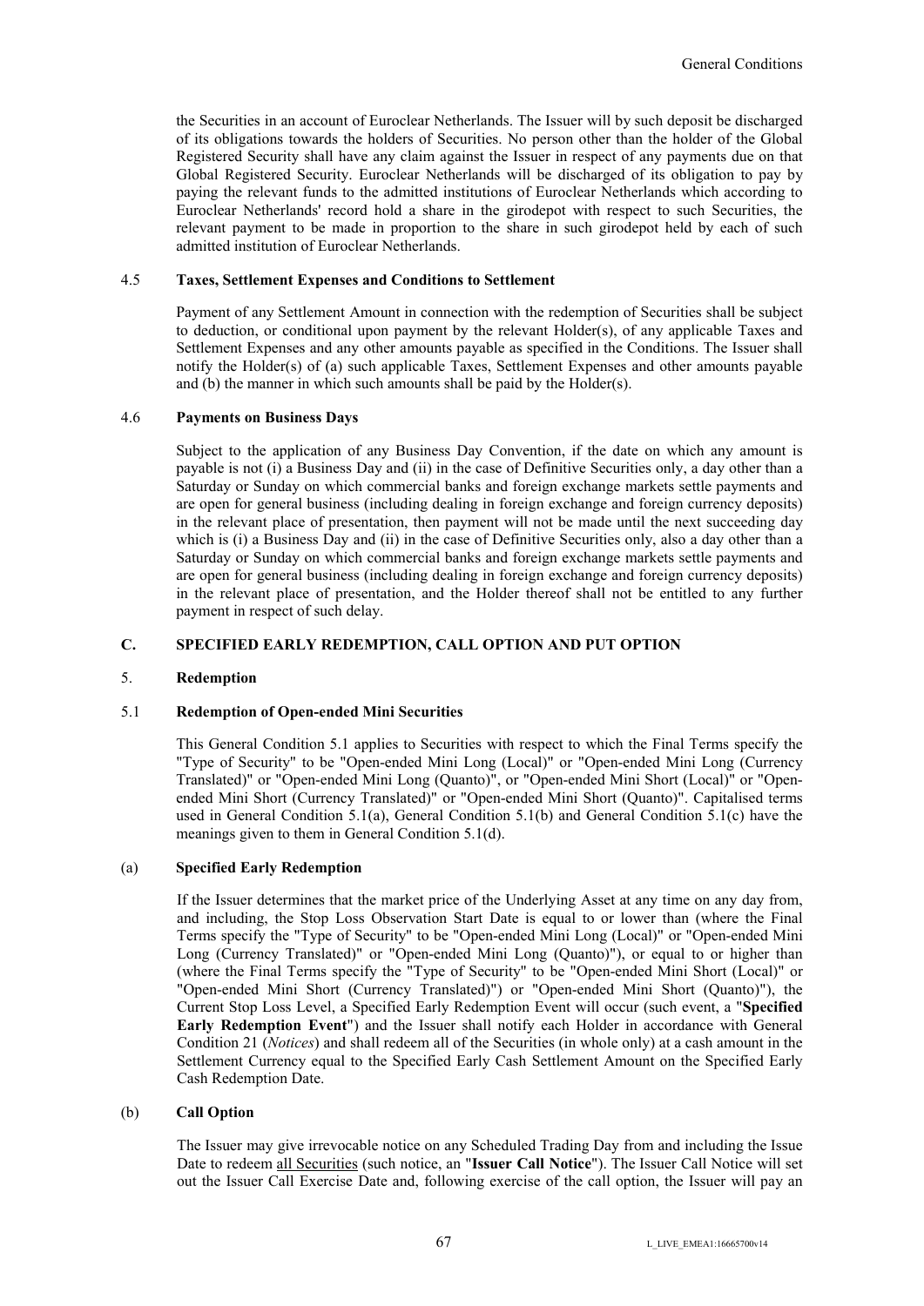the Securities in an account of Euroclear Netherlands. The Issuer will by such deposit be discharged of its obligations towards the holders of Securities. No person other than the holder of the Global Registered Security shall have any claim against the Issuer in respect of any payments due on that Global Registered Security. Euroclear Netherlands will be discharged of its obligation to pay by paying the relevant funds to the admitted institutions of Euroclear Netherlands which according to Euroclear Netherlands' record hold a share in the girodepot with respect to such Securities, the relevant payment to be made in proportion to the share in such girodepot held by each of such admitted institution of Euroclear Netherlands.

### 4.5 Taxes, Settlement Expenses and Conditions to Settlement

Payment of any Settlement Amount in connection with the redemption of Securities shall be subject to deduction, or conditional upon payment by the relevant Holder(s), of any applicable Taxes and Settlement Expenses and any other amounts payable as specified in the Conditions. The Issuer shall notify the Holder(s) of (a) such applicable Taxes, Settlement Expenses and other amounts payable and (b) the manner in which such amounts shall be paid by the Holder(s).

### 4.6 Payments on Business Days

Subject to the application of any Business Day Convention, if the date on which any amount is payable is not (i) a Business Day and (ii) in the case of Definitive Securities only, a day other than a Saturday or Sunday on which commercial banks and foreign exchange markets settle payments and are open for general business (including dealing in foreign exchange and foreign currency deposits) in the relevant place of presentation, then payment will not be made until the next succeeding day which is (i) a Business Day and (ii) in the case of Definitive Securities only, also a day other than a Saturday or Sunday on which commercial banks and foreign exchange markets settle payments and are open for general business (including dealing in foreign exchange and foreign currency deposits) in the relevant place of presentation, and the Holder thereof shall not be entitled to any further payment in respect of such delay.

## C. SPECIFIED EARLY REDEMPTION, CALL OPTION AND PUT OPTION

### 5. Redemption

### 5.1 Redemption of Open-ended Mini Securities

This General Condition 5.1 applies to Securities with respect to which the Final Terms specify the "Type of Security" to be "Open-ended Mini Long (Local)" or "Open-ended Mini Long (Currency Translated)" or "Open-ended Mini Long (Quanto)", or "Open-ended Mini Short (Local)" or "Open-ended Mini Short (Currency Translated)" or "Open-ended Mini Short (Quanto)". Capitalised terms used in General Condition 5.1(a), General Condition 5.1(b) and General Condition 5.1(c) have the meanings given to them in General Condition 5.1(d).

#### (a) Specified Early Redemption

If the Issuer determines that the market price of the Underlying Asset at any time on any day from, and including, the Stop Loss Observation Start Date is equal to or lower than (where the Final Terms specify the "Type of Security" to be "Open-ended Mini Long (Local)" or "Open-ended Mini Long (Currency Translated)" or "Open-ended Mini Long (Quanto)"), or equal to or higher than (where the Final Terms specify the "Type of Security" to be "Open-ended Mini Short (Local)" or "Open-ended Mini Short (Currency Translated)") or "Open-ended Mini Short (Quanto)"), the Current Stop Loss Level, a Specified Early Redemption Event will occur (such event, a "**Specified Early Redemption Event**") and the Issuer shall notify each Holder in accordance with General Condition 21 (*Notices*) and shall redeem all of the Securities (in whole only) at a cash amount in the Settlement Currency equal to the Specified Early Cash Settlement Amount on the Specified Early Cash Redemption Date.

#### (b) Call Option

The Issuer may give irrevocable notice on any Scheduled Trading Day from and including the Issue Date to redeem all Securities (such notice, an "**Issuer Call Notice**"). The Issuer Call Notice will set out the Issuer Call Exercise Date and, following exercise of the call option, the Issuer will pay an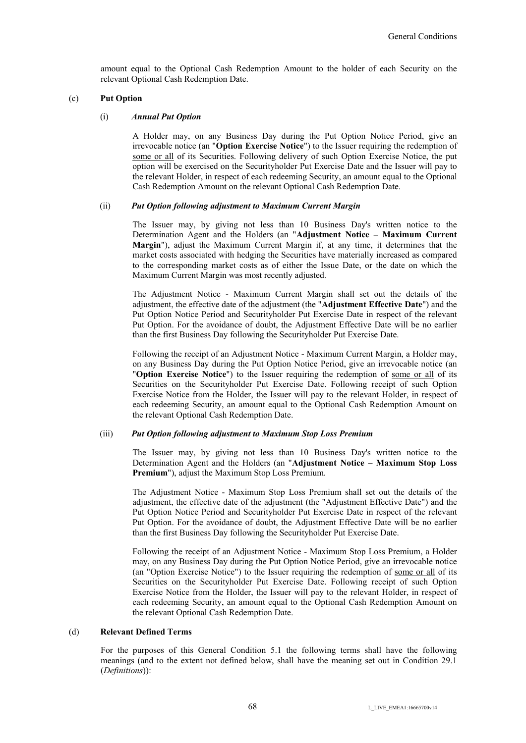amount equal to the Optional Cash Redemption Amount to the holder of each Security on the relevant Optional Cash Redemption Date.

(c) **Put Option**

(i) ***Annual Put Option***

A Holder may, on any Business Day during the Put Option Notice Period, give an irrevocable notice (an "**Option Exercise Notice**") to the Issuer requiring the redemption of some or all of its Securities. Following delivery of such Option Exercise Notice, the put option will be exercised on the Securityholder Put Exercise Date and the Issuer will pay to the relevant Holder, in respect of each redeeming Security, an amount equal to the Optional Cash Redemption Amount on the relevant Optional Cash Redemption Date.

(ii) ***Put Option following adjustment to Maximum Current Margin***

The Issuer may, by giving not less than 10 Business Day's written notice to the Determination Agent and the Holders (an "**Adjustment Notice – Maximum Current Margin**"), adjust the Maximum Current Margin if, at any time, it determines that the market costs associated with hedging the Securities have materially increased as compared to the corresponding market costs as of either the Issue Date, or the date on which the Maximum Current Margin was most recently adjusted.

The Adjustment Notice - Maximum Current Margin shall set out the details of the adjustment, the effective date of the adjustment (the "**Adjustment Effective Date**") and the Put Option Notice Period and Securityholder Put Exercise Date in respect of the relevant Put Option. For the avoidance of doubt, the Adjustment Effective Date will be no earlier than the first Business Day following the Securityholder Put Exercise Date.

Following the receipt of an Adjustment Notice - Maximum Current Margin, a Holder may, on any Business Day during the Put Option Notice Period, give an irrevocable notice (an "**Option Exercise Notice**") to the Issuer requiring the redemption of some or all of its Securities on the Securityholder Put Exercise Date. Following receipt of such Option Exercise Notice from the Holder, the Issuer will pay to the relevant Holder, in respect of each redeeming Security, an amount equal to the Optional Cash Redemption Amount on the relevant Optional Cash Redemption Date.

(iii) ***Put Option following adjustment to Maximum Stop Loss Premium***

The Issuer may, by giving not less than 10 Business Day's written notice to the Determination Agent and the Holders (an "**Adjustment Notice – Maximum Stop Loss Premium**"), adjust the Maximum Stop Loss Premium.

The Adjustment Notice - Maximum Stop Loss Premium shall set out the details of the adjustment, the effective date of the adjustment (the "Adjustment Effective Date") and the Put Option Notice Period and Securityholder Put Exercise Date in respect of the relevant Put Option. For the avoidance of doubt, the Adjustment Effective Date will be no earlier than the first Business Day following the Securityholder Put Exercise Date.

Following the receipt of an Adjustment Notice - Maximum Stop Loss Premium, a Holder may, on any Business Day during the Put Option Notice Period, give an irrevocable notice (an "Option Exercise Notice") to the Issuer requiring the redemption of some or all of its Securities on the Securityholder Put Exercise Date. Following receipt of such Option Exercise Notice from the Holder, the Issuer will pay to the relevant Holder, in respect of each redeeming Security, an amount equal to the Optional Cash Redemption Amount on the relevant Optional Cash Redemption Date.

(d) **Relevant Defined Terms**

For the purposes of this General Condition 5.1 the following terms shall have the following meanings (and to the extent not defined below, shall have the meaning set out in Condition 29.1 (*Definitions*)):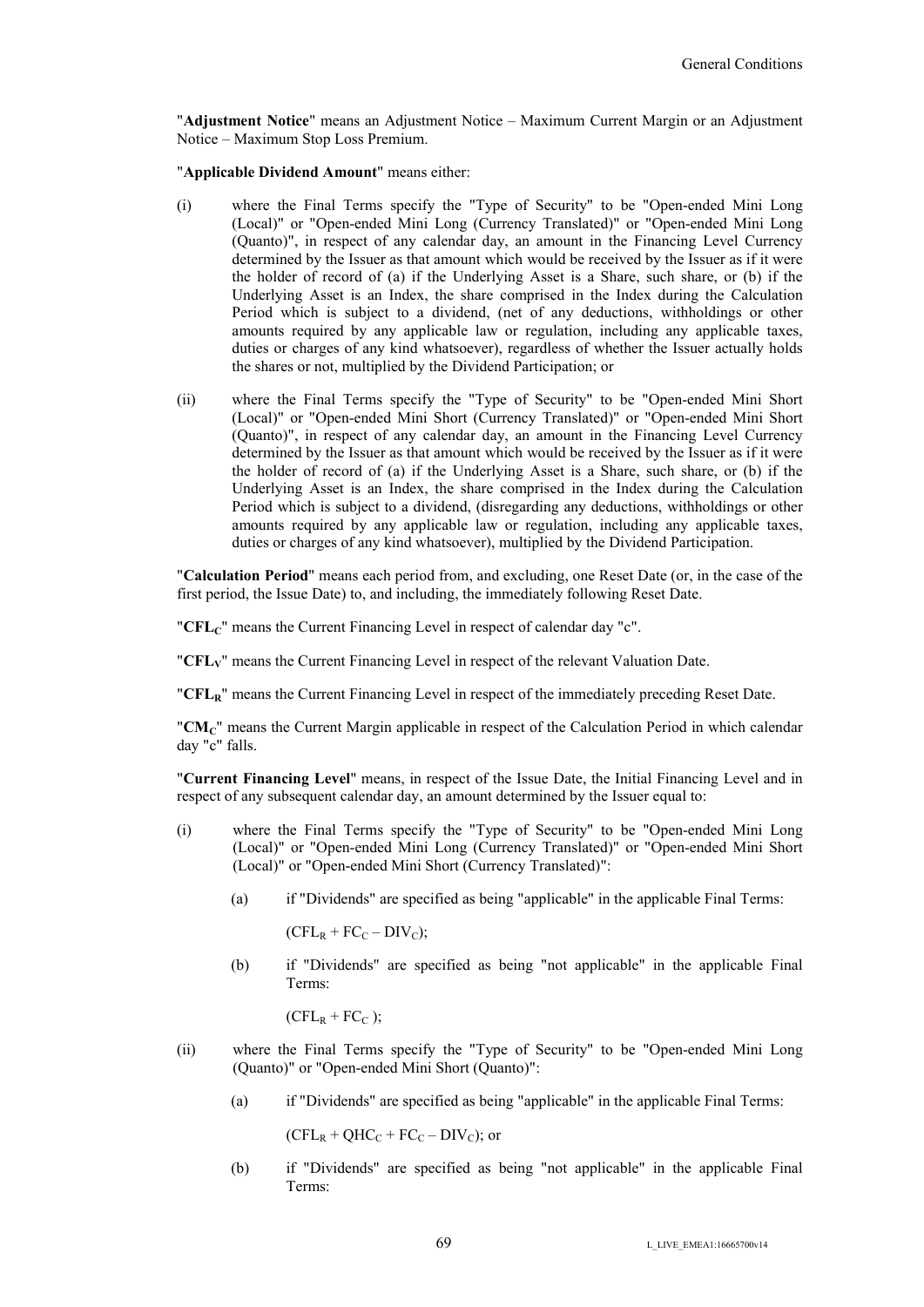"**Adjustment Notice**" means an Adjustment Notice – Maximum Current Margin or an Adjustment Notice – Maximum Stop Loss Premium.

"**Applicable Dividend Amount**" means either:

(i) where the Final Terms specify the "Type of Security" to be "Open-ended Mini Long (Local)" or "Open-ended Mini Long (Currency Translated)" or "Open-ended Mini Long (Quanto)", in respect of any calendar day, an amount in the Financing Level Currency determined by the Issuer as that amount which would be received by the Issuer as if it were the holder of record of (a) if the Underlying Asset is a Share, such share, or (b) if the Underlying Asset is an Index, the share comprised in the Index during the Calculation Period which is subject to a dividend, (net of any deductions, withholdings or other amounts required by any applicable law or regulation, including any applicable taxes, duties or charges of any kind whatsoever), regardless of whether the Issuer actually holds the shares or not, multiplied by the Dividend Participation; or

(ii) where the Final Terms specify the "Type of Security" to be "Open-ended Mini Short (Local)" or "Open-ended Mini Short (Currency Translated)" or "Open-ended Mini Short (Quanto)", in respect of any calendar day, an amount in the Financing Level Currency determined by the Issuer as that amount which would be received by the Issuer as if it were the holder of record of (a) if the Underlying Asset is a Share, such share, or (b) if the Underlying Asset is an Index, the share comprised in the Index during the Calculation Period which is subject to a dividend, (disregarding any deductions, withholdings or other amounts required by any applicable law or regulation, including any applicable taxes, duties or charges of any kind whatsoever), multiplied by the Dividend Participation.

"**Calculation Period**" means each period from, and excluding, one Reset Date (or, in the case of the first period, the Issue Date) to, and including, the immediately following Reset Date.

"**$CFL_C$**" means the Current Financing Level in respect of calendar day "c".

"**$CFL_V$**" means the Current Financing Level in respect of the relevant Valuation Date.

"**$CFL_R$**" means the Current Financing Level in respect of the immediately preceding Reset Date.

"**$CM_C$**" means the Current Margin applicable in respect of the Calculation Period in which calendar day "c" falls.

"**Current Financing Level**" means, in respect of the Issue Date, the Initial Financing Level and in respect of any subsequent calendar day, an amount determined by the Issuer equal to:

(i) where the Final Terms specify the "Type of Security" to be "Open-ended Mini Long (Local)" or "Open-ended Mini Long (Currency Translated)" or "Open-ended Mini Short (Local)" or "Open-ended Mini Short (Currency Translated)":

   (a) if "Dividends" are specified as being "applicable" in the applicable Final Terms:

   $(CFL_R + FC_C – DIV_C)$;

   (b) if "Dividends" are specified as being "not applicable" in the applicable Final Terms:

   $(CFL_R + FC_C)$;

(ii) where the Final Terms specify the "Type of Security" to be "Open-ended Mini Long (Quanto)" or "Open-ended Mini Short (Quanto)":

   (a) if "Dividends" are specified as being "applicable" in the applicable Final Terms:

   $(CFL_R + QHC_C + FC_C – DIV_C)$; or

   (b) if "Dividends" are specified as being "not applicable" in the applicable Final Terms: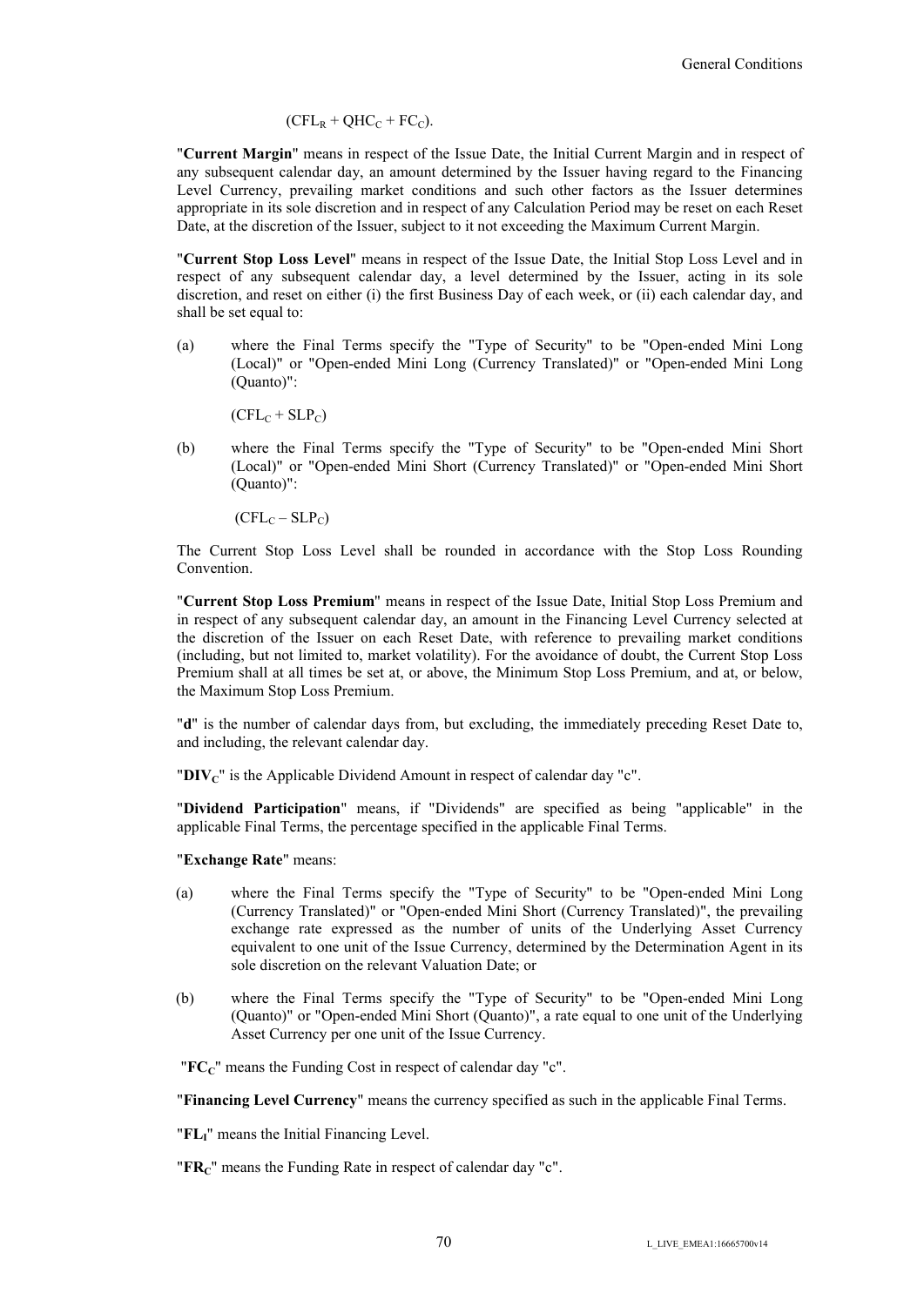$(CFL_R + QHC_C + FC_C)$.

"**Current Margin**" means in respect of the Issue Date, the Initial Current Margin and in respect of any subsequent calendar day, an amount determined by the Issuer having regard to the Financing Level Currency, prevailing market conditions and such other factors as the Issuer determines appropriate in its sole discretion and in respect of any Calculation Period may be reset on each Reset Date, at the discretion of the Issuer, subject to it not exceeding the Maximum Current Margin.

"**Current Stop Loss Level**" means in respect of the Issue Date, the Initial Stop Loss Level and in respect of any subsequent calendar day, a level determined by the Issuer, acting in its sole discretion, and reset on either (i) the first Business Day of each week, or (ii) each calendar day, and shall be set equal to:

(a) where the Final Terms specify the "Type of Security" to be "Open-ended Mini Long (Local)" or "Open-ended Mini Long (Currency Translated)" or "Open-ended Mini Long (Quanto)":

$(CFL_C + SLP_C)$

(b) where the Final Terms specify the "Type of Security" to be "Open-ended Mini Short (Local)" or "Open-ended Mini Short (Currency Translated)" or "Open-ended Mini Short (Quanto)":

$(CFL_C - SLP_C)$

The Current Stop Loss Level shall be rounded in accordance with the Stop Loss Rounding Convention.

"**Current Stop Loss Premium**" means in respect of the Issue Date, Initial Stop Loss Premium and in respect of any subsequent calendar day, an amount in the Financing Level Currency selected at the discretion of the Issuer on each Reset Date, with reference to prevailing market conditions (including, but not limited to, market volatility). For the avoidance of doubt, the Current Stop Loss Premium shall at all times be set at, or above, the Minimum Stop Loss Premium, and at, or below, the Maximum Stop Loss Premium.

"**d**" is the number of calendar days from, but excluding, the immediately preceding Reset Date to, and including, the relevant calendar day.

"**$DIV_C$**" is the Applicable Dividend Amount in respect of calendar day "c".

"**Dividend Participation**" means, if "Dividends" are specified as being "applicable" in the applicable Final Terms, the percentage specified in the applicable Final Terms.

"**Exchange Rate**" means:

(a) where the Final Terms specify the "Type of Security" to be "Open-ended Mini Long (Currency Translated)" or "Open-ended Mini Short (Currency Translated)", the prevailing exchange rate expressed as the number of units of the Underlying Asset Currency equivalent to one unit of the Issue Currency, determined by the Determination Agent in its sole discretion on the relevant Valuation Date; or

(b) where the Final Terms specify the "Type of Security" to be "Open-ended Mini Long (Quanto)" or "Open-ended Mini Short (Quanto)", a rate equal to one unit of the Underlying Asset Currency per one unit of the Issue Currency.

"**$FC_C$**" means the Funding Cost in respect of calendar day "c".

"**Financing Level Currency**" means the currency specified as such in the applicable Final Terms.

"**$FL_I$**" means the Initial Financing Level.

"**$FR_C$**" means the Funding Rate in respect of calendar day "c".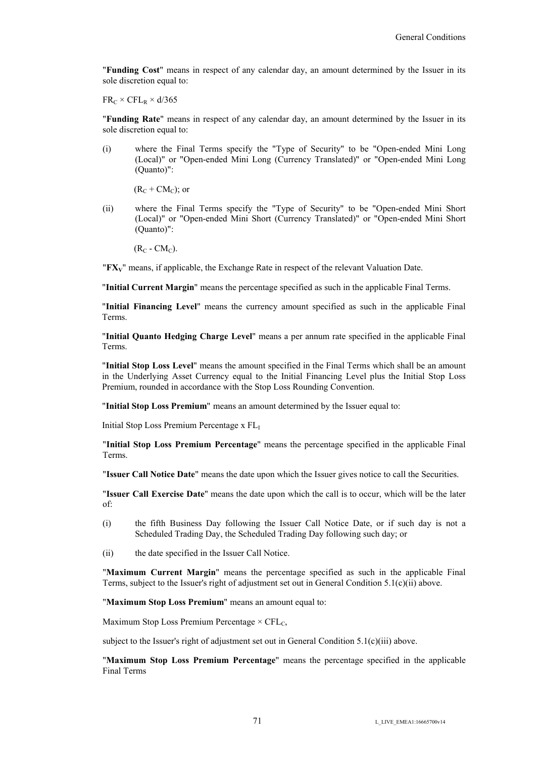"**Funding Cost**" means in respect of any calendar day, an amount determined by the Issuer in its sole discretion equal to:

$FR_C \times CFL_R \times d/365$

"**Funding Rate**" means in respect of any calendar day, an amount determined by the Issuer in its sole discretion equal to:

(i) where the Final Terms specify the "Type of Security" to be "Open-ended Mini Long (Local)" or "Open-ended Mini Long (Currency Translated)" or "Open-ended Mini Long (Quanto)":

$(R_C + CM_C)$; or

(ii) where the Final Terms specify the "Type of Security" to be "Open-ended Mini Short (Local)" or "Open-ended Mini Short (Currency Translated)" or "Open-ended Mini Short (Quanto)":

$(R_C - CM_C)$.

"**$FX_V$**" means, if applicable, the Exchange Rate in respect of the relevant Valuation Date.

"**Initial Current Margin**" means the percentage specified as such in the applicable Final Terms.

"**Initial Financing Level**" means the currency amount specified as such in the applicable Final Terms.

"**Initial Quanto Hedging Charge Level**" means a per annum rate specified in the applicable Final Terms.

"**Initial Stop Loss Level**" means the amount specified in the Final Terms which shall be an amount in the Underlying Asset Currency equal to the Initial Financing Level plus the Initial Stop Loss Premium, rounded in accordance with the Stop Loss Rounding Convention.

"**Initial Stop Loss Premium**" means an amount determined by the Issuer equal to:

Initial Stop Loss Premium Percentage x $FL_I$

"**Initial Stop Loss Premium Percentage**" means the percentage specified in the applicable Final Terms.

"**Issuer Call Notice Date**" means the date upon which the Issuer gives notice to call the Securities.

"**Issuer Call Exercise Date**" means the date upon which the call is to occur, which will be the later of:

(i) the fifth Business Day following the Issuer Call Notice Date, or if such day is not a Scheduled Trading Day, the Scheduled Trading Day following such day; or

(ii) the date specified in the Issuer Call Notice.

"**Maximum Current Margin**" means the percentage specified as such in the applicable Final Terms, subject to the Issuer's right of adjustment set out in General Condition 5.1(c)(ii) above.

"**Maximum Stop Loss Premium**" means an amount equal to:

Maximum Stop Loss Premium Percentage $\times$ $CFL_C$,

subject to the Issuer's right of adjustment set out in General Condition 5.1(c)(iii) above.

"**Maximum Stop Loss Premium Percentage**" means the percentage specified in the applicable Final Terms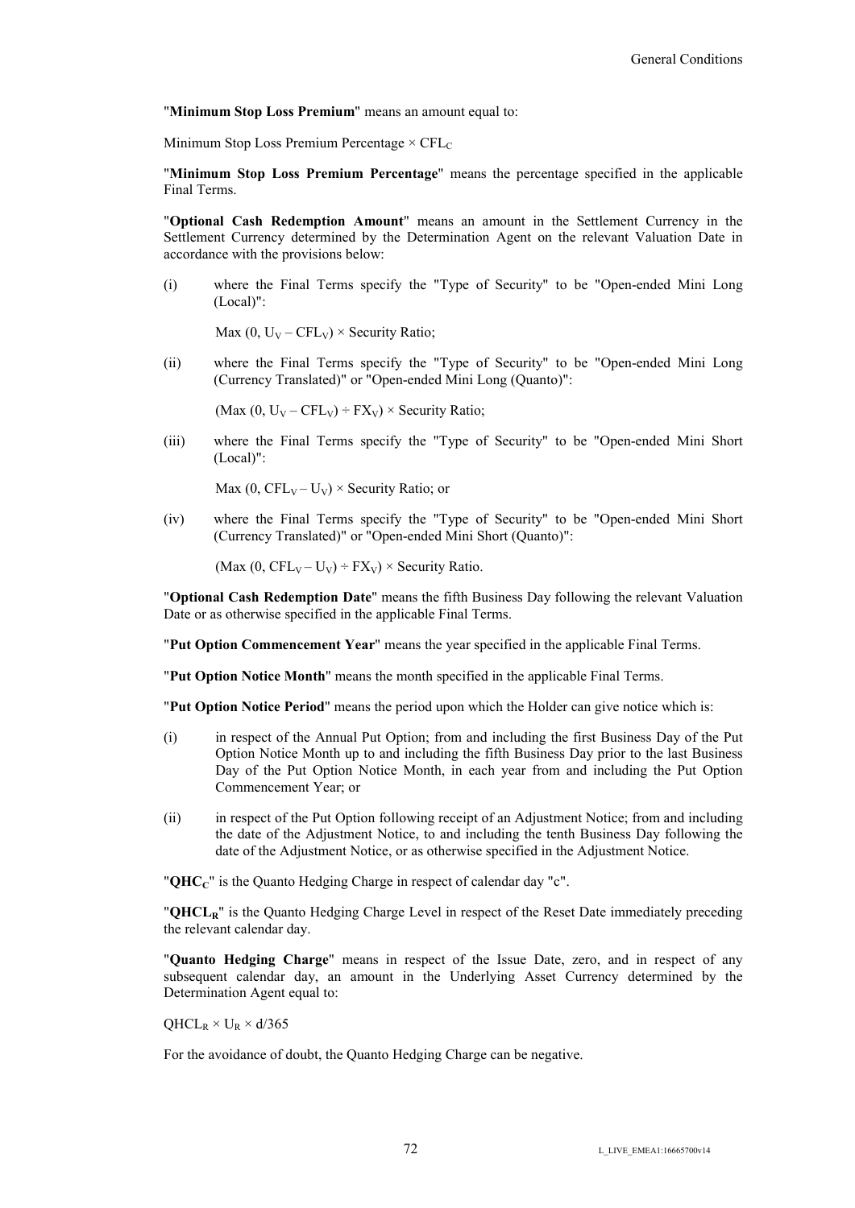"**Minimum Stop Loss Premium**" means an amount equal to:

Minimum Stop Loss Premium Percentage × $CFL_C$

"**Minimum Stop Loss Premium Percentage**" means the percentage specified in the applicable Final Terms.

"**Optional Cash Redemption Amount**" means an amount in the Settlement Currency in the Settlement Currency determined by the Determination Agent on the relevant Valuation Date in accordance with the provisions below:

(i) where the Final Terms specify the "Type of Security" to be "Open-ended Mini Long (Local)":

$\text{Max}(0, U_V - CFL_V) \times \text{Security Ratio}$;

(ii) where the Final Terms specify the "Type of Security" to be "Open-ended Mini Long (Currency Translated)" or "Open-ended Mini Long (Quanto)":

$(\text{Max}(0, U_V - CFL_V) \div FX_V) \times \text{Security Ratio}$;

(iii) where the Final Terms specify the "Type of Security" to be "Open-ended Mini Short (Local)":

$\text{Max}(0, CFL_V - U_V) \times \text{Security Ratio}$; or

(iv) where the Final Terms specify the "Type of Security" to be "Open-ended Mini Short (Currency Translated)" or "Open-ended Mini Short (Quanto)":

$(\text{Max}(0, CFL_V - U_V) \div FX_V) \times \text{Security Ratio}$.

"**Optional Cash Redemption Date**" means the fifth Business Day following the relevant Valuation Date or as otherwise specified in the applicable Final Terms.

"**Put Option Commencement Year**" means the year specified in the applicable Final Terms.

"**Put Option Notice Month**" means the month specified in the applicable Final Terms.

"**Put Option Notice Period**" means the period upon which the Holder can give notice which is:

(i) in respect of the Annual Put Option; from and including the first Business Day of the Put Option Notice Month up to and including the fifth Business Day prior to the last Business Day of the Put Option Notice Month, in each year from and including the Put Option Commencement Year; or

(ii) in respect of the Put Option following receipt of an Adjustment Notice; from and including the date of the Adjustment Notice, to and including the tenth Business Day following the date of the Adjustment Notice, or as otherwise specified in the Adjustment Notice.

"**$QHC_C$**" is the Quanto Hedging Charge in respect of calendar day "c".

"**$QHCL_R$**" is the Quanto Hedging Charge Level in respect of the Reset Date immediately preceding the relevant calendar day.

"**Quanto Hedging Charge**" means in respect of the Issue Date, zero, and in respect of any subsequent calendar day, an amount in the Underlying Asset Currency determined by the Determination Agent equal to:

$QHCL_R \times U_R \times d/365$

For the avoidance of doubt, the Quanto Hedging Charge can be negative.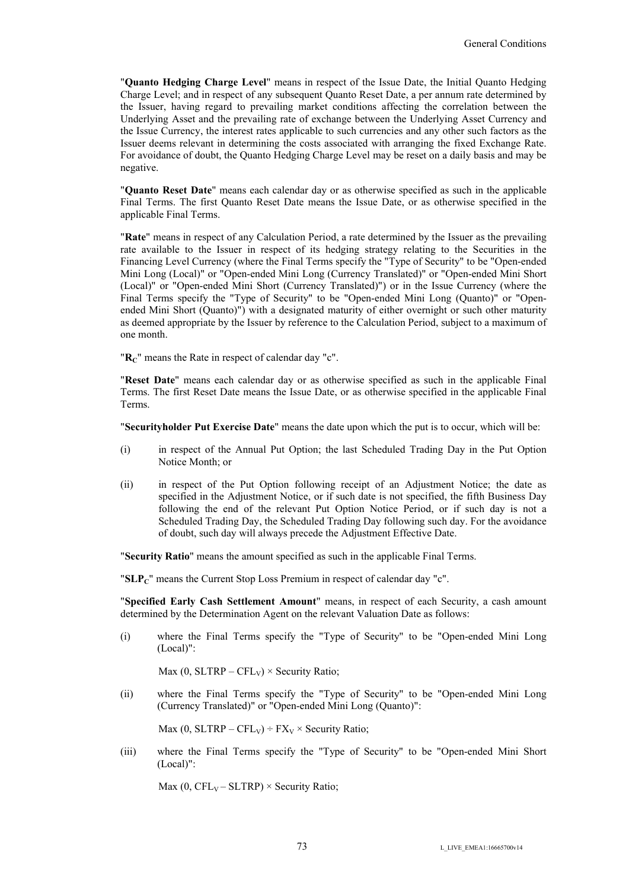"**Quanto Hedging Charge Level**" means in respect of the Issue Date, the Initial Quanto Hedging Charge Level; and in respect of any subsequent Quanto Reset Date, a per annum rate determined by the Issuer, having regard to prevailing market conditions affecting the correlation between the Underlying Asset and the prevailing rate of exchange between the Underlying Asset Currency and the Issue Currency, the interest rates applicable to such currencies and any other such factors as the Issuer deems relevant in determining the costs associated with arranging the fixed Exchange Rate. For avoidance of doubt, the Quanto Hedging Charge Level may be reset on a daily basis and may be negative.

"**Quanto Reset Date**" means each calendar day or as otherwise specified as such in the applicable Final Terms. The first Quanto Reset Date means the Issue Date, or as otherwise specified in the applicable Final Terms.

"**Rate**" means in respect of any Calculation Period, a rate determined by the Issuer as the prevailing rate available to the Issuer in respect of its hedging strategy relating to the Securities in the Financing Level Currency (where the Final Terms specify the "Type of Security" to be "Open-ended Mini Long (Local)" or "Open-ended Mini Long (Currency Translated)" or "Open-ended Mini Short (Local)" or "Open-ended Mini Short (Currency Translated)") or in the Issue Currency (where the Final Terms specify the "Type of Security" to be "Open-ended Mini Long (Quanto)" or "Open-ended Mini Short (Quanto)") with a designated maturity of either overnight or such other maturity as deemed appropriate by the Issuer by reference to the Calculation Period, subject to a maximum of one month.

"**$R_C$**" means the Rate in respect of calendar day "c".

"**Reset Date**" means each calendar day or as otherwise specified as such in the applicable Final Terms. The first Reset Date means the Issue Date, or as otherwise specified in the applicable Final Terms.

"**Securityholder Put Exercise Date**" means the date upon which the put is to occur, which will be:

(i) in respect of the Annual Put Option; the last Scheduled Trading Day in the Put Option Notice Month; or

(ii) in respect of the Put Option following receipt of an Adjustment Notice; the date as specified in the Adjustment Notice, or if such date is not specified, the fifth Business Day following the end of the relevant Put Option Notice Period, or if such day is not a Scheduled Trading Day, the Scheduled Trading Day following such day. For the avoidance of doubt, such day will always precede the Adjustment Effective Date.

"**Security Ratio**" means the amount specified as such in the applicable Final Terms.

"**$SLP_C$**" means the Current Stop Loss Premium in respect of calendar day "c".

"**Specified Early Cash Settlement Amount**" means, in respect of each Security, a cash amount determined by the Determination Agent on the relevant Valuation Date as follows:

(i) where the Final Terms specify the "Type of Security" to be "Open-ended Mini Long (Local)":

$\text{Max}(0, \text{SLTRP} - \text{CFL}_V) \times \text{Security Ratio}$;

(ii) where the Final Terms specify the "Type of Security" to be "Open-ended Mini Long (Currency Translated)" or "Open-ended Mini Long (Quanto)":

$\text{Max}(0, \text{SLTRP} - \text{CFL}_V) \div \text{FX}_V \times \text{Security Ratio}$;

(iii) where the Final Terms specify the "Type of Security" to be "Open-ended Mini Short (Local)":

$\text{Max}(0, \text{CFL}_V - \text{SLTRP}) \times \text{Security Ratio}$;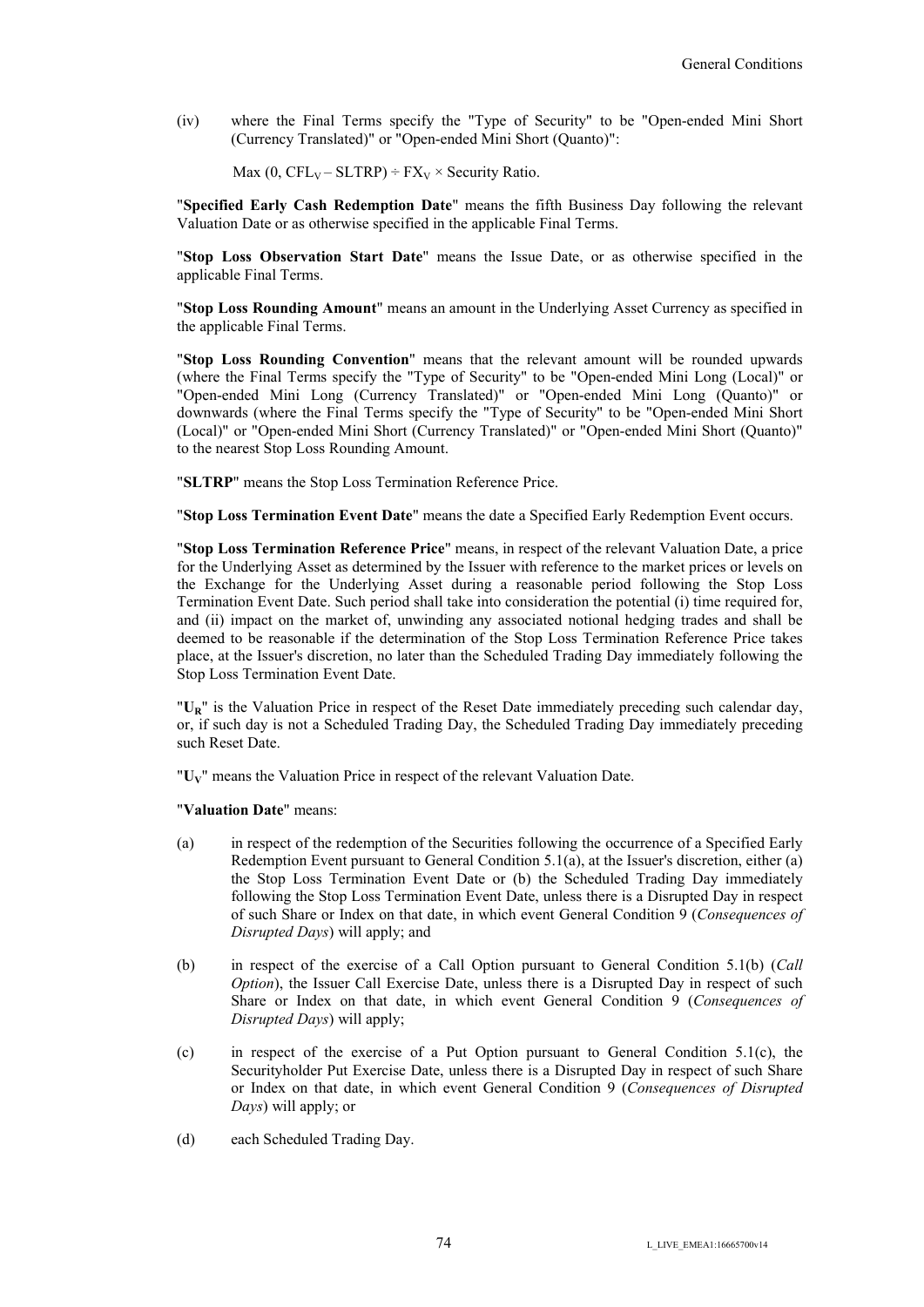(iv) where the Final Terms specify the "Type of Security" to be "Open-ended Mini Short (Currency Translated)" or "Open-ended Mini Short (Quanto)":

$$\text{Max}(0, CFL_V - SLTRP) \div FX_V \times \text{Security Ratio}.$$

"**Specified Early Cash Redemption Date**" means the fifth Business Day following the relevant Valuation Date or as otherwise specified in the applicable Final Terms.

"**Stop Loss Observation Start Date**" means the Issue Date, or as otherwise specified in the applicable Final Terms.

"**Stop Loss Rounding Amount**" means an amount in the Underlying Asset Currency as specified in the applicable Final Terms.

"**Stop Loss Rounding Convention**" means that the relevant amount will be rounded upwards (where the Final Terms specify the "Type of Security" to be "Open-ended Mini Long (Local)" or "Open-ended Mini Long (Currency Translated)" or "Open-ended Mini Long (Quanto)" or downwards (where the Final Terms specify the "Type of Security" to be "Open-ended Mini Short (Local)" or "Open-ended Mini Short (Currency Translated)" or "Open-ended Mini Short (Quanto)" to the nearest Stop Loss Rounding Amount.

"**SLTRP**" means the Stop Loss Termination Reference Price.

"**Stop Loss Termination Event Date**" means the date a Specified Early Redemption Event occurs.

"**Stop Loss Termination Reference Price**" means, in respect of the relevant Valuation Date, a price for the Underlying Asset as determined by the Issuer with reference to the market prices or levels on the Exchange for the Underlying Asset during a reasonable period following the Stop Loss Termination Event Date. Such period shall take into consideration the potential (i) time required for, and (ii) impact on the market of, unwinding any associated notional hedging trades and shall be deemed to be reasonable if the determination of the Stop Loss Termination Reference Price takes place, at the Issuer's discretion, no later than the Scheduled Trading Day immediately following the Stop Loss Termination Event Date.

"$U_R$" is the Valuation Price in respect of the Reset Date immediately preceding such calendar day, or, if such day is not a Scheduled Trading Day, the Scheduled Trading Day immediately preceding such Reset Date.

"$U_V$" means the Valuation Price in respect of the relevant Valuation Date.

"**Valuation Date**" means:

(a) in respect of the redemption of the Securities following the occurrence of a Specified Early Redemption Event pursuant to General Condition 5.1(a), at the Issuer's discretion, either (a) the Stop Loss Termination Event Date or (b) the Scheduled Trading Day immediately following the Stop Loss Termination Event Date, unless there is a Disrupted Day in respect of such Share or Index on that date, in which event General Condition 9 (*Consequences of Disrupted Days*) will apply; and

(b) in respect of the exercise of a Call Option pursuant to General Condition 5.1(b) (*Call Option*), the Issuer Call Exercise Date, unless there is a Disrupted Day in respect of such Share or Index on that date, in which event General Condition 9 (*Consequences of Disrupted Days*) will apply;

(c) in respect of the exercise of a Put Option pursuant to General Condition 5.1(c), the Securityholder Put Exercise Date, unless there is a Disrupted Day in respect of such Share or Index on that date, in which event General Condition 9 (*Consequences of Disrupted Days*) will apply; or

(d) each Scheduled Trading Day.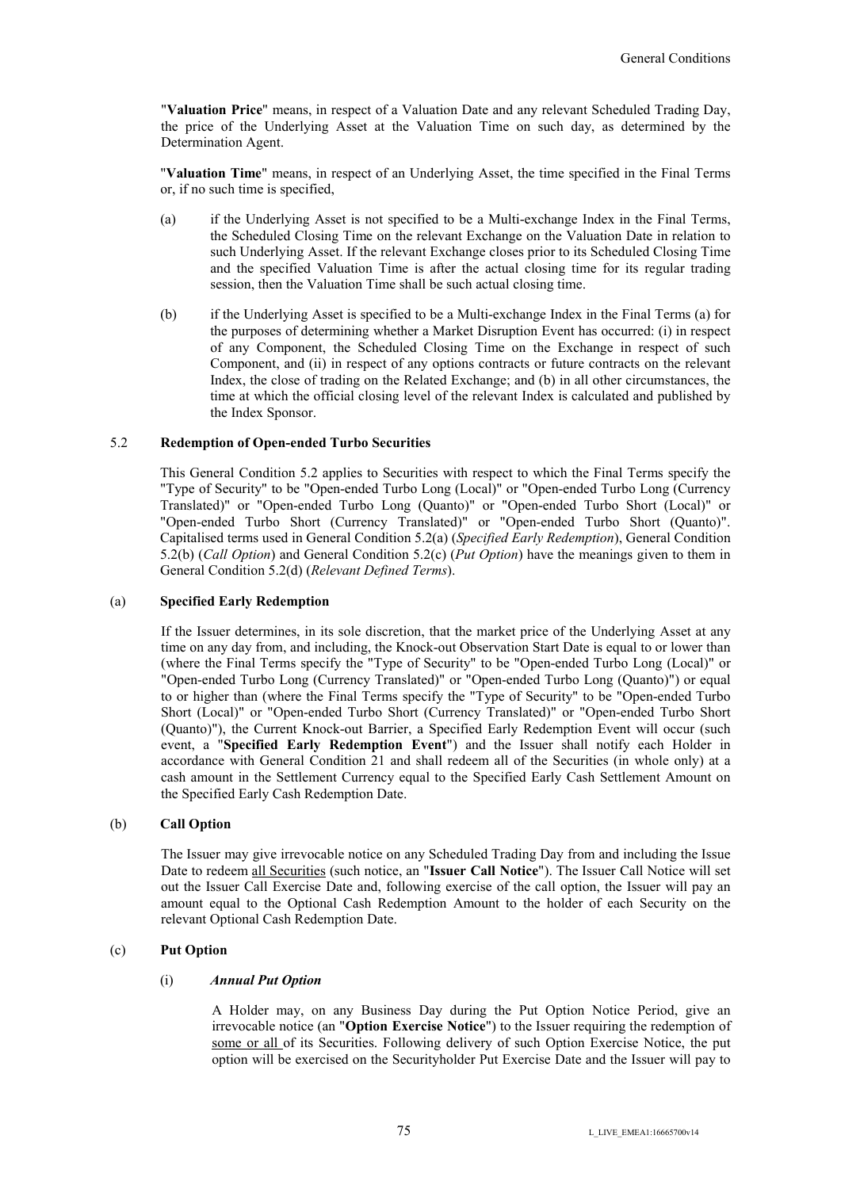"**Valuation Price**" means, in respect of a Valuation Date and any relevant Scheduled Trading Day, the price of the Underlying Asset at the Valuation Time on such day, as determined by the Determination Agent.

"**Valuation Time**" means, in respect of an Underlying Asset, the time specified in the Final Terms or, if no such time is specified,

(a) if the Underlying Asset is not specified to be a Multi-exchange Index in the Final Terms, the Scheduled Closing Time on the relevant Exchange on the Valuation Date in relation to such Underlying Asset. If the relevant Exchange closes prior to its Scheduled Closing Time and the specified Valuation Time is after the actual closing time for its regular trading session, then the Valuation Time shall be such actual closing time.

(b) if the Underlying Asset is specified to be a Multi-exchange Index in the Final Terms (a) for the purposes of determining whether a Market Disruption Event has occurred: (i) in respect of any Component, the Scheduled Closing Time on the Exchange in respect of such Component, and (ii) in respect of any options contracts or future contracts on the relevant Index, the close of trading on the Related Exchange; and (b) in all other circumstances, the time at which the official closing level of the relevant Index is calculated and published by the Index Sponsor.

### 5.2 Redemption of Open-ended Turbo Securities

This General Condition 5.2 applies to Securities with respect to which the Final Terms specify the "Type of Security" to be "Open-ended Turbo Long (Local)" or "Open-ended Turbo Long (Currency Translated)" or "Open-ended Turbo Long (Quanto)" or "Open-ended Turbo Short (Local)" or "Open-ended Turbo Short (Currency Translated)" or "Open-ended Turbo Short (Quanto)". Capitalised terms used in General Condition 5.2(a) (*Specified Early Redemption*), General Condition 5.2(b) (*Call Option*) and General Condition 5.2(c) (*Put Option*) have the meanings given to them in General Condition 5.2(d) (*Relevant Defined Terms*).

#### (a) Specified Early Redemption

If the Issuer determines, in its sole discretion, that the market price of the Underlying Asset at any time on any day from, and including, the Knock-out Observation Start Date is equal to or lower than (where the Final Terms specify the "Type of Security" to be "Open-ended Turbo Long (Local)" or "Open-ended Turbo Long (Currency Translated)" or "Open-ended Turbo Long (Quanto)") or equal to or higher than (where the Final Terms specify the "Type of Security" to be "Open-ended Turbo Short (Local)" or "Open-ended Turbo Short (Currency Translated)" or "Open-ended Turbo Short (Quanto)"), the Current Knock-out Barrier, a Specified Early Redemption Event will occur (such event, a "**Specified Early Redemption Event**") and the Issuer shall notify each Holder in accordance with General Condition 21 and shall redeem all of the Securities (in whole only) at a cash amount in the Settlement Currency equal to the Specified Early Cash Settlement Amount on the Specified Early Cash Redemption Date.

#### (b) Call Option

The Issuer may give irrevocable notice on any Scheduled Trading Day from and including the Issue Date to redeem <u>all Securities</u> (such notice, an "**Issuer Call Notice**"). The Issuer Call Notice will set out the Issuer Call Exercise Date and, following exercise of the call option, the Issuer will pay an amount equal to the Optional Cash Redemption Amount to the holder of each Security on the relevant Optional Cash Redemption Date.

#### (c) Put Option

(i) ***Annual Put Option***

A Holder may, on any Business Day during the Put Option Notice Period, give an irrevocable notice (an "**Option Exercise Notice**") to the Issuer requiring the redemption of <u>some or all</u> of its Securities. Following delivery of such Option Exercise Notice, the put option will be exercised on the Securityholder Put Exercise Date and the Issuer will pay to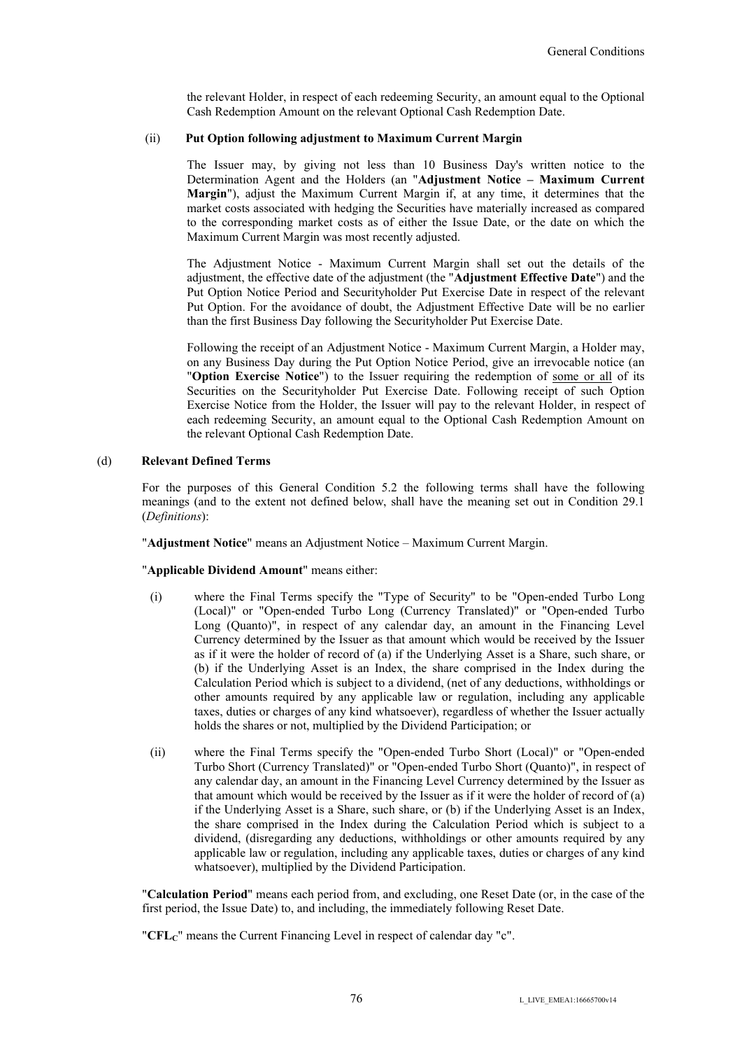the relevant Holder, in respect of each redeeming Security, an amount equal to the Optional Cash Redemption Amount on the relevant Optional Cash Redemption Date.

(ii) **Put Option following adjustment to Maximum Current Margin**

The Issuer may, by giving not less than 10 Business Day's written notice to the Determination Agent and the Holders (an "**Adjustment Notice – Maximum Current Margin**"), adjust the Maximum Current Margin if, at any time, it determines that the market costs associated with hedging the Securities have materially increased as compared to the corresponding market costs as of either the Issue Date, or the date on which the Maximum Current Margin was most recently adjusted.

The Adjustment Notice - Maximum Current Margin shall set out the details of the adjustment, the effective date of the adjustment (the "**Adjustment Effective Date**") and the Put Option Notice Period and Securityholder Put Exercise Date in respect of the relevant Put Option. For the avoidance of doubt, the Adjustment Effective Date will be no earlier than the first Business Day following the Securityholder Put Exercise Date.

Following the receipt of an Adjustment Notice - Maximum Current Margin, a Holder may, on any Business Day during the Put Option Notice Period, give an irrevocable notice (an "**Option Exercise Notice**") to the Issuer requiring the redemption of some or all of its Securities on the Securityholder Put Exercise Date. Following receipt of such Option Exercise Notice from the Holder, the Issuer will pay to the relevant Holder, in respect of each redeeming Security, an amount equal to the Optional Cash Redemption Amount on the relevant Optional Cash Redemption Date.

(d) **Relevant Defined Terms**

For the purposes of this General Condition 5.2 the following terms shall have the following meanings (and to the extent not defined below, shall have the meaning set out in Condition 29.1 (*Definitions*):

"**Adjustment Notice**" means an Adjustment Notice – Maximum Current Margin.

"**Applicable Dividend Amount**" means either:

(i) where the Final Terms specify the "Type of Security" to be "Open-ended Turbo Long (Local)" or "Open-ended Turbo Long (Currency Translated)" or "Open-ended Turbo Long (Quanto)", in respect of any calendar day, an amount in the Financing Level Currency determined by the Issuer as that amount which would be received by the Issuer as if it were the holder of record of (a) if the Underlying Asset is a Share, such share, or (b) if the Underlying Asset is an Index, the share comprised in the Index during the Calculation Period which is subject to a dividend, (net of any deductions, withholdings or other amounts required by any applicable law or regulation, including any applicable taxes, duties or charges of any kind whatsoever), regardless of whether the Issuer actually holds the shares or not, multiplied by the Dividend Participation; or

(ii) where the Final Terms specify the "Open-ended Turbo Short (Local)" or "Open-ended Turbo Short (Currency Translated)" or "Open-ended Turbo Short (Quanto)", in respect of any calendar day, an amount in the Financing Level Currency determined by the Issuer as that amount which would be received by the Issuer as if it were the holder of record of (a) if the Underlying Asset is a Share, such share, or (b) if the Underlying Asset is an Index, the share comprised in the Index during the Calculation Period which is subject to a dividend, (disregarding any deductions, withholdings or other amounts required by any applicable law or regulation, including any applicable taxes, duties or charges of any kind whatsoever), multiplied by the Dividend Participation.

"**Calculation Period**" means each period from, and excluding, one Reset Date (or, in the case of the first period, the Issue Date) to, and including, the immediately following Reset Date.

"$\mathbf{CFL_C}$" means the Current Financing Level in respect of calendar day "c".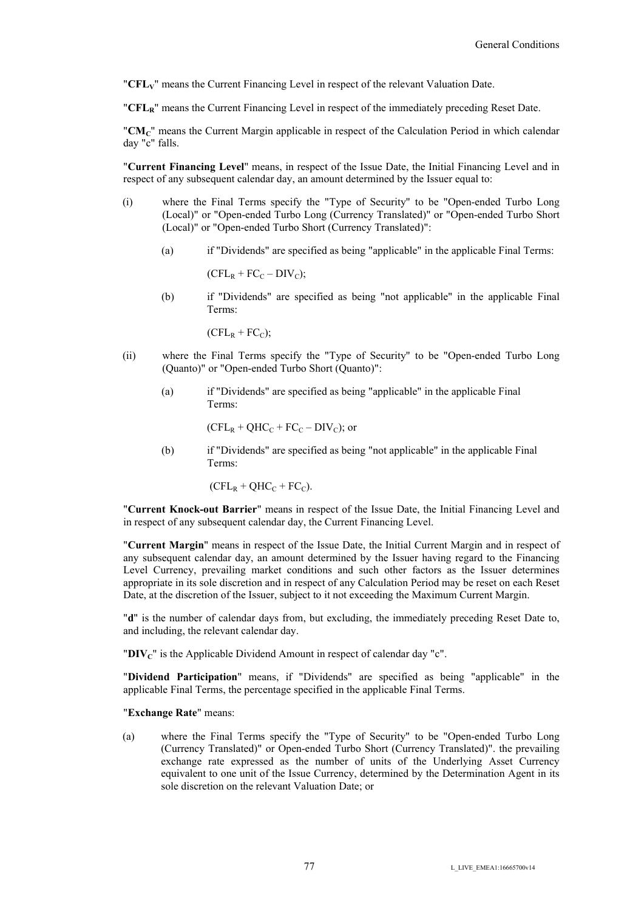"**$CFL_V$**" means the Current Financing Level in respect of the relevant Valuation Date.

"**$CFL_R$**" means the Current Financing Level in respect of the immediately preceding Reset Date.

"**$CM_C$**" means the Current Margin applicable in respect of the Calculation Period in which calendar day "c" falls.

"**Current Financing Level**" means, in respect of the Issue Date, the Initial Financing Level and in respect of any subsequent calendar day, an amount determined by the Issuer equal to:

(i) where the Final Terms specify the "Type of Security" to be "Open-ended Turbo Long (Local)" or "Open-ended Turbo Long (Currency Translated)" or "Open-ended Turbo Short (Local)" or "Open-ended Turbo Short (Currency Translated)":

   (a) if "Dividends" are specified as being "applicable" in the applicable Final Terms:

   $(CFL_R + FC_C – DIV_C)$;

   (b) if "Dividends" are specified as being "not applicable" in the applicable Final Terms:

   $(CFL_R + FC_C)$;

(ii) where the Final Terms specify the "Type of Security" to be "Open-ended Turbo Long (Quanto)" or "Open-ended Turbo Short (Quanto)":

   (a) if "Dividends" are specified as being "applicable" in the applicable Final Terms:

   $(CFL_R + QHC_C + FC_C – DIV_C)$; or

   (b) if "Dividends" are specified as being "not applicable" in the applicable Final Terms:

   $(CFL_R + QHC_C + FC_C)$.

"**Current Knock-out Barrier**" means in respect of the Issue Date, the Initial Financing Level and in respect of any subsequent calendar day, the Current Financing Level.

"**Current Margin**" means in respect of the Issue Date, the Initial Current Margin and in respect of any subsequent calendar day, an amount determined by the Issuer having regard to the Financing Level Currency, prevailing market conditions and such other factors as the Issuer determines appropriate in its sole discretion and in respect of any Calculation Period may be reset on each Reset Date, at the discretion of the Issuer, subject to it not exceeding the Maximum Current Margin.

"**d**" is the number of calendar days from, but excluding, the immediately preceding Reset Date to, and including, the relevant calendar day.

"**$DIV_C$**" is the Applicable Dividend Amount in respect of calendar day "c".

"**Dividend Participation**" means, if "Dividends" are specified as being "applicable" in the applicable Final Terms, the percentage specified in the applicable Final Terms.

"**Exchange Rate**" means:

(a) where the Final Terms specify the "Type of Security" to be "Open-ended Turbo Long (Currency Translated)" or Open-ended Turbo Short (Currency Translated)". the prevailing exchange rate expressed as the number of units of the Underlying Asset Currency equivalent to one unit of the Issue Currency, determined by the Determination Agent in its sole discretion on the relevant Valuation Date; or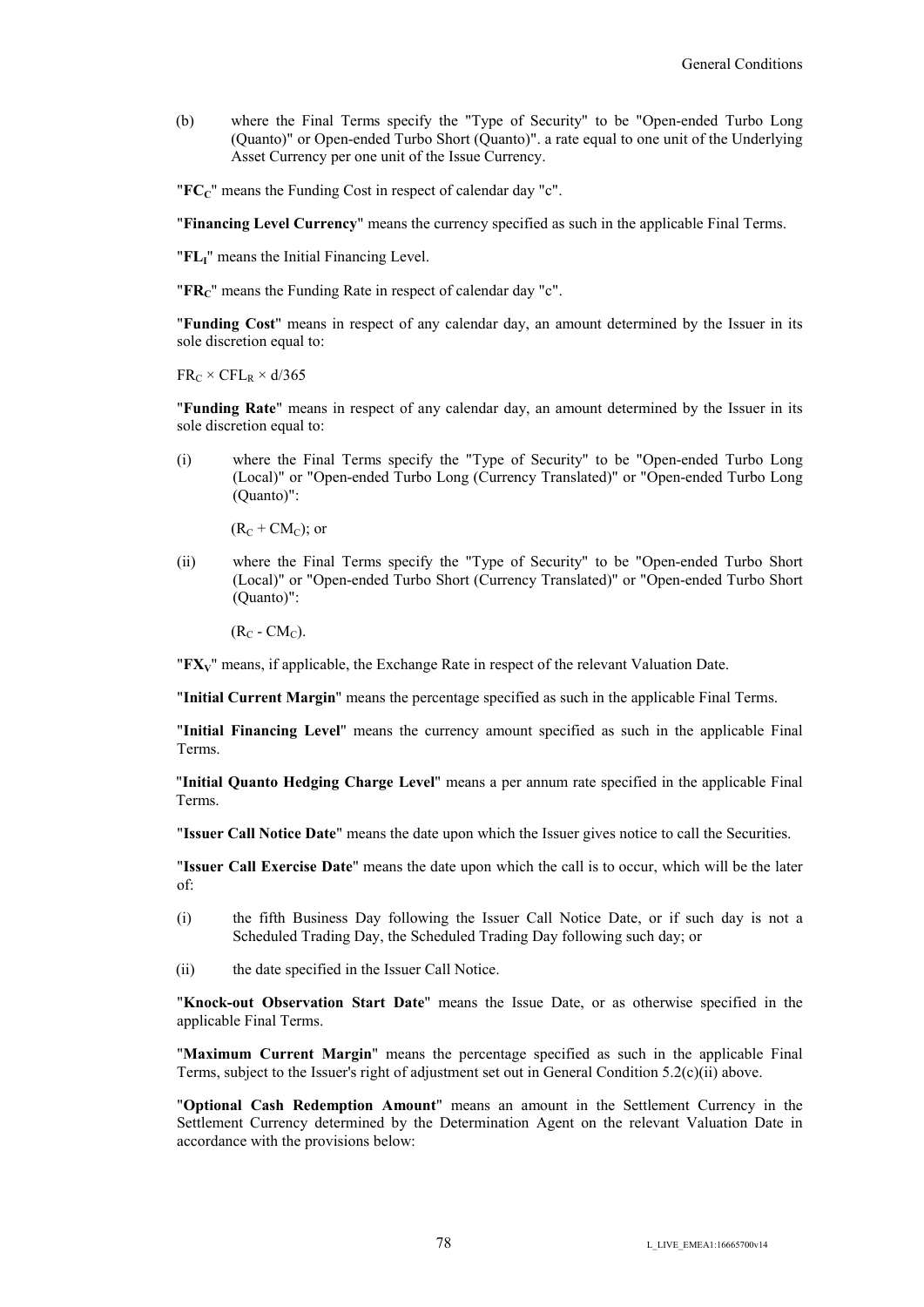(b) where the Final Terms specify the "Type of Security" to be "Open-ended Turbo Long (Quanto)" or Open-ended Turbo Short (Quanto)". a rate equal to one unit of the Underlying Asset Currency per one unit of the Issue Currency.

"$\mathbf{FC_C}$" means the Funding Cost in respect of calendar day "c".

"**Financing Level Currency**" means the currency specified as such in the applicable Final Terms.

"$\mathbf{FL_I}$" means the Initial Financing Level.

"$\mathbf{FR_C}$" means the Funding Rate in respect of calendar day "c".

"**Funding Cost**" means in respect of any calendar day, an amount determined by the Issuer in its sole discretion equal to:

$FR_C \times CFL_R \times d/365$

"**Funding Rate**" means in respect of any calendar day, an amount determined by the Issuer in its sole discretion equal to:

(i) where the Final Terms specify the "Type of Security" to be "Open-ended Turbo Long (Local)" or "Open-ended Turbo Long (Currency Translated)" or "Open-ended Turbo Long (Quanto)":

$(R_C + CM_C)$; or

(ii) where the Final Terms specify the "Type of Security" to be "Open-ended Turbo Short (Local)" or "Open-ended Turbo Short (Currency Translated)" or "Open-ended Turbo Short (Quanto)":

$(R_C - CM_C)$.

"$\mathbf{FX_V}$" means, if applicable, the Exchange Rate in respect of the relevant Valuation Date.

"**Initial Current Margin**" means the percentage specified as such in the applicable Final Terms.

"**Initial Financing Level**" means the currency amount specified as such in the applicable Final Terms.

"**Initial Quanto Hedging Charge Level**" means a per annum rate specified in the applicable Final Terms.

"**Issuer Call Notice Date**" means the date upon which the Issuer gives notice to call the Securities.

"**Issuer Call Exercise Date**" means the date upon which the call is to occur, which will be the later of:

(i) the fifth Business Day following the Issuer Call Notice Date, or if such day is not a Scheduled Trading Day, the Scheduled Trading Day following such day; or

(ii) the date specified in the Issuer Call Notice.

"**Knock-out Observation Start Date**" means the Issue Date, or as otherwise specified in the applicable Final Terms.

"**Maximum Current Margin**" means the percentage specified as such in the applicable Final Terms, subject to the Issuer's right of adjustment set out in General Condition 5.2(c)(ii) above.

"**Optional Cash Redemption Amount**" means an amount in the Settlement Currency in the Settlement Currency determined by the Determination Agent on the relevant Valuation Date in accordance with the provisions below: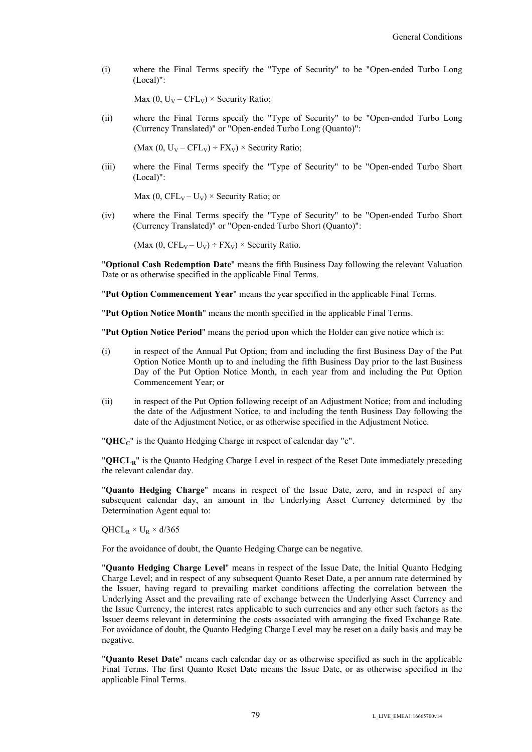(i) where the Final Terms specify the "Type of Security" to be "Open-ended Turbo Long (Local)":

$\text{Max}(0, U_V - CFL_V) \times \text{Security Ratio}$;

(ii) where the Final Terms specify the "Type of Security" to be "Open-ended Turbo Long (Currency Translated)" or "Open-ended Turbo Long (Quanto)":

$(\text{Max}(0, U_V - CFL_V) \div FX_V) \times \text{Security Ratio}$;

(iii) where the Final Terms specify the "Type of Security" to be "Open-ended Turbo Short (Local)":

$\text{Max}(0, CFL_V - U_V) \times \text{Security Ratio}$; or

(iv) where the Final Terms specify the "Type of Security" to be "Open-ended Turbo Short (Currency Translated)" or "Open-ended Turbo Short (Quanto)":

$(\text{Max}(0, CFL_V - U_V) \div FX_V) \times \text{Security Ratio}$.

"**Optional Cash Redemption Date**" means the fifth Business Day following the relevant Valuation Date or as otherwise specified in the applicable Final Terms.

"**Put Option Commencement Year**" means the year specified in the applicable Final Terms.

"**Put Option Notice Month**" means the month specified in the applicable Final Terms.

"**Put Option Notice Period**" means the period upon which the Holder can give notice which is:

(i) in respect of the Annual Put Option; from and including the first Business Day of the Put Option Notice Month up to and including the fifth Business Day prior to the last Business Day of the Put Option Notice Month, in each year from and including the Put Option Commencement Year; or

(ii) in respect of the Put Option following receipt of an Adjustment Notice; from and including the date of the Adjustment Notice, to and including the tenth Business Day following the date of the Adjustment Notice, or as otherwise specified in the Adjustment Notice.

"**$QHC_C$**" is the Quanto Hedging Charge in respect of calendar day "c".

"**$QHCL_R$**" is the Quanto Hedging Charge Level in respect of the Reset Date immediately preceding the relevant calendar day.

"**Quanto Hedging Charge**" means in respect of the Issue Date, zero, and in respect of any subsequent calendar day, an amount in the Underlying Asset Currency determined by the Determination Agent equal to:

$QHCL_R \times U_R \times d/365$

For the avoidance of doubt, the Quanto Hedging Charge can be negative.

"**Quanto Hedging Charge Level**" means in respect of the Issue Date, the Initial Quanto Hedging Charge Level; and in respect of any subsequent Quanto Reset Date, a per annum rate determined by the Issuer, having regard to prevailing market conditions affecting the correlation between the Underlying Asset and the prevailing rate of exchange between the Underlying Asset Currency and the Issue Currency, the interest rates applicable to such currencies and any other such factors as the Issuer deems relevant in determining the costs associated with arranging the fixed Exchange Rate. For avoidance of doubt, the Quanto Hedging Charge Level may be reset on a daily basis and may be negative.

"**Quanto Reset Date**" means each calendar day or as otherwise specified as such in the applicable Final Terms. The first Quanto Reset Date means the Issue Date, or as otherwise specified in the applicable Final Terms.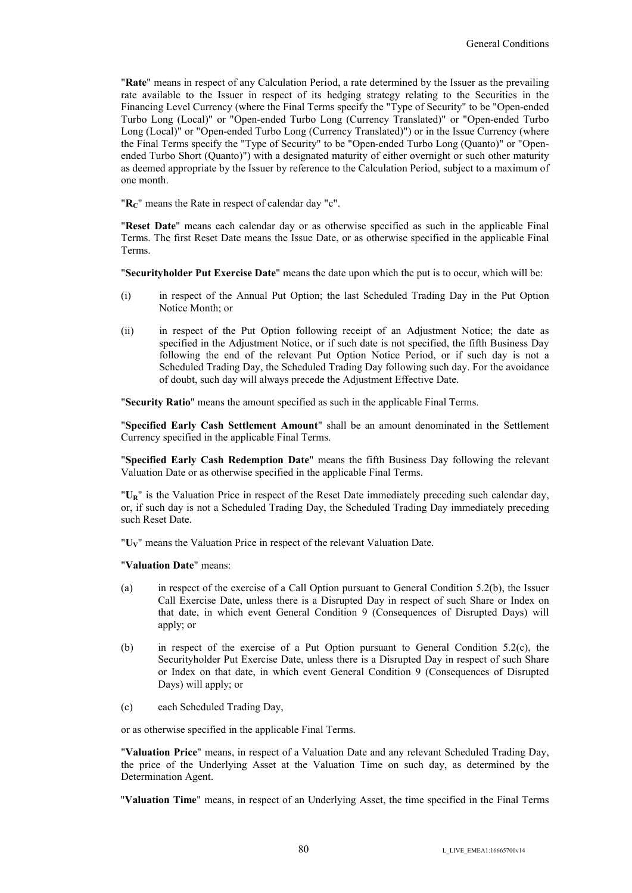"**Rate**" means in respect of any Calculation Period, a rate determined by the Issuer as the prevailing rate available to the Issuer in respect of its hedging strategy relating to the Securities in the Financing Level Currency (where the Final Terms specify the "Type of Security" to be "Open-ended Turbo Long (Local)" or "Open-ended Turbo Long (Currency Translated)" or "Open-ended Turbo Long (Local)" or "Open-ended Turbo Long (Currency Translated)") or in the Issue Currency (where the Final Terms specify the "Type of Security" to be "Open-ended Turbo Long (Quanto)" or "Open-ended Turbo Short (Quanto)") with a designated maturity of either overnight or such other maturity as deemed appropriate by the Issuer by reference to the Calculation Period, subject to a maximum of one month.

"$\mathbf{R_C}$" means the Rate in respect of calendar day "c".

"**Reset Date**" means each calendar day or as otherwise specified as such in the applicable Final Terms. The first Reset Date means the Issue Date, or as otherwise specified in the applicable Final Terms.

"**Securityholder Put Exercise Date**" means the date upon which the put is to occur, which will be:

(i) in respect of the Annual Put Option; the last Scheduled Trading Day in the Put Option Notice Month; or

(ii) in respect of the Put Option following receipt of an Adjustment Notice; the date as specified in the Adjustment Notice, or if such date is not specified, the fifth Business Day following the end of the relevant Put Option Notice Period, or if such day is not a Scheduled Trading Day, the Scheduled Trading Day following such day. For the avoidance of doubt, such day will always precede the Adjustment Effective Date.

"**Security Ratio**" means the amount specified as such in the applicable Final Terms.

"**Specified Early Cash Settlement Amount**" shall be an amount denominated in the Settlement Currency specified in the applicable Final Terms.

"**Specified Early Cash Redemption Date**" means the fifth Business Day following the relevant Valuation Date or as otherwise specified in the applicable Final Terms.

"$\mathbf{U_R}$" is the Valuation Price in respect of the Reset Date immediately preceding such calendar day, or, if such day is not a Scheduled Trading Day, the Scheduled Trading Day immediately preceding such Reset Date.

"$\mathbf{U_V}$" means the Valuation Price in respect of the relevant Valuation Date.

"**Valuation Date**" means:

(a) in respect of the exercise of a Call Option pursuant to General Condition 5.2(b), the Issuer Call Exercise Date, unless there is a Disrupted Day in respect of such Share or Index on that date, in which event General Condition 9 (Consequences of Disrupted Days) will apply; or

(b) in respect of the exercise of a Put Option pursuant to General Condition 5.2(c), the Securityholder Put Exercise Date, unless there is a Disrupted Day in respect of such Share or Index on that date, in which event General Condition 9 (Consequences of Disrupted Days) will apply; or

(c) each Scheduled Trading Day,

or as otherwise specified in the applicable Final Terms.

"**Valuation Price**" means, in respect of a Valuation Date and any relevant Scheduled Trading Day, the price of the Underlying Asset at the Valuation Time on such day, as determined by the Determination Agent.

"**Valuation Time**" means, in respect of an Underlying Asset, the time specified in the Final Terms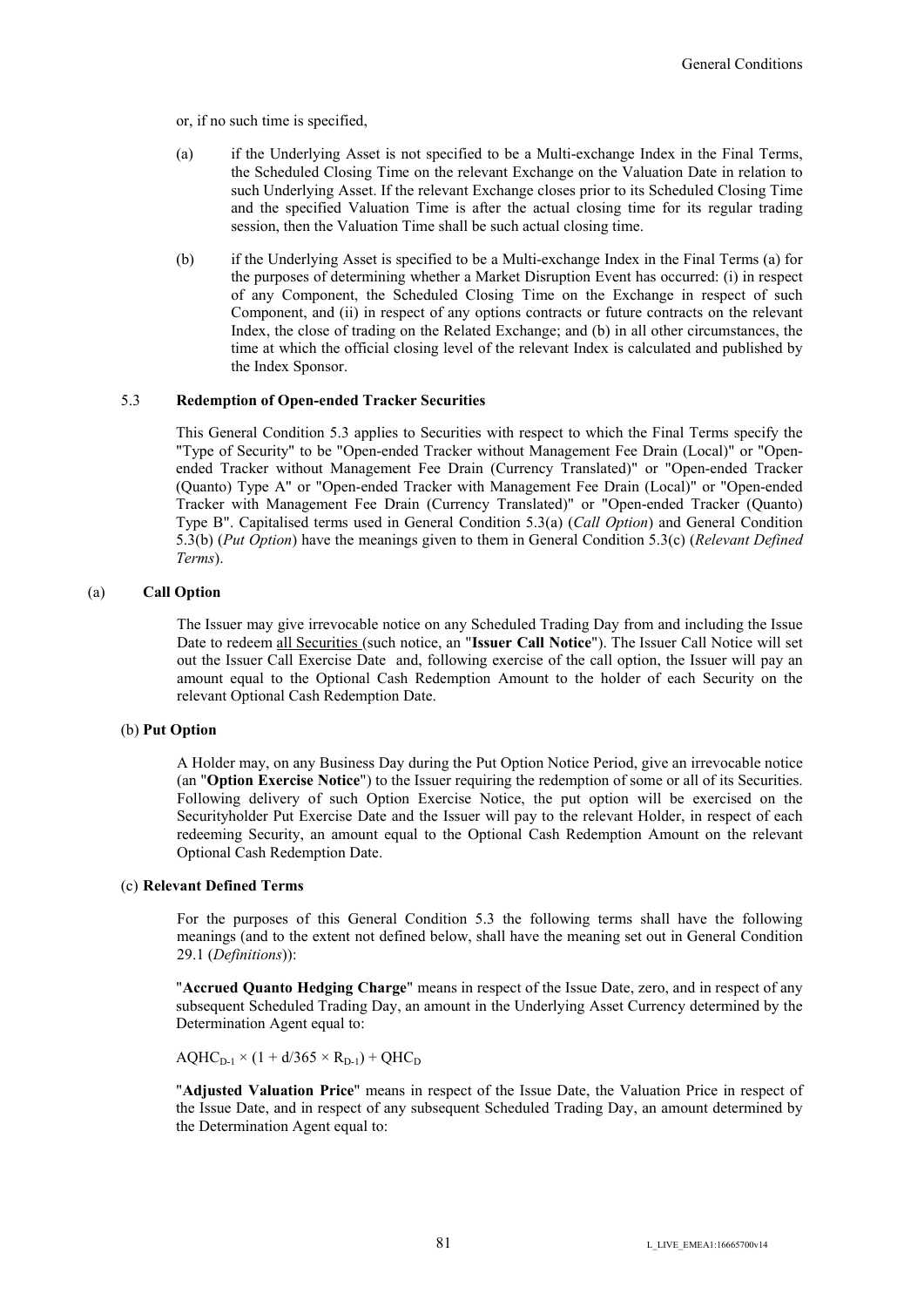or, if no such time is specified,

(a) if the Underlying Asset is not specified to be a Multi-exchange Index in the Final Terms, the Scheduled Closing Time on the relevant Exchange on the Valuation Date in relation to such Underlying Asset. If the relevant Exchange closes prior to its Scheduled Closing Time and the specified Valuation Time is after the actual closing time for its regular trading session, then the Valuation Time shall be such actual closing time.

(b) if the Underlying Asset is specified to be a Multi-exchange Index in the Final Terms (a) for the purposes of determining whether a Market Disruption Event has occurred: (i) in respect of any Component, the Scheduled Closing Time on the Exchange in respect of such Component, and (ii) in respect of any options contracts or future contracts on the relevant Index, the close of trading on the Related Exchange; and (b) in all other circumstances, the time at which the official closing level of the relevant Index is calculated and published by the Index Sponsor.

### 5.3 Redemption of Open-ended Tracker Securities

This General Condition 5.3 applies to Securities with respect to which the Final Terms specify the "Type of Security" to be "Open-ended Tracker without Management Fee Drain (Local)" or "Open-ended Tracker without Management Fee Drain (Currency Translated)" or "Open-ended Tracker (Quanto) Type A" or "Open-ended Tracker with Management Fee Drain (Local)" or "Open-ended Tracker with Management Fee Drain (Currency Translated)" or "Open-ended Tracker (Quanto) Type B". Capitalised terms used in General Condition 5.3(a) (*Call Option*) and General Condition 5.3(b) (*Put Option*) have the meanings given to them in General Condition 5.3(c) (*Relevant Defined Terms*).

#### (a) Call Option

The Issuer may give irrevocable notice on any Scheduled Trading Day from and including the Issue Date to redeem all Securities (such notice, an "**Issuer Call Notice**"). The Issuer Call Notice will set out the Issuer Call Exercise Date and, following exercise of the call option, the Issuer will pay an amount equal to the Optional Cash Redemption Amount to the holder of each Security on the relevant Optional Cash Redemption Date.

#### (b) Put Option

A Holder may, on any Business Day during the Put Option Notice Period, give an irrevocable notice (an "**Option Exercise Notice**") to the Issuer requiring the redemption of some or all of its Securities. Following delivery of such Option Exercise Notice, the put option will be exercised on the Securityholder Put Exercise Date and the Issuer will pay to the relevant Holder, in respect of each redeeming Security, an amount equal to the Optional Cash Redemption Amount on the relevant Optional Cash Redemption Date.

#### (c) Relevant Defined Terms

For the purposes of this General Condition 5.3 the following terms shall have the following meanings (and to the extent not defined below, shall have the meaning set out in General Condition 29.1 (*Definitions*)):

"**Accrued Quanto Hedging Charge**" means in respect of the Issue Date, zero, and in respect of any subsequent Scheduled Trading Day, an amount in the Underlying Asset Currency determined by the Determination Agent equal to:

$$AQHC_{D-1} \times (1 + d/365 \times R_{D-1}) + QHC_D$$

"**Adjusted Valuation Price**" means in respect of the Issue Date, the Valuation Price in respect of the Issue Date, and in respect of any subsequent Scheduled Trading Day, an amount determined by the Determination Agent equal to: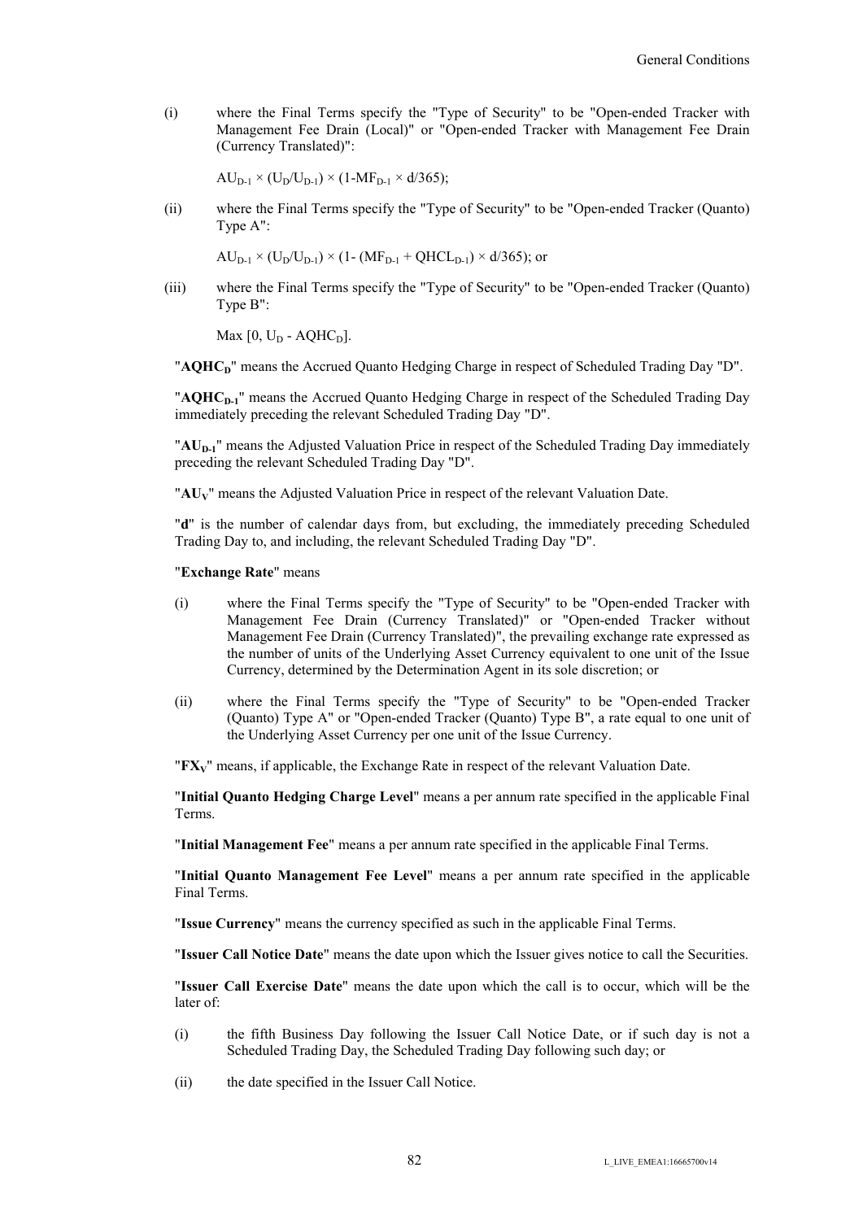(i) where the Final Terms specify the "Type of Security" to be "Open-ended Tracker with Management Fee Drain (Local)" or "Open-ended Tracker with Management Fee Drain (Currency Translated)":

$$AU_{D-1} \times (U_D/U_{D-1}) \times (1-MF_{D-1} \times d/365);$$

(ii) where the Final Terms specify the "Type of Security" to be "Open-ended Tracker (Quanto) Type A":

$$AU_{D-1} \times (U_D/U_{D-1}) \times (1- (MF_{D-1} + QHCL_{D-1}) \times d/365); \text{ or}$$

(iii) where the Final Terms specify the "Type of Security" to be "Open-ended Tracker (Quanto) Type B":

$$\text{Max } [0, U_D - AQHC_D].$$

"**$AQHC_D$**" means the Accrued Quanto Hedging Charge in respect of Scheduled Trading Day "D".

"**$AQHC_{D-1}$**" means the Accrued Quanto Hedging Charge in respect of the Scheduled Trading Day immediately preceding the relevant Scheduled Trading Day "D".

"**$AU_{D-1}$**" means the Adjusted Valuation Price in respect of the Scheduled Trading Day immediately preceding the relevant Scheduled Trading Day "D".

"**$AU_V$**" means the Adjusted Valuation Price in respect of the relevant Valuation Date.

"**d**" is the number of calendar days from, but excluding, the immediately preceding Scheduled Trading Day to, and including, the relevant Scheduled Trading Day "D".

"**Exchange Rate**" means

(i) where the Final Terms specify the "Type of Security" to be "Open-ended Tracker with Management Fee Drain (Currency Translated)" or "Open-ended Tracker without Management Fee Drain (Currency Translated)", the prevailing exchange rate expressed as the number of units of the Underlying Asset Currency equivalent to one unit of the Issue Currency, determined by the Determination Agent in its sole discretion; or

(ii) where the Final Terms specify the "Type of Security" to be "Open-ended Tracker (Quanto) Type A" or "Open-ended Tracker (Quanto) Type B", a rate equal to one unit of the Underlying Asset Currency per one unit of the Issue Currency.

"**$FX_V$**" means, if applicable, the Exchange Rate in respect of the relevant Valuation Date.

"**Initial Quanto Hedging Charge Level**" means a per annum rate specified in the applicable Final Terms.

"**Initial Management Fee**" means a per annum rate specified in the applicable Final Terms.

"**Initial Quanto Management Fee Level**" means a per annum rate specified in the applicable Final Terms.

"**Issue Currency**" means the currency specified as such in the applicable Final Terms.

"**Issuer Call Notice Date**" means the date upon which the Issuer gives notice to call the Securities.

"**Issuer Call Exercise Date**" means the date upon which the call is to occur, which will be the later of:

(i) the fifth Business Day following the Issuer Call Notice Date, or if such day is not a Scheduled Trading Day, the Scheduled Trading Day following such day; or

(ii) the date specified in the Issuer Call Notice.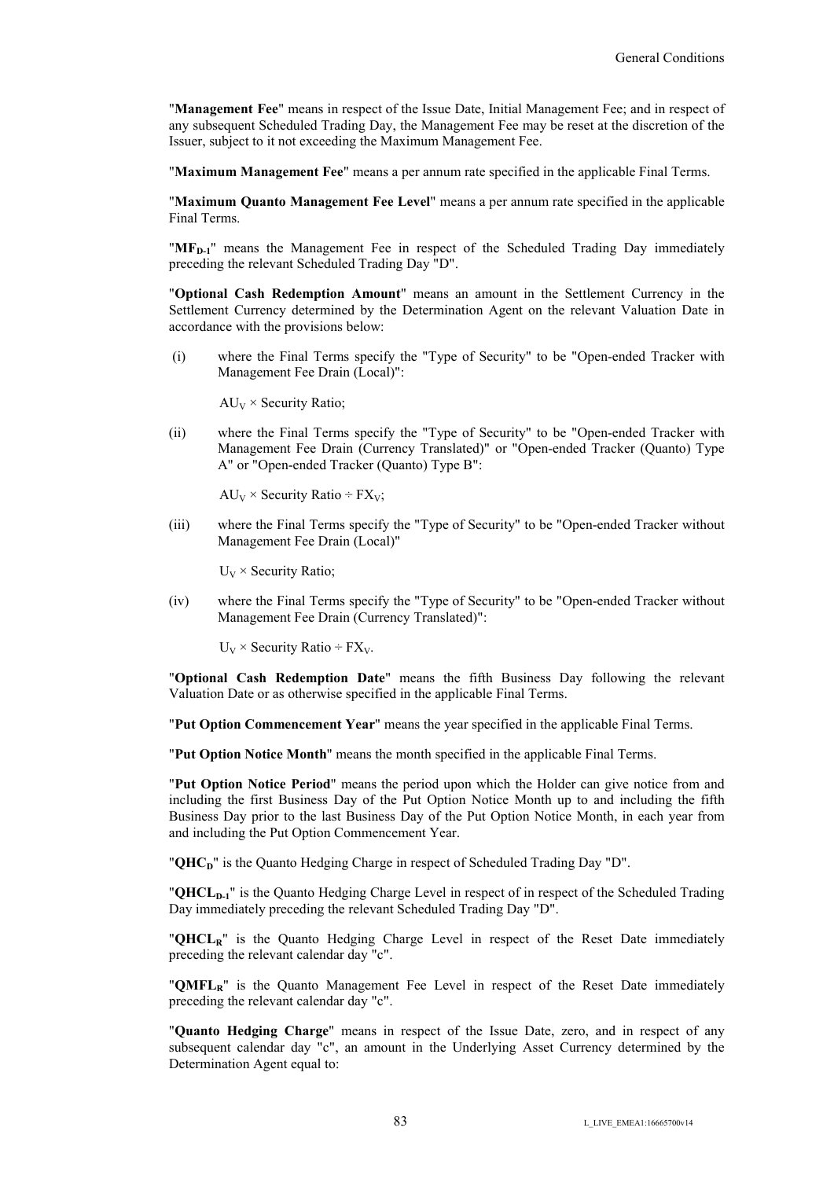"**Management Fee**" means in respect of the Issue Date, Initial Management Fee; and in respect of any subsequent Scheduled Trading Day, the Management Fee may be reset at the discretion of the Issuer, subject to it not exceeding the Maximum Management Fee.

"**Maximum Management Fee**" means a per annum rate specified in the applicable Final Terms.

"**Maximum Quanto Management Fee Level**" means a per annum rate specified in the applicable Final Terms.

"**$MF_{D-1}$**" means the Management Fee in respect of the Scheduled Trading Day immediately preceding the relevant Scheduled Trading Day "D".

"**Optional Cash Redemption Amount**" means an amount in the Settlement Currency in the Settlement Currency determined by the Determination Agent on the relevant Valuation Date in accordance with the provisions below:

(i) where the Final Terms specify the "Type of Security" to be "Open-ended Tracker with Management Fee Drain (Local)":

$AU_V \times \text{Security Ratio}$;

(ii) where the Final Terms specify the "Type of Security" to be "Open-ended Tracker with Management Fee Drain (Currency Translated)" or "Open-ended Tracker (Quanto) Type A" or "Open-ended Tracker (Quanto) Type B":

$AU_V \times \text{Security Ratio} \div FX_V$;

(iii) where the Final Terms specify the "Type of Security" to be "Open-ended Tracker without Management Fee Drain (Local)"

$U_V \times \text{Security Ratio}$;

(iv) where the Final Terms specify the "Type of Security" to be "Open-ended Tracker without Management Fee Drain (Currency Translated)":

$U_V \times \text{Security Ratio} \div FX_V$.

"**Optional Cash Redemption Date**" means the fifth Business Day following the relevant Valuation Date or as otherwise specified in the applicable Final Terms.

"**Put Option Commencement Year**" means the year specified in the applicable Final Terms.

"**Put Option Notice Month**" means the month specified in the applicable Final Terms.

"**Put Option Notice Period**" means the period upon which the Holder can give notice from and including the first Business Day of the Put Option Notice Month up to and including the fifth Business Day prior to the last Business Day of the Put Option Notice Month, in each year from and including the Put Option Commencement Year.

"**$QHC_D$**" is the Quanto Hedging Charge in respect of Scheduled Trading Day "D".

"**$QHCL_{D-1}$**" is the Quanto Hedging Charge Level in respect of in respect of the Scheduled Trading Day immediately preceding the relevant Scheduled Trading Day "D".

"**$QHCL_R$**" is the Quanto Hedging Charge Level in respect of the Reset Date immediately preceding the relevant calendar day "c".

"**$QMFL_R$**" is the Quanto Management Fee Level in respect of the Reset Date immediately preceding the relevant calendar day "c".

"**Quanto Hedging Charge**" means in respect of the Issue Date, zero, and in respect of any subsequent calendar day "c", an amount in the Underlying Asset Currency determined by the Determination Agent equal to: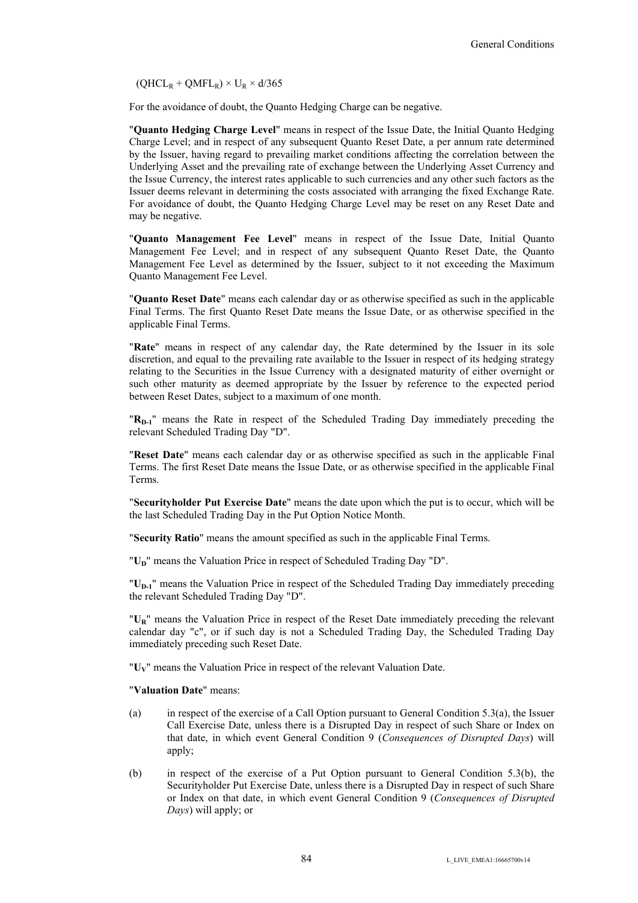$(QHCL_R + QMFL_R) \times U_R \times d/365$

For the avoidance of doubt, the Quanto Hedging Charge can be negative.

"**Quanto Hedging Charge Level**" means in respect of the Issue Date, the Initial Quanto Hedging Charge Level; and in respect of any subsequent Quanto Reset Date, a per annum rate determined by the Issuer, having regard to prevailing market conditions affecting the correlation between the Underlying Asset and the prevailing rate of exchange between the Underlying Asset Currency and the Issue Currency, the interest rates applicable to such currencies and any other such factors as the Issuer deems relevant in determining the costs associated with arranging the fixed Exchange Rate. For avoidance of doubt, the Quanto Hedging Charge Level may be reset on any Reset Date and may be negative.

"**Quanto Management Fee Level**" means in respect of the Issue Date, Initial Quanto Management Fee Level; and in respect of any subsequent Quanto Reset Date, the Quanto Management Fee Level as determined by the Issuer, subject to it not exceeding the Maximum Quanto Management Fee Level.

"**Quanto Reset Date**" means each calendar day or as otherwise specified as such in the applicable Final Terms. The first Quanto Reset Date means the Issue Date, or as otherwise specified in the applicable Final Terms.

"**Rate**" means in respect of any calendar day, the Rate determined by the Issuer in its sole discretion, and equal to the prevailing rate available to the Issuer in respect of its hedging strategy relating to the Securities in the Issue Currency with a designated maturity of either overnight or such other maturity as deemed appropriate by the Issuer by reference to the expected period between Reset Dates, subject to a maximum of one month.

"$\mathbf{R_{D-1}}$" means the Rate in respect of the Scheduled Trading Day immediately preceding the relevant Scheduled Trading Day "D".

"**Reset Date**" means each calendar day or as otherwise specified as such in the applicable Final Terms. The first Reset Date means the Issue Date, or as otherwise specified in the applicable Final Terms.

"**Securityholder Put Exercise Date**" means the date upon which the put is to occur, which will be the last Scheduled Trading Day in the Put Option Notice Month.

"**Security Ratio**" means the amount specified as such in the applicable Final Terms.

"$\mathbf{U_D}$" means the Valuation Price in respect of Scheduled Trading Day "D".

"$\mathbf{U_{D-1}}$" means the Valuation Price in respect of the Scheduled Trading Day immediately preceding the relevant Scheduled Trading Day "D".

"$\mathbf{U_R}$" means the Valuation Price in respect of the Reset Date immediately preceding the relevant calendar day "c", or if such day is not a Scheduled Trading Day, the Scheduled Trading Day immediately preceding such Reset Date.

"$\mathbf{U_V}$" means the Valuation Price in respect of the relevant Valuation Date.

"**Valuation Date**" means:

(a) in respect of the exercise of a Call Option pursuant to General Condition 5.3(a), the Issuer Call Exercise Date, unless there is a Disrupted Day in respect of such Share or Index on that date, in which event General Condition 9 (*Consequences of Disrupted Days*) will apply;

(b) in respect of the exercise of a Put Option pursuant to General Condition 5.3(b), the Securityholder Put Exercise Date, unless there is a Disrupted Day in respect of such Share or Index on that date, in which event General Condition 9 (*Consequences of Disrupted Days*) will apply; or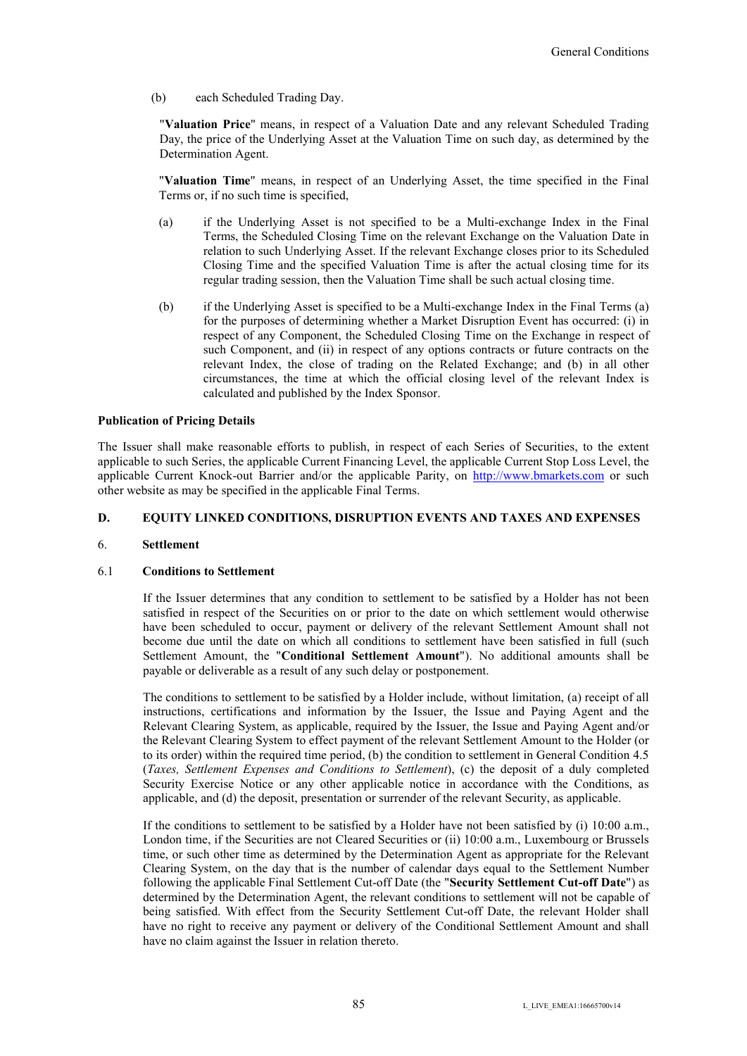(b) each Scheduled Trading Day.

"**Valuation Price**" means, in respect of a Valuation Date and any relevant Scheduled Trading Day, the price of the Underlying Asset at the Valuation Time on such day, as determined by the Determination Agent.

"**Valuation Time**" means, in respect of an Underlying Asset, the time specified in the Final Terms or, if no such time is specified,

(a) if the Underlying Asset is not specified to be a Multi-exchange Index in the Final Terms, the Scheduled Closing Time on the relevant Exchange on the Valuation Date in relation to such Underlying Asset. If the relevant Exchange closes prior to its Scheduled Closing Time and the specified Valuation Time is after the actual closing time for its regular trading session, then the Valuation Time shall be such actual closing time.

(b) if the Underlying Asset is specified to be a Multi-exchange Index in the Final Terms (a) for the purposes of determining whether a Market Disruption Event has occurred: (i) in respect of any Component, the Scheduled Closing Time on the Exchange in respect of such Component, and (ii) in respect of any options contracts or future contracts on the relevant Index, the close of trading on the Related Exchange; and (b) in all other circumstances, the time at which the official closing level of the relevant Index is calculated and published by the Index Sponsor.

**Publication of Pricing Details**

The Issuer shall make reasonable efforts to publish, in respect of each Series of Securities, to the extent applicable to such Series, the applicable Current Financing Level, the applicable Current Stop Loss Level, the applicable Current Knock-out Barrier and/or the applicable Parity, on http://www.bmarkets.com or such other website as may be specified in the applicable Final Terms.

## D. EQUITY LINKED CONDITIONS, DISRUPTION EVENTS AND TAXES AND EXPENSES

### 6. Settlement

#### 6.1 Conditions to Settlement

If the Issuer determines that any condition to settlement to be satisfied by a Holder has not been satisfied in respect of the Securities on or prior to the date on which settlement would otherwise have been scheduled to occur, payment or delivery of the relevant Settlement Amount shall not become due until the date on which all conditions to settlement have been satisfied in full (such Settlement Amount, the "**Conditional Settlement Amount**"). No additional amounts shall be payable or deliverable as a result of any such delay or postponement.

The conditions to settlement to be satisfied by a Holder include, without limitation, (a) receipt of all instructions, certifications and information by the Issuer, the Issue and Paying Agent and the Relevant Clearing System, as applicable, required by the Issuer, the Issue and Paying Agent and/or the Relevant Clearing System to effect payment of the relevant Settlement Amount to the Holder (or to its order) within the required time period, (b) the condition to settlement in General Condition 4.5 (*Taxes, Settlement Expenses and Conditions to Settlement*), (c) the deposit of a duly completed Security Exercise Notice or any other applicable notice in accordance with the Conditions, as applicable, and (d) the deposit, presentation or surrender of the relevant Security, as applicable.

If the conditions to settlement to be satisfied by a Holder have not been satisfied by (i) 10:00 a.m., London time, if the Securities are not Cleared Securities or (ii) 10:00 a.m., Luxembourg or Brussels time, or such other time as determined by the Determination Agent as appropriate for the Relevant Clearing System, on the day that is the number of calendar days equal to the Settlement Number following the applicable Final Settlement Cut-off Date (the "**Security Settlement Cut-off Date**") as determined by the Determination Agent, the relevant conditions to settlement will not be capable of being satisfied. With effect from the Security Settlement Cut-off Date, the relevant Holder shall have no right to receive any payment or delivery of the Conditional Settlement Amount and shall have no claim against the Issuer in relation thereto.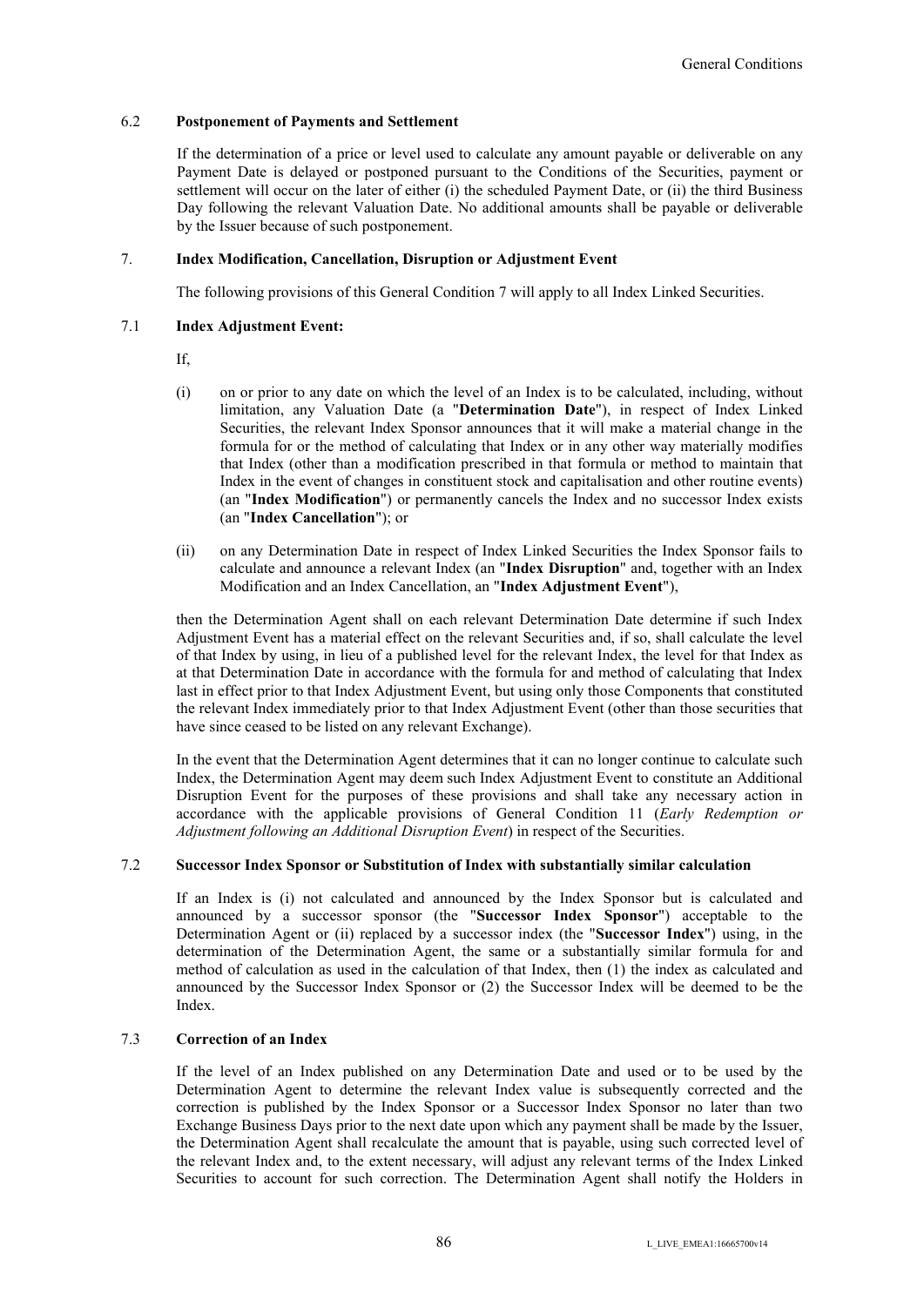### 6.2 Postponement of Payments and Settlement

If the determination of a price or level used to calculate any amount payable or deliverable on any Payment Date is delayed or postponed pursuant to the Conditions of the Securities, payment or settlement will occur on the later of either (i) the scheduled Payment Date, or (ii) the third Business Day following the relevant Valuation Date. No additional amounts shall be payable or deliverable by the Issuer because of such postponement.

## 7. Index Modification, Cancellation, Disruption or Adjustment Event

The following provisions of this General Condition 7 will apply to all Index Linked Securities.

### 7.1 Index Adjustment Event:

If,

(i) on or prior to any date on which the level of an Index is to be calculated, including, without limitation, any Valuation Date (a "**Determination Date**"), in respect of Index Linked Securities, the relevant Index Sponsor announces that it will make a material change in the formula for or the method of calculating that Index or in any other way materially modifies that Index (other than a modification prescribed in that formula or method to maintain that Index in the event of changes in constituent stock and capitalisation and other routine events) (an "**Index Modification**") or permanently cancels the Index and no successor Index exists (an "**Index Cancellation**"); or

(ii) on any Determination Date in respect of Index Linked Securities the Index Sponsor fails to calculate and announce a relevant Index (an "**Index Disruption**" and, together with an Index Modification and an Index Cancellation, an "**Index Adjustment Event**"),

then the Determination Agent shall on each relevant Determination Date determine if such Index Adjustment Event has a material effect on the relevant Securities and, if so, shall calculate the level of that Index by using, in lieu of a published level for the relevant Index, the level for that Index as at that Determination Date in accordance with the formula for and method of calculating that Index last in effect prior to that Index Adjustment Event, but using only those Components that constituted the relevant Index immediately prior to that Index Adjustment Event (other than those securities that have since ceased to be listed on any relevant Exchange).

In the event that the Determination Agent determines that it can no longer continue to calculate such Index, the Determination Agent may deem such Index Adjustment Event to constitute an Additional Disruption Event for the purposes of these provisions and shall take any necessary action in accordance with the applicable provisions of General Condition 11 (*Early Redemption or Adjustment following an Additional Disruption Event*) in respect of the Securities.

### 7.2 Successor Index Sponsor or Substitution of Index with substantially similar calculation

If an Index is (i) not calculated and announced by the Index Sponsor but is calculated and announced by a successor sponsor (the "**Successor Index Sponsor**") acceptable to the Determination Agent or (ii) replaced by a successor index (the "**Successor Index**") using, in the determination of the Determination Agent, the same or a substantially similar formula for and method of calculation as used in the calculation of that Index, then (1) the index as calculated and announced by the Successor Index Sponsor or (2) the Successor Index will be deemed to be the Index.

### 7.3 Correction of an Index

If the level of an Index published on any Determination Date and used or to be used by the Determination Agent to determine the relevant Index value is subsequently corrected and the correction is published by the Index Sponsor or a Successor Index Sponsor no later than two Exchange Business Days prior to the next date upon which any payment shall be made by the Issuer, the Determination Agent shall recalculate the amount that is payable, using such corrected level of the relevant Index and, to the extent necessary, will adjust any relevant terms of the Index Linked Securities to account for such correction. The Determination Agent shall notify the Holders in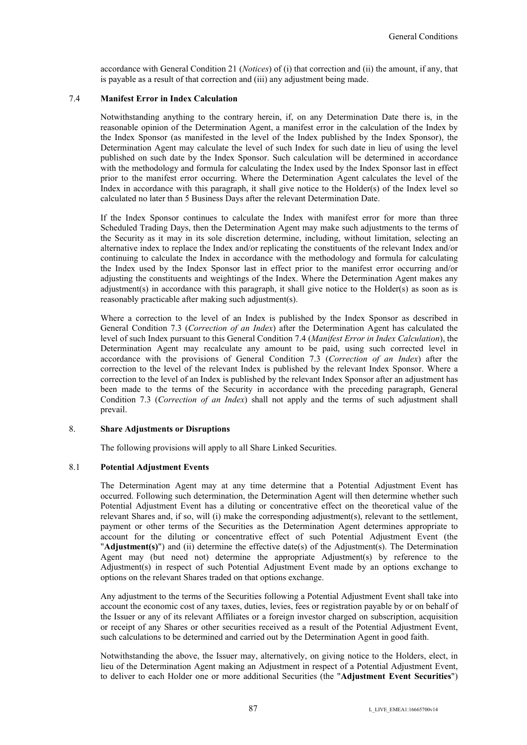accordance with General Condition 21 (*Notices*) of (i) that correction and (ii) the amount, if any, that is payable as a result of that correction and (iii) any adjustment being made.

### 7.4 Manifest Error in Index Calculation

Notwithstanding anything to the contrary herein, if, on any Determination Date there is, in the reasonable opinion of the Determination Agent, a manifest error in the calculation of the Index by the Index Sponsor (as manifested in the level of the Index published by the Index Sponsor), the Determination Agent may calculate the level of such Index for such date in lieu of using the level published on such date by the Index Sponsor. Such calculation will be determined in accordance with the methodology and formula for calculating the Index used by the Index Sponsor last in effect prior to the manifest error occurring. Where the Determination Agent calculates the level of the Index in accordance with this paragraph, it shall give notice to the Holder(s) of the Index level so calculated no later than 5 Business Days after the relevant Determination Date.

If the Index Sponsor continues to calculate the Index with manifest error for more than three Scheduled Trading Days, then the Determination Agent may make such adjustments to the terms of the Security as it may in its sole discretion determine, including, without limitation, selecting an alternative index to replace the Index and/or replicating the constituents of the relevant Index and/or continuing to calculate the Index in accordance with the methodology and formula for calculating the Index used by the Index Sponsor last in effect prior to the manifest error occurring and/or adjusting the constituents and weightings of the Index. Where the Determination Agent makes any adjustment(s) in accordance with this paragraph, it shall give notice to the Holder(s) as soon as is reasonably practicable after making such adjustment(s).

Where a correction to the level of an Index is published by the Index Sponsor as described in General Condition 7.3 (*Correction of an Index*) after the Determination Agent has calculated the level of such Index pursuant to this General Condition 7.4 (*Manifest Error in Index Calculation*), the Determination Agent may recalculate any amount to be paid, using such corrected level in accordance with the provisions of General Condition 7.3 (*Correction of an Index*) after the correction to the level of the relevant Index is published by the relevant Index Sponsor. Where a correction to the level of an Index is published by the relevant Index Sponsor after an adjustment has been made to the terms of the Security in accordance with the preceding paragraph, General Condition 7.3 (*Correction of an Index*) shall not apply and the terms of such adjustment shall prevail.

## 8. Share Adjustments or Disruptions

The following provisions will apply to all Share Linked Securities.

### 8.1 Potential Adjustment Events

The Determination Agent may at any time determine that a Potential Adjustment Event has occurred. Following such determination, the Determination Agent will then determine whether such Potential Adjustment Event has a diluting or concentrative effect on the theoretical value of the relevant Shares and, if so, will (i) make the corresponding adjustment(s), relevant to the settlement, payment or other terms of the Securities as the Determination Agent determines appropriate to account for the diluting or concentrative effect of such Potential Adjustment Event (the "**Adjustment(s)**") and (ii) determine the effective date(s) of the Adjustment(s). The Determination Agent may (but need not) determine the appropriate Adjustment(s) by reference to the Adjustment(s) in respect of such Potential Adjustment Event made by an options exchange to options on the relevant Shares traded on that options exchange.

Any adjustment to the terms of the Securities following a Potential Adjustment Event shall take into account the economic cost of any taxes, duties, levies, fees or registration payable by or on behalf of the Issuer or any of its relevant Affiliates or a foreign investor charged on subscription, acquisition or receipt of any Shares or other securities received as a result of the Potential Adjustment Event, such calculations to be determined and carried out by the Determination Agent in good faith.

Notwithstanding the above, the Issuer may, alternatively, on giving notice to the Holders, elect, in lieu of the Determination Agent making an Adjustment in respect of a Potential Adjustment Event, to deliver to each Holder one or more additional Securities (the "**Adjustment Event Securities**")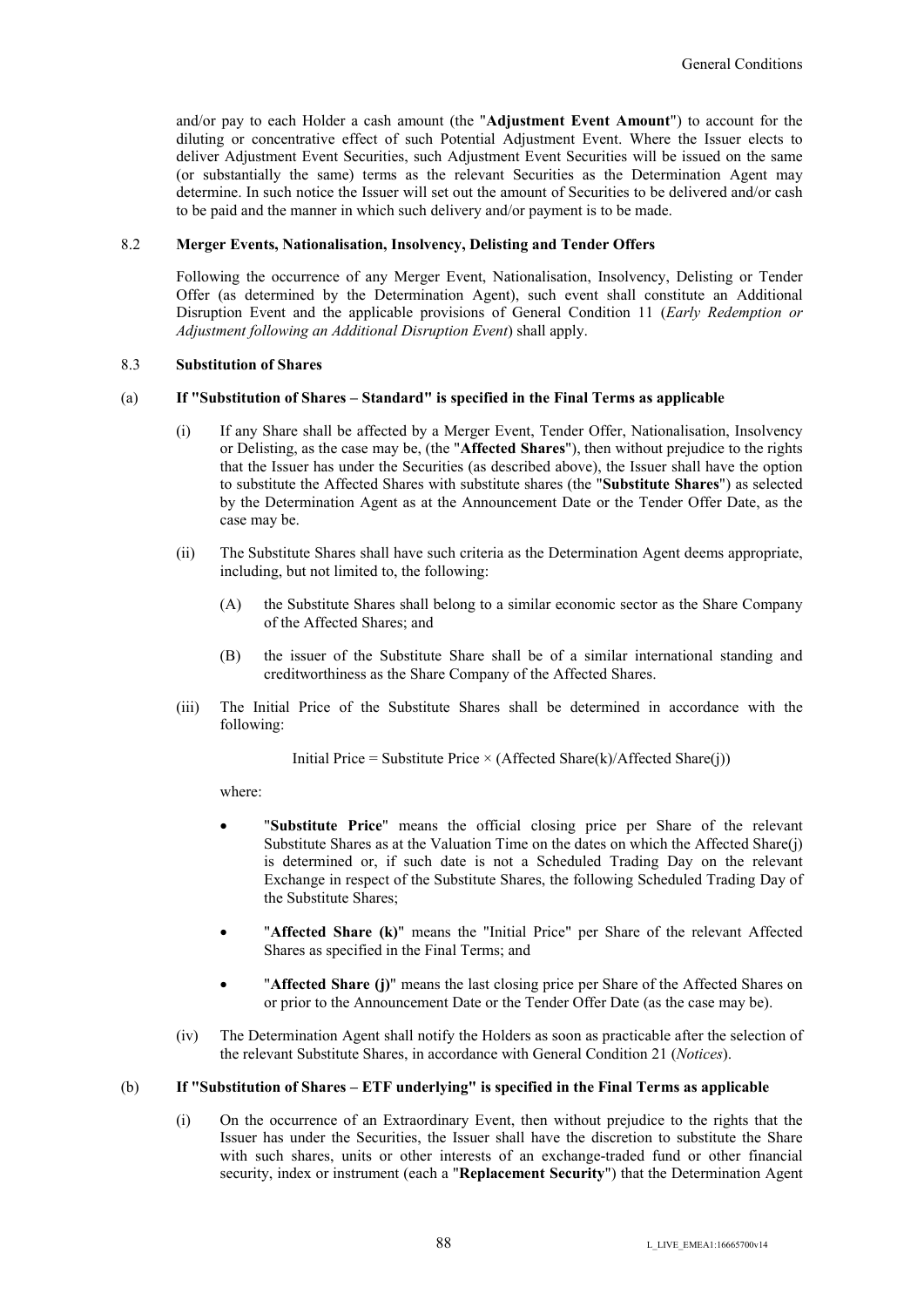and/or pay to each Holder a cash amount (the "**Adjustment Event Amount**") to account for the diluting or concentrative effect of such Potential Adjustment Event. Where the Issuer elects to deliver Adjustment Event Securities, such Adjustment Event Securities will be issued on the same (or substantially the same) terms as the relevant Securities as the Determination Agent may determine. In such notice the Issuer will set out the amount of Securities to be delivered and/or cash to be paid and the manner in which such delivery and/or payment is to be made.

### 8.2 Merger Events, Nationalisation, Insolvency, Delisting and Tender Offers

Following the occurrence of any Merger Event, Nationalisation, Insolvency, Delisting or Tender Offer (as determined by the Determination Agent), such event shall constitute an Additional Disruption Event and the applicable provisions of General Condition 11 (*Early Redemption or Adjustment following an Additional Disruption Event*) shall apply.

### 8.3 Substitution of Shares

#### (a) If "Substitution of Shares – Standard" is specified in the Final Terms as applicable

(i) If any Share shall be affected by a Merger Event, Tender Offer, Nationalisation, Insolvency or Delisting, as the case may be, (the "**Affected Shares**"), then without prejudice to the rights that the Issuer has under the Securities (as described above), the Issuer shall have the option to substitute the Affected Shares with substitute shares (the "**Substitute Shares**") as selected by the Determination Agent as at the Announcement Date or the Tender Offer Date, as the case may be.

(ii) The Substitute Shares shall have such criteria as the Determination Agent deems appropriate, including, but not limited to, the following:

(A) the Substitute Shares shall belong to a similar economic sector as the Share Company of the Affected Shares; and

(B) the issuer of the Substitute Share shall be of a similar international standing and creditworthiness as the Share Company of the Affected Shares.

(iii) The Initial Price of the Substitute Shares shall be determined in accordance with the following:

Initial Price = Substitute Price × (Affected Share(k)/Affected Share(j))

where:

- "**Substitute Price**" means the official closing price per Share of the relevant Substitute Shares as at the Valuation Time on the dates on which the Affected Share(j) is determined or, if such date is not a Scheduled Trading Day on the relevant Exchange in respect of the Substitute Shares, the following Scheduled Trading Day of the Substitute Shares;
- "**Affected Share (k)**" means the "Initial Price" per Share of the relevant Affected Shares as specified in the Final Terms; and
- "**Affected Share (j)**" means the last closing price per Share of the Affected Shares on or prior to the Announcement Date or the Tender Offer Date (as the case may be).

(iv) The Determination Agent shall notify the Holders as soon as practicable after the selection of the relevant Substitute Shares, in accordance with General Condition 21 (*Notices*).

#### (b) If "Substitution of Shares – ETF underlying" is specified in the Final Terms as applicable

(i) On the occurrence of an Extraordinary Event, then without prejudice to the rights that the Issuer has under the Securities, the Issuer shall have the discretion to substitute the Share with such shares, units or other interests of an exchange-traded fund or other financial security, index or instrument (each a "**Replacement Security**") that the Determination Agent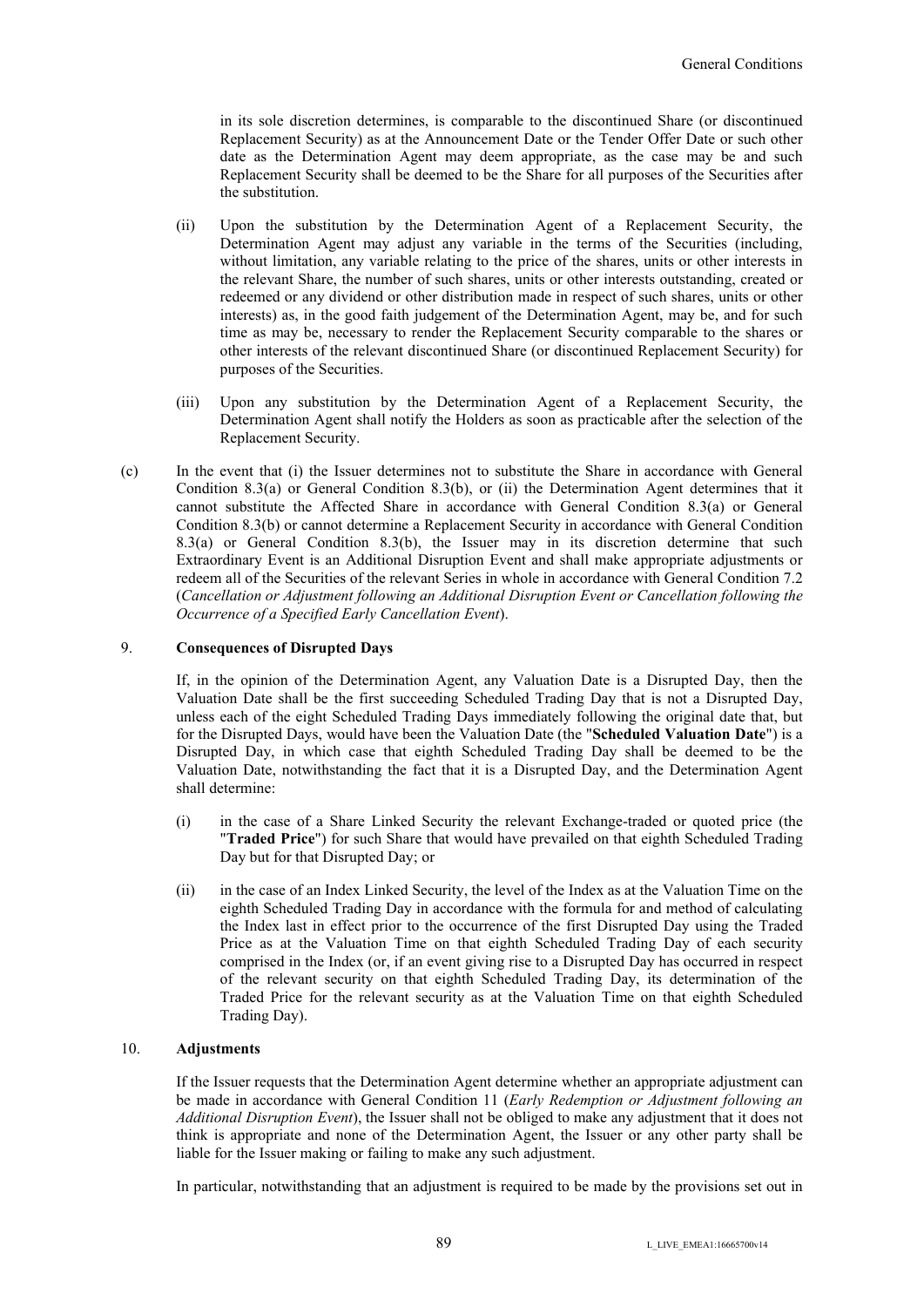in its sole discretion determines, is comparable to the discontinued Share (or discontinued Replacement Security) as at the Announcement Date or the Tender Offer Date or such other date as the Determination Agent may deem appropriate, as the case may be and such Replacement Security shall be deemed to be the Share for all purposes of the Securities after the substitution.

(ii) Upon the substitution by the Determination Agent of a Replacement Security, the Determination Agent may adjust any variable in the terms of the Securities (including, without limitation, any variable relating to the price of the shares, units or other interests in the relevant Share, the number of such shares, units or other interests outstanding, created or redeemed or any dividend or other distribution made in respect of such shares, units or other interests) as, in the good faith judgement of the Determination Agent, may be, and for such time as may be, necessary to render the Replacement Security comparable to the shares or other interests of the relevant discontinued Share (or discontinued Replacement Security) for purposes of the Securities.

(iii) Upon any substitution by the Determination Agent of a Replacement Security, the Determination Agent shall notify the Holders as soon as practicable after the selection of the Replacement Security.

(c) In the event that (i) the Issuer determines not to substitute the Share in accordance with General Condition 8.3(a) or General Condition 8.3(b), or (ii) the Determination Agent determines that it cannot substitute the Affected Share in accordance with General Condition 8.3(a) or General Condition 8.3(b) or cannot determine a Replacement Security in accordance with General Condition 8.3(a) or General Condition 8.3(b), the Issuer may in its discretion determine that such Extraordinary Event is an Additional Disruption Event and shall make appropriate adjustments or redeem all of the Securities of the relevant Series in whole in accordance with General Condition 7.2 (*Cancellation or Adjustment following an Additional Disruption Event or Cancellation following the Occurrence of a Specified Early Cancellation Event*).

## 9. Consequences of Disrupted Days

If, in the opinion of the Determination Agent, any Valuation Date is a Disrupted Day, then the Valuation Date shall be the first succeeding Scheduled Trading Day that is not a Disrupted Day, unless each of the eight Scheduled Trading Days immediately following the original date that, but for the Disrupted Days, would have been the Valuation Date (the "**Scheduled Valuation Date**") is a Disrupted Day, in which case that eighth Scheduled Trading Day shall be deemed to be the Valuation Date, notwithstanding the fact that it is a Disrupted Day, and the Determination Agent shall determine:

(i) in the case of a Share Linked Security the relevant Exchange-traded or quoted price (the "**Traded Price**") for such Share that would have prevailed on that eighth Scheduled Trading Day but for that Disrupted Day; or

(ii) in the case of an Index Linked Security, the level of the Index as at the Valuation Time on the eighth Scheduled Trading Day in accordance with the formula for and method of calculating the Index last in effect prior to the occurrence of the first Disrupted Day using the Traded Price as at the Valuation Time on that eighth Scheduled Trading Day of each security comprised in the Index (or, if an event giving rise to a Disrupted Day has occurred in respect of the relevant security on that eighth Scheduled Trading Day, its determination of the Traded Price for the relevant security as at the Valuation Time on that eighth Scheduled Trading Day).

## 10. Adjustments

If the Issuer requests that the Determination Agent determine whether an appropriate adjustment can be made in accordance with General Condition 11 (*Early Redemption or Adjustment following an Additional Disruption Event*), the Issuer shall not be obliged to make any adjustment that it does not think is appropriate and none of the Determination Agent, the Issuer or any other party shall be liable for the Issuer making or failing to make any such adjustment.

In particular, notwithstanding that an adjustment is required to be made by the provisions set out in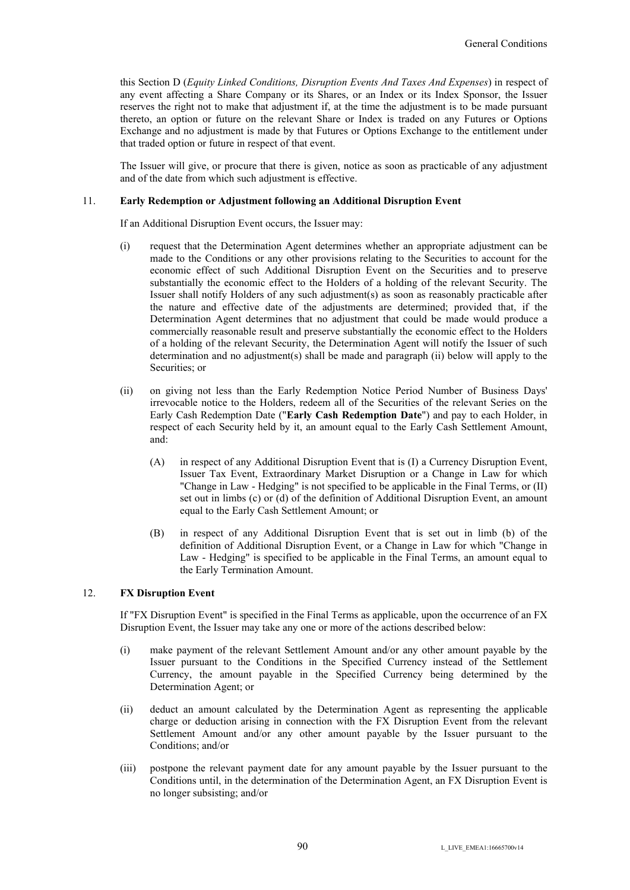this Section D (*Equity Linked Conditions, Disruption Events And Taxes And Expenses*) in respect of any event affecting a Share Company or its Shares, or an Index or its Index Sponsor, the Issuer reserves the right not to make that adjustment if, at the time the adjustment is to be made pursuant thereto, an option or future on the relevant Share or Index is traded on any Futures or Options Exchange and no adjustment is made by that Futures or Options Exchange to the entitlement under that traded option or future in respect of that event.

The Issuer will give, or procure that there is given, notice as soon as practicable of any adjustment and of the date from which such adjustment is effective.

## 11. Early Redemption or Adjustment following an Additional Disruption Event

If an Additional Disruption Event occurs, the Issuer may:

(i) request that the Determination Agent determines whether an appropriate adjustment can be made to the Conditions or any other provisions relating to the Securities to account for the economic effect of such Additional Disruption Event on the Securities and to preserve substantially the economic effect to the Holders of a holding of the relevant Security. The Issuer shall notify Holders of any such adjustment(s) as soon as reasonably practicable after the nature and effective date of the adjustments are determined; provided that, if the Determination Agent determines that no adjustment that could be made would produce a commercially reasonable result and preserve substantially the economic effect to the Holders of a holding of the relevant Security, the Determination Agent will notify the Issuer of such determination and no adjustment(s) shall be made and paragraph (ii) below will apply to the Securities; or

(ii) on giving not less than the Early Redemption Notice Period Number of Business Days' irrevocable notice to the Holders, redeem all of the Securities of the relevant Series on the Early Cash Redemption Date ("**Early Cash Redemption Date**") and pay to each Holder, in respect of each Security held by it, an amount equal to the Early Cash Settlement Amount, and:

   (A) in respect of any Additional Disruption Event that is (I) a Currency Disruption Event, Issuer Tax Event, Extraordinary Market Disruption or a Change in Law for which "Change in Law - Hedging" is not specified to be applicable in the Final Terms, or (II) set out in limbs (c) or (d) of the definition of Additional Disruption Event, an amount equal to the Early Cash Settlement Amount; or

   (B) in respect of any Additional Disruption Event that is set out in limb (b) of the definition of Additional Disruption Event, or a Change in Law for which "Change in Law - Hedging" is specified to be applicable in the Final Terms, an amount equal to the Early Termination Amount.

## 12. FX Disruption Event

If "FX Disruption Event" is specified in the Final Terms as applicable, upon the occurrence of an FX Disruption Event, the Issuer may take any one or more of the actions described below:

(i) make payment of the relevant Settlement Amount and/or any other amount payable by the Issuer pursuant to the Conditions in the Specified Currency instead of the Settlement Currency, the amount payable in the Specified Currency being determined by the Determination Agent; or

(ii) deduct an amount calculated by the Determination Agent as representing the applicable charge or deduction arising in connection with the FX Disruption Event from the relevant Settlement Amount and/or any other amount payable by the Issuer pursuant to the Conditions; and/or

(iii) postpone the relevant payment date for any amount payable by the Issuer pursuant to the Conditions until, in the determination of the Determination Agent, an FX Disruption Event is no longer subsisting; and/or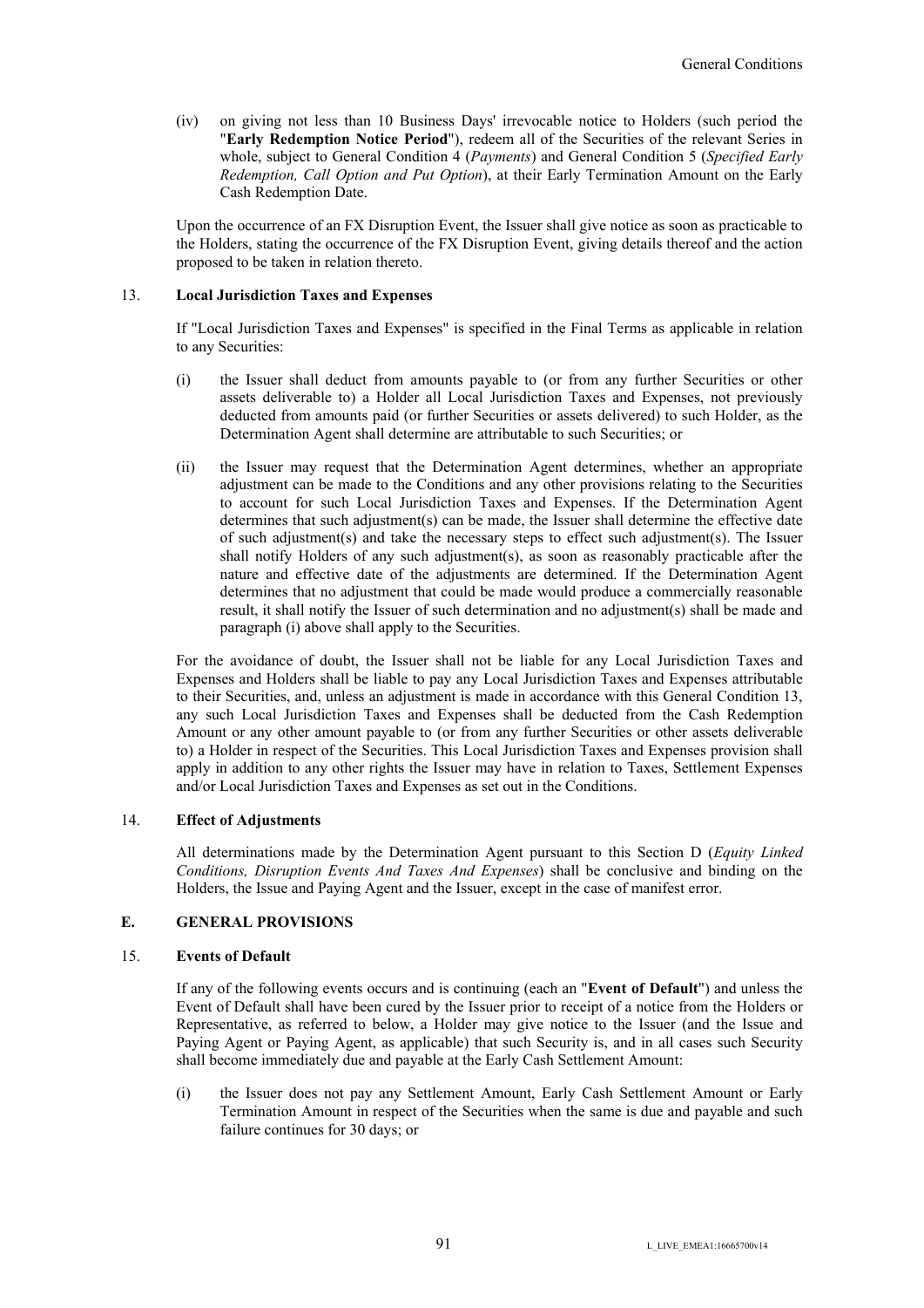(iv) on giving not less than 10 Business Days' irrevocable notice to Holders (such period the "**Early Redemption Notice Period**"), redeem all of the Securities of the relevant Series in whole, subject to General Condition 4 (*Payments*) and General Condition 5 (*Specified Early Redemption, Call Option and Put Option*), at their Early Termination Amount on the Early Cash Redemption Date.

Upon the occurrence of an FX Disruption Event, the Issuer shall give notice as soon as practicable to the Holders, stating the occurrence of the FX Disruption Event, giving details thereof and the action proposed to be taken in relation thereto.

### 13. Local Jurisdiction Taxes and Expenses

If "Local Jurisdiction Taxes and Expenses" is specified in the Final Terms as applicable in relation to any Securities:

(i) the Issuer shall deduct from amounts payable to (or from any further Securities or other assets deliverable to) a Holder all Local Jurisdiction Taxes and Expenses, not previously deducted from amounts paid (or further Securities or assets delivered) to such Holder, as the Determination Agent shall determine are attributable to such Securities; or

(ii) the Issuer may request that the Determination Agent determines, whether an appropriate adjustment can be made to the Conditions and any other provisions relating to the Securities to account for such Local Jurisdiction Taxes and Expenses. If the Determination Agent determines that such adjustment(s) can be made, the Issuer shall determine the effective date of such adjustment(s) and take the necessary steps to effect such adjustment(s). The Issuer shall notify Holders of any such adjustment(s), as soon as reasonably practicable after the nature and effective date of the adjustments are determined. If the Determination Agent determines that no adjustment that could be made would produce a commercially reasonable result, it shall notify the Issuer of such determination and no adjustment(s) shall be made and paragraph (i) above shall apply to the Securities.

For the avoidance of doubt, the Issuer shall not be liable for any Local Jurisdiction Taxes and Expenses and Holders shall be liable to pay any Local Jurisdiction Taxes and Expenses attributable to their Securities, and, unless an adjustment is made in accordance with this General Condition 13, any such Local Jurisdiction Taxes and Expenses shall be deducted from the Cash Redemption Amount or any other amount payable to (or from any further Securities or other assets deliverable to) a Holder in respect of the Securities. This Local Jurisdiction Taxes and Expenses provision shall apply in addition to any other rights the Issuer may have in relation to Taxes, Settlement Expenses and/or Local Jurisdiction Taxes and Expenses as set out in the Conditions.

### 14. Effect of Adjustments

All determinations made by the Determination Agent pursuant to this Section D (*Equity Linked Conditions, Disruption Events And Taxes And Expenses*) shall be conclusive and binding on the Holders, the Issue and Paying Agent and the Issuer, except in the case of manifest error.

## E. GENERAL PROVISIONS

### 15. Events of Default

If any of the following events occurs and is continuing (each an "**Event of Default**") and unless the Event of Default shall have been cured by the Issuer prior to receipt of a notice from the Holders or Representative, as referred to below, a Holder may give notice to the Issuer (and the Issue and Paying Agent or Paying Agent, as applicable) that such Security is, and in all cases such Security shall become immediately due and payable at the Early Cash Settlement Amount:

(i) the Issuer does not pay any Settlement Amount, Early Cash Settlement Amount or Early Termination Amount in respect of the Securities when the same is due and payable and such failure continues for 30 days; or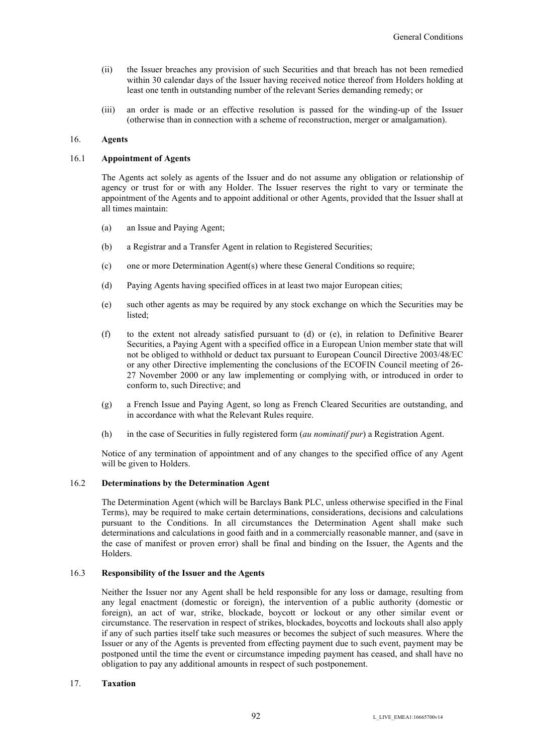(ii) the Issuer breaches any provision of such Securities and that breach has not been remedied within 30 calendar days of the Issuer having received notice thereof from Holders holding at least one tenth in outstanding number of the relevant Series demanding remedy; or

(iii) an order is made or an effective resolution is passed for the winding-up of the Issuer (otherwise than in connection with a scheme of reconstruction, merger or amalgamation).

## 16. Agents

### 16.1 Appointment of Agents

The Agents act solely as agents of the Issuer and do not assume any obligation or relationship of agency or trust for or with any Holder. The Issuer reserves the right to vary or terminate the appointment of the Agents and to appoint additional or other Agents, provided that the Issuer shall at all times maintain:

(a) an Issue and Paying Agent;

(b) a Registrar and a Transfer Agent in relation to Registered Securities;

(c) one or more Determination Agent(s) where these General Conditions so require;

(d) Paying Agents having specified offices in at least two major European cities;

(e) such other agents as may be required by any stock exchange on which the Securities may be listed;

(f) to the extent not already satisfied pursuant to (d) or (e), in relation to Definitive Bearer Securities, a Paying Agent with a specified office in a European Union member state that will not be obliged to withhold or deduct tax pursuant to European Council Directive 2003/48/EC or any other Directive implementing the conclusions of the ECOFIN Council meeting of 26-27 November 2000 or any law implementing or complying with, or introduced in order to conform to, such Directive; and

(g) a French Issue and Paying Agent, so long as French Cleared Securities are outstanding, and in accordance with what the Relevant Rules require.

(h) in the case of Securities in fully registered form (*au nominatif pur*) a Registration Agent.

Notice of any termination of appointment and of any changes to the specified office of any Agent will be given to Holders.

### 16.2 Determinations by the Determination Agent

The Determination Agent (which will be Barclays Bank PLC, unless otherwise specified in the Final Terms), may be required to make certain determinations, considerations, decisions and calculations pursuant to the Conditions. In all circumstances the Determination Agent shall make such determinations and calculations in good faith and in a commercially reasonable manner, and (save in the case of manifest or proven error) shall be final and binding on the Issuer, the Agents and the Holders.

### 16.3 Responsibility of the Issuer and the Agents

Neither the Issuer nor any Agent shall be held responsible for any loss or damage, resulting from any legal enactment (domestic or foreign), the intervention of a public authority (domestic or foreign), an act of war, strike, blockade, boycott or lockout or any other similar event or circumstance. The reservation in respect of strikes, blockades, boycotts and lockouts shall also apply if any of such parties itself take such measures or becomes the subject of such measures. Where the Issuer or any of the Agents is prevented from effecting payment due to such event, payment may be postponed until the time the event or circumstance impeding payment has ceased, and shall have no obligation to pay any additional amounts in respect of such postponement.

## 17. Taxation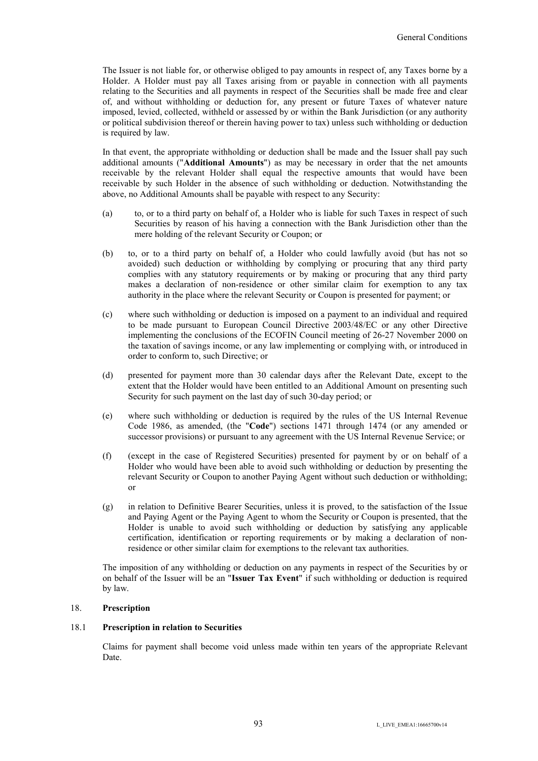The Issuer is not liable for, or otherwise obliged to pay amounts in respect of, any Taxes borne by a Holder. A Holder must pay all Taxes arising from or payable in connection with all payments relating to the Securities and all payments in respect of the Securities shall be made free and clear of, and without withholding or deduction for, any present or future Taxes of whatever nature imposed, levied, collected, withheld or assessed by or within the Bank Jurisdiction (or any authority or political subdivision thereof or therein having power to tax) unless such withholding or deduction is required by law.

In that event, the appropriate withholding or deduction shall be made and the Issuer shall pay such additional amounts ("**Additional Amounts**") as may be necessary in order that the net amounts receivable by the relevant Holder shall equal the respective amounts that would have been receivable by such Holder in the absence of such withholding or deduction. Notwithstanding the above, no Additional Amounts shall be payable with respect to any Security:

(a) to, or to a third party on behalf of, a Holder who is liable for such Taxes in respect of such Securities by reason of his having a connection with the Bank Jurisdiction other than the mere holding of the relevant Security or Coupon; or

(b) to, or to a third party on behalf of, a Holder who could lawfully avoid (but has not so avoided) such deduction or withholding by complying or procuring that any third party complies with any statutory requirements or by making or procuring that any third party makes a declaration of non-residence or other similar claim for exemption to any tax authority in the place where the relevant Security or Coupon is presented for payment; or

(c) where such withholding or deduction is imposed on a payment to an individual and required to be made pursuant to European Council Directive 2003/48/EC or any other Directive implementing the conclusions of the ECOFIN Council meeting of 26-27 November 2000 on the taxation of savings income, or any law implementing or complying with, or introduced in order to conform to, such Directive; or

(d) presented for payment more than 30 calendar days after the Relevant Date, except to the extent that the Holder would have been entitled to an Additional Amount on presenting such Security for such payment on the last day of such 30-day period; or

(e) where such withholding or deduction is required by the rules of the US Internal Revenue Code 1986, as amended, (the "**Code**") sections 1471 through 1474 (or any amended or successor provisions) or pursuant to any agreement with the US Internal Revenue Service; or

(f) (except in the case of Registered Securities) presented for payment by or on behalf of a Holder who would have been able to avoid such withholding or deduction by presenting the relevant Security or Coupon to another Paying Agent without such deduction or withholding; or

(g) in relation to Definitive Bearer Securities, unless it is proved, to the satisfaction of the Issue and Paying Agent or the Paying Agent to whom the Security or Coupon is presented, that the Holder is unable to avoid such withholding or deduction by satisfying any applicable certification, identification or reporting requirements or by making a declaration of non-residence or other similar claim for exemptions to the relevant tax authorities.

The imposition of any withholding or deduction on any payments in respect of the Securities by or on behalf of the Issuer will be an "**Issuer Tax Event**" if such withholding or deduction is required by law.

## 18. Prescription

### 18.1 Prescription in relation to Securities

Claims for payment shall become void unless made within ten years of the appropriate Relevant Date.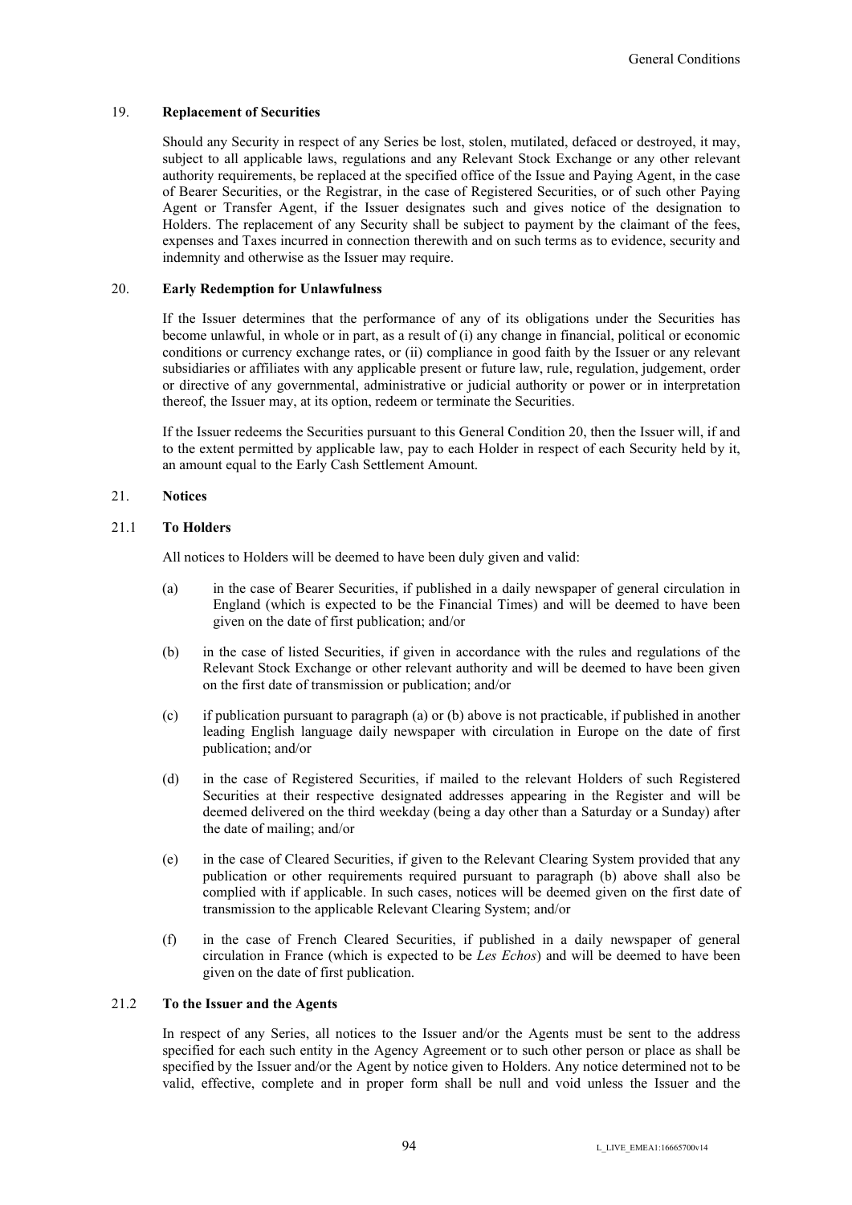## 19. Replacement of Securities

Should any Security in respect of any Series be lost, stolen, mutilated, defaced or destroyed, it may, subject to all applicable laws, regulations and any Relevant Stock Exchange or any other relevant authority requirements, be replaced at the specified office of the Issue and Paying Agent, in the case of Bearer Securities, or the Registrar, in the case of Registered Securities, or of such other Paying Agent or Transfer Agent, if the Issuer designates such and gives notice of the designation to Holders. The replacement of any Security shall be subject to payment by the claimant of the fees, expenses and Taxes incurred in connection therewith and on such terms as to evidence, security and indemnity and otherwise as the Issuer may require.

## 20. Early Redemption for Unlawfulness

If the Issuer determines that the performance of any of its obligations under the Securities has become unlawful, in whole or in part, as a result of (i) any change in financial, political or economic conditions or currency exchange rates, or (ii) compliance in good faith by the Issuer or any relevant subsidiaries or affiliates with any applicable present or future law, rule, regulation, judgement, order or directive of any governmental, administrative or judicial authority or power or in interpretation thereof, the Issuer may, at its option, redeem or terminate the Securities.

If the Issuer redeems the Securities pursuant to this General Condition 20, then the Issuer will, if and to the extent permitted by applicable law, pay to each Holder in respect of each Security held by it, an amount equal to the Early Cash Settlement Amount.

## 21. Notices

### 21.1 To Holders

All notices to Holders will be deemed to have been duly given and valid:

(a) in the case of Bearer Securities, if published in a daily newspaper of general circulation in England (which is expected to be the Financial Times) and will be deemed to have been given on the date of first publication; and/or

(b) in the case of listed Securities, if given in accordance with the rules and regulations of the Relevant Stock Exchange or other relevant authority and will be deemed to have been given on the first date of transmission or publication; and/or

(c) if publication pursuant to paragraph (a) or (b) above is not practicable, if published in another leading English language daily newspaper with circulation in Europe on the date of first publication; and/or

(d) in the case of Registered Securities, if mailed to the relevant Holders of such Registered Securities at their respective designated addresses appearing in the Register and will be deemed delivered on the third weekday (being a day other than a Saturday or a Sunday) after the date of mailing; and/or

(e) in the case of Cleared Securities, if given to the Relevant Clearing System provided that any publication or other requirements required pursuant to paragraph (b) above shall also be complied with if applicable. In such cases, notices will be deemed given on the first date of transmission to the applicable Relevant Clearing System; and/or

(f) in the case of French Cleared Securities, if published in a daily newspaper of general circulation in France (which is expected to be *Les Echos*) and will be deemed to have been given on the date of first publication.

### 21.2 To the Issuer and the Agents

In respect of any Series, all notices to the Issuer and/or the Agents must be sent to the address specified for each such entity in the Agency Agreement or to such other person or place as shall be specified by the Issuer and/or the Agent by notice given to Holders. Any notice determined not to be valid, effective, complete and in proper form shall be null and void unless the Issuer and the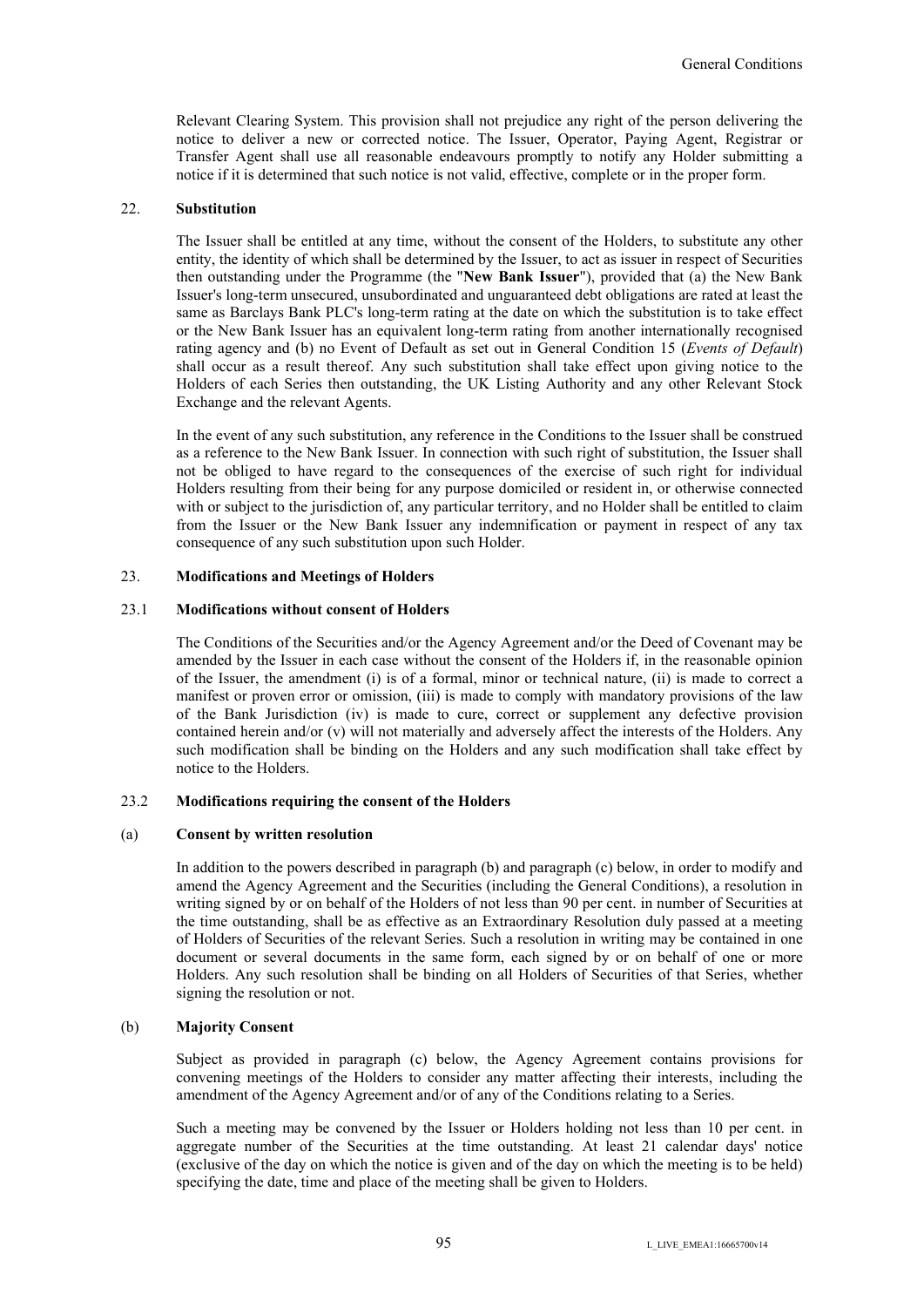Relevant Clearing System. This provision shall not prejudice any right of the person delivering the notice to deliver a new or corrected notice. The Issuer, Operator, Paying Agent, Registrar or Transfer Agent shall use all reasonable endeavours promptly to notify any Holder submitting a notice if it is determined that such notice is not valid, effective, complete or in the proper form.

## 22. Substitution

The Issuer shall be entitled at any time, without the consent of the Holders, to substitute any other entity, the identity of which shall be determined by the Issuer, to act as issuer in respect of Securities then outstanding under the Programme (the "**New Bank Issuer**"), provided that (a) the New Bank Issuer's long-term unsecured, unsubordinated and unguaranteed debt obligations are rated at least the same as Barclays Bank PLC's long-term rating at the date on which the substitution is to take effect or the New Bank Issuer has an equivalent long-term rating from another internationally recognised rating agency and (b) no Event of Default as set out in General Condition 15 (*Events of Default*) shall occur as a result thereof. Any such substitution shall take effect upon giving notice to the Holders of each Series then outstanding, the UK Listing Authority and any other Relevant Stock Exchange and the relevant Agents.

In the event of any such substitution, any reference in the Conditions to the Issuer shall be construed as a reference to the New Bank Issuer. In connection with such right of substitution, the Issuer shall not be obliged to have regard to the consequences of the exercise of such right for individual Holders resulting from their being for any purpose domiciled or resident in, or otherwise connected with or subject to the jurisdiction of, any particular territory, and no Holder shall be entitled to claim from the Issuer or the New Bank Issuer any indemnification or payment in respect of any tax consequence of any such substitution upon such Holder.

## 23. Modifications and Meetings of Holders

### 23.1 Modifications without consent of Holders

The Conditions of the Securities and/or the Agency Agreement and/or the Deed of Covenant may be amended by the Issuer in each case without the consent of the Holders if, in the reasonable opinion of the Issuer, the amendment (i) is of a formal, minor or technical nature, (ii) is made to correct a manifest or proven error or omission, (iii) is made to comply with mandatory provisions of the law of the Bank Jurisdiction (iv) is made to cure, correct or supplement any defective provision contained herein and/or (v) will not materially and adversely affect the interests of the Holders. Any such modification shall be binding on the Holders and any such modification shall take effect by notice to the Holders.

### 23.2 Modifications requiring the consent of the Holders

#### (a) Consent by written resolution

In addition to the powers described in paragraph (b) and paragraph (c) below, in order to modify and amend the Agency Agreement and the Securities (including the General Conditions), a resolution in writing signed by or on behalf of the Holders of not less than 90 per cent. in number of Securities at the time outstanding, shall be as effective as an Extraordinary Resolution duly passed at a meeting of Holders of Securities of the relevant Series. Such a resolution in writing may be contained in one document or several documents in the same form, each signed by or on behalf of one or more Holders. Any such resolution shall be binding on all Holders of Securities of that Series, whether signing the resolution or not.

#### (b) Majority Consent

Subject as provided in paragraph (c) below, the Agency Agreement contains provisions for convening meetings of the Holders to consider any matter affecting their interests, including the amendment of the Agency Agreement and/or of any of the Conditions relating to a Series.

Such a meeting may be convened by the Issuer or Holders holding not less than 10 per cent. in aggregate number of the Securities at the time outstanding. At least 21 calendar days' notice (exclusive of the day on which the notice is given and of the day on which the meeting is to be held) specifying the date, time and place of the meeting shall be given to Holders.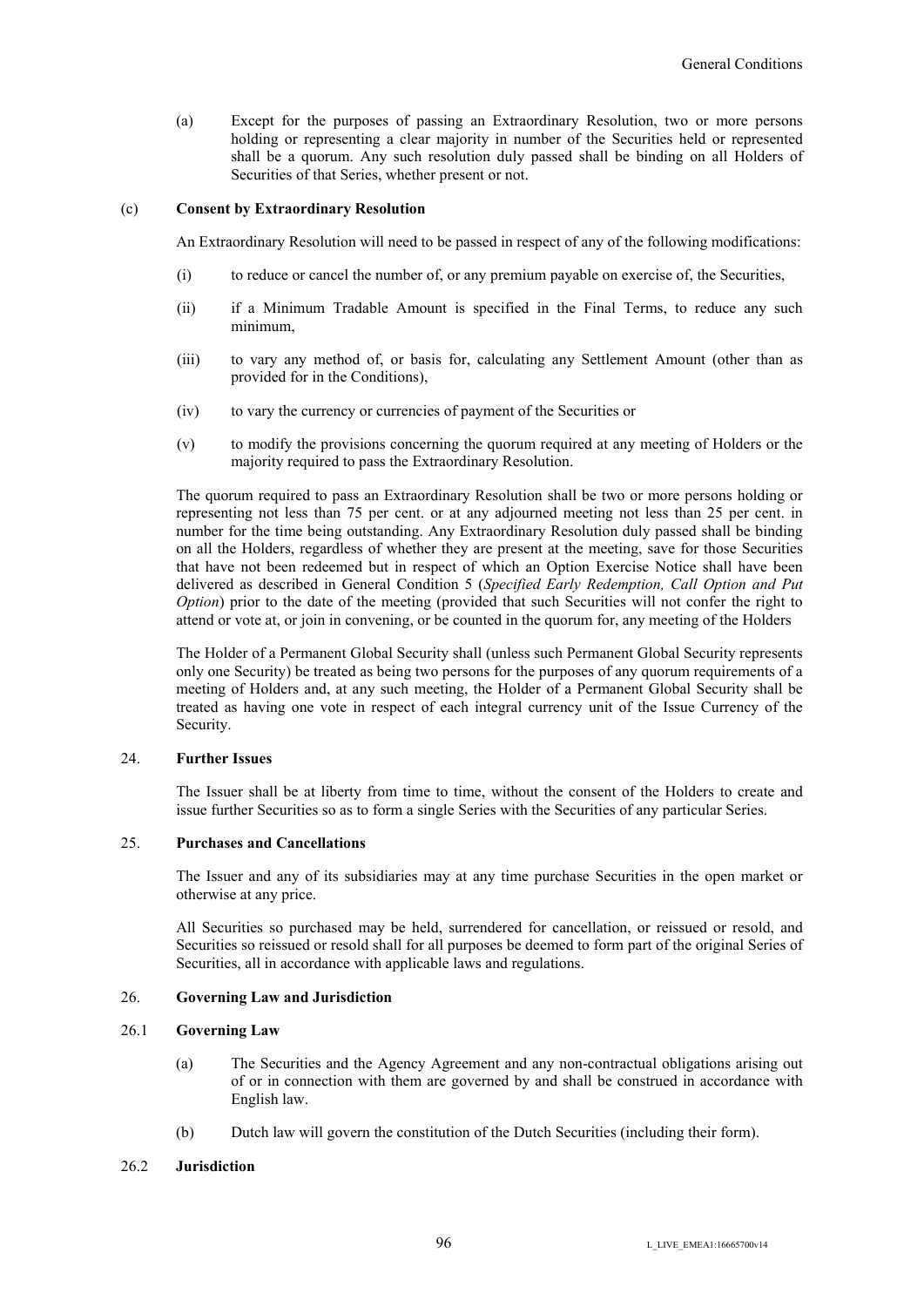(a) Except for the purposes of passing an Extraordinary Resolution, two or more persons holding or representing a clear majority in number of the Securities held or represented shall be a quorum. Any such resolution duly passed shall be binding on all Holders of Securities of that Series, whether present or not.

(c) **Consent by Extraordinary Resolution**

An Extraordinary Resolution will need to be passed in respect of any of the following modifications:

(i) to reduce or cancel the number of, or any premium payable on exercise of, the Securities,

(ii) if a Minimum Tradable Amount is specified in the Final Terms, to reduce any such minimum,

(iii) to vary any method of, or basis for, calculating any Settlement Amount (other than as provided for in the Conditions),

(iv) to vary the currency or currencies of payment of the Securities or

(v) to modify the provisions concerning the quorum required at any meeting of Holders or the majority required to pass the Extraordinary Resolution.

The quorum required to pass an Extraordinary Resolution shall be two or more persons holding or representing not less than 75 per cent. or at any adjourned meeting not less than 25 per cent. in number for the time being outstanding. Any Extraordinary Resolution duly passed shall be binding on all the Holders, regardless of whether they are present at the meeting, save for those Securities that have not been redeemed but in respect of which an Option Exercise Notice shall have been delivered as described in General Condition 5 (*Specified Early Redemption, Call Option and Put Option*) prior to the date of the meeting (provided that such Securities will not confer the right to attend or vote at, or join in convening, or be counted in the quorum for, any meeting of the Holders

The Holder of a Permanent Global Security shall (unless such Permanent Global Security represents only one Security) be treated as being two persons for the purposes of any quorum requirements of a meeting of Holders and, at any such meeting, the Holder of a Permanent Global Security shall be treated as having one vote in respect of each integral currency unit of the Issue Currency of the Security.

## 24. Further Issues

The Issuer shall be at liberty from time to time, without the consent of the Holders to create and issue further Securities so as to form a single Series with the Securities of any particular Series.

## 25. Purchases and Cancellations

The Issuer and any of its subsidiaries may at any time purchase Securities in the open market or otherwise at any price.

All Securities so purchased may be held, surrendered for cancellation, or reissued or resold, and Securities so reissued or resold shall for all purposes be deemed to form part of the original Series of Securities, all in accordance with applicable laws and regulations.

## 26. Governing Law and Jurisdiction

### 26.1 Governing Law

(a) The Securities and the Agency Agreement and any non-contractual obligations arising out of or in connection with them are governed by and shall be construed in accordance with English law.

(b) Dutch law will govern the constitution of the Dutch Securities (including their form).

### 26.2 Jurisdiction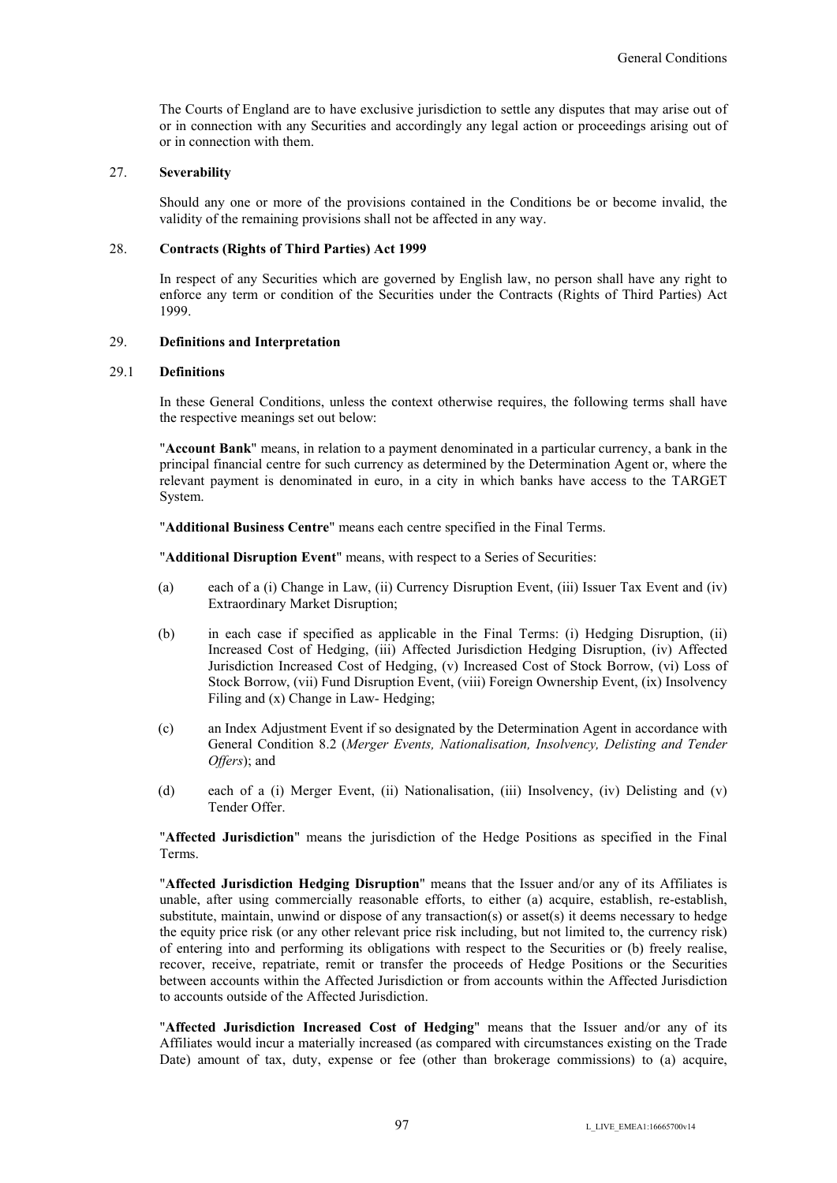The Courts of England are to have exclusive jurisdiction to settle any disputes that may arise out of or in connection with any Securities and accordingly any legal action or proceedings arising out of or in connection with them.

## 27. Severability

Should any one or more of the provisions contained in the Conditions be or become invalid, the validity of the remaining provisions shall not be affected in any way.

## 28. Contracts (Rights of Third Parties) Act 1999

In respect of any Securities which are governed by English law, no person shall have any right to enforce any term or condition of the Securities under the Contracts (Rights of Third Parties) Act 1999.

## 29. Definitions and Interpretation

### 29.1 Definitions

In these General Conditions, unless the context otherwise requires, the following terms shall have the respective meanings set out below:

"**Account Bank**" means, in relation to a payment denominated in a particular currency, a bank in the principal financial centre for such currency as determined by the Determination Agent or, where the relevant payment is denominated in euro, in a city in which banks have access to the TARGET System.

"**Additional Business Centre**" means each centre specified in the Final Terms.

"**Additional Disruption Event**" means, with respect to a Series of Securities:

(a) each of a (i) Change in Law, (ii) Currency Disruption Event, (iii) Issuer Tax Event and (iv) Extraordinary Market Disruption;

(b) in each case if specified as applicable in the Final Terms: (i) Hedging Disruption, (ii) Increased Cost of Hedging, (iii) Affected Jurisdiction Hedging Disruption, (iv) Affected Jurisdiction Increased Cost of Hedging, (v) Increased Cost of Stock Borrow, (vi) Loss of Stock Borrow, (vii) Fund Disruption Event, (viii) Foreign Ownership Event, (ix) Insolvency Filing and (x) Change in Law- Hedging;

(c) an Index Adjustment Event if so designated by the Determination Agent in accordance with General Condition 8.2 (*Merger Events, Nationalisation, Insolvency, Delisting and Tender Offers*); and

(d) each of a (i) Merger Event, (ii) Nationalisation, (iii) Insolvency, (iv) Delisting and (v) Tender Offer.

"**Affected Jurisdiction**" means the jurisdiction of the Hedge Positions as specified in the Final Terms.

"**Affected Jurisdiction Hedging Disruption**" means that the Issuer and/or any of its Affiliates is unable, after using commercially reasonable efforts, to either (a) acquire, establish, re-establish, substitute, maintain, unwind or dispose of any transaction(s) or asset(s) it deems necessary to hedge the equity price risk (or any other relevant price risk including, but not limited to, the currency risk) of entering into and performing its obligations with respect to the Securities or (b) freely realise, recover, receive, repatriate, remit or transfer the proceeds of Hedge Positions or the Securities between accounts within the Affected Jurisdiction or from accounts within the Affected Jurisdiction to accounts outside of the Affected Jurisdiction.

"**Affected Jurisdiction Increased Cost of Hedging**" means that the Issuer and/or any of its Affiliates would incur a materially increased (as compared with circumstances existing on the Trade Date) amount of tax, duty, expense or fee (other than brokerage commissions) to (a) acquire,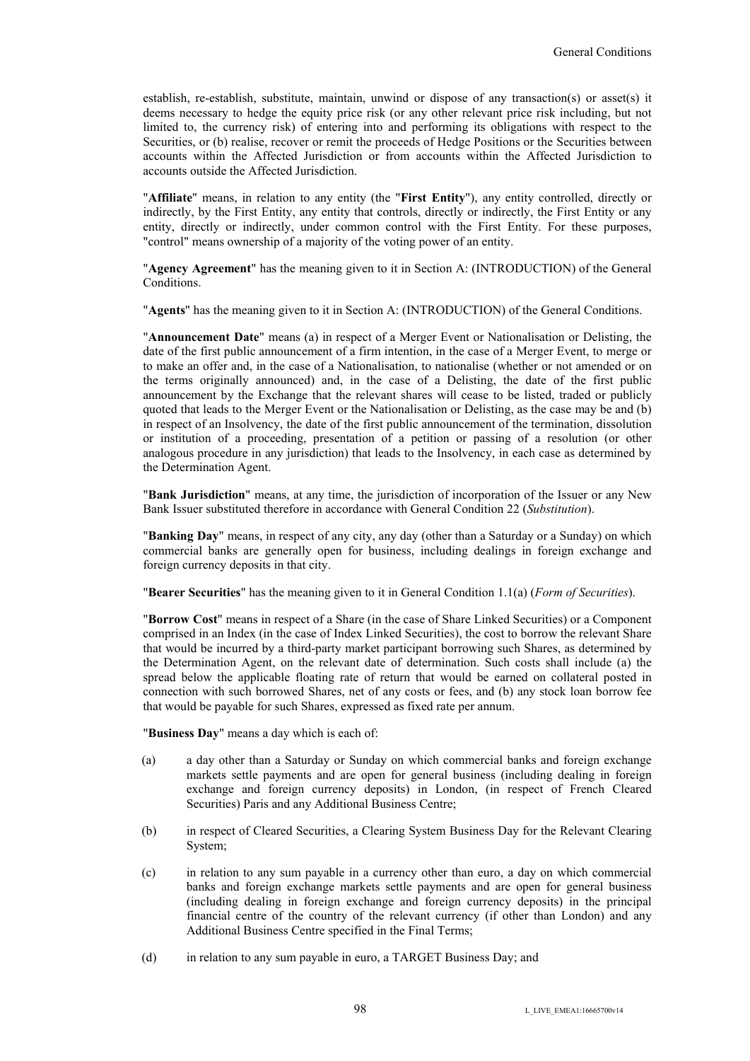establish, re-establish, substitute, maintain, unwind or dispose of any transaction(s) or asset(s) it deems necessary to hedge the equity price risk (or any other relevant price risk including, but not limited to, the currency risk) of entering into and performing its obligations with respect to the Securities, or (b) realise, recover or remit the proceeds of Hedge Positions or the Securities between accounts within the Affected Jurisdiction or from accounts within the Affected Jurisdiction to accounts outside the Affected Jurisdiction.

"**Affiliate**" means, in relation to any entity (the "**First Entity**"), any entity controlled, directly or indirectly, by the First Entity, any entity that controls, directly or indirectly, the First Entity or any entity, directly or indirectly, under common control with the First Entity. For these purposes, "control" means ownership of a majority of the voting power of an entity.

"**Agency Agreement**" has the meaning given to it in Section A: (INTRODUCTION) of the General Conditions.

"**Agents**" has the meaning given to it in Section A: (INTRODUCTION) of the General Conditions.

"**Announcement Date**" means (a) in respect of a Merger Event or Nationalisation or Delisting, the date of the first public announcement of a firm intention, in the case of a Merger Event, to merge or to make an offer and, in the case of a Nationalisation, to nationalise (whether or not amended or on the terms originally announced) and, in the case of a Delisting, the date of the first public announcement by the Exchange that the relevant shares will cease to be listed, traded or publicly quoted that leads to the Merger Event or the Nationalisation or Delisting, as the case may be and (b) in respect of an Insolvency, the date of the first public announcement of the termination, dissolution or institution of a proceeding, presentation of a petition or passing of a resolution (or other analogous procedure in any jurisdiction) that leads to the Insolvency, in each case as determined by the Determination Agent.

"**Bank Jurisdiction**" means, at any time, the jurisdiction of incorporation of the Issuer or any New Bank Issuer substituted therefore in accordance with General Condition 22 (*Substitution*).

"**Banking Day**" means, in respect of any city, any day (other than a Saturday or a Sunday) on which commercial banks are generally open for business, including dealings in foreign exchange and foreign currency deposits in that city.

"**Bearer Securities**" has the meaning given to it in General Condition 1.1(a) (*Form of Securities*).

"**Borrow Cost**" means in respect of a Share (in the case of Share Linked Securities) or a Component comprised in an Index (in the case of Index Linked Securities), the cost to borrow the relevant Share that would be incurred by a third-party market participant borrowing such Shares, as determined by the Determination Agent, on the relevant date of determination. Such costs shall include (a) the spread below the applicable floating rate of return that would be earned on collateral posted in connection with such borrowed Shares, net of any costs or fees, and (b) any stock loan borrow fee that would be payable for such Shares, expressed as fixed rate per annum.

"**Business Day**" means a day which is each of:

(a) a day other than a Saturday or Sunday on which commercial banks and foreign exchange markets settle payments and are open for general business (including dealing in foreign exchange and foreign currency deposits) in London, (in respect of French Cleared Securities) Paris and any Additional Business Centre;

(b) in respect of Cleared Securities, a Clearing System Business Day for the Relevant Clearing System;

(c) in relation to any sum payable in a currency other than euro, a day on which commercial banks and foreign exchange markets settle payments and are open for general business (including dealing in foreign exchange and foreign currency deposits) in the principal financial centre of the country of the relevant currency (if other than London) and any Additional Business Centre specified in the Final Terms;

(d) in relation to any sum payable in euro, a TARGET Business Day; and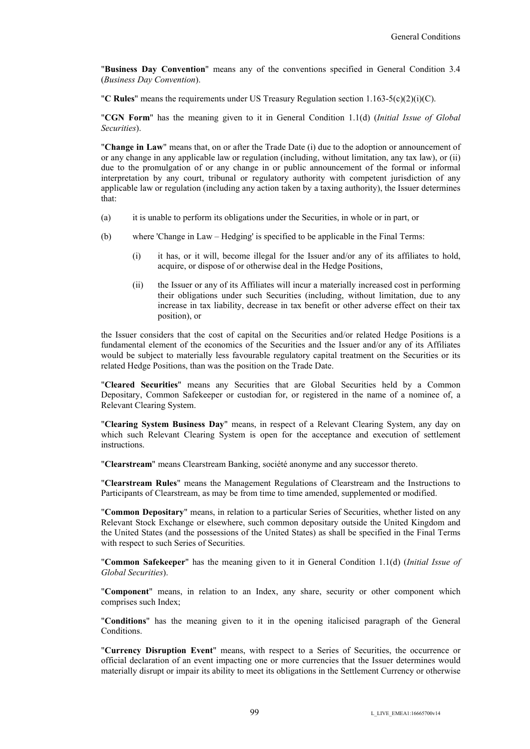"**Business Day Convention**" means any of the conventions specified in General Condition 3.4 (*Business Day Convention*).

"**C Rules**" means the requirements under US Treasury Regulation section 1.163-5(c)(2)(i)(C).

"**CGN Form**" has the meaning given to it in General Condition 1.1(d) (*Initial Issue of Global Securities*).

"**Change in Law**" means that, on or after the Trade Date (i) due to the adoption or announcement of or any change in any applicable law or regulation (including, without limitation, any tax law), or (ii) due to the promulgation of or any change in or public announcement of the formal or informal interpretation by any court, tribunal or regulatory authority with competent jurisdiction of any applicable law or regulation (including any action taken by a taxing authority), the Issuer determines that:

(a) it is unable to perform its obligations under the Securities, in whole or in part, or

(b) where 'Change in Law – Hedging' is specified to be applicable in the Final Terms:

  (i) it has, or it will, become illegal for the Issuer and/or any of its affiliates to hold, acquire, or dispose of or otherwise deal in the Hedge Positions,

  (ii) the Issuer or any of its Affiliates will incur a materially increased cost in performing their obligations under such Securities (including, without limitation, due to any increase in tax liability, decrease in tax benefit or other adverse effect on their tax position), or

the Issuer considers that the cost of capital on the Securities and/or related Hedge Positions is a fundamental element of the economics of the Securities and the Issuer and/or any of its Affiliates would be subject to materially less favourable regulatory capital treatment on the Securities or its related Hedge Positions, than was the position on the Trade Date.

"**Cleared Securities**" means any Securities that are Global Securities held by a Common Depositary, Common Safekeeper or custodian for, or registered in the name of a nominee of, a Relevant Clearing System.

"**Clearing System Business Day**" means, in respect of a Relevant Clearing System, any day on which such Relevant Clearing System is open for the acceptance and execution of settlement instructions.

"**Clearstream**" means Clearstream Banking, société anonyme and any successor thereto.

"**Clearstream Rules**" means the Management Regulations of Clearstream and the Instructions to Participants of Clearstream, as may be from time to time amended, supplemented or modified.

"**Common Depositary**" means, in relation to a particular Series of Securities, whether listed on any Relevant Stock Exchange or elsewhere, such common depositary outside the United Kingdom and the United States (and the possessions of the United States) as shall be specified in the Final Terms with respect to such Series of Securities.

"**Common Safekeeper**" has the meaning given to it in General Condition 1.1(d) (*Initial Issue of Global Securities*).

"**Component**" means, in relation to an Index, any share, security or other component which comprises such Index;

"**Conditions**" has the meaning given to it in the opening italicised paragraph of the General Conditions.

"**Currency Disruption Event**" means, with respect to a Series of Securities, the occurrence or official declaration of an event impacting one or more currencies that the Issuer determines would materially disrupt or impair its ability to meet its obligations in the Settlement Currency or otherwise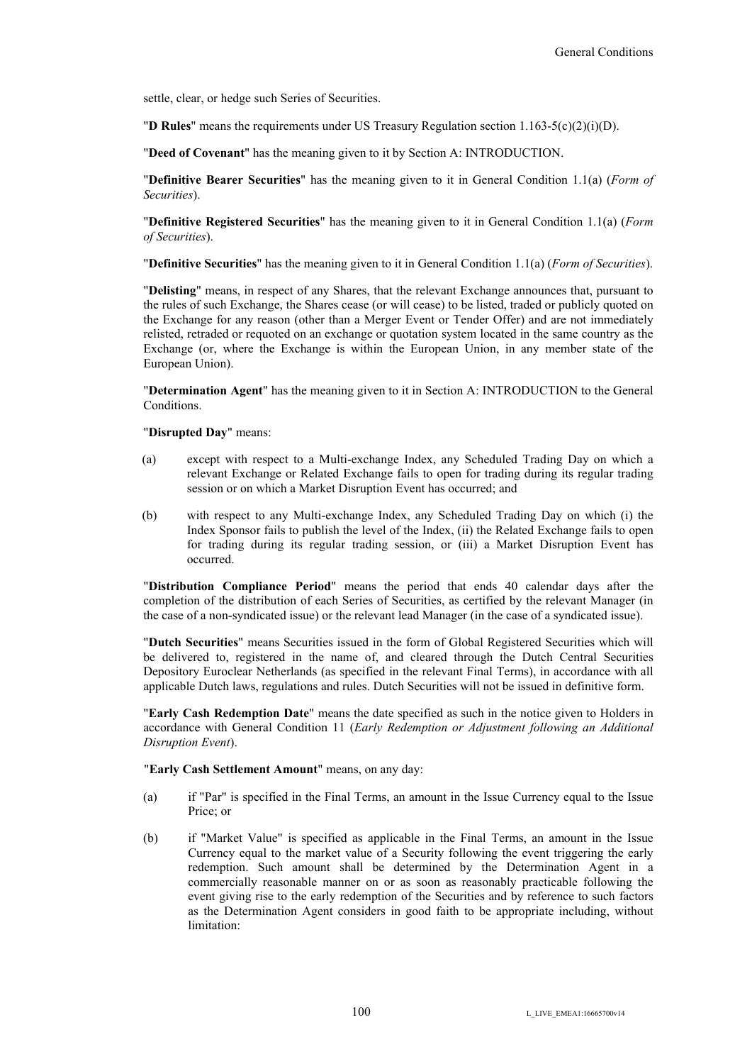settle, clear, or hedge such Series of Securities.

"**D Rules**" means the requirements under US Treasury Regulation section 1.163-5(c)(2)(i)(D).

"**Deed of Covenant**" has the meaning given to it by Section A: INTRODUCTION.

"**Definitive Bearer Securities**" has the meaning given to it in General Condition 1.1(a) (*Form of Securities*).

"**Definitive Registered Securities**" has the meaning given to it in General Condition 1.1(a) (*Form of Securities*).

"**Definitive Securities**" has the meaning given to it in General Condition 1.1(a) (*Form of Securities*).

"**Delisting**" means, in respect of any Shares, that the relevant Exchange announces that, pursuant to the rules of such Exchange, the Shares cease (or will cease) to be listed, traded or publicly quoted on the Exchange for any reason (other than a Merger Event or Tender Offer) and are not immediately relisted, retraded or requoted on an exchange or quotation system located in the same country as the Exchange (or, where the Exchange is within the European Union, in any member state of the European Union).

"**Determination Agent**" has the meaning given to it in Section A: INTRODUCTION to the General Conditions.

"**Disrupted Day**" means:

(a) except with respect to a Multi-exchange Index, any Scheduled Trading Day on which a relevant Exchange or Related Exchange fails to open for trading during its regular trading session or on which a Market Disruption Event has occurred; and

(b) with respect to any Multi-exchange Index, any Scheduled Trading Day on which (i) the Index Sponsor fails to publish the level of the Index, (ii) the Related Exchange fails to open for trading during its regular trading session, or (iii) a Market Disruption Event has occurred.

"**Distribution Compliance Period**" means the period that ends 40 calendar days after the completion of the distribution of each Series of Securities, as certified by the relevant Manager (in the case of a non-syndicated issue) or the relevant lead Manager (in the case of a syndicated issue).

"**Dutch Securities**" means Securities issued in the form of Global Registered Securities which will be delivered to, registered in the name of, and cleared through the Dutch Central Securities Depository Euroclear Netherlands (as specified in the relevant Final Terms), in accordance with all applicable Dutch laws, regulations and rules. Dutch Securities will not be issued in definitive form.

"**Early Cash Redemption Date**" means the date specified as such in the notice given to Holders in accordance with General Condition 11 (*Early Redemption or Adjustment following an Additional Disruption Event*).

"**Early Cash Settlement Amount**" means, on any day:

(a) if "Par" is specified in the Final Terms, an amount in the Issue Currency equal to the Issue Price; or

(b) if "Market Value" is specified as applicable in the Final Terms, an amount in the Issue Currency equal to the market value of a Security following the event triggering the early redemption. Such amount shall be determined by the Determination Agent in a commercially reasonable manner on or as soon as reasonably practicable following the event giving rise to the early redemption of the Securities and by reference to such factors as the Determination Agent considers in good faith to be appropriate including, without limitation: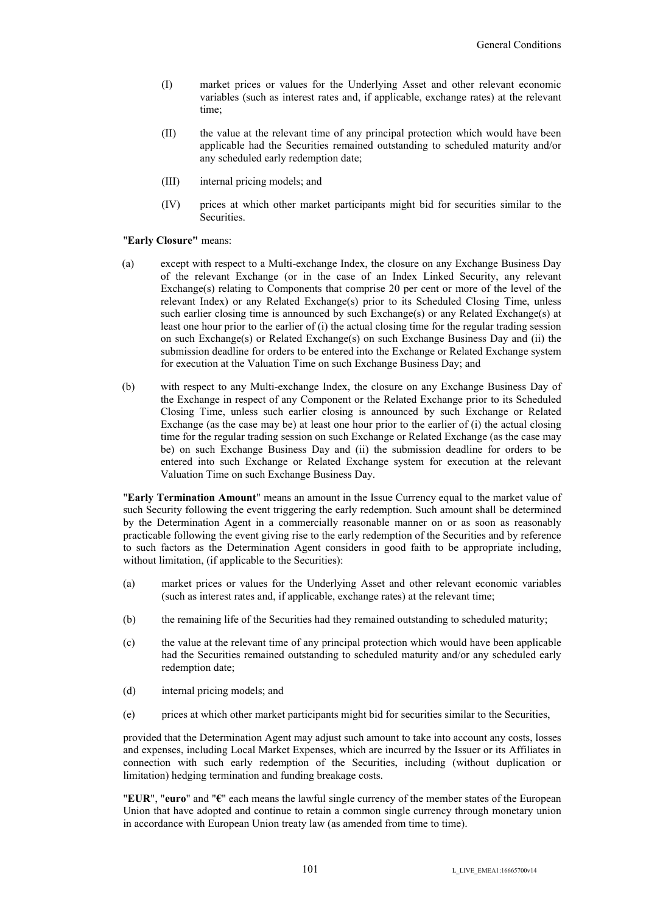(I) market prices or values for the Underlying Asset and other relevant economic variables (such as interest rates and, if applicable, exchange rates) at the relevant time;

(II) the value at the relevant time of any principal protection which would have been applicable had the Securities remained outstanding to scheduled maturity and/or any scheduled early redemption date;

(III) internal pricing models; and

(IV) prices at which other market participants might bid for securities similar to the Securities.

"**Early Closure"** means:

(a) except with respect to a Multi-exchange Index, the closure on any Exchange Business Day of the relevant Exchange (or in the case of an Index Linked Security, any relevant Exchange(s) relating to Components that comprise 20 per cent or more of the level of the relevant Index) or any Related Exchange(s) prior to its Scheduled Closing Time, unless such earlier closing time is announced by such Exchange(s) or any Related Exchange(s) at least one hour prior to the earlier of (i) the actual closing time for the regular trading session on such Exchange(s) or Related Exchange(s) on such Exchange Business Day and (ii) the submission deadline for orders to be entered into the Exchange or Related Exchange system for execution at the Valuation Time on such Exchange Business Day; and

(b) with respect to any Multi-exchange Index, the closure on any Exchange Business Day of the Exchange in respect of any Component or the Related Exchange prior to its Scheduled Closing Time, unless such earlier closing is announced by such Exchange or Related Exchange (as the case may be) at least one hour prior to the earlier of (i) the actual closing time for the regular trading session on such Exchange or Related Exchange (as the case may be) on such Exchange Business Day and (ii) the submission deadline for orders to be entered into such Exchange or Related Exchange system for execution at the relevant Valuation Time on such Exchange Business Day.

"**Early Termination Amount**" means an amount in the Issue Currency equal to the market value of such Security following the event triggering the early redemption. Such amount shall be determined by the Determination Agent in a commercially reasonable manner on or as soon as reasonably practicable following the event giving rise to the early redemption of the Securities and by reference to such factors as the Determination Agent considers in good faith to be appropriate including, without limitation, (if applicable to the Securities):

(a) market prices or values for the Underlying Asset and other relevant economic variables (such as interest rates and, if applicable, exchange rates) at the relevant time;

(b) the remaining life of the Securities had they remained outstanding to scheduled maturity;

(c) the value at the relevant time of any principal protection which would have been applicable had the Securities remained outstanding to scheduled maturity and/or any scheduled early redemption date;

(d) internal pricing models; and

(e) prices at which other market participants might bid for securities similar to the Securities,

provided that the Determination Agent may adjust such amount to take into account any costs, losses and expenses, including Local Market Expenses, which are incurred by the Issuer or its Affiliates in connection with such early redemption of the Securities, including (without duplication or limitation) hedging termination and funding breakage costs.

"**EUR**", "**euro**" and "**€**" each means the lawful single currency of the member states of the European Union that have adopted and continue to retain a common single currency through monetary union in accordance with European Union treaty law (as amended from time to time).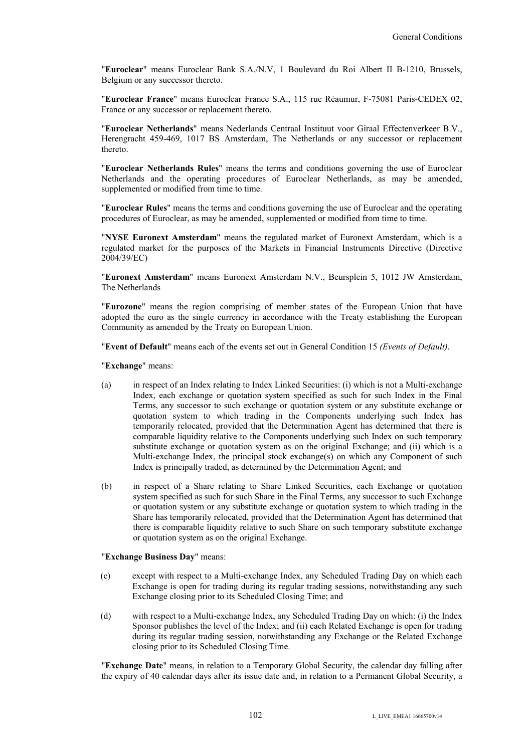"**Euroclear**" means Euroclear Bank S.A./N.V, 1 Boulevard du Roi Albert II B-1210, Brussels, Belgium or any successor thereto.

"**Euroclear France**" means Euroclear France S.A., 115 rue Réaumur, F-75081 Paris-CEDEX 02, France or any successor or replacement thereto.

"**Euroclear Netherlands**" means Nederlands Centraal Instituut voor Giraal Effectenverkeer B.V., Herengracht 459-469, 1017 BS Amsterdam, The Netherlands or any successor or replacement thereto.

"**Euroclear Netherlands Rules**" means the terms and conditions governing the use of Euroclear Netherlands and the operating procedures of Euroclear Netherlands, as may be amended, supplemented or modified from time to time.

"**Euroclear Rules**" means the terms and conditions governing the use of Euroclear and the operating procedures of Euroclear, as may be amended, supplemented or modified from time to time.

"**NYSE Euronext Amsterdam**" means the regulated market of Euronext Amsterdam, which is a regulated market for the purposes of the Markets in Financial Instruments Directive (Directive 2004/39/EC)

"**Euronext Amsterdam**" means Euronext Amsterdam N.V., Beursplein 5, 1012 JW Amsterdam, The Netherlands

"**Eurozone**" means the region comprising of member states of the European Union that have adopted the euro as the single currency in accordance with the Treaty establishing the European Community as amended by the Treaty on European Union.

"**Event of Default**" means each of the events set out in General Condition 15 *(Events of Default)*.

"**Exchange**" means:

(a) in respect of an Index relating to Index Linked Securities: (i) which is not a Multi-exchange Index, each exchange or quotation system specified as such for such Index in the Final Terms, any successor to such exchange or quotation system or any substitute exchange or quotation system to which trading in the Components underlying such Index has temporarily relocated, provided that the Determination Agent has determined that there is comparable liquidity relative to the Components underlying such Index on such temporary substitute exchange or quotation system as on the original Exchange; and (ii) which is a Multi-exchange Index, the principal stock exchange(s) on which any Component of such Index is principally traded, as determined by the Determination Agent; and

(b) in respect of a Share relating to Share Linked Securities, each Exchange or quotation system specified as such for such Share in the Final Terms, any successor to such Exchange or quotation system or any substitute exchange or quotation system to which trading in the Share has temporarily relocated, provided that the Determination Agent has determined that there is comparable liquidity relative to such Share on such temporary substitute exchange or quotation system as on the original Exchange.

"**Exchange Business Day**" means:

(c) except with respect to a Multi-exchange Index, any Scheduled Trading Day on which each Exchange is open for trading during its regular trading sessions, notwithstanding any such Exchange closing prior to its Scheduled Closing Time; and

(d) with respect to a Multi-exchange Index, any Scheduled Trading Day on which: (i) the Index Sponsor publishes the level of the Index; and (ii) each Related Exchange is open for trading during its regular trading session, notwithstanding any Exchange or the Related Exchange closing prior to its Scheduled Closing Time.

"**Exchange Date**" means, in relation to a Temporary Global Security, the calendar day falling after the expiry of 40 calendar days after its issue date and, in relation to a Permanent Global Security, a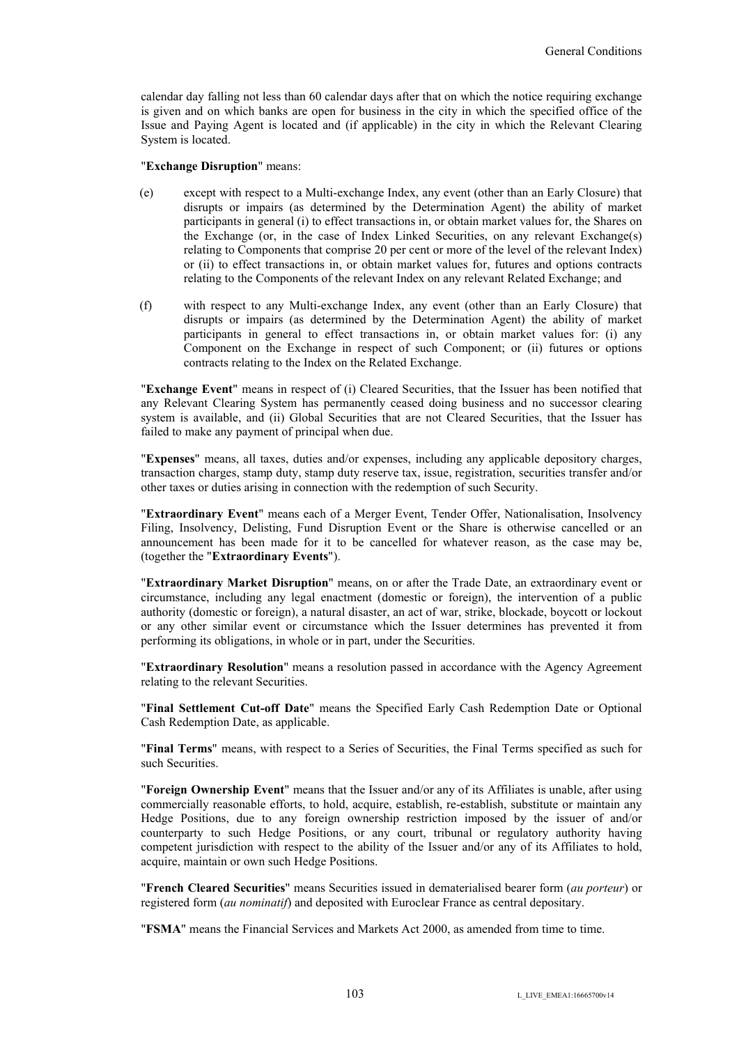calendar day falling not less than 60 calendar days after that on which the notice requiring exchange is given and on which banks are open for business in the city in which the specified office of the Issue and Paying Agent is located and (if applicable) in the city in which the Relevant Clearing System is located.

"**Exchange Disruption**" means:

(e) except with respect to a Multi-exchange Index, any event (other than an Early Closure) that disrupts or impairs (as determined by the Determination Agent) the ability of market participants in general (i) to effect transactions in, or obtain market values for, the Shares on the Exchange (or, in the case of Index Linked Securities, on any relevant Exchange(s) relating to Components that comprise 20 per cent or more of the level of the relevant Index) or (ii) to effect transactions in, or obtain market values for, futures and options contracts relating to the Components of the relevant Index on any relevant Related Exchange; and

(f) with respect to any Multi-exchange Index, any event (other than an Early Closure) that disrupts or impairs (as determined by the Determination Agent) the ability of market participants in general to effect transactions in, or obtain market values for: (i) any Component on the Exchange in respect of such Component; or (ii) futures or options contracts relating to the Index on the Related Exchange.

"**Exchange Event**" means in respect of (i) Cleared Securities, that the Issuer has been notified that any Relevant Clearing System has permanently ceased doing business and no successor clearing system is available, and (ii) Global Securities that are not Cleared Securities, that the Issuer has failed to make any payment of principal when due.

"**Expenses**" means, all taxes, duties and/or expenses, including any applicable depository charges, transaction charges, stamp duty, stamp duty reserve tax, issue, registration, securities transfer and/or other taxes or duties arising in connection with the redemption of such Security.

"**Extraordinary Event**" means each of a Merger Event, Tender Offer, Nationalisation, Insolvency Filing, Insolvency, Delisting, Fund Disruption Event or the Share is otherwise cancelled or an announcement has been made for it to be cancelled for whatever reason, as the case may be, (together the "**Extraordinary Events**").

"**Extraordinary Market Disruption**" means, on or after the Trade Date, an extraordinary event or circumstance, including any legal enactment (domestic or foreign), the intervention of a public authority (domestic or foreign), a natural disaster, an act of war, strike, blockade, boycott or lockout or any other similar event or circumstance which the Issuer determines has prevented it from performing its obligations, in whole or in part, under the Securities.

"**Extraordinary Resolution**" means a resolution passed in accordance with the Agency Agreement relating to the relevant Securities.

"**Final Settlement Cut-off Date**" means the Specified Early Cash Redemption Date or Optional Cash Redemption Date, as applicable.

"**Final Terms**" means, with respect to a Series of Securities, the Final Terms specified as such for such Securities.

"**Foreign Ownership Event**" means that the Issuer and/or any of its Affiliates is unable, after using commercially reasonable efforts, to hold, acquire, establish, re-establish, substitute or maintain any Hedge Positions, due to any foreign ownership restriction imposed by the issuer of and/or counterparty to such Hedge Positions, or any court, tribunal or regulatory authority having competent jurisdiction with respect to the ability of the Issuer and/or any of its Affiliates to hold, acquire, maintain or own such Hedge Positions.

"**French Cleared Securities**" means Securities issued in dematerialised bearer form (*au porteur*) or registered form (*au nominatif*) and deposited with Euroclear France as central depositary.

"**FSMA**" means the Financial Services and Markets Act 2000, as amended from time to time.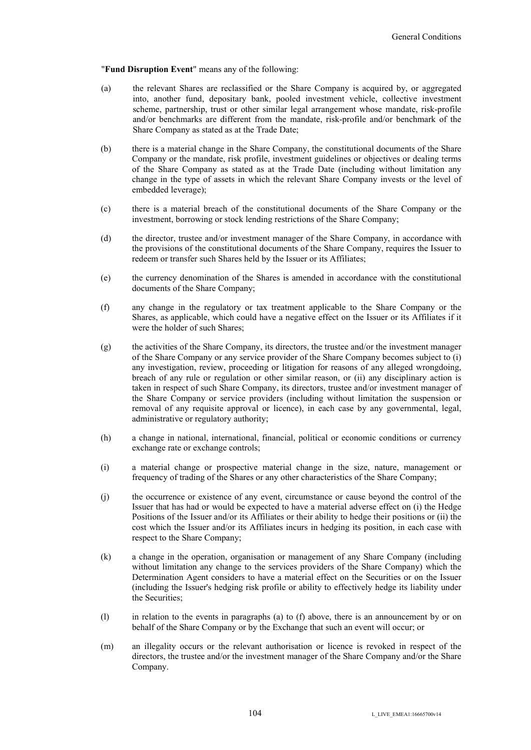"**Fund Disruption Event**" means any of the following:

(a) the relevant Shares are reclassified or the Share Company is acquired by, or aggregated into, another fund, depositary bank, pooled investment vehicle, collective investment scheme, partnership, trust or other similar legal arrangement whose mandate, risk-profile and/or benchmarks are different from the mandate, risk-profile and/or benchmark of the Share Company as stated as at the Trade Date;

(b) there is a material change in the Share Company, the constitutional documents of the Share Company or the mandate, risk profile, investment guidelines or objectives or dealing terms of the Share Company as stated as at the Trade Date (including without limitation any change in the type of assets in which the relevant Share Company invests or the level of embedded leverage);

(c) there is a material breach of the constitutional documents of the Share Company or the investment, borrowing or stock lending restrictions of the Share Company;

(d) the director, trustee and/or investment manager of the Share Company, in accordance with the provisions of the constitutional documents of the Share Company, requires the Issuer to redeem or transfer such Shares held by the Issuer or its Affiliates;

(e) the currency denomination of the Shares is amended in accordance with the constitutional documents of the Share Company;

(f) any change in the regulatory or tax treatment applicable to the Share Company or the Shares, as applicable, which could have a negative effect on the Issuer or its Affiliates if it were the holder of such Shares;

(g) the activities of the Share Company, its directors, the trustee and/or the investment manager of the Share Company or any service provider of the Share Company becomes subject to (i) any investigation, review, proceeding or litigation for reasons of any alleged wrongdoing, breach of any rule or regulation or other similar reason, or (ii) any disciplinary action is taken in respect of such Share Company, its directors, trustee and/or investment manager of the Share Company or service providers (including without limitation the suspension or removal of any requisite approval or licence), in each case by any governmental, legal, administrative or regulatory authority;

(h) a change in national, international, financial, political or economic conditions or currency exchange rate or exchange controls;

(i) a material change or prospective material change in the size, nature, management or frequency of trading of the Shares or any other characteristics of the Share Company;

(j) the occurrence or existence of any event, circumstance or cause beyond the control of the Issuer that has had or would be expected to have a material adverse effect on (i) the Hedge Positions of the Issuer and/or its Affiliates or their ability to hedge their positions or (ii) the cost which the Issuer and/or its Affiliates incurs in hedging its position, in each case with respect to the Share Company;

(k) a change in the operation, organisation or management of any Share Company (including without limitation any change to the services providers of the Share Company) which the Determination Agent considers to have a material effect on the Securities or on the Issuer (including the Issuer's hedging risk profile or ability to effectively hedge its liability under the Securities;

(l) in relation to the events in paragraphs (a) to (f) above, there is an announcement by or on behalf of the Share Company or by the Exchange that such an event will occur; or

(m) an illegality occurs or the relevant authorisation or licence is revoked in respect of the directors, the trustee and/or the investment manager of the Share Company and/or the Share Company.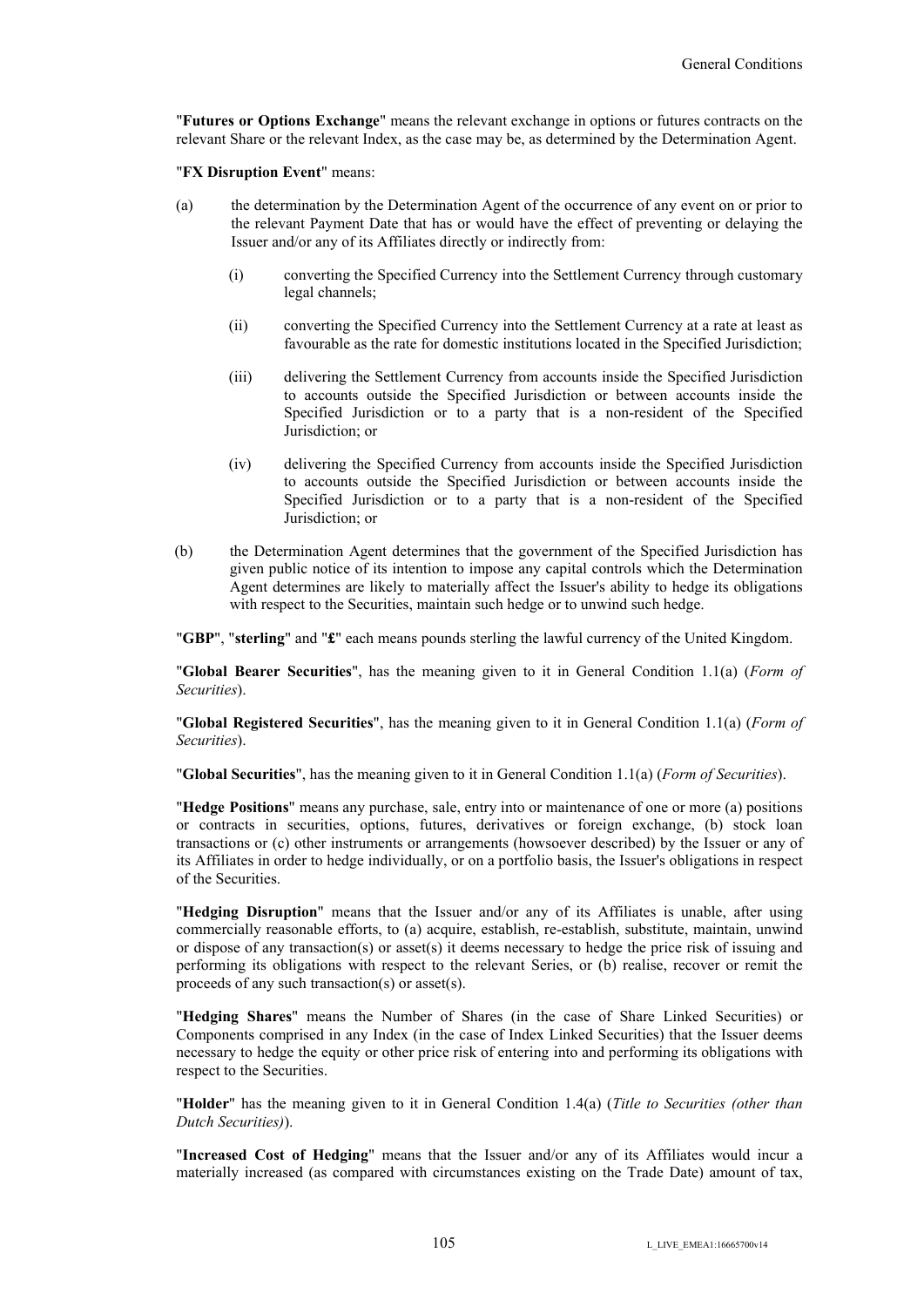"**Futures or Options Exchange**" means the relevant exchange in options or futures contracts on the relevant Share or the relevant Index, as the case may be, as determined by the Determination Agent.

"**FX Disruption Event**" means:

(a) the determination by the Determination Agent of the occurrence of any event on or prior to the relevant Payment Date that has or would have the effect of preventing or delaying the Issuer and/or any of its Affiliates directly or indirectly from:

   (i) converting the Specified Currency into the Settlement Currency through customary legal channels;

   (ii) converting the Specified Currency into the Settlement Currency at a rate at least as favourable as the rate for domestic institutions located in the Specified Jurisdiction;

   (iii) delivering the Settlement Currency from accounts inside the Specified Jurisdiction to accounts outside the Specified Jurisdiction or between accounts inside the Specified Jurisdiction or to a party that is a non-resident of the Specified Jurisdiction; or

   (iv) delivering the Specified Currency from accounts inside the Specified Jurisdiction to accounts outside the Specified Jurisdiction or between accounts inside the Specified Jurisdiction or to a party that is a non-resident of the Specified Jurisdiction; or

(b) the Determination Agent determines that the government of the Specified Jurisdiction has given public notice of its intention to impose any capital controls which the Determination Agent determines are likely to materially affect the Issuer's ability to hedge its obligations with respect to the Securities, maintain such hedge or to unwind such hedge.

"**GBP**", "**sterling**" and "**£**" each means pounds sterling the lawful currency of the United Kingdom.

"**Global Bearer Securities**", has the meaning given to it in General Condition 1.1(a) (*Form of Securities*).

"**Global Registered Securities**", has the meaning given to it in General Condition 1.1(a) (*Form of Securities*).

"**Global Securities**", has the meaning given to it in General Condition 1.1(a) (*Form of Securities*).

"**Hedge Positions**" means any purchase, sale, entry into or maintenance of one or more (a) positions or contracts in securities, options, futures, derivatives or foreign exchange, (b) stock loan transactions or (c) other instruments or arrangements (howsoever described) by the Issuer or any of its Affiliates in order to hedge individually, or on a portfolio basis, the Issuer's obligations in respect of the Securities.

"**Hedging Disruption**" means that the Issuer and/or any of its Affiliates is unable, after using commercially reasonable efforts, to (a) acquire, establish, re-establish, substitute, maintain, unwind or dispose of any transaction(s) or asset(s) it deems necessary to hedge the price risk of issuing and performing its obligations with respect to the relevant Series, or (b) realise, recover or remit the proceeds of any such transaction(s) or asset(s).

"**Hedging Shares**" means the Number of Shares (in the case of Share Linked Securities) or Components comprised in any Index (in the case of Index Linked Securities) that the Issuer deems necessary to hedge the equity or other price risk of entering into and performing its obligations with respect to the Securities.

"**Holder**" has the meaning given to it in General Condition 1.4(a) (*Title to Securities (other than Dutch Securities)*).

"**Increased Cost of Hedging**" means that the Issuer and/or any of its Affiliates would incur a materially increased (as compared with circumstances existing on the Trade Date) amount of tax,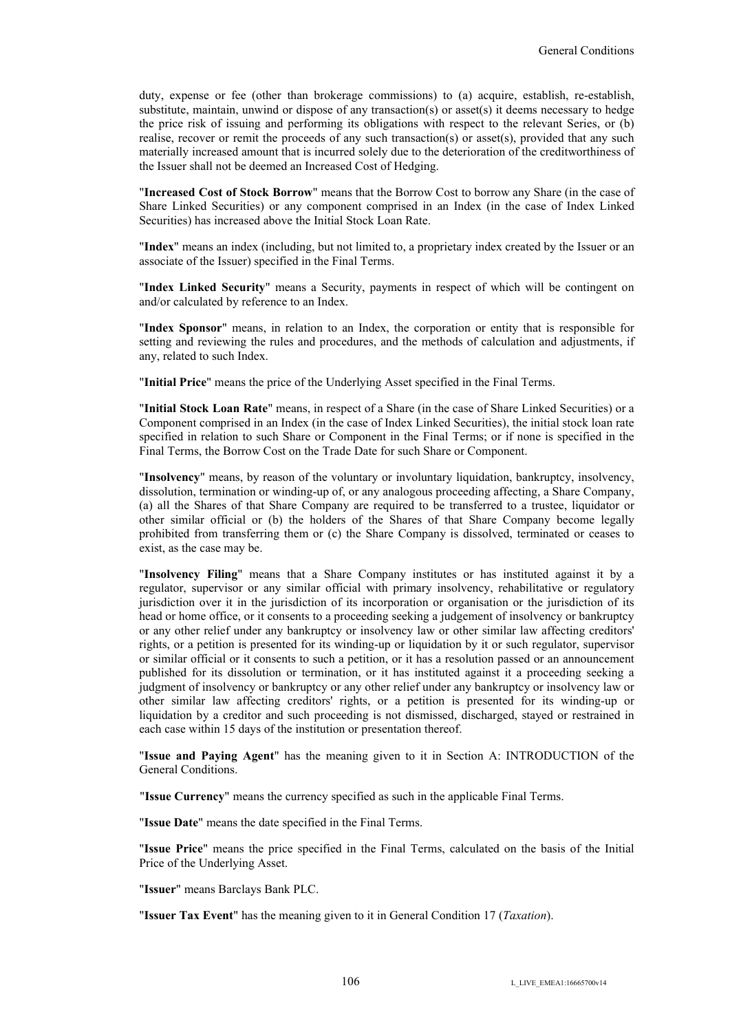duty, expense or fee (other than brokerage commissions) to (a) acquire, establish, re-establish, substitute, maintain, unwind or dispose of any transaction(s) or asset(s) it deems necessary to hedge the price risk of issuing and performing its obligations with respect to the relevant Series, or (b) realise, recover or remit the proceeds of any such transaction(s) or asset(s), provided that any such materially increased amount that is incurred solely due to the deterioration of the creditworthiness of the Issuer shall not be deemed an Increased Cost of Hedging.

"**Increased Cost of Stock Borrow**" means that the Borrow Cost to borrow any Share (in the case of Share Linked Securities) or any component comprised in an Index (in the case of Index Linked Securities) has increased above the Initial Stock Loan Rate.

"**Index**" means an index (including, but not limited to, a proprietary index created by the Issuer or an associate of the Issuer) specified in the Final Terms.

"**Index Linked Security**" means a Security, payments in respect of which will be contingent on and/or calculated by reference to an Index.

"**Index Sponsor**" means, in relation to an Index, the corporation or entity that is responsible for setting and reviewing the rules and procedures, and the methods of calculation and adjustments, if any, related to such Index.

"**Initial Price**" means the price of the Underlying Asset specified in the Final Terms.

"**Initial Stock Loan Rate**" means, in respect of a Share (in the case of Share Linked Securities) or a Component comprised in an Index (in the case of Index Linked Securities), the initial stock loan rate specified in relation to such Share or Component in the Final Terms; or if none is specified in the Final Terms, the Borrow Cost on the Trade Date for such Share or Component.

"**Insolvency**" means, by reason of the voluntary or involuntary liquidation, bankruptcy, insolvency, dissolution, termination or winding-up of, or any analogous proceeding affecting, a Share Company, (a) all the Shares of that Share Company are required to be transferred to a trustee, liquidator or other similar official or (b) the holders of the Shares of that Share Company become legally prohibited from transferring them or (c) the Share Company is dissolved, terminated or ceases to exist, as the case may be.

"**Insolvency Filing**" means that a Share Company institutes or has instituted against it by a regulator, supervisor or any similar official with primary insolvency, rehabilitative or regulatory jurisdiction over it in the jurisdiction of its incorporation or organisation or the jurisdiction of its head or home office, or it consents to a proceeding seeking a judgement of insolvency or bankruptcy or any other relief under any bankruptcy or insolvency law or other similar law affecting creditors' rights, or a petition is presented for its winding-up or liquidation by it or such regulator, supervisor or similar official or it consents to such a petition, or it has a resolution passed or an announcement published for its dissolution or termination, or it has instituted against it a proceeding seeking a judgment of insolvency or bankruptcy or any other relief under any bankruptcy or insolvency law or other similar law affecting creditors' rights, or a petition is presented for its winding-up or liquidation by a creditor and such proceeding is not dismissed, discharged, stayed or restrained in each case within 15 days of the institution or presentation thereof.

"**Issue and Paying Agent**" has the meaning given to it in Section A: INTRODUCTION of the General Conditions.

"**Issue Currency**" means the currency specified as such in the applicable Final Terms.

"**Issue Date**" means the date specified in the Final Terms.

"**Issue Price**" means the price specified in the Final Terms, calculated on the basis of the Initial Price of the Underlying Asset.

"**Issuer**" means Barclays Bank PLC.

"**Issuer Tax Event**" has the meaning given to it in General Condition 17 (*Taxation*).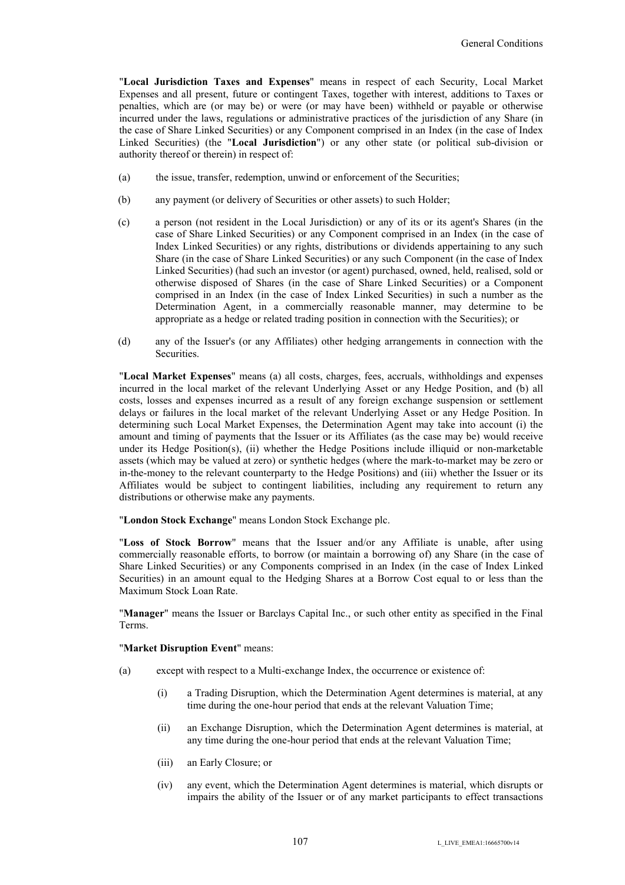"**Local Jurisdiction Taxes and Expenses**" means in respect of each Security, Local Market Expenses and all present, future or contingent Taxes, together with interest, additions to Taxes or penalties, which are (or may be) or were (or may have been) withheld or payable or otherwise incurred under the laws, regulations or administrative practices of the jurisdiction of any Share (in the case of Share Linked Securities) or any Component comprised in an Index (in the case of Index Linked Securities) (the "**Local Jurisdiction**") or any other state (or political sub-division or authority thereof or therein) in respect of:

(a) the issue, transfer, redemption, unwind or enforcement of the Securities;

(b) any payment (or delivery of Securities or other assets) to such Holder;

(c) a person (not resident in the Local Jurisdiction) or any of its or its agent's Shares (in the case of Share Linked Securities) or any Component comprised in an Index (in the case of Index Linked Securities) or any rights, distributions or dividends appertaining to any such Share (in the case of Share Linked Securities) or any such Component (in the case of Index Linked Securities) (had such an investor (or agent) purchased, owned, held, realised, sold or otherwise disposed of Shares (in the case of Share Linked Securities) or a Component comprised in an Index (in the case of Index Linked Securities) in such a number as the Determination Agent, in a commercially reasonable manner, may determine to be appropriate as a hedge or related trading position in connection with the Securities); or

(d) any of the Issuer's (or any Affiliates) other hedging arrangements in connection with the Securities.

"**Local Market Expenses**" means (a) all costs, charges, fees, accruals, withholdings and expenses incurred in the local market of the relevant Underlying Asset or any Hedge Position, and (b) all costs, losses and expenses incurred as a result of any foreign exchange suspension or settlement delays or failures in the local market of the relevant Underlying Asset or any Hedge Position. In determining such Local Market Expenses, the Determination Agent may take into account (i) the amount and timing of payments that the Issuer or its Affiliates (as the case may be) would receive under its Hedge Position(s), (ii) whether the Hedge Positions include illiquid or non-marketable assets (which may be valued at zero) or synthetic hedges (where the mark-to-market may be zero or in-the-money to the relevant counterparty to the Hedge Positions) and (iii) whether the Issuer or its Affiliates would be subject to contingent liabilities, including any requirement to return any distributions or otherwise make any payments.

"**London Stock Exchange**" means London Stock Exchange plc.

"**Loss of Stock Borrow**" means that the Issuer and/or any Affiliate is unable, after using commercially reasonable efforts, to borrow (or maintain a borrowing of) any Share (in the case of Share Linked Securities) or any Components comprised in an Index (in the case of Index Linked Securities) in an amount equal to the Hedging Shares at a Borrow Cost equal to or less than the Maximum Stock Loan Rate.

"**Manager**" means the Issuer or Barclays Capital Inc., or such other entity as specified in the Final Terms.

"**Market Disruption Event**" means:

(a) except with respect to a Multi-exchange Index, the occurrence or existence of:

   (i) a Trading Disruption, which the Determination Agent determines is material, at any time during the one-hour period that ends at the relevant Valuation Time;

   (ii) an Exchange Disruption, which the Determination Agent determines is material, at any time during the one-hour period that ends at the relevant Valuation Time;

   (iii) an Early Closure; or

   (iv) any event, which the Determination Agent determines is material, which disrupts or impairs the ability of the Issuer or of any market participants to effect transactions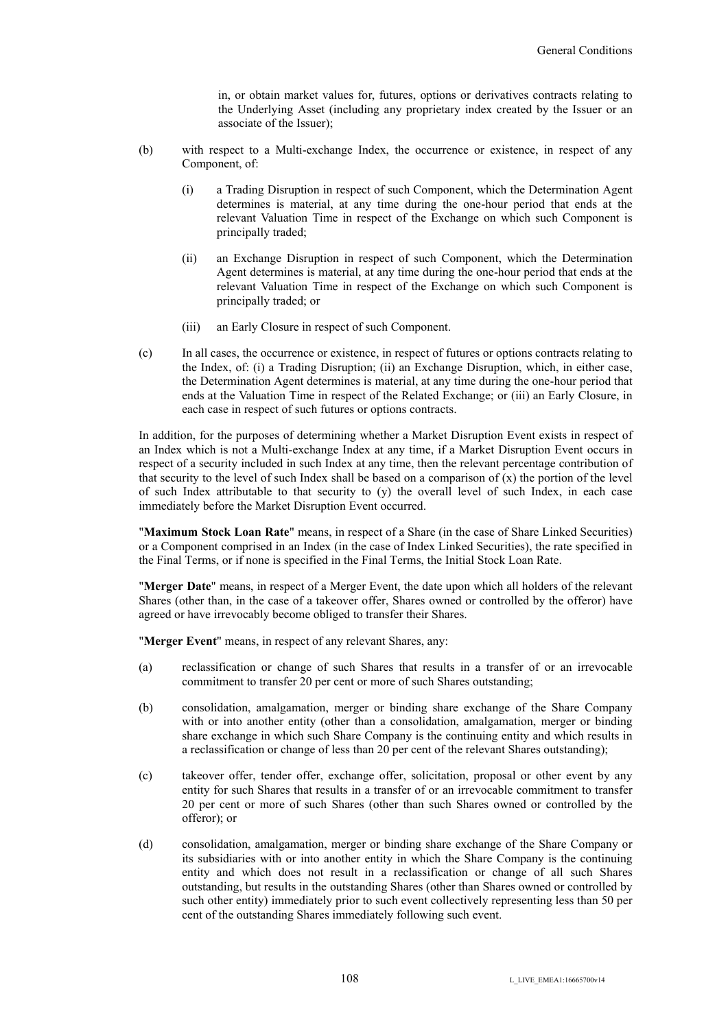in, or obtain market values for, futures, options or derivatives contracts relating to the Underlying Asset (including any proprietary index created by the Issuer or an associate of the Issuer);

(b) with respect to a Multi-exchange Index, the occurrence or existence, in respect of any Component, of:

(i) a Trading Disruption in respect of such Component, which the Determination Agent determines is material, at any time during the one-hour period that ends at the relevant Valuation Time in respect of the Exchange on which such Component is principally traded;

(ii) an Exchange Disruption in respect of such Component, which the Determination Agent determines is material, at any time during the one-hour period that ends at the relevant Valuation Time in respect of the Exchange on which such Component is principally traded; or

(iii) an Early Closure in respect of such Component.

(c) In all cases, the occurrence or existence, in respect of futures or options contracts relating to the Index, of: (i) a Trading Disruption; (ii) an Exchange Disruption, which, in either case, the Determination Agent determines is material, at any time during the one-hour period that ends at the Valuation Time in respect of the Related Exchange; or (iii) an Early Closure, in each case in respect of such futures or options contracts.

In addition, for the purposes of determining whether a Market Disruption Event exists in respect of an Index which is not a Multi-exchange Index at any time, if a Market Disruption Event occurs in respect of a security included in such Index at any time, then the relevant percentage contribution of that security to the level of such Index shall be based on a comparison of (x) the portion of the level of such Index attributable to that security to (y) the overall level of such Index, in each case immediately before the Market Disruption Event occurred.

"**Maximum Stock Loan Rate**" means, in respect of a Share (in the case of Share Linked Securities) or a Component comprised in an Index (in the case of Index Linked Securities), the rate specified in the Final Terms, or if none is specified in the Final Terms, the Initial Stock Loan Rate.

"**Merger Date**" means, in respect of a Merger Event, the date upon which all holders of the relevant Shares (other than, in the case of a takeover offer, Shares owned or controlled by the offeror) have agreed or have irrevocably become obliged to transfer their Shares.

"**Merger Event**" means, in respect of any relevant Shares, any:

(a) reclassification or change of such Shares that results in a transfer of or an irrevocable commitment to transfer 20 per cent or more of such Shares outstanding;

(b) consolidation, amalgamation, merger or binding share exchange of the Share Company with or into another entity (other than a consolidation, amalgamation, merger or binding share exchange in which such Share Company is the continuing entity and which results in a reclassification or change of less than 20 per cent of the relevant Shares outstanding);

(c) takeover offer, tender offer, exchange offer, solicitation, proposal or other event by any entity for such Shares that results in a transfer of or an irrevocable commitment to transfer 20 per cent or more of such Shares (other than such Shares owned or controlled by the offeror); or

(d) consolidation, amalgamation, merger or binding share exchange of the Share Company or its subsidiaries with or into another entity in which the Share Company is the continuing entity and which does not result in a reclassification or change of all such Shares outstanding, but results in the outstanding Shares (other than Shares owned or controlled by such other entity) immediately prior to such event collectively representing less than 50 per cent of the outstanding Shares immediately following such event.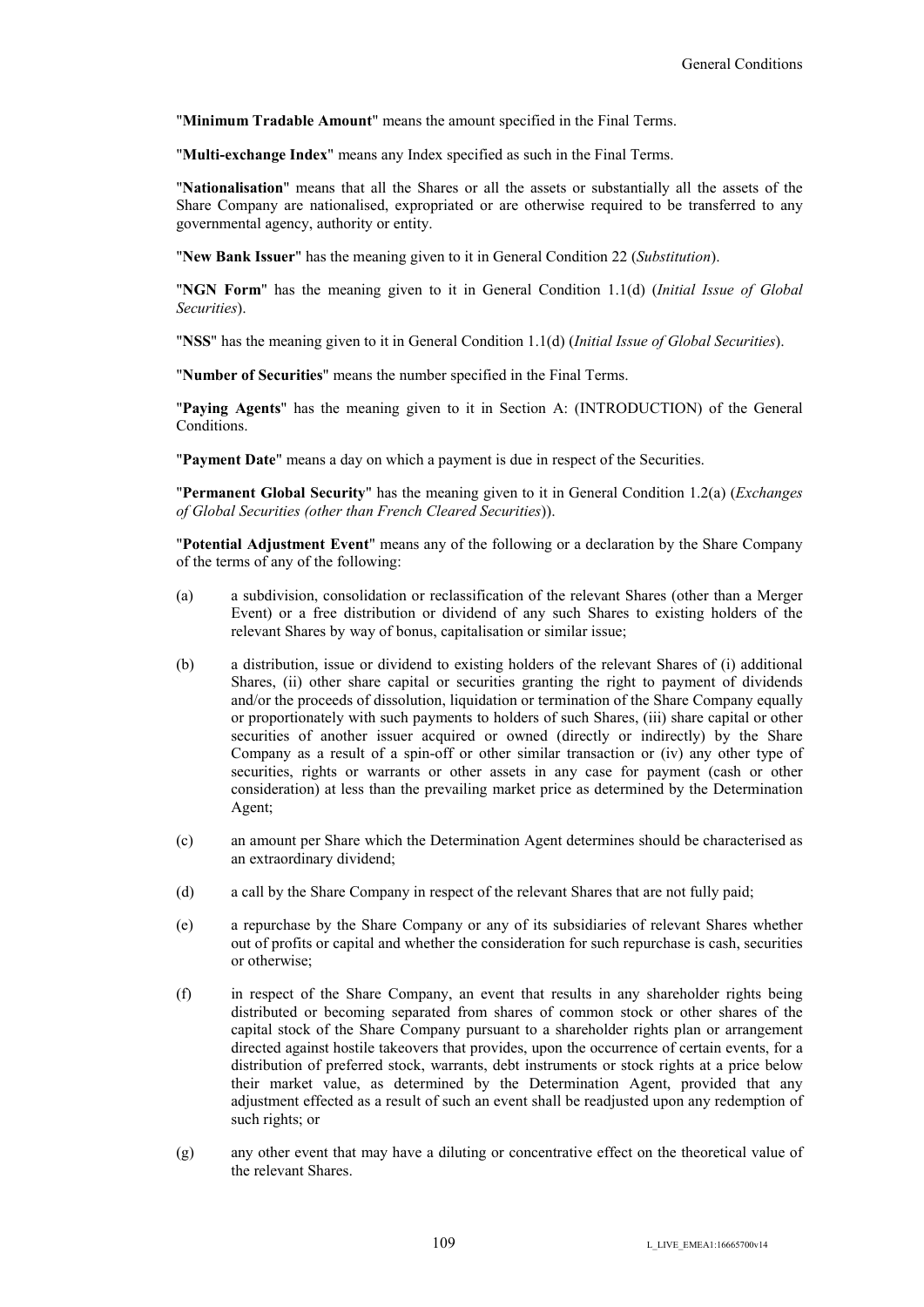"**Minimum Tradable Amount**" means the amount specified in the Final Terms.

"**Multi-exchange Index**" means any Index specified as such in the Final Terms.

"**Nationalisation**" means that all the Shares or all the assets or substantially all the assets of the Share Company are nationalised, expropriated or are otherwise required to be transferred to any governmental agency, authority or entity.

"**New Bank Issuer**" has the meaning given to it in General Condition 22 (*Substitution*).

"**NGN Form**" has the meaning given to it in General Condition 1.1(d) (*Initial Issue of Global Securities*).

"**NSS**" has the meaning given to it in General Condition 1.1(d) (*Initial Issue of Global Securities*).

"**Number of Securities**" means the number specified in the Final Terms.

"**Paying Agents**" has the meaning given to it in Section A: (INTRODUCTION) of the General Conditions.

"**Payment Date**" means a day on which a payment is due in respect of the Securities.

"**Permanent Global Security**" has the meaning given to it in General Condition 1.2(a) (*Exchanges of Global Securities (other than French Cleared Securities)*).

"**Potential Adjustment Event**" means any of the following or a declaration by the Share Company of the terms of any of the following:

(a) a subdivision, consolidation or reclassification of the relevant Shares (other than a Merger Event) or a free distribution or dividend of any such Shares to existing holders of the relevant Shares by way of bonus, capitalisation or similar issue;

(b) a distribution, issue or dividend to existing holders of the relevant Shares of (i) additional Shares, (ii) other share capital or securities granting the right to payment of dividends and/or the proceeds of dissolution, liquidation or termination of the Share Company equally or proportionately with such payments to holders of such Shares, (iii) share capital or other securities of another issuer acquired or owned (directly or indirectly) by the Share Company as a result of a spin-off or other similar transaction or (iv) any other type of securities, rights or warrants or other assets in any case for payment (cash or other consideration) at less than the prevailing market price as determined by the Determination Agent;

(c) an amount per Share which the Determination Agent determines should be characterised as an extraordinary dividend;

(d) a call by the Share Company in respect of the relevant Shares that are not fully paid;

(e) a repurchase by the Share Company or any of its subsidiaries of relevant Shares whether out of profits or capital and whether the consideration for such repurchase is cash, securities or otherwise;

(f) in respect of the Share Company, an event that results in any shareholder rights being distributed or becoming separated from shares of common stock or other shares of the capital stock of the Share Company pursuant to a shareholder rights plan or arrangement directed against hostile takeovers that provides, upon the occurrence of certain events, for a distribution of preferred stock, warrants, debt instruments or stock rights at a price below their market value, as determined by the Determination Agent, provided that any adjustment effected as a result of such an event shall be readjusted upon any redemption of such rights; or

(g) any other event that may have a diluting or concentrative effect on the theoretical value of the relevant Shares.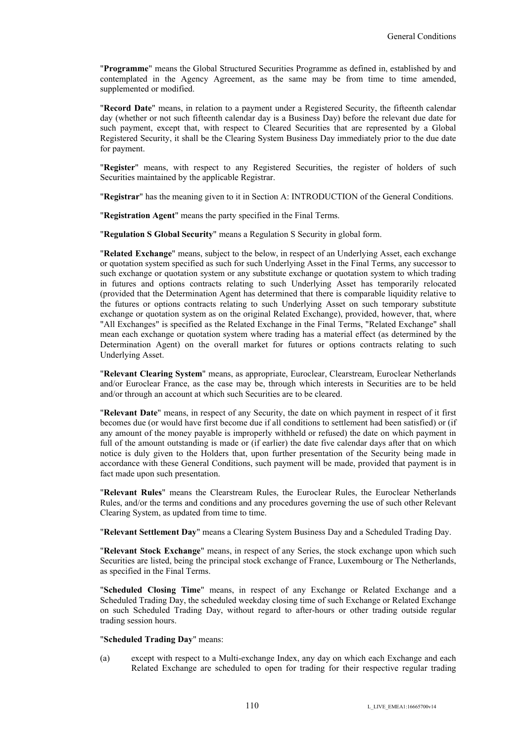"**Programme**" means the Global Structured Securities Programme as defined in, established by and contemplated in the Agency Agreement, as the same may be from time to time amended, supplemented or modified.

"**Record Date**" means, in relation to a payment under a Registered Security, the fifteenth calendar day (whether or not such fifteenth calendar day is a Business Day) before the relevant due date for such payment, except that, with respect to Cleared Securities that are represented by a Global Registered Security, it shall be the Clearing System Business Day immediately prior to the due date for payment.

"**Register**" means, with respect to any Registered Securities, the register of holders of such Securities maintained by the applicable Registrar.

"**Registrar**" has the meaning given to it in Section A: INTRODUCTION of the General Conditions.

"**Registration Agent**" means the party specified in the Final Terms.

"**Regulation S Global Security**" means a Regulation S Security in global form.

"**Related Exchange**" means, subject to the below, in respect of an Underlying Asset, each exchange or quotation system specified as such for such Underlying Asset in the Final Terms, any successor to such exchange or quotation system or any substitute exchange or quotation system to which trading in futures and options contracts relating to such Underlying Asset has temporarily relocated (provided that the Determination Agent has determined that there is comparable liquidity relative to the futures or options contracts relating to such Underlying Asset on such temporary substitute exchange or quotation system as on the original Related Exchange), provided, however, that, where "All Exchanges" is specified as the Related Exchange in the Final Terms, "Related Exchange" shall mean each exchange or quotation system where trading has a material effect (as determined by the Determination Agent) on the overall market for futures or options contracts relating to such Underlying Asset.

"**Relevant Clearing System**" means, as appropriate, Euroclear, Clearstream, Euroclear Netherlands and/or Euroclear France, as the case may be, through which interests in Securities are to be held and/or through an account at which such Securities are to be cleared.

"**Relevant Date**" means, in respect of any Security, the date on which payment in respect of it first becomes due (or would have first become due if all conditions to settlement had been satisfied) or (if any amount of the money payable is improperly withheld or refused) the date on which payment in full of the amount outstanding is made or (if earlier) the date five calendar days after that on which notice is duly given to the Holders that, upon further presentation of the Security being made in accordance with these General Conditions, such payment will be made, provided that payment is in fact made upon such presentation.

"**Relevant Rules**" means the Clearstream Rules, the Euroclear Rules, the Euroclear Netherlands Rules, and/or the terms and conditions and any procedures governing the use of such other Relevant Clearing System, as updated from time to time.

"**Relevant Settlement Day**" means a Clearing System Business Day and a Scheduled Trading Day.

"**Relevant Stock Exchange**" means, in respect of any Series, the stock exchange upon which such Securities are listed, being the principal stock exchange of France, Luxembourg or The Netherlands, as specified in the Final Terms.

"**Scheduled Closing Time**" means, in respect of any Exchange or Related Exchange and a Scheduled Trading Day, the scheduled weekday closing time of such Exchange or Related Exchange on such Scheduled Trading Day, without regard to after-hours or other trading outside regular trading session hours.

"**Scheduled Trading Day**" means:

(a) except with respect to a Multi-exchange Index, any day on which each Exchange and each Related Exchange are scheduled to open for trading for their respective regular trading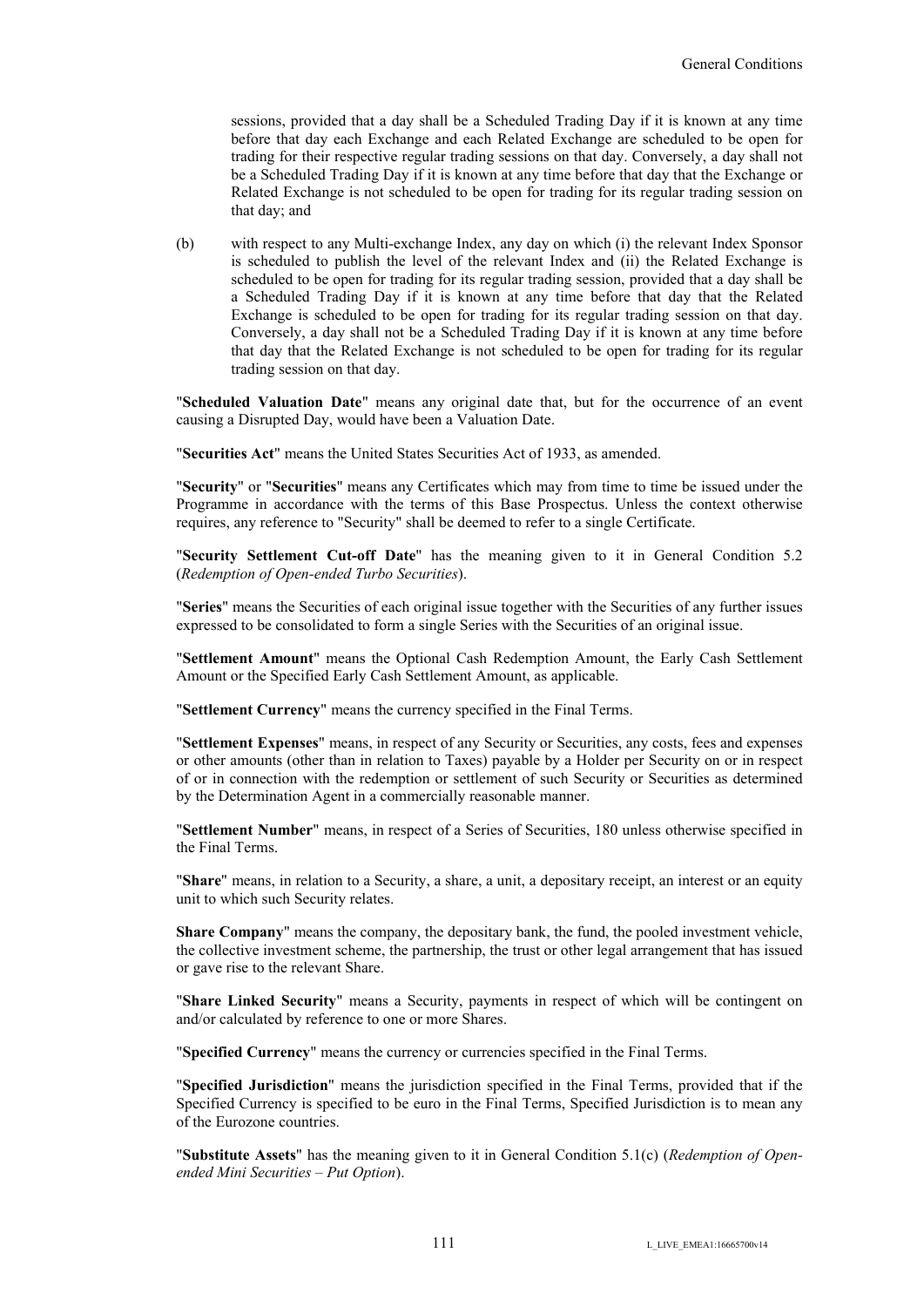sessions, provided that a day shall be a Scheduled Trading Day if it is known at any time before that day each Exchange and each Related Exchange are scheduled to be open for trading for their respective regular trading sessions on that day. Conversely, a day shall not be a Scheduled Trading Day if it is known at any time before that day that the Exchange or Related Exchange is not scheduled to be open for trading for its regular trading session on that day; and

(b) with respect to any Multi-exchange Index, any day on which (i) the relevant Index Sponsor is scheduled to publish the level of the relevant Index and (ii) the Related Exchange is scheduled to be open for trading for its regular trading session, provided that a day shall be a Scheduled Trading Day if it is known at any time before that day that the Related Exchange is scheduled to be open for trading for its regular trading session on that day. Conversely, a day shall not be a Scheduled Trading Day if it is known at any time before that day that the Related Exchange is not scheduled to be open for trading for its regular trading session on that day.

"**Scheduled Valuation Date**" means any original date that, but for the occurrence of an event causing a Disrupted Day, would have been a Valuation Date.

"**Securities Act**" means the United States Securities Act of 1933, as amended.

"**Security**" or "**Securities**" means any Certificates which may from time to time be issued under the Programme in accordance with the terms of this Base Prospectus. Unless the context otherwise requires, any reference to "Security" shall be deemed to refer to a single Certificate.

"**Security Settlement Cut-off Date**" has the meaning given to it in General Condition 5.2 (*Redemption of Open-ended Turbo Securities*).

"**Series**" means the Securities of each original issue together with the Securities of any further issues expressed to be consolidated to form a single Series with the Securities of an original issue.

"**Settlement Amount**" means the Optional Cash Redemption Amount, the Early Cash Settlement Amount or the Specified Early Cash Settlement Amount, as applicable.

"**Settlement Currency**" means the currency specified in the Final Terms.

"**Settlement Expenses**" means, in respect of any Security or Securities, any costs, fees and expenses or other amounts (other than in relation to Taxes) payable by a Holder per Security on or in respect of or in connection with the redemption or settlement of such Security or Securities as determined by the Determination Agent in a commercially reasonable manner.

"**Settlement Number**" means, in respect of a Series of Securities, 180 unless otherwise specified in the Final Terms.

"**Share**" means, in relation to a Security, a share, a unit, a depositary receipt, an interest or an equity unit to which such Security relates.

**Share Company**" means the company, the depositary bank, the fund, the pooled investment vehicle, the collective investment scheme, the partnership, the trust or other legal arrangement that has issued or gave rise to the relevant Share.

"**Share Linked Security**" means a Security, payments in respect of which will be contingent on and/or calculated by reference to one or more Shares.

"**Specified Currency**" means the currency or currencies specified in the Final Terms.

"**Specified Jurisdiction**" means the jurisdiction specified in the Final Terms, provided that if the Specified Currency is specified to be euro in the Final Terms, Specified Jurisdiction is to mean any of the Eurozone countries.

"**Substitute Assets**" has the meaning given to it in General Condition 5.1(c) (*Redemption of Open-ended Mini Securities – Put Option*).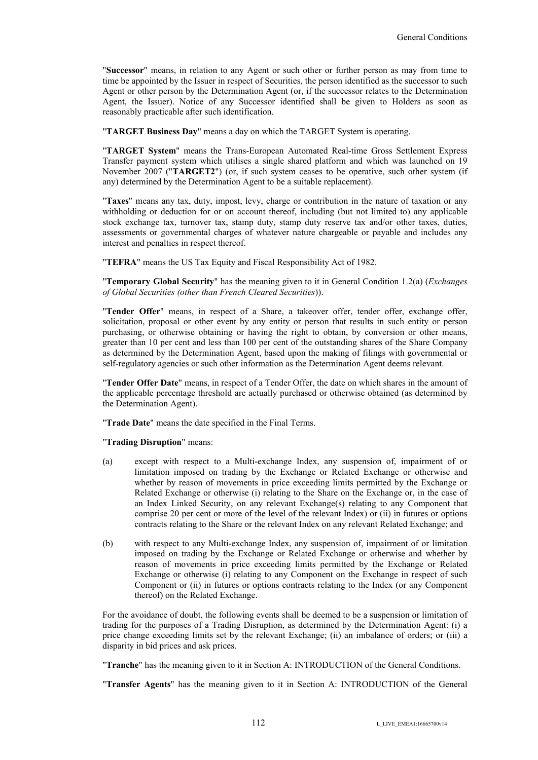"**Successor**" means, in relation to any Agent or such other or further person as may from time to time be appointed by the Issuer in respect of Securities, the person identified as the successor to such Agent or other person by the Determination Agent (or, if the successor relates to the Determination Agent, the Issuer). Notice of any Successor identified shall be given to Holders as soon as reasonably practicable after such identification.

"**TARGET Business Day**" means a day on which the TARGET System is operating.

"**TARGET System**" means the Trans-European Automated Real-time Gross Settlement Express Transfer payment system which utilises a single shared platform and which was launched on 19 November 2007 ("**TARGET2**") (or, if such system ceases to be operative, such other system (if any) determined by the Determination Agent to be a suitable replacement).

"**Taxes**" means any tax, duty, impost, levy, charge or contribution in the nature of taxation or any withholding or deduction for or on account thereof, including (but not limited to) any applicable stock exchange tax, turnover tax, stamp duty, stamp duty reserve tax and/or other taxes, duties, assessments or governmental charges of whatever nature chargeable or payable and includes any interest and penalties in respect thereof.

"**TEFRA**" means the US Tax Equity and Fiscal Responsibility Act of 1982.

"**Temporary Global Security**" has the meaning given to it in General Condition 1.2(a) (*Exchanges of Global Securities (other than French Cleared Securities)*).

"**Tender Offer**" means, in respect of a Share, a takeover offer, tender offer, exchange offer, solicitation, proposal or other event by any entity or person that results in such entity or person purchasing, or otherwise obtaining or having the right to obtain, by conversion or other means, greater than 10 per cent and less than 100 per cent of the outstanding shares of the Share Company as determined by the Determination Agent, based upon the making of filings with governmental or self-regulatory agencies or such other information as the Determination Agent deems relevant.

"**Tender Offer Date**" means, in respect of a Tender Offer, the date on which shares in the amount of the applicable percentage threshold are actually purchased or otherwise obtained (as determined by the Determination Agent).

"**Trade Date**" means the date specified in the Final Terms.

"**Trading Disruption**" means:

(a) except with respect to a Multi-exchange Index, any suspension of, impairment of or limitation imposed on trading by the Exchange or Related Exchange or otherwise and whether by reason of movements in price exceeding limits permitted by the Exchange or Related Exchange or otherwise (i) relating to the Share on the Exchange or, in the case of an Index Linked Security, on any relevant Exchange(s) relating to any Component that comprise 20 per cent or more of the level of the relevant Index) or (ii) in futures or options contracts relating to the Share or the relevant Index on any relevant Related Exchange; and

(b) with respect to any Multi-exchange Index, any suspension of, impairment of or limitation imposed on trading by the Exchange or Related Exchange or otherwise and whether by reason of movements in price exceeding limits permitted by the Exchange or Related Exchange or otherwise (i) relating to any Component on the Exchange in respect of such Component or (ii) in futures or options contracts relating to the Index (or any Component thereof) on the Related Exchange.

For the avoidance of doubt, the following events shall be deemed to be a suspension or limitation of trading for the purposes of a Trading Disruption, as determined by the Determination Agent: (i) a price change exceeding limits set by the relevant Exchange; (ii) an imbalance of orders; or (iii) a disparity in bid prices and ask prices.

"**Tranche**" has the meaning given to it in Section A: INTRODUCTION of the General Conditions.

"**Transfer Agents**" has the meaning given to it in Section A: INTRODUCTION of the General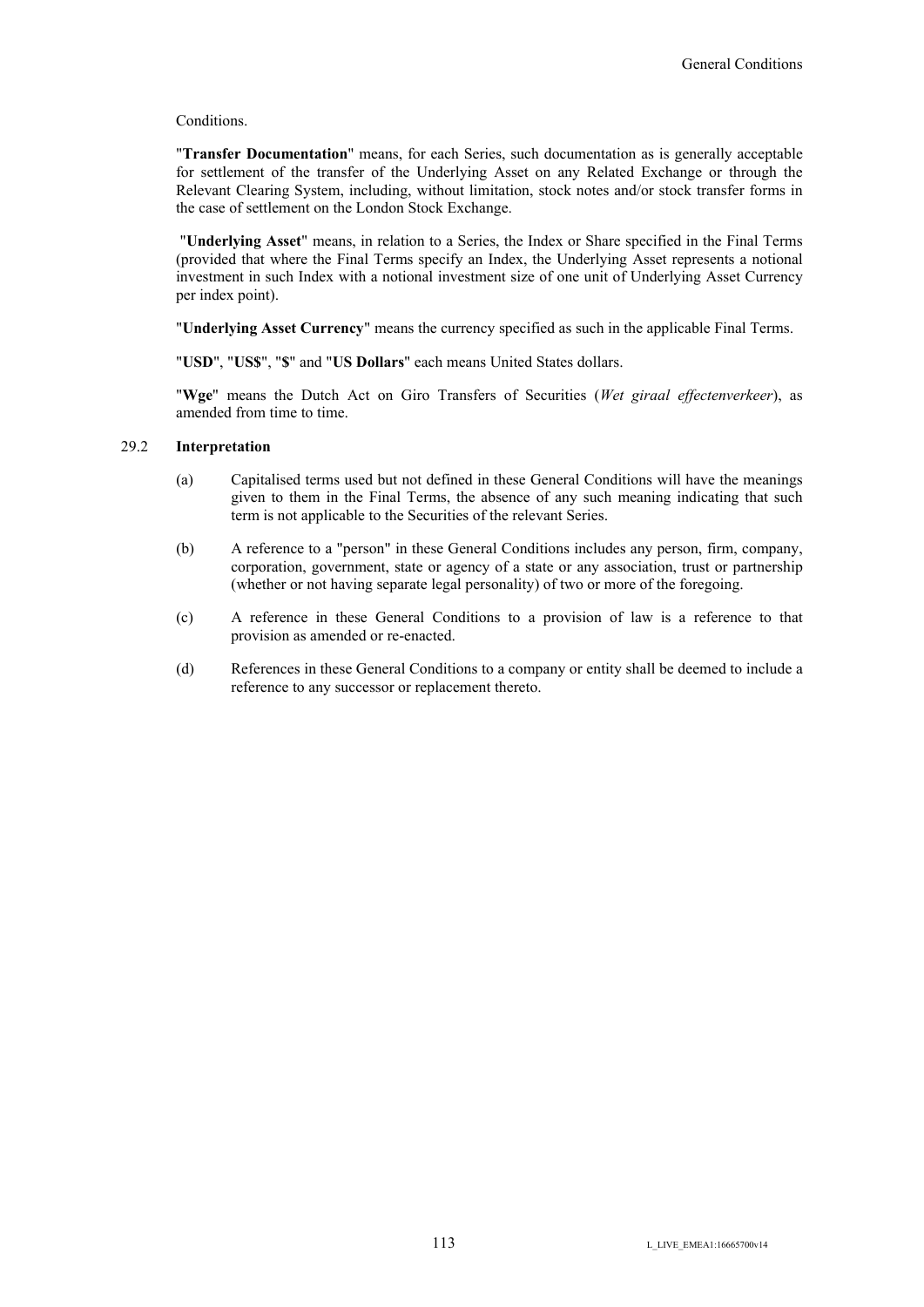Conditions.

"**Transfer Documentation**" means, for each Series, such documentation as is generally acceptable for settlement of the transfer of the Underlying Asset on any Related Exchange or through the Relevant Clearing System, including, without limitation, stock notes and/or stock transfer forms in the case of settlement on the London Stock Exchange.

"**Underlying Asset**" means, in relation to a Series, the Index or Share specified in the Final Terms (provided that where the Final Terms specify an Index, the Underlying Asset represents a notional investment in such Index with a notional investment size of one unit of Underlying Asset Currency per index point).

"**Underlying Asset Currency**" means the currency specified as such in the applicable Final Terms.

"**USD**", "**US$**", "**$**" and "**US Dollars**" each means United States dollars.

"**Wge**" means the Dutch Act on Giro Transfers of Securities (*Wet giraal effectenverkeer*), as amended from time to time.

### 29.2 Interpretation

(a) Capitalised terms used but not defined in these General Conditions will have the meanings given to them in the Final Terms, the absence of any such meaning indicating that such term is not applicable to the Securities of the relevant Series.

(b) A reference to a "person" in these General Conditions includes any person, firm, company, corporation, government, state or agency of a state or any association, trust or partnership (whether or not having separate legal personality) of two or more of the foregoing.

(c) A reference in these General Conditions to a provision of law is a reference to that provision as amended or re-enacted.

(d) References in these General Conditions to a company or entity shall be deemed to include a reference to any successor or replacement thereto.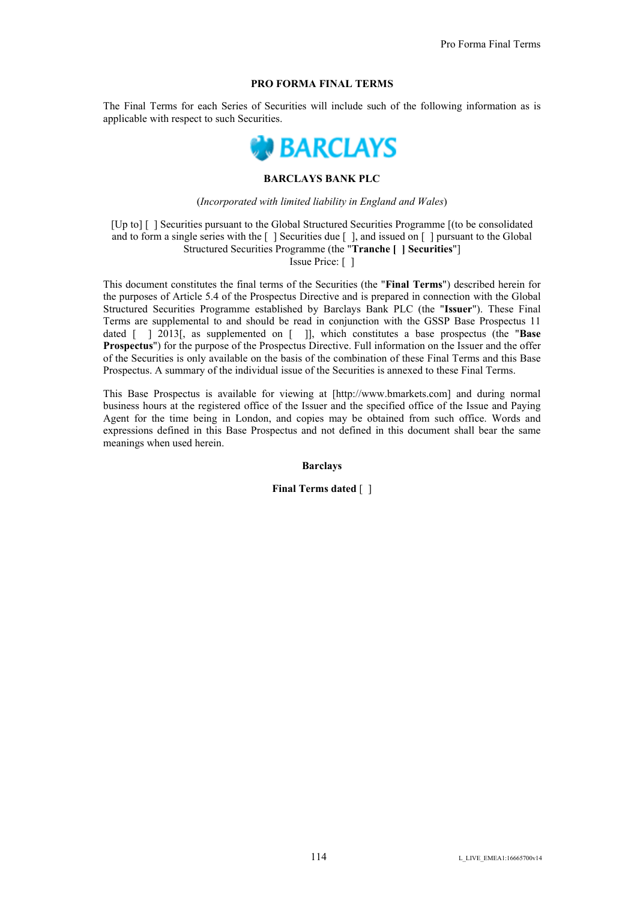## PRO FORMA FINAL TERMS

The Final Terms for each Series of Securities will include such of the following information as is applicable with respect to such Securities.

**BARCLAYS**

**BARCLAYS BANK PLC**

(*Incorporated with limited liability in England and Wales*)

[Up to] [ ] Securities pursuant to the Global Structured Securities Programme [(to be consolidated and to form a single series with the [ ] Securities due [ ], and issued on [ ] pursuant to the Global Structured Securities Programme (the "**Tranche [ ] Securities**"]
Issue Price: [ ]

This document constitutes the final terms of the Securities (the "**Final Terms**") described herein for the purposes of Article 5.4 of the Prospectus Directive and is prepared in connection with the Global Structured Securities Programme established by Barclays Bank PLC (the "**Issuer**"). These Final Terms are supplemental to and should be read in conjunction with the GSSP Base Prospectus 11 dated [ ] 2013[, as supplemented on [ ]], which constitutes a base prospectus (the "**Base Prospectus**") for the purpose of the Prospectus Directive. Full information on the Issuer and the offer of the Securities is only available on the basis of the combination of these Final Terms and this Base Prospectus. A summary of the individual issue of the Securities is annexed to these Final Terms.

This Base Prospectus is available for viewing at [http://www.bmarkets.com] and during normal business hours at the registered office of the Issuer and the specified office of the Issue and Paying Agent for the time being in London, and copies may be obtained from such office. Words and expressions defined in this Base Prospectus and not defined in this document shall bear the same meanings when used herein.

**Barclays**

**Final Terms dated** [ ]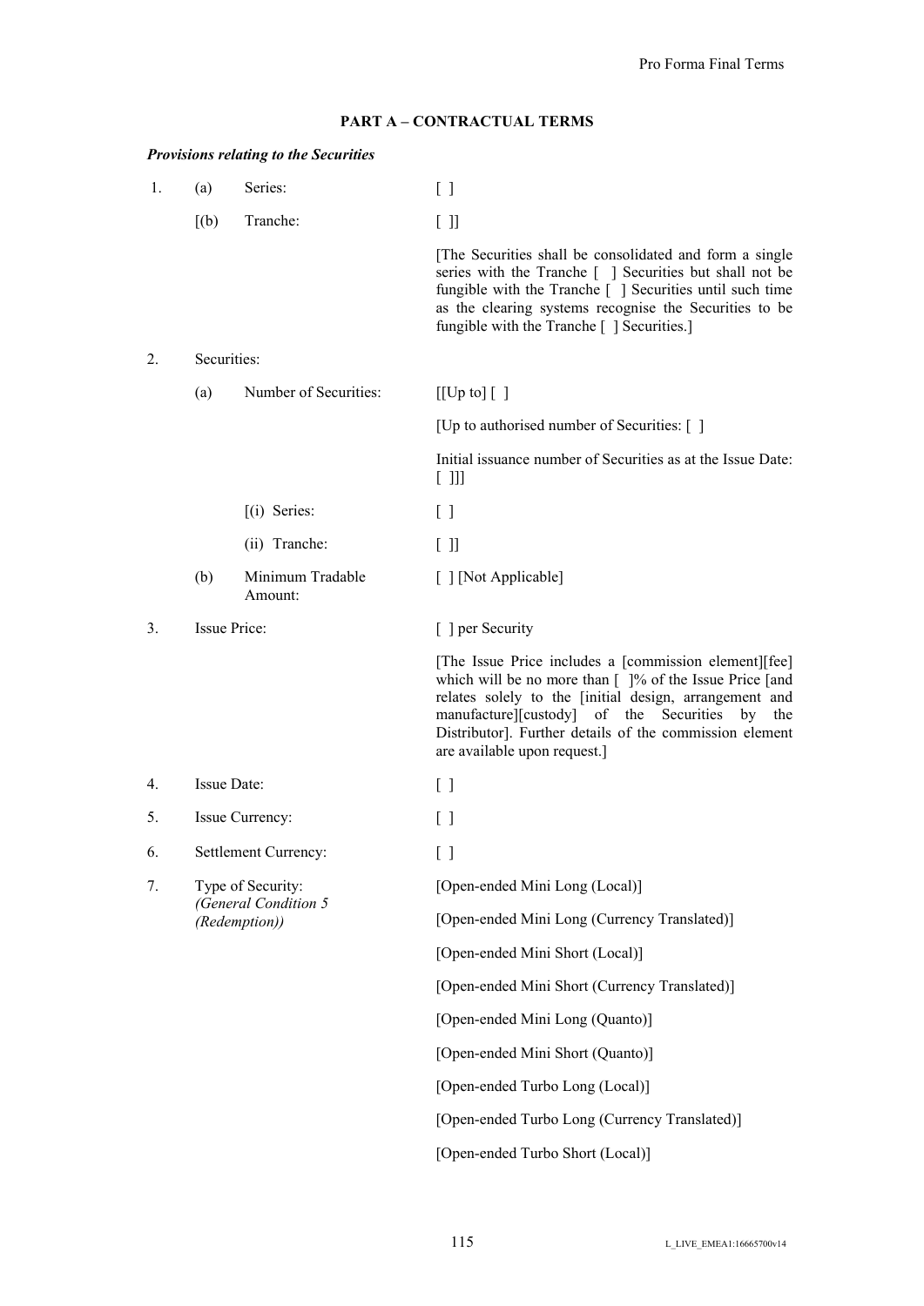**PART A – CONTRACTUAL TERMS**

***Provisions relating to the Securities***

| | | | |
|---|---|---|---|
| 1. | (a) | Series: | [ ] |
| | [(b) | Tranche: | [ ]] |
| | | | [The Securities shall be consolidated and form a single series with the Tranche [ ] Securities but shall not be fungible with the Tranche [ ] Securities until such time as the clearing systems recognise the Securities to be fungible with the Tranche [ ] Securities.] |
| 2. | Securities: | | |
| | (a) | Number of Securities: | [[Up to] [ ] |
| | | | [Up to authorised number of Securities: [ ] |
| | | | Initial issuance number of Securities as at the Issue Date: [ ]]] |
| | | [(i) Series: | [ ] |
| | | (ii) Tranche: | [ ]] |
| | (b) | Minimum Tradable Amount: | [ ] [Not Applicable] |
| 3. | Issue Price: | | [ ] per Security |
| | | | [The Issue Price includes a [commission element][fee] which will be no more than [ ]% of the Issue Price [and relates solely to the [initial design, arrangement and manufacture][custody] of the Securities by the Distributor]. Further details of the commission element are available upon request.] |
| 4. | Issue Date: | | [ ] |
| 5. | Issue Currency: | | [ ] |
| 6. | Settlement Currency: | | [ ] |
| 7. | Type of Security: *(General Condition 5 (Redemption))* | | [Open-ended Mini Long (Local)] |
| | | | [Open-ended Mini Long (Currency Translated)] |
| | | | [Open-ended Mini Short (Local)] |
| | | | [Open-ended Mini Short (Currency Translated)] |
| | | | [Open-ended Mini Long (Quanto)] |
| | | | [Open-ended Mini Short (Quanto)] |
| | | | [Open-ended Turbo Long (Local)] |
| | | | [Open-ended Turbo Long (Currency Translated)] |
| | | | [Open-ended Turbo Short (Local)] |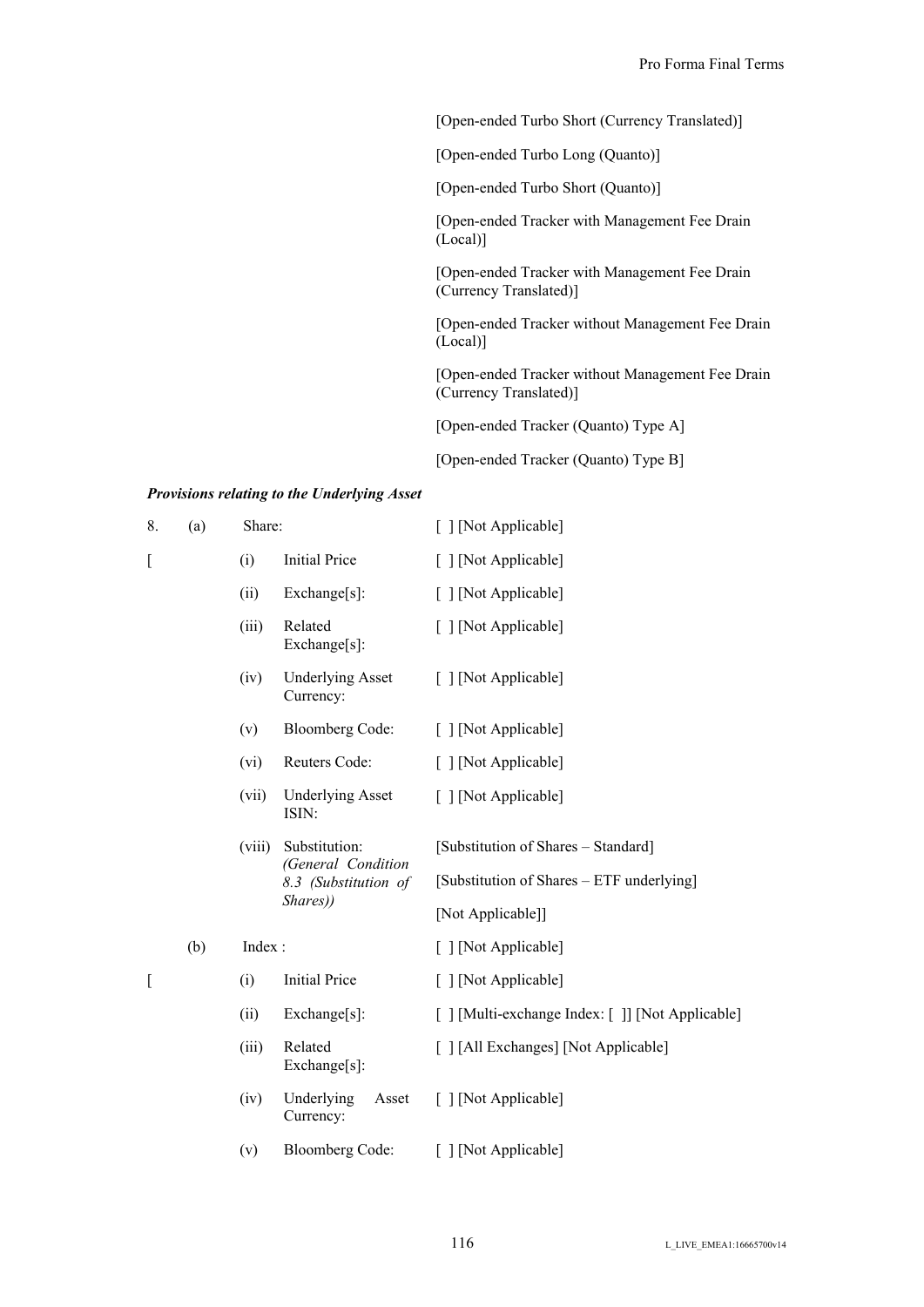[Open-ended Turbo Short (Currency Translated)]

[Open-ended Turbo Long (Quanto)]

[Open-ended Turbo Short (Quanto)]

[Open-ended Tracker with Management Fee Drain (Local)]

[Open-ended Tracker with Management Fee Drain (Currency Translated)]

[Open-ended Tracker without Management Fee Drain (Local)]

[Open-ended Tracker without Management Fee Drain (Currency Translated)]

[Open-ended Tracker (Quanto) Type A]

[Open-ended Tracker (Quanto) Type B]

***Provisions relating to the Underlying Asset***

| | | | | |
|---|---|---|---|---|
| 8. | (a) | Share: | | [ ] [Not Applicable] |
| [ | | (i) | Initial Price | [ ] [Not Applicable] |
| | | (ii) | Exchange[s]: | [ ] [Not Applicable] |
| | | (iii) | Related Exchange[s]: | [ ] [Not Applicable] |
| | | (iv) | Underlying Asset Currency: | [ ] [Not Applicable] |
| | | (v) | Bloomberg Code: | [ ] [Not Applicable] |
| | | (vi) | Reuters Code: | [ ] [Not Applicable] |
| | | (vii) | Underlying Asset ISIN: | [ ] [Not Applicable] |
| | | (viii) | Substitution: *(General Condition 8.3 (Substitution of Shares))* | [Substitution of Shares – Standard]<br><br>[Substitution of Shares – ETF underlying]<br><br>[Not Applicable]] |
| | (b) | Index : | | [ ] [Not Applicable] |
| [ | | (i) | Initial Price | [ ] [Not Applicable] |
| | | (ii) | Exchange[s]: | [ ] [Multi-exchange Index: [ ]] [Not Applicable] |
| | | (iii) | Related Exchange[s]: | [ ] [All Exchanges] [Not Applicable] |
| | | (iv) | Underlying Asset Currency: | [ ] [Not Applicable] |
| | | (v) | Bloomberg Code: | [ ] [Not Applicable] |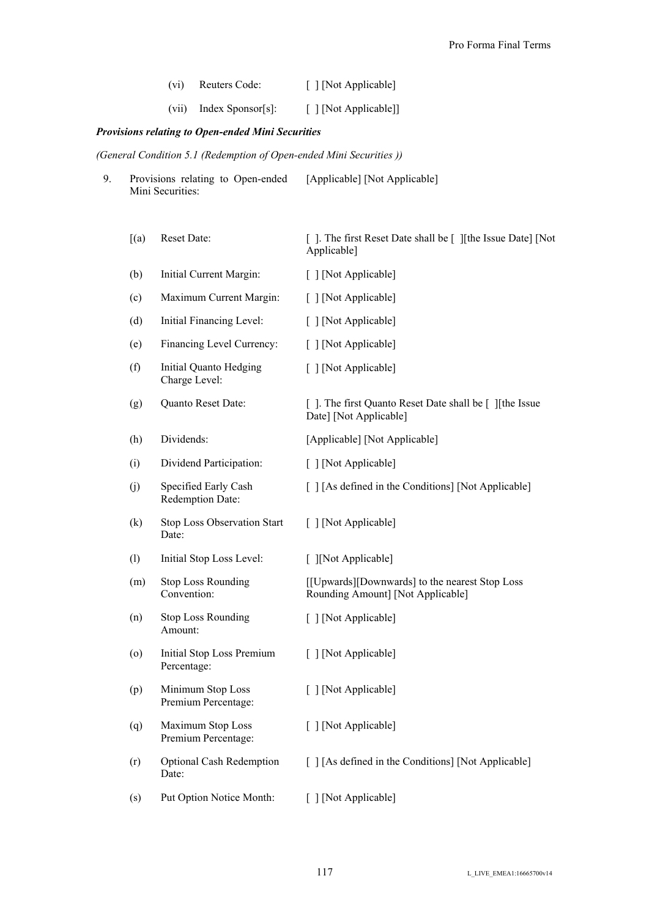| | | |
|---|---|---|
| (vi) | Reuters Code: | [ ] [Not Applicable] |
| (vii) | Index Sponsor[s]: | [ ] [Not Applicable]] |

***Provisions relating to Open-ended Mini Securities***

*(General Condition 5.1 (Redemption of Open-ended Mini Securities ))*

| | | |
|---|---|---|
| 9. | Provisions relating to Open-ended Mini Securities: | [Applicable] [Not Applicable] |

| | | |
|---|---|---|
| [(a) | Reset Date: | [ ]. The first Reset Date shall be [ ][the Issue Date] [Not Applicable] |
| (b) | Initial Current Margin: | [ ] [Not Applicable] |
| (c) | Maximum Current Margin: | [ ] [Not Applicable] |
| (d) | Initial Financing Level: | [ ] [Not Applicable] |
| (e) | Financing Level Currency: | [ ] [Not Applicable] |
| (f) | Initial Quanto Hedging Charge Level: | [ ] [Not Applicable] |
| (g) | Quanto Reset Date: | [ ]. The first Quanto Reset Date shall be [ ][the Issue Date] [Not Applicable] |
| (h) | Dividends: | [Applicable] [Not Applicable] |
| (i) | Dividend Participation: | [ ] [Not Applicable] |
| (j) | Specified Early Cash Redemption Date: | [ ] [As defined in the Conditions] [Not Applicable] |
| (k) | Stop Loss Observation Start Date: | [ ] [Not Applicable] |
| (l) | Initial Stop Loss Level: | [ ][Not Applicable] |
| (m) | Stop Loss Rounding Convention: | [[Upwards][Downwards] to the nearest Stop Loss Rounding Amount] [Not Applicable] |
| (n) | Stop Loss Rounding Amount: | [ ] [Not Applicable] |
| (o) | Initial Stop Loss Premium Percentage: | [ ] [Not Applicable] |
| (p) | Minimum Stop Loss Premium Percentage: | [ ] [Not Applicable] |
| (q) | Maximum Stop Loss Premium Percentage: | [ ] [Not Applicable] |
| (r) | Optional Cash Redemption Date: | [ ] [As defined in the Conditions] [Not Applicable] |
| (s) | Put Option Notice Month: | [ ] [Not Applicable] |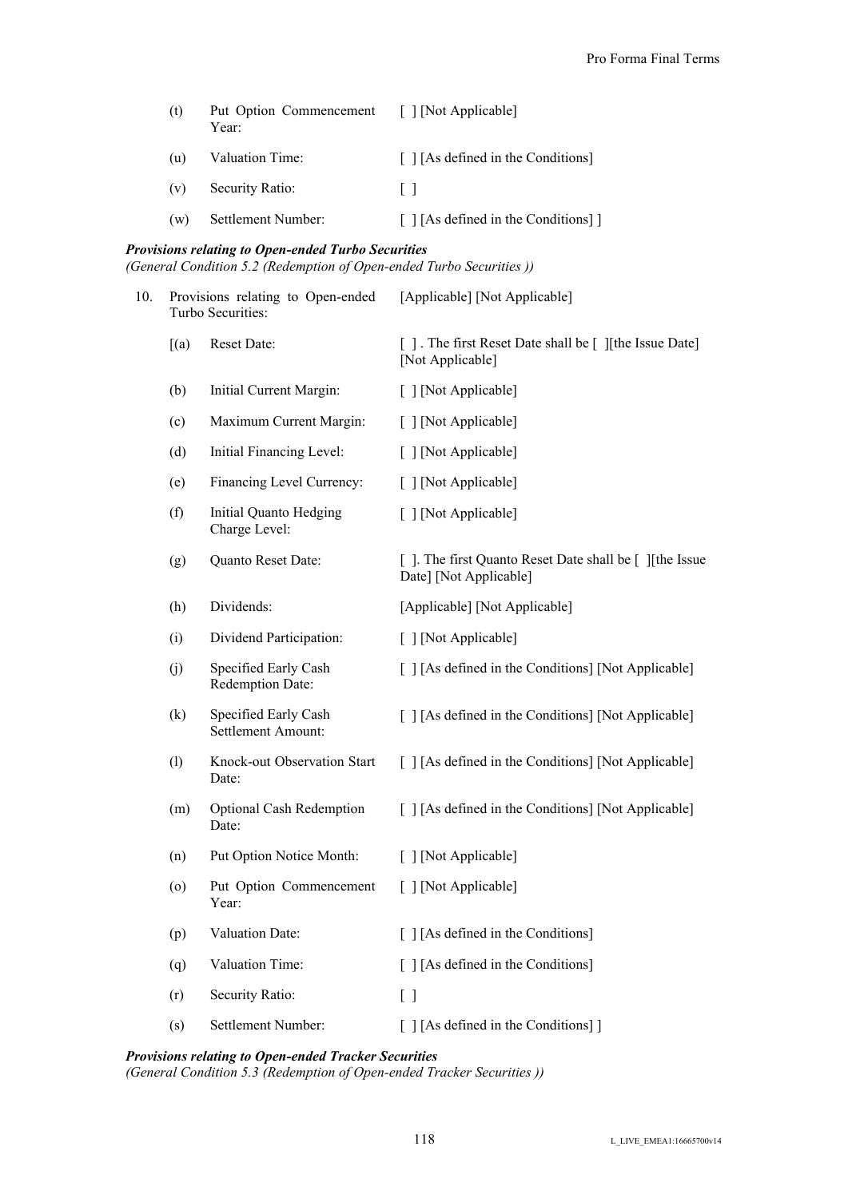| | | |
|---|---|---|
| (t) | Put Option Commencement Year: | [ ] [Not Applicable] |
| (u) | Valuation Time: | [ ] [As defined in the Conditions] |
| (v) | Security Ratio: | [ ] |
| (w) | Settlement Number: | [ ] [As defined in the Conditions] ] |

***Provisions relating to Open-ended Turbo Securities***
*(General Condition 5.2 (Redemption of Open-ended Turbo Securities ))*

| | | | |
|---|---|---|---|
| 10. | Provisions relating to Open-ended Turbo Securities: | | [Applicable] [Not Applicable] |
| | [(a) | Reset Date: | [ ] . The first Reset Date shall be [ ][the Issue Date] [Not Applicable] |
| | (b) | Initial Current Margin: | [ ] [Not Applicable] |
| | (c) | Maximum Current Margin: | [ ] [Not Applicable] |
| | (d) | Initial Financing Level: | [ ] [Not Applicable] |
| | (e) | Financing Level Currency: | [ ] [Not Applicable] |
| | (f) | Initial Quanto Hedging Charge Level: | [ ] [Not Applicable] |
| | (g) | Quanto Reset Date: | [ ]. The first Quanto Reset Date shall be [ ][the Issue Date] [Not Applicable] |
| | (h) | Dividends: | [Applicable] [Not Applicable] |
| | (i) | Dividend Participation: | [ ] [Not Applicable] |
| | (j) | Specified Early Cash Redemption Date: | [ ] [As defined in the Conditions] [Not Applicable] |
| | (k) | Specified Early Cash Settlement Amount: | [ ] [As defined in the Conditions] [Not Applicable] |
| | (l) | Knock-out Observation Start Date: | [ ] [As defined in the Conditions] [Not Applicable] |
| | (m) | Optional Cash Redemption Date: | [ ] [As defined in the Conditions] [Not Applicable] |
| | (n) | Put Option Notice Month: | [ ] [Not Applicable] |
| | (o) | Put Option Commencement Year: | [ ] [Not Applicable] |
| | (p) | Valuation Date: | [ ] [As defined in the Conditions] |
| | (q) | Valuation Time: | [ ] [As defined in the Conditions] |
| | (r) | Security Ratio: | [ ] |
| | (s) | Settlement Number: | [ ] [As defined in the Conditions] ] |

***Provisions relating to Open-ended Tracker Securities***
*(General Condition 5.3 (Redemption of Open-ended Tracker Securities ))*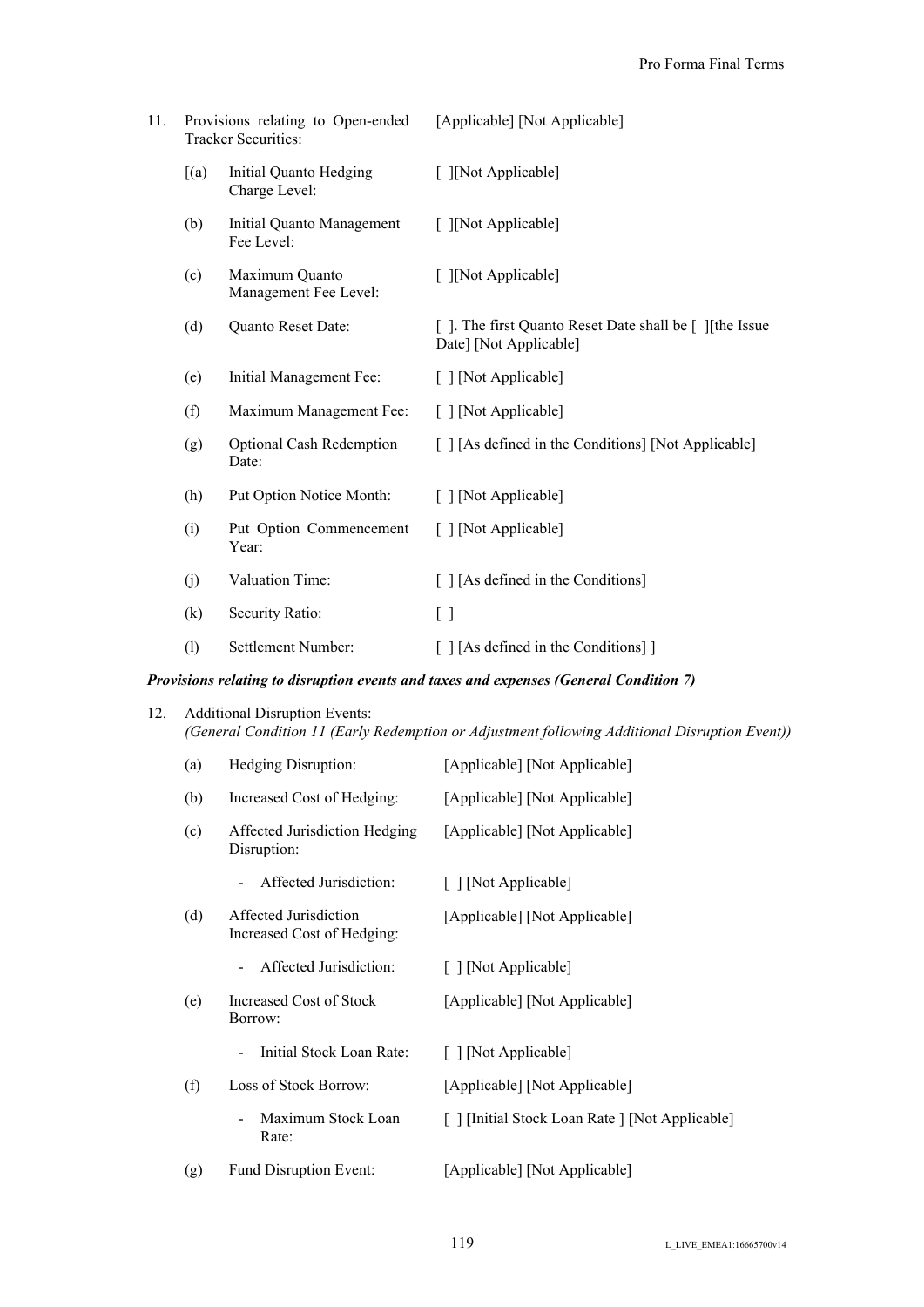| | | |
|---|---|---|
| 11. | Provisions relating to Open-ended Tracker Securities: | [Applicable] [Not Applicable] |
| [(a) | Initial Quanto Hedging Charge Level: | [ ][Not Applicable] |
| (b) | Initial Quanto Management Fee Level: | [ ][Not Applicable] |
| (c) | Maximum Quanto Management Fee Level: | [ ][Not Applicable] |
| (d) | Quanto Reset Date: | [ ]. The first Quanto Reset Date shall be [ ][the Issue Date] [Not Applicable] |
| (e) | Initial Management Fee: | [ ] [Not Applicable] |
| (f) | Maximum Management Fee: | [ ] [Not Applicable] |
| (g) | Optional Cash Redemption Date: | [ ] [As defined in the Conditions] [Not Applicable] |
| (h) | Put Option Notice Month: | [ ] [Not Applicable] |
| (i) | Put Option Commencement Year: | [ ] [Not Applicable] |
| (j) | Valuation Time: | [ ] [As defined in the Conditions] |
| (k) | Security Ratio: | [ ] |
| (l) | Settlement Number: | [ ] [As defined in the Conditions] ] |

***Provisions relating to disruption events and taxes and expenses (General Condition 7)***

12. Additional Disruption Events:
*(General Condition 11 (Early Redemption or Adjustment following Additional Disruption Event))*

| | | |
|---|---|---|
| (a) | Hedging Disruption: | [Applicable] [Not Applicable] |
| (b) | Increased Cost of Hedging: | [Applicable] [Not Applicable] |
| (c) | Affected Jurisdiction Hedging Disruption: | [Applicable] [Not Applicable] |
| | - Affected Jurisdiction: | [ ] [Not Applicable] |
| (d) | Affected Jurisdiction Increased Cost of Hedging: | [Applicable] [Not Applicable] |
| | - Affected Jurisdiction: | [ ] [Not Applicable] |
| (e) | Increased Cost of Stock Borrow: | [Applicable] [Not Applicable] |
| | - Initial Stock Loan Rate: | [ ] [Not Applicable] |
| (f) | Loss of Stock Borrow: | [Applicable] [Not Applicable] |
| | - Maximum Stock Loan Rate: | [ ] [Initial Stock Loan Rate ] [Not Applicable] |
| (g) | Fund Disruption Event: | [Applicable] [Not Applicable] |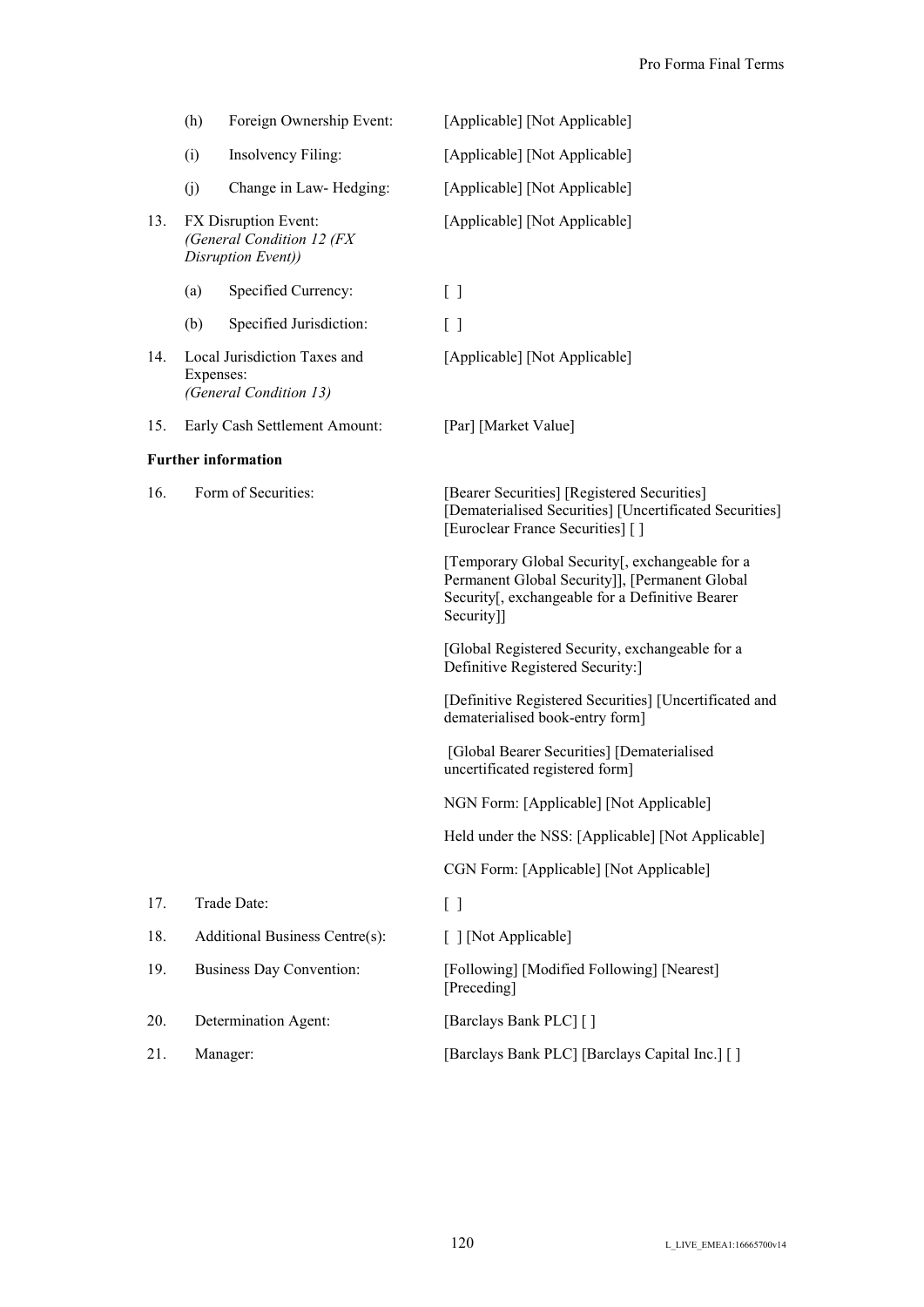| | | |
|---|---|---|
| | (h) Foreign Ownership Event: | [Applicable] [Not Applicable] |
| | (i) Insolvency Filing: | [Applicable] [Not Applicable] |
| | (j) Change in Law- Hedging: | [Applicable] [Not Applicable] |
| 13. | FX Disruption Event: *(General Condition 12 (FX Disruption Event))* | [Applicable] [Not Applicable] |
| | (a) Specified Currency: | [ ] |
| | (b) Specified Jurisdiction: | [ ] |
| 14. | Local Jurisdiction Taxes and Expenses: *(General Condition 13)* | [Applicable] [Not Applicable] |
| 15. | Early Cash Settlement Amount: | [Par] [Market Value] |

**Further information**

| | | |
|---|---|---|
| 16. | Form of Securities: | [Bearer Securities] [Registered Securities] [Dematerialised Securities] [Uncertificated Securities] [Euroclear France Securities] [ ]<br><br>[Temporary Global Security[, exchangeable for a Permanent Global Security]], [Permanent Global Security[, exchangeable for a Definitive Bearer Security]]<br><br>[Global Registered Security, exchangeable for a Definitive Registered Security:]<br><br>[Definitive Registered Securities] [Uncertificated and dematerialised book-entry form]<br><br>[Global Bearer Securities] [Dematerialised uncertificated registered form]<br><br>NGN Form: [Applicable] [Not Applicable]<br><br>Held under the NSS: [Applicable] [Not Applicable]<br><br>CGN Form: [Applicable] [Not Applicable] |
| 17. | Trade Date: | [ ] |
| 18. | Additional Business Centre(s): | [ ] [Not Applicable] |
| 19. | Business Day Convention: | [Following] [Modified Following] [Nearest] [Preceding] |
| 20. | Determination Agent: | [Barclays Bank PLC] [ ] |
| 21. | Manager: | [Barclays Bank PLC] [Barclays Capital Inc.] [ ] |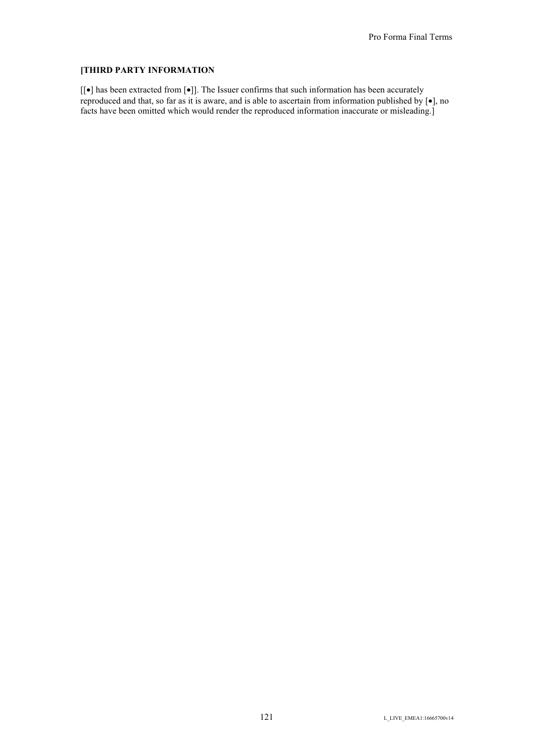**[THIRD PARTY INFORMATION**

[[•] has been extracted from [•]]. The Issuer confirms that such information has been accurately reproduced and that, so far as it is aware, and is able to ascertain from information published by [•], no facts have been omitted which would render the reproduced information inaccurate or misleading.]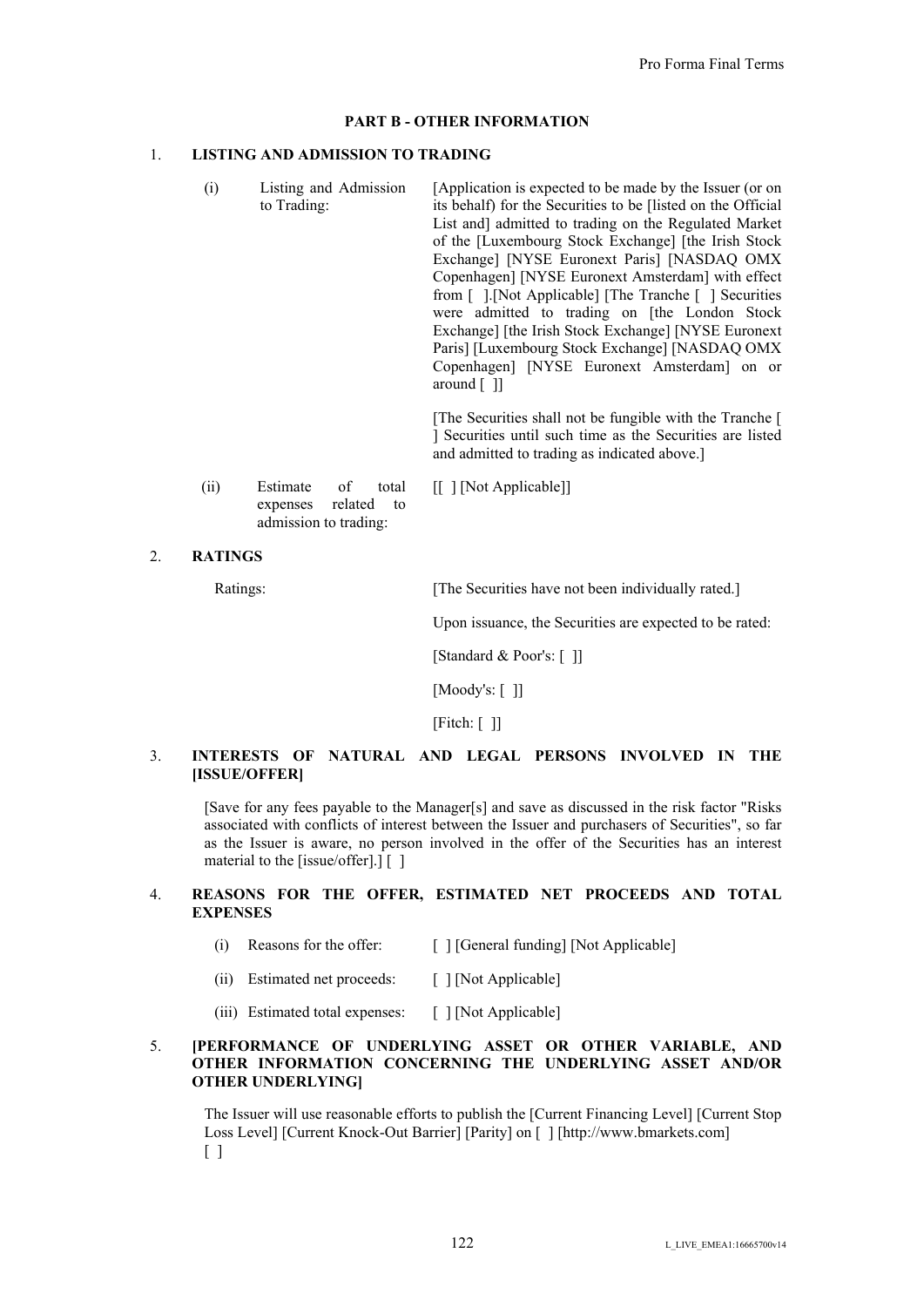## PART B - OTHER INFORMATION

1. **LISTING AND ADMISSION TO TRADING**

| | | |
|---|---|---|
| (i) | Listing and Admission to Trading: | [Application is expected to be made by the Issuer (or on its behalf) for the Securities to be [listed on the Official List and] admitted to trading on the Regulated Market of the [Luxembourg Stock Exchange] [the Irish Stock Exchange] [NYSE Euronext Paris] [NASDAQ OMX Copenhagen] [NYSE Euronext Amsterdam] with effect from [ ].[Not Applicable] [The Tranche [ ] Securities were admitted to trading on [the London Stock Exchange] [the Irish Stock Exchange] [NYSE Euronext Paris] [Luxembourg Stock Exchange] [NASDAQ OMX Copenhagen] [NYSE Euronext Amsterdam] on or around [ ]]<br><br>[The Securities shall not be fungible with the Tranche [ ] Securities until such time as the Securities are listed and admitted to trading as indicated above.] |
| (ii) | Estimate of total expenses related to admission to trading: | [[ ] [Not Applicable]] |

2. **RATINGS**

| | |
|---|---|
| Ratings: | [The Securities have not been individually rated.]<br><br>Upon issuance, the Securities are expected to be rated:<br><br>[Standard & Poor's: [ ]]<br><br>[Moody's: [ ]]<br><br>[Fitch: [ ]] |

3. **INTERESTS OF NATURAL AND LEGAL PERSONS INVOLVED IN THE [ISSUE/OFFER]**

   [Save for any fees payable to the Manager[s] and save as discussed in the risk factor "Risks associated with conflicts of interest between the Issuer and purchasers of Securities", so far as the Issuer is aware, no person involved in the offer of the Securities has an interest material to the [issue/offer].] [ ]

4. **REASONS FOR THE OFFER, ESTIMATED NET PROCEEDS AND TOTAL EXPENSES**

| | | |
|---|---|---|
| (i) | Reasons for the offer: | [ ] [General funding] [Not Applicable] |
| (ii) | Estimated net proceeds: | [ ] [Not Applicable] |
| (iii) | Estimated total expenses: | [ ] [Not Applicable] |

5. **[PERFORMANCE OF UNDERLYING ASSET OR OTHER VARIABLE, AND OTHER INFORMATION CONCERNING THE UNDERLYING ASSET AND/OR OTHER UNDERLYING]**

   The Issuer will use reasonable efforts to publish the [Current Financing Level] [Current Stop Loss Level] [Current Knock-Out Barrier] [Parity] on [ ] [http://www.bmarkets.com] [ ]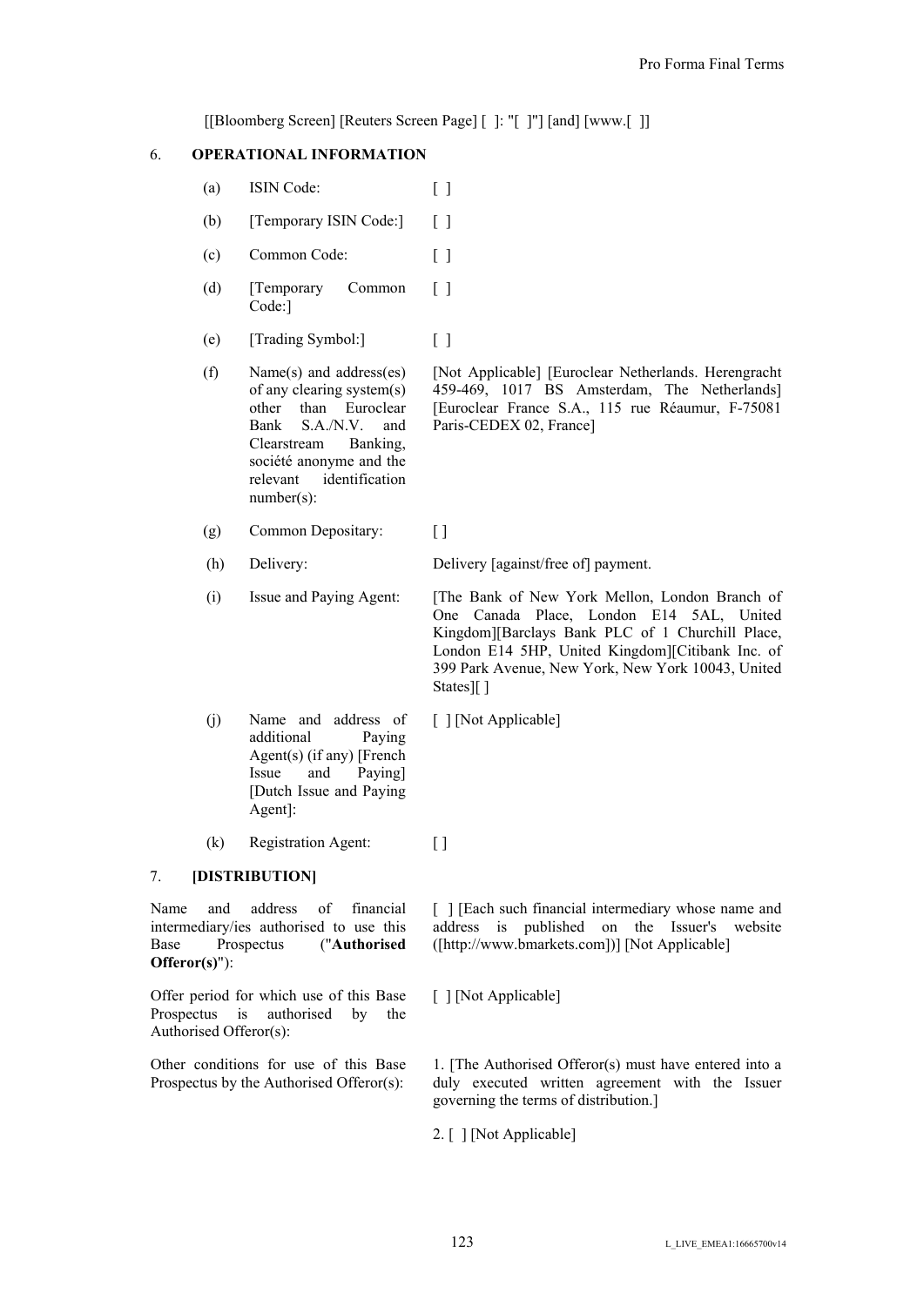[[Bloomberg Screen] [Reuters Screen Page] [ ]: "[ ]"] [and] [www.[ ]]

## 6. OPERATIONAL INFORMATION

| | | |
|---|---|---|
| (a) | ISIN Code: | [ ] |
| (b) | [Temporary ISIN Code:] | [ ] |
| (c) | Common Code: | [ ] |
| (d) | [Temporary Common Code:] | [ ] |
| (e) | [Trading Symbol:] | [ ] |
| (f) | Name(s) and address(es) of any clearing system(s) other than Euroclear Bank S.A./N.V. and Clearstream Banking, société anonyme and the relevant identification number(s): | [Not Applicable] [Euroclear Netherlands. Herengracht 459-469, 1017 BS Amsterdam, The Netherlands] [Euroclear France S.A., 115 rue Réaumur, F-75081 Paris-CEDEX 02, France] |
| (g) | Common Depositary: | [ ] |
| (h) | Delivery: | Delivery [against/free of] payment. |
| (i) | Issue and Paying Agent: | [The Bank of New York Mellon, London Branch of One Canada Place, London E14 5AL, United Kingdom][Barclays Bank PLC of 1 Churchill Place, London E14 5HP, United Kingdom][Citibank Inc. of 399 Park Avenue, New York, New York 10043, United States][ ] |
| (j) | Name and address of additional Paying Agent(s) (if any) [French Issue and Paying] [Dutch Issue and Paying Agent]: | [ ] [Not Applicable] |
| (k) | Registration Agent: | [ ] |

## 7. [DISTRIBUTION]

| | |
|---|---|
| Name and address of financial intermediary/ies authorised to use this Base Prospectus ("**Authorised Offeror(s)**"): | [ ] [Each such financial intermediary whose name and address is published on the Issuer's website ([http://www.bmarkets.com])] [Not Applicable] |
| Offer period for which use of this Base Prospectus is authorised by the Authorised Offeror(s): | [ ] [Not Applicable] |
| Other conditions for use of this Base Prospectus by the Authorised Offeror(s): | 1. [The Authorised Offeror(s) must have entered into a duly executed written agreement with the Issuer governing the terms of distribution.]<br><br>2. [ ] [Not Applicable] |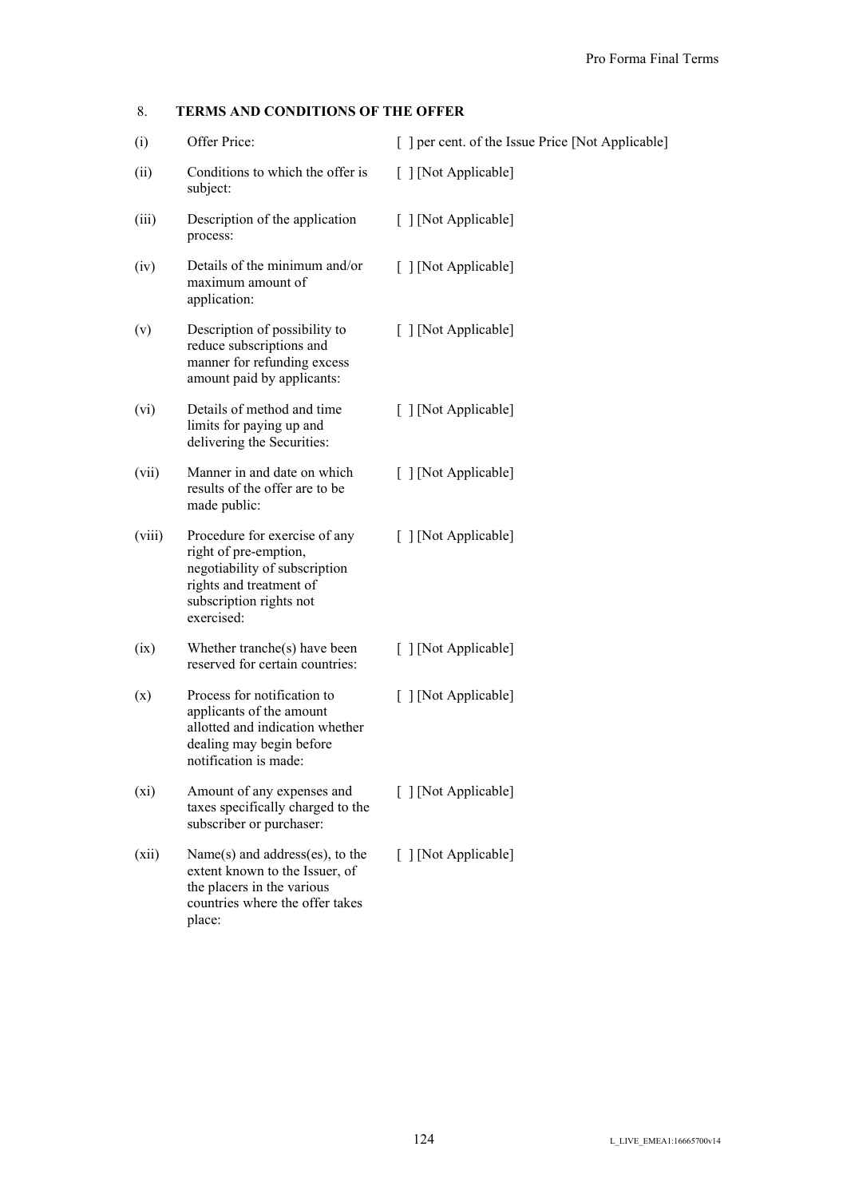## 8. TERMS AND CONDITIONS OF THE OFFER

| | | |
|---|---|---|
| (i) | Offer Price: | [ ] per cent. of the Issue Price [Not Applicable] |
| (ii) | Conditions to which the offer is subject: | [ ] [Not Applicable] |
| (iii) | Description of the application process: | [ ] [Not Applicable] |
| (iv) | Details of the minimum and/or maximum amount of application: | [ ] [Not Applicable] |
| (v) | Description of possibility to reduce subscriptions and manner for refunding excess amount paid by applicants: | [ ] [Not Applicable] |
| (vi) | Details of method and time limits for paying up and delivering the Securities: | [ ] [Not Applicable] |
| (vii) | Manner in and date on which results of the offer are to be made public: | [ ] [Not Applicable] |
| (viii) | Procedure for exercise of any right of pre-emption, negotiability of subscription rights and treatment of subscription rights not exercised: | [ ] [Not Applicable] |
| (ix) | Whether tranche(s) have been reserved for certain countries: | [ ] [Not Applicable] |
| (x) | Process for notification to applicants of the amount allotted and indication whether dealing may begin before notification is made: | [ ] [Not Applicable] |
| (xi) | Amount of any expenses and taxes specifically charged to the subscriber or purchaser: | [ ] [Not Applicable] |
| (xii) | Name(s) and address(es), to the extent known to the Issuer, of the placers in the various countries where the offer takes place: | [ ] [Not Applicable] |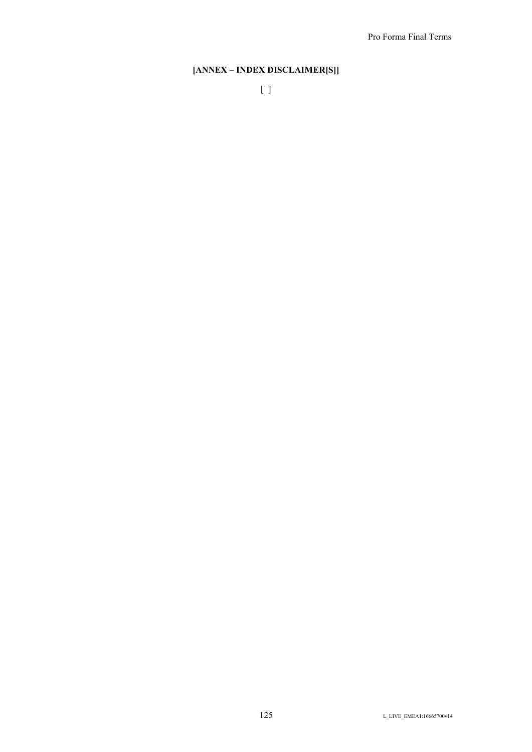**[ANNEX – INDEX DISCLAIMER[S]]**

[ ]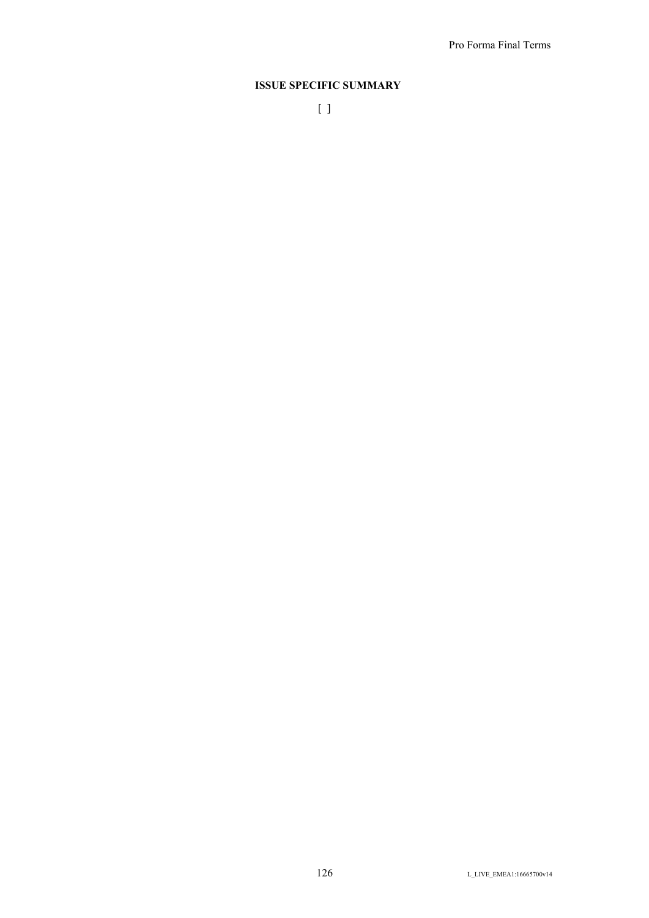**ISSUE SPECIFIC SUMMARY**

[ ]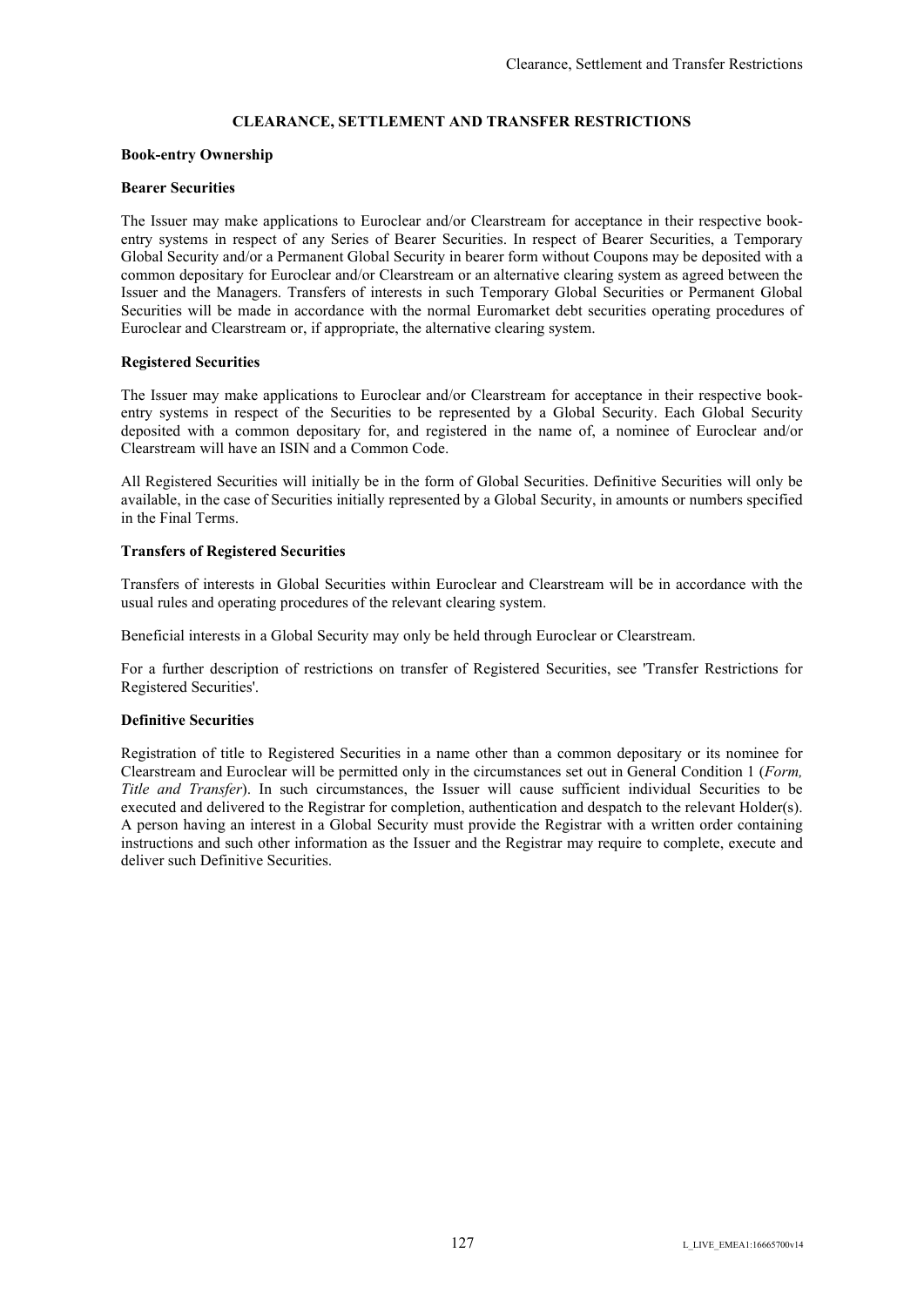# CLEARANCE, SETTLEMENT AND TRANSFER RESTRICTIONS

## Book-entry Ownership

### Bearer Securities

The Issuer may make applications to Euroclear and/or Clearstream for acceptance in their respective book-entry systems in respect of any Series of Bearer Securities. In respect of Bearer Securities, a Temporary Global Security and/or a Permanent Global Security in bearer form without Coupons may be deposited with a common depositary for Euroclear and/or Clearstream or an alternative clearing system as agreed between the Issuer and the Managers. Transfers of interests in such Temporary Global Securities or Permanent Global Securities will be made in accordance with the normal Euromarket debt securities operating procedures of Euroclear and Clearstream or, if appropriate, the alternative clearing system.

### Registered Securities

The Issuer may make applications to Euroclear and/or Clearstream for acceptance in their respective book-entry systems in respect of the Securities to be represented by a Global Security. Each Global Security deposited with a common depositary for, and registered in the name of, a nominee of Euroclear and/or Clearstream will have an ISIN and a Common Code.

All Registered Securities will initially be in the form of Global Securities. Definitive Securities will only be available, in the case of Securities initially represented by a Global Security, in amounts or numbers specified in the Final Terms.

### Transfers of Registered Securities

Transfers of interests in Global Securities within Euroclear and Clearstream will be in accordance with the usual rules and operating procedures of the relevant clearing system.

Beneficial interests in a Global Security may only be held through Euroclear or Clearstream.

For a further description of restrictions on transfer of Registered Securities, see 'Transfer Restrictions for Registered Securities'.

### Definitive Securities

Registration of title to Registered Securities in a name other than a common depositary or its nominee for Clearstream and Euroclear will be permitted only in the circumstances set out in General Condition 1 (*Form, Title and Transfer*). In such circumstances, the Issuer will cause sufficient individual Securities to be executed and delivered to the Registrar for completion, authentication and despatch to the relevant Holder(s). A person having an interest in a Global Security must provide the Registrar with a written order containing instructions and such other information as the Issuer and the Registrar may require to complete, execute and deliver such Definitive Securities.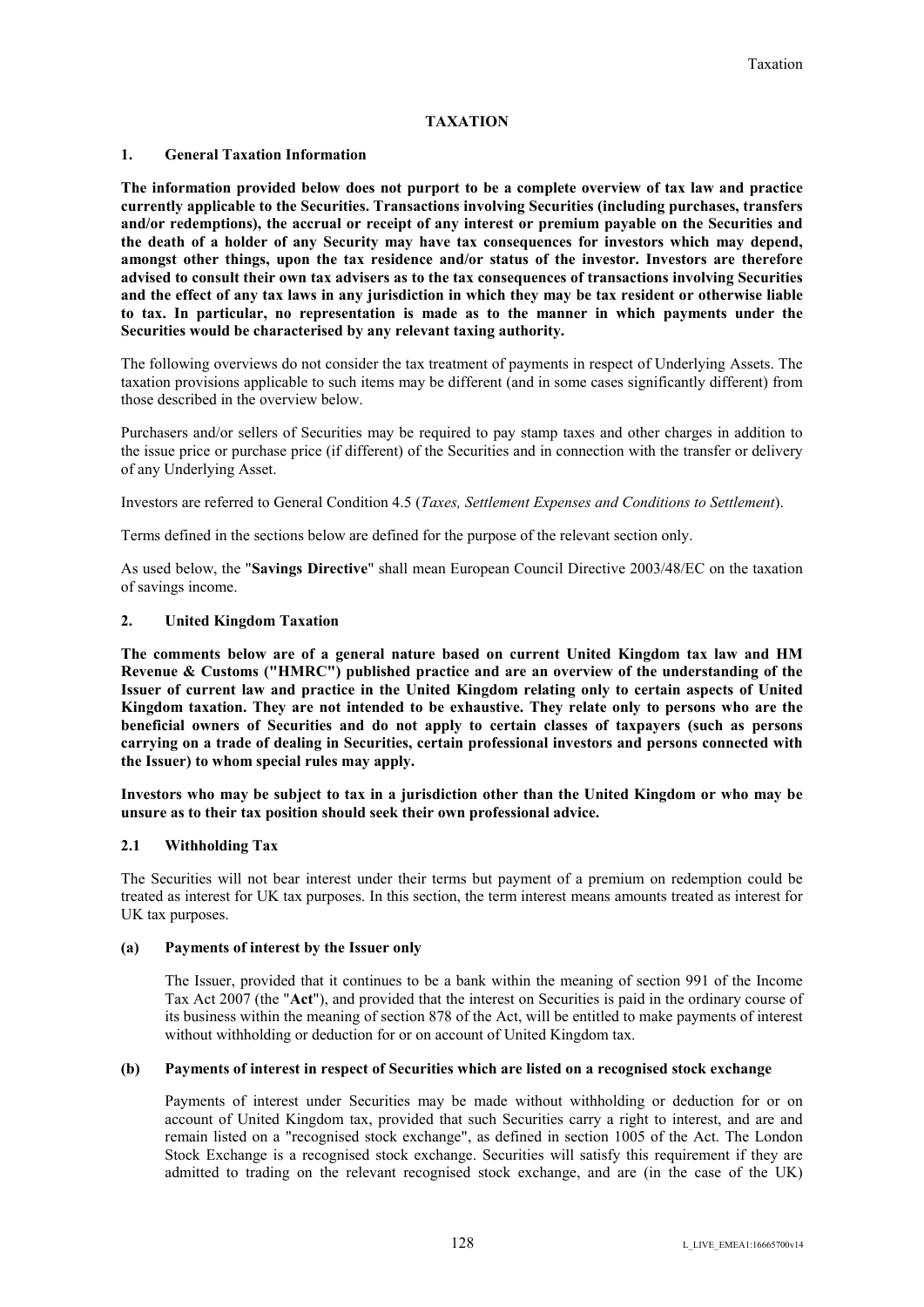# TAXATION

## 1. General Taxation Information

**The information provided below does not purport to be a complete overview of tax law and practice currently applicable to the Securities. Transactions involving Securities (including purchases, transfers and/or redemptions), the accrual or receipt of any interest or premium payable on the Securities and the death of a holder of any Security may have tax consequences for investors which may depend, amongst other things, upon the tax residence and/or status of the investor. Investors are therefore advised to consult their own tax advisers as to the tax consequences of transactions involving Securities and the effect of any tax laws in any jurisdiction in which they may be tax resident or otherwise liable to tax. In particular, no representation is made as to the manner in which payments under the Securities would be characterised by any relevant taxing authority.**

The following overviews do not consider the tax treatment of payments in respect of Underlying Assets. The taxation provisions applicable to such items may be different (and in some cases significantly different) from those described in the overview below.

Purchasers and/or sellers of Securities may be required to pay stamp taxes and other charges in addition to the issue price or purchase price (if different) of the Securities and in connection with the transfer or delivery of any Underlying Asset.

Investors are referred to General Condition 4.5 (*Taxes, Settlement Expenses and Conditions to Settlement*).

Terms defined in the sections below are defined for the purpose of the relevant section only.

As used below, the "**Savings Directive**" shall mean European Council Directive 2003/48/EC on the taxation of savings income.

## 2. United Kingdom Taxation

**The comments below are of a general nature based on current United Kingdom tax law and HM Revenue & Customs ("HMRC") published practice and are an overview of the understanding of the Issuer of current law and practice in the United Kingdom relating only to certain aspects of United Kingdom taxation. They are not intended to be exhaustive. They relate only to persons who are the beneficial owners of Securities and do not apply to certain classes of taxpayers (such as persons carrying on a trade of dealing in Securities, certain professional investors and persons connected with the Issuer) to whom special rules may apply.**

**Investors who may be subject to tax in a jurisdiction other than the United Kingdom or who may be unsure as to their tax position should seek their own professional advice.**

### 2.1 Withholding Tax

The Securities will not bear interest under their terms but payment of a premium on redemption could be treated as interest for UK tax purposes. In this section, the term interest means amounts treated as interest for UK tax purposes.

#### (a) Payments of interest by the Issuer only

The Issuer, provided that it continues to be a bank within the meaning of section 991 of the Income Tax Act 2007 (the "**Act**"), and provided that the interest on Securities is paid in the ordinary course of its business within the meaning of section 878 of the Act, will be entitled to make payments of interest without withholding or deduction for or on account of United Kingdom tax.

#### (b) Payments of interest in respect of Securities which are listed on a recognised stock exchange

Payments of interest under Securities may be made without withholding or deduction for or on account of United Kingdom tax, provided that such Securities carry a right to interest, and are and remain listed on a "recognised stock exchange", as defined in section 1005 of the Act. The London Stock Exchange is a recognised stock exchange. Securities will satisfy this requirement if they are admitted to trading on the relevant recognised stock exchange, and are (in the case of the UK)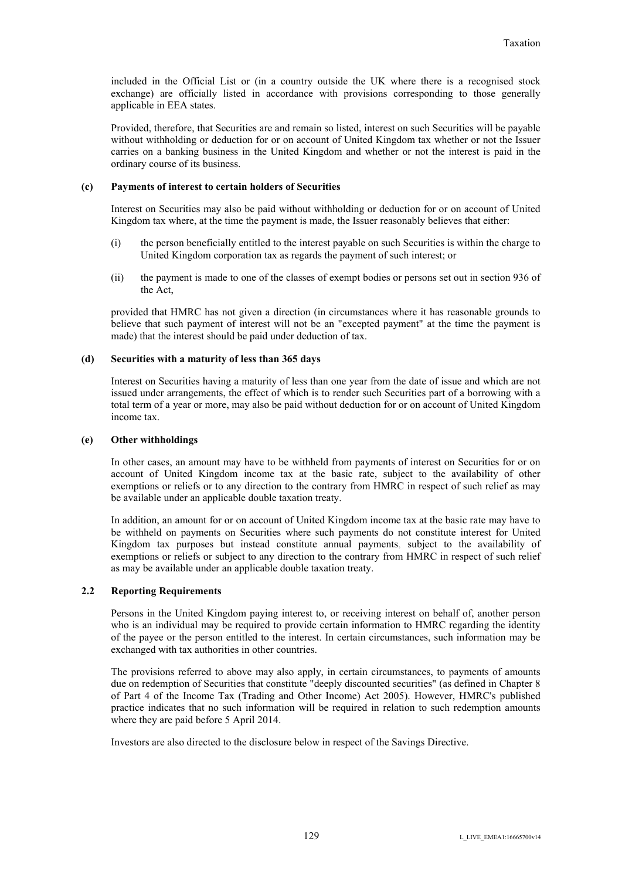included in the Official List or (in a country outside the UK where there is a recognised stock exchange) are officially listed in accordance with provisions corresponding to those generally applicable in EEA states.

Provided, therefore, that Securities are and remain so listed, interest on such Securities will be payable without withholding or deduction for or on account of United Kingdom tax whether or not the Issuer carries on a banking business in the United Kingdom and whether or not the interest is paid in the ordinary course of its business.

**(c) Payments of interest to certain holders of Securities**

Interest on Securities may also be paid without withholding or deduction for or on account of United Kingdom tax where, at the time the payment is made, the Issuer reasonably believes that either:

(i) the person beneficially entitled to the interest payable on such Securities is within the charge to United Kingdom corporation tax as regards the payment of such interest; or

(ii) the payment is made to one of the classes of exempt bodies or persons set out in section 936 of the Act,

provided that HMRC has not given a direction (in circumstances where it has reasonable grounds to believe that such payment of interest will not be an "excepted payment" at the time the payment is made) that the interest should be paid under deduction of tax.

**(d) Securities with a maturity of less than 365 days**

Interest on Securities having a maturity of less than one year from the date of issue and which are not issued under arrangements, the effect of which is to render such Securities part of a borrowing with a total term of a year or more, may also be paid without deduction for or on account of United Kingdom income tax.

**(e) Other withholdings**

In other cases, an amount may have to be withheld from payments of interest on Securities for or on account of United Kingdom income tax at the basic rate, subject to the availability of other exemptions or reliefs or to any direction to the contrary from HMRC in respect of such relief as may be available under an applicable double taxation treaty.

In addition, an amount for or on account of United Kingdom income tax at the basic rate may have to be withheld on payments on Securities where such payments do not constitute interest for United Kingdom tax purposes but instead constitute annual payments, subject to the availability of exemptions or reliefs or subject to any direction to the contrary from HMRC in respect of such relief as may be available under an applicable double taxation treaty.

**2.2 Reporting Requirements**

Persons in the United Kingdom paying interest to, or receiving interest on behalf of, another person who is an individual may be required to provide certain information to HMRC regarding the identity of the payee or the person entitled to the interest. In certain circumstances, such information may be exchanged with tax authorities in other countries.

The provisions referred to above may also apply, in certain circumstances, to payments of amounts due on redemption of Securities that constitute "deeply discounted securities" (as defined in Chapter 8 of Part 4 of the Income Tax (Trading and Other Income) Act 2005). However, HMRC's published practice indicates that no such information will be required in relation to such redemption amounts where they are paid before 5 April 2014.

Investors are also directed to the disclosure below in respect of the Savings Directive.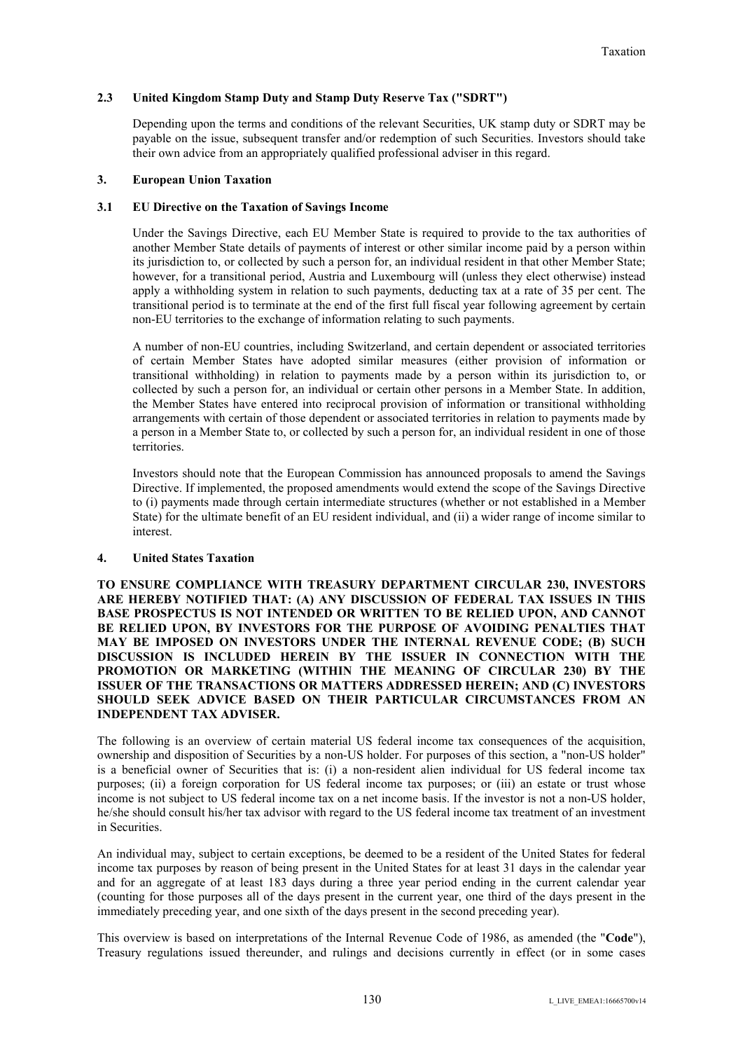### 2.3 United Kingdom Stamp Duty and Stamp Duty Reserve Tax ("SDRT")

Depending upon the terms and conditions of the relevant Securities, UK stamp duty or SDRT may be payable on the issue, subsequent transfer and/or redemption of such Securities. Investors should take their own advice from an appropriately qualified professional adviser in this regard.

## 3. European Union Taxation

### 3.1 EU Directive on the Taxation of Savings Income

Under the Savings Directive, each EU Member State is required to provide to the tax authorities of another Member State details of payments of interest or other similar income paid by a person within its jurisdiction to, or collected by such a person for, an individual resident in that other Member State; however, for a transitional period, Austria and Luxembourg will (unless they elect otherwise) instead apply a withholding system in relation to such payments, deducting tax at a rate of 35 per cent. The transitional period is to terminate at the end of the first full fiscal year following agreement by certain non-EU territories to the exchange of information relating to such payments.

A number of non-EU countries, including Switzerland, and certain dependent or associated territories of certain Member States have adopted similar measures (either provision of information or transitional withholding) in relation to payments made by a person within its jurisdiction to, or collected by such a person for, an individual or certain other persons in a Member State. In addition, the Member States have entered into reciprocal provision of information or transitional withholding arrangements with certain of those dependent or associated territories in relation to payments made by a person in a Member State to, or collected by such a person for, an individual resident in one of those territories.

Investors should note that the European Commission has announced proposals to amend the Savings Directive. If implemented, the proposed amendments would extend the scope of the Savings Directive to (i) payments made through certain intermediate structures (whether or not established in a Member State) for the ultimate benefit of an EU resident individual, and (ii) a wider range of income similar to interest.

## 4. United States Taxation

**TO ENSURE COMPLIANCE WITH TREASURY DEPARTMENT CIRCULAR 230, INVESTORS ARE HEREBY NOTIFIED THAT: (A) ANY DISCUSSION OF FEDERAL TAX ISSUES IN THIS BASE PROSPECTUS IS NOT INTENDED OR WRITTEN TO BE RELIED UPON, AND CANNOT BE RELIED UPON, BY INVESTORS FOR THE PURPOSE OF AVOIDING PENALTIES THAT MAY BE IMPOSED ON INVESTORS UNDER THE INTERNAL REVENUE CODE; (B) SUCH DISCUSSION IS INCLUDED HEREIN BY THE ISSUER IN CONNECTION WITH THE PROMOTION OR MARKETING (WITHIN THE MEANING OF CIRCULAR 230) BY THE ISSUER OF THE TRANSACTIONS OR MATTERS ADDRESSED HEREIN; AND (C) INVESTORS SHOULD SEEK ADVICE BASED ON THEIR PARTICULAR CIRCUMSTANCES FROM AN INDEPENDENT TAX ADVISER.**

The following is an overview of certain material US federal income tax consequences of the acquisition, ownership and disposition of Securities by a non-US holder. For purposes of this section, a "non-US holder" is a beneficial owner of Securities that is: (i) a non-resident alien individual for US federal income tax purposes; (ii) a foreign corporation for US federal income tax purposes; or (iii) an estate or trust whose income is not subject to US federal income tax on a net income basis. If the investor is not a non-US holder, he/she should consult his/her tax advisor with regard to the US federal income tax treatment of an investment in Securities.

An individual may, subject to certain exceptions, be deemed to be a resident of the United States for federal income tax purposes by reason of being present in the United States for at least 31 days in the calendar year and for an aggregate of at least 183 days during a three year period ending in the current calendar year (counting for those purposes all of the days present in the current year, one third of the days present in the immediately preceding year, and one sixth of the days present in the second preceding year).

This overview is based on interpretations of the Internal Revenue Code of 1986, as amended (the "**Code**"), Treasury regulations issued thereunder, and rulings and decisions currently in effect (or in some cases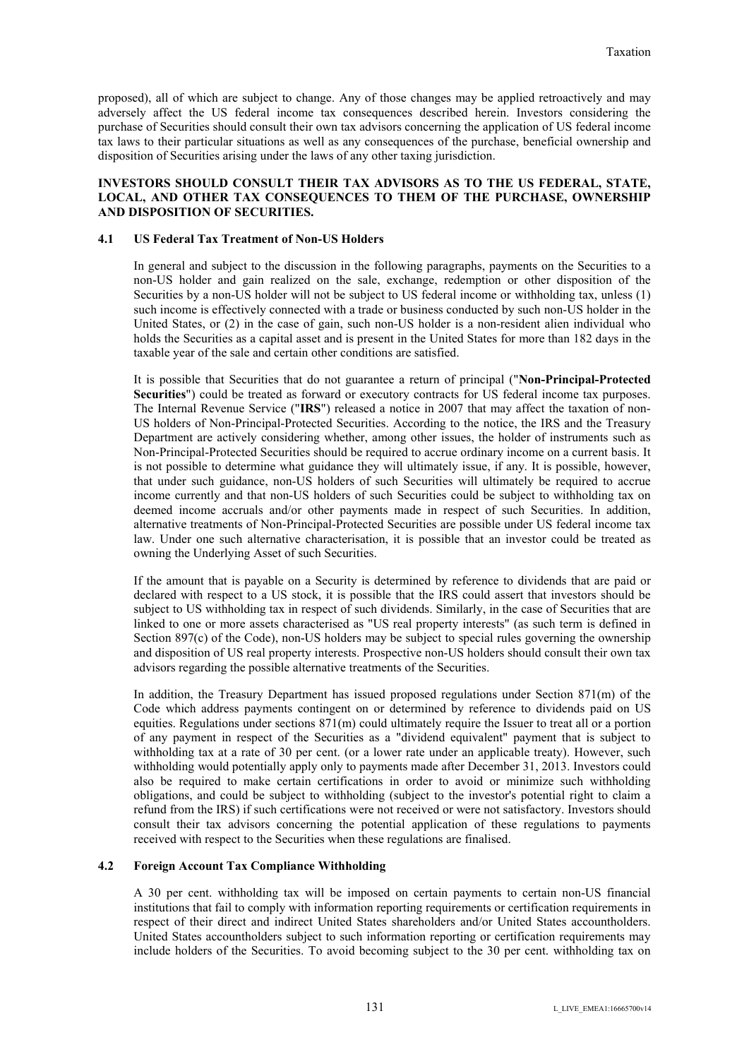proposed), all of which are subject to change. Any of those changes may be applied retroactively and may adversely affect the US federal income tax consequences described herein. Investors considering the purchase of Securities should consult their own tax advisors concerning the application of US federal income tax laws to their particular situations as well as any consequences of the purchase, beneficial ownership and disposition of Securities arising under the laws of any other taxing jurisdiction.

**INVESTORS SHOULD CONSULT THEIR TAX ADVISORS AS TO THE US FEDERAL, STATE, LOCAL, AND OTHER TAX CONSEQUENCES TO THEM OF THE PURCHASE, OWNERSHIP AND DISPOSITION OF SECURITIES.**

### 4.1 US Federal Tax Treatment of Non-US Holders

In general and subject to the discussion in the following paragraphs, payments on the Securities to a non-US holder and gain realized on the sale, exchange, redemption or other disposition of the Securities by a non-US holder will not be subject to US federal income or withholding tax, unless (1) such income is effectively connected with a trade or business conducted by such non-US holder in the United States, or (2) in the case of gain, such non-US holder is a non-resident alien individual who holds the Securities as a capital asset and is present in the United States for more than 182 days in the taxable year of the sale and certain other conditions are satisfied.

It is possible that Securities that do not guarantee a return of principal ("**Non-Principal-Protected Securities**") could be treated as forward or executory contracts for US federal income tax purposes. The Internal Revenue Service ("**IRS**") released a notice in 2007 that may affect the taxation of non-US holders of Non-Principal-Protected Securities. According to the notice, the IRS and the Treasury Department are actively considering whether, among other issues, the holder of instruments such as Non-Principal-Protected Securities should be required to accrue ordinary income on a current basis. It is not possible to determine what guidance they will ultimately issue, if any. It is possible, however, that under such guidance, non-US holders of such Securities will ultimately be required to accrue income currently and that non-US holders of such Securities could be subject to withholding tax on deemed income accruals and/or other payments made in respect of such Securities. In addition, alternative treatments of Non-Principal-Protected Securities are possible under US federal income tax law. Under one such alternative characterisation, it is possible that an investor could be treated as owning the Underlying Asset of such Securities.

If the amount that is payable on a Security is determined by reference to dividends that are paid or declared with respect to a US stock, it is possible that the IRS could assert that investors should be subject to US withholding tax in respect of such dividends. Similarly, in the case of Securities that are linked to one or more assets characterised as "US real property interests" (as such term is defined in Section 897(c) of the Code), non-US holders may be subject to special rules governing the ownership and disposition of US real property interests. Prospective non-US holders should consult their own tax advisors regarding the possible alternative treatments of the Securities.

In addition, the Treasury Department has issued proposed regulations under Section 871(m) of the Code which address payments contingent on or determined by reference to dividends paid on US equities. Regulations under sections 871(m) could ultimately require the Issuer to treat all or a portion of any payment in respect of the Securities as a "dividend equivalent" payment that is subject to withholding tax at a rate of 30 per cent. (or a lower rate under an applicable treaty). However, such withholding would potentially apply only to payments made after December 31, 2013. Investors could also be required to make certain certifications in order to avoid or minimize such withholding obligations, and could be subject to withholding (subject to the investor's potential right to claim a refund from the IRS) if such certifications were not received or were not satisfactory. Investors should consult their tax advisors concerning the potential application of these regulations to payments received with respect to the Securities when these regulations are finalised.

### 4.2 Foreign Account Tax Compliance Withholding

A 30 per cent. withholding tax will be imposed on certain payments to certain non-US financial institutions that fail to comply with information reporting requirements or certification requirements in respect of their direct and indirect United States shareholders and/or United States accountholders. United States accountholders subject to such information reporting or certification requirements may include holders of the Securities. To avoid becoming subject to the 30 per cent. withholding tax on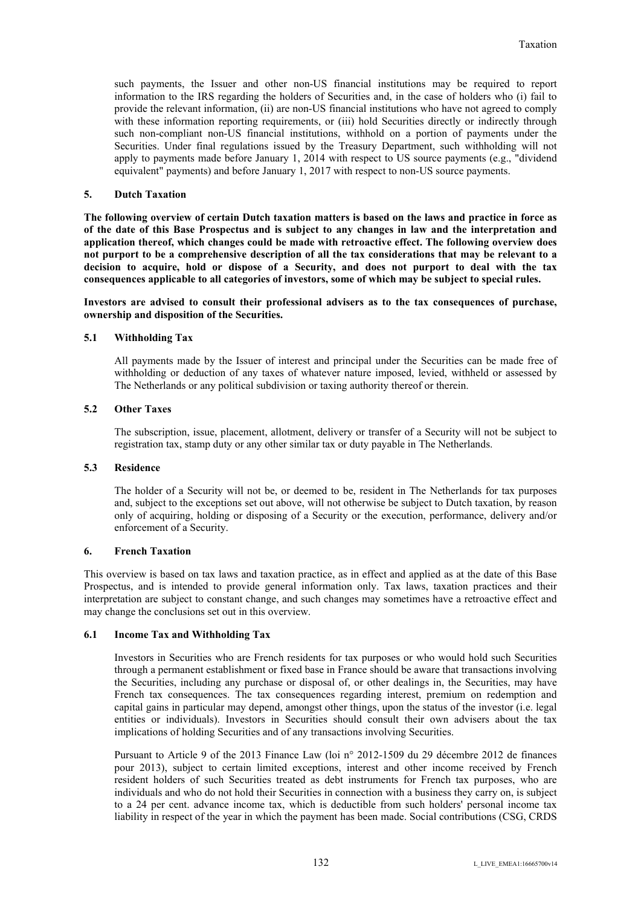such payments, the Issuer and other non-US financial institutions may be required to report information to the IRS regarding the holders of Securities and, in the case of holders who (i) fail to provide the relevant information, (ii) are non-US financial institutions who have not agreed to comply with these information reporting requirements, or (iii) hold Securities directly or indirectly through such non-compliant non-US financial institutions, withhold on a portion of payments under the Securities. Under final regulations issued by the Treasury Department, such withholding will not apply to payments made before January 1, 2014 with respect to US source payments (e.g., "dividend equivalent" payments) and before January 1, 2017 with respect to non-US source payments.

## 5. Dutch Taxation

**The following overview of certain Dutch taxation matters is based on the laws and practice in force as of the date of this Base Prospectus and is subject to any changes in law and the interpretation and application thereof, which changes could be made with retroactive effect. The following overview does not purport to be a comprehensive description of all the tax considerations that may be relevant to a decision to acquire, hold or dispose of a Security, and does not purport to deal with the tax consequences applicable to all categories of investors, some of which may be subject to special rules.**

**Investors are advised to consult their professional advisers as to the tax consequences of purchase, ownership and disposition of the Securities.**

### 5.1 Withholding Tax

All payments made by the Issuer of interest and principal under the Securities can be made free of withholding or deduction of any taxes of whatever nature imposed, levied, withheld or assessed by The Netherlands or any political subdivision or taxing authority thereof or therein.

### 5.2 Other Taxes

The subscription, issue, placement, allotment, delivery or transfer of a Security will not be subject to registration tax, stamp duty or any other similar tax or duty payable in The Netherlands.

### 5.3 Residence

The holder of a Security will not be, or deemed to be, resident in The Netherlands for tax purposes and, subject to the exceptions set out above, will not otherwise be subject to Dutch taxation, by reason only of acquiring, holding or disposing of a Security or the execution, performance, delivery and/or enforcement of a Security.

## 6. French Taxation

This overview is based on tax laws and taxation practice, as in effect and applied as at the date of this Base Prospectus, and is intended to provide general information only. Tax laws, taxation practices and their interpretation are subject to constant change, and such changes may sometimes have a retroactive effect and may change the conclusions set out in this overview.

### 6.1 Income Tax and Withholding Tax

Investors in Securities who are French residents for tax purposes or who would hold such Securities through a permanent establishment or fixed base in France should be aware that transactions involving the Securities, including any purchase or disposal of, or other dealings in, the Securities, may have French tax consequences. The tax consequences regarding interest, premium on redemption and capital gains in particular may depend, amongst other things, upon the status of the investor (i.e. legal entities or individuals). Investors in Securities should consult their own advisers about the tax implications of holding Securities and of any transactions involving Securities.

Pursuant to Article 9 of the 2013 Finance Law (loi n° 2012-1509 du 29 décembre 2012 de finances pour 2013), subject to certain limited exceptions, interest and other income received by French resident holders of such Securities treated as debt instruments for French tax purposes, who are individuals and who do not hold their Securities in connection with a business they carry on, is subject to a 24 per cent. advance income tax, which is deductible from such holders' personal income tax liability in respect of the year in which the payment has been made. Social contributions (CSG, CRDS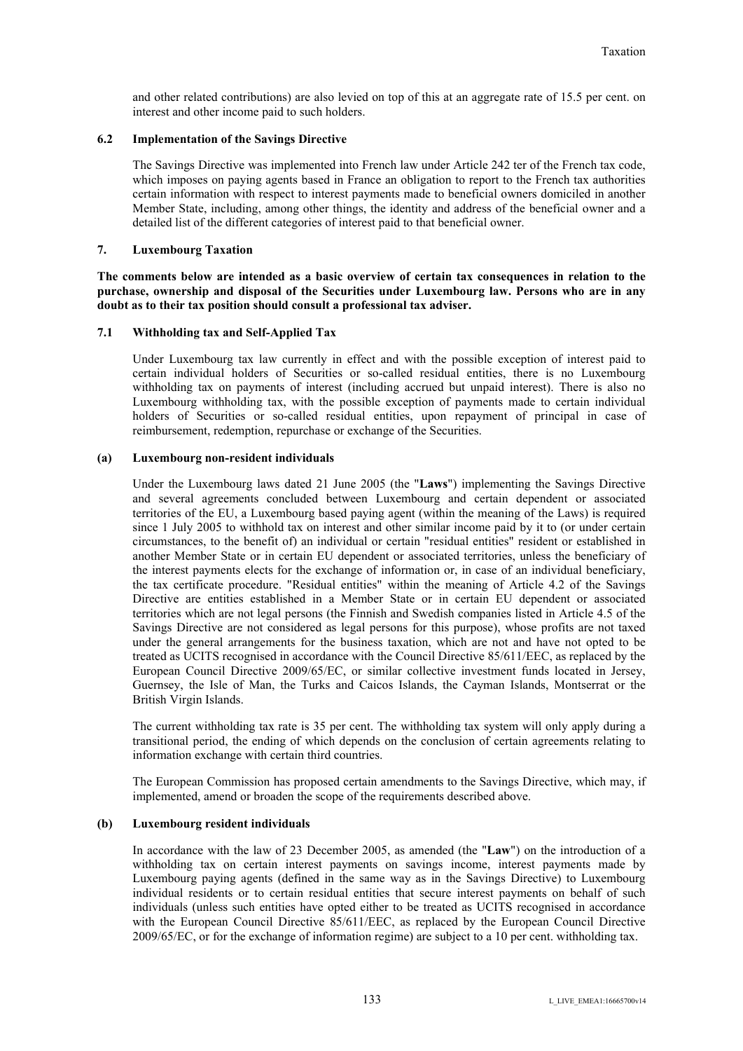and other related contributions) are also levied on top of this at an aggregate rate of 15.5 per cent. on interest and other income paid to such holders.

### 6.2 Implementation of the Savings Directive

The Savings Directive was implemented into French law under Article 242 ter of the French tax code, which imposes on paying agents based in France an obligation to report to the French tax authorities certain information with respect to interest payments made to beneficial owners domiciled in another Member State, including, among other things, the identity and address of the beneficial owner and a detailed list of the different categories of interest paid to that beneficial owner.

## 7. Luxembourg Taxation

**The comments below are intended as a basic overview of certain tax consequences in relation to the purchase, ownership and disposal of the Securities under Luxembourg law. Persons who are in any doubt as to their tax position should consult a professional tax adviser.**

### 7.1 Withholding tax and Self-Applied Tax

Under Luxembourg tax law currently in effect and with the possible exception of interest paid to certain individual holders of Securities or so-called residual entities, there is no Luxembourg withholding tax on payments of interest (including accrued but unpaid interest). There is also no Luxembourg withholding tax, with the possible exception of payments made to certain individual holders of Securities or so-called residual entities, upon repayment of principal in case of reimbursement, redemption, repurchase or exchange of the Securities.

#### (a) Luxembourg non-resident individuals

Under the Luxembourg laws dated 21 June 2005 (the "**Laws**") implementing the Savings Directive and several agreements concluded between Luxembourg and certain dependent or associated territories of the EU, a Luxembourg based paying agent (within the meaning of the Laws) is required since 1 July 2005 to withhold tax on interest and other similar income paid by it to (or under certain circumstances, to the benefit of) an individual or certain "residual entities" resident or established in another Member State or in certain EU dependent or associated territories, unless the beneficiary of the interest payments elects for the exchange of information or, in case of an individual beneficiary, the tax certificate procedure. "Residual entities" within the meaning of Article 4.2 of the Savings Directive are entities established in a Member State or in certain EU dependent or associated territories which are not legal persons (the Finnish and Swedish companies listed in Article 4.5 of the Savings Directive are not considered as legal persons for this purpose), whose profits are not taxed under the general arrangements for the business taxation, which are not and have not opted to be treated as UCITS recognised in accordance with the Council Directive 85/611/EEC, as replaced by the European Council Directive 2009/65/EC, or similar collective investment funds located in Jersey, Guernsey, the Isle of Man, the Turks and Caicos Islands, the Cayman Islands, Montserrat or the British Virgin Islands.

The current withholding tax rate is 35 per cent. The withholding tax system will only apply during a transitional period, the ending of which depends on the conclusion of certain agreements relating to information exchange with certain third countries.

The European Commission has proposed certain amendments to the Savings Directive, which may, if implemented, amend or broaden the scope of the requirements described above.

#### (b) Luxembourg resident individuals

In accordance with the law of 23 December 2005, as amended (the "**Law**") on the introduction of a withholding tax on certain interest payments on savings income, interest payments made by Luxembourg paying agents (defined in the same way as in the Savings Directive) to Luxembourg individual residents or to certain residual entities that secure interest payments on behalf of such individuals (unless such entities have opted either to be treated as UCITS recognised in accordance with the European Council Directive 85/611/EEC, as replaced by the European Council Directive 2009/65/EC, or for the exchange of information regime) are subject to a 10 per cent. withholding tax.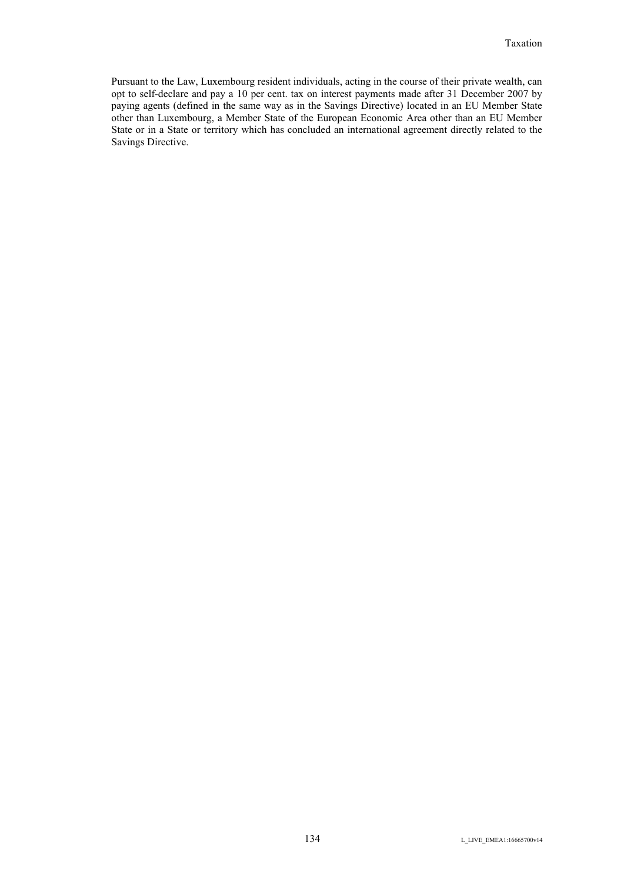Pursuant to the Law, Luxembourg resident individuals, acting in the course of their private wealth, can opt to self-declare and pay a 10 per cent. tax on interest payments made after 31 December 2007 by paying agents (defined in the same way as in the Savings Directive) located in an EU Member State other than Luxembourg, a Member State of the European Economic Area other than an EU Member State or in a State or territory which has concluded an international agreement directly related to the Savings Directive.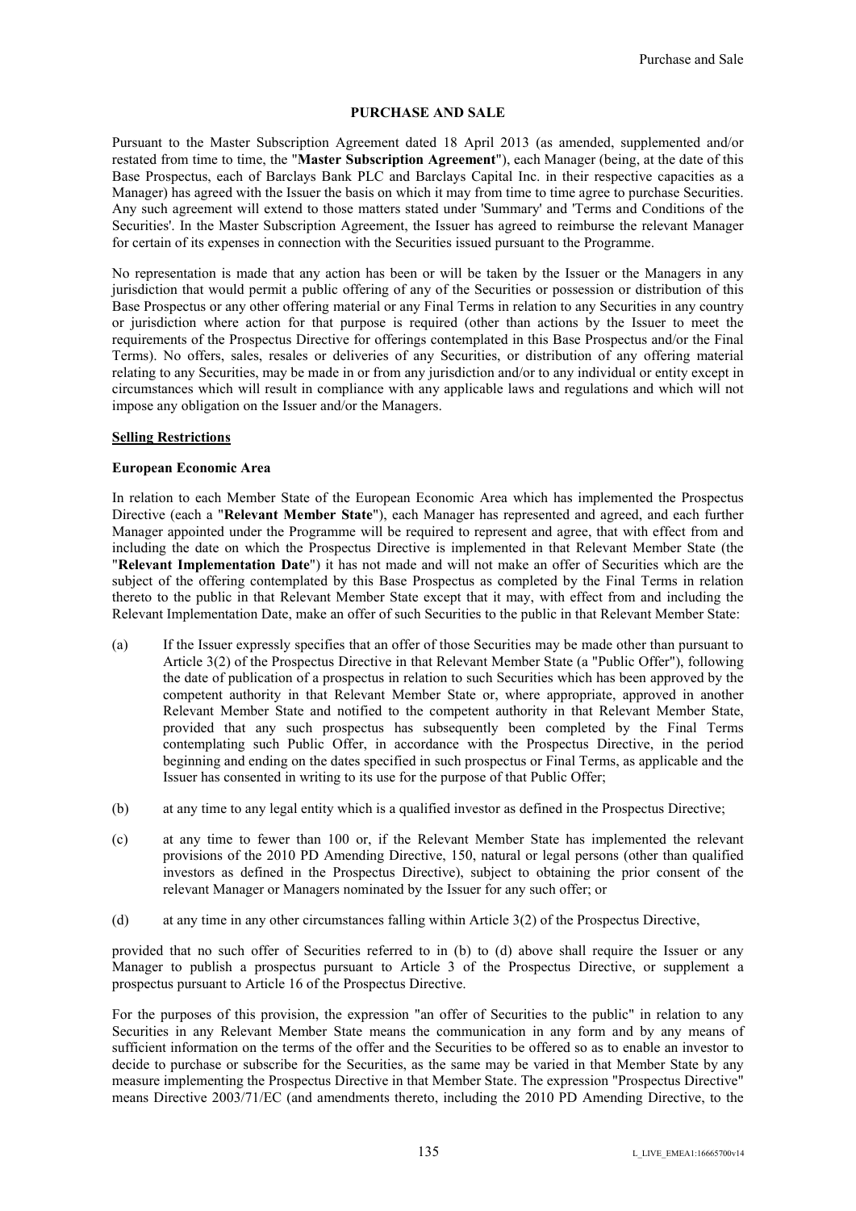# PURCHASE AND SALE

Pursuant to the Master Subscription Agreement dated 18 April 2013 (as amended, supplemented and/or restated from time to time, the "**Master Subscription Agreement**"), each Manager (being, at the date of this Base Prospectus, each of Barclays Bank PLC and Barclays Capital Inc. in their respective capacities as a Manager) has agreed with the Issuer the basis on which it may from time to time agree to purchase Securities. Any such agreement will extend to those matters stated under 'Summary' and 'Terms and Conditions of the Securities'. In the Master Subscription Agreement, the Issuer has agreed to reimburse the relevant Manager for certain of its expenses in connection with the Securities issued pursuant to the Programme.

No representation is made that any action has been or will be taken by the Issuer or the Managers in any jurisdiction that would permit a public offering of any of the Securities or possession or distribution of this Base Prospectus or any other offering material or any Final Terms in relation to any Securities in any country or jurisdiction where action for that purpose is required (other than actions by the Issuer to meet the requirements of the Prospectus Directive for offerings contemplated in this Base Prospectus and/or the Final Terms). No offers, sales, resales or deliveries of any Securities, or distribution of any offering material relating to any Securities, may be made in or from any jurisdiction and/or to any individual or entity except in circumstances which will result in compliance with any applicable laws and regulations and which will not impose any obligation on the Issuer and/or the Managers.

## Selling Restrictions

### European Economic Area

In relation to each Member State of the European Economic Area which has implemented the Prospectus Directive (each a "**Relevant Member State**"), each Manager has represented and agreed, and each further Manager appointed under the Programme will be required to represent and agree, that with effect from and including the date on which the Prospectus Directive is implemented in that Relevant Member State (the "**Relevant Implementation Date**") it has not made and will not make an offer of Securities which are the subject of the offering contemplated by this Base Prospectus as completed by the Final Terms in relation thereto to the public in that Relevant Member State except that it may, with effect from and including the Relevant Implementation Date, make an offer of such Securities to the public in that Relevant Member State:

(a) If the Issuer expressly specifies that an offer of those Securities may be made other than pursuant to Article 3(2) of the Prospectus Directive in that Relevant Member State (a "Public Offer"), following the date of publication of a prospectus in relation to such Securities which has been approved by the competent authority in that Relevant Member State or, where appropriate, approved in another Relevant Member State and notified to the competent authority in that Relevant Member State, provided that any such prospectus has subsequently been completed by the Final Terms contemplating such Public Offer, in accordance with the Prospectus Directive, in the period beginning and ending on the dates specified in such prospectus or Final Terms, as applicable and the Issuer has consented in writing to its use for the purpose of that Public Offer;

(b) at any time to any legal entity which is a qualified investor as defined in the Prospectus Directive;

(c) at any time to fewer than 100 or, if the Relevant Member State has implemented the relevant provisions of the 2010 PD Amending Directive, 150, natural or legal persons (other than qualified investors as defined in the Prospectus Directive), subject to obtaining the prior consent of the relevant Manager or Managers nominated by the Issuer for any such offer; or

(d) at any time in any other circumstances falling within Article 3(2) of the Prospectus Directive,

provided that no such offer of Securities referred to in (b) to (d) above shall require the Issuer or any Manager to publish a prospectus pursuant to Article 3 of the Prospectus Directive, or supplement a prospectus pursuant to Article 16 of the Prospectus Directive.

For the purposes of this provision, the expression "an offer of Securities to the public" in relation to any Securities in any Relevant Member State means the communication in any form and by any means of sufficient information on the terms of the offer and the Securities to be offered so as to enable an investor to decide to purchase or subscribe for the Securities, as the same may be varied in that Member State by any measure implementing the Prospectus Directive in that Member State. The expression "Prospectus Directive" means Directive 2003/71/EC (and amendments thereto, including the 2010 PD Amending Directive, to the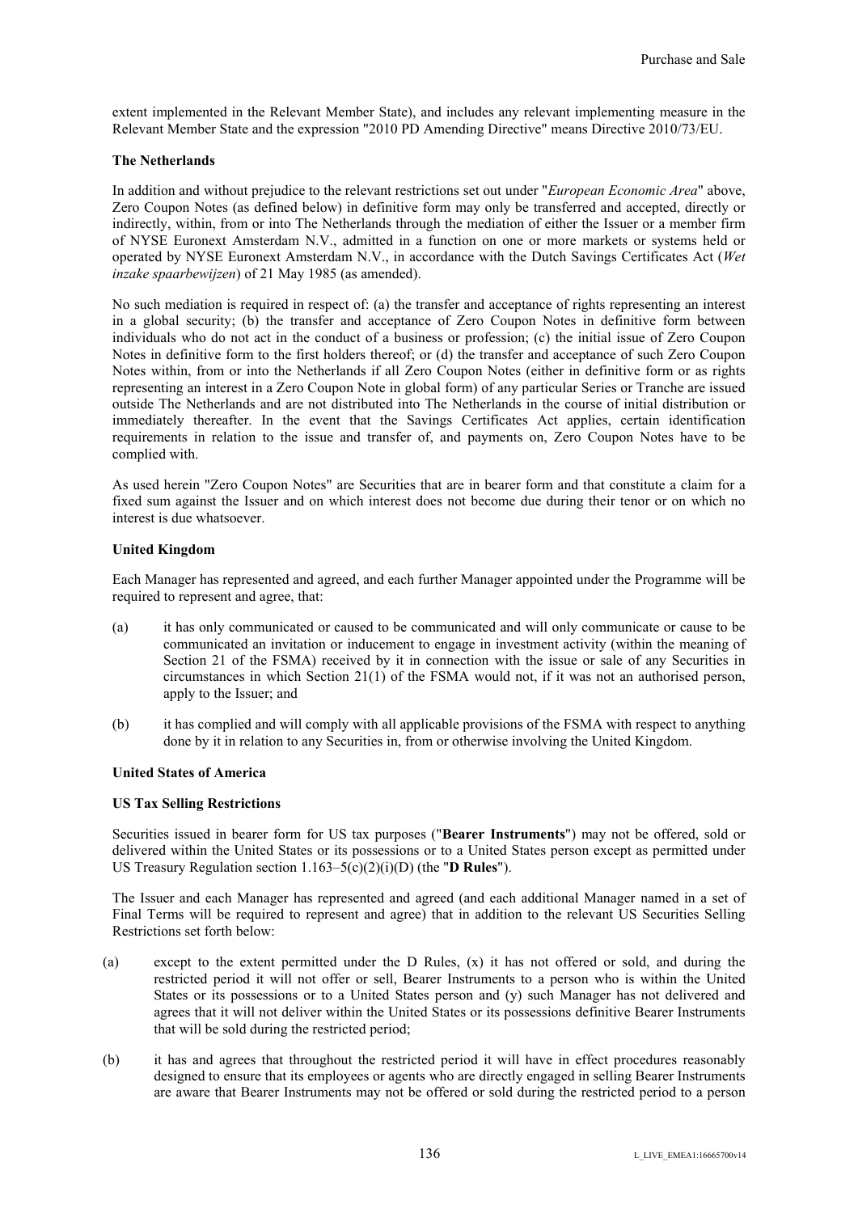extent implemented in the Relevant Member State), and includes any relevant implementing measure in the Relevant Member State and the expression "2010 PD Amending Directive" means Directive 2010/73/EU.

**The Netherlands**

In addition and without prejudice to the relevant restrictions set out under "*European Economic Area*" above, Zero Coupon Notes (as defined below) in definitive form may only be transferred and accepted, directly or indirectly, within, from or into The Netherlands through the mediation of either the Issuer or a member firm of NYSE Euronext Amsterdam N.V., admitted in a function on one or more markets or systems held or operated by NYSE Euronext Amsterdam N.V., in accordance with the Dutch Savings Certificates Act (*Wet inzake spaarbewijzen*) of 21 May 1985 (as amended).

No such mediation is required in respect of: (a) the transfer and acceptance of rights representing an interest in a global security; (b) the transfer and acceptance of Zero Coupon Notes in definitive form between individuals who do not act in the conduct of a business or profession; (c) the initial issue of Zero Coupon Notes in definitive form to the first holders thereof; or (d) the transfer and acceptance of such Zero Coupon Notes within, from or into the Netherlands if all Zero Coupon Notes (either in definitive form or as rights representing an interest in a Zero Coupon Note in global form) of any particular Series or Tranche are issued outside The Netherlands and are not distributed into The Netherlands in the course of initial distribution or immediately thereafter. In the event that the Savings Certificates Act applies, certain identification requirements in relation to the issue and transfer of, and payments on, Zero Coupon Notes have to be complied with.

As used herein "Zero Coupon Notes" are Securities that are in bearer form and that constitute a claim for a fixed sum against the Issuer and on which interest does not become due during their tenor or on which no interest is due whatsoever.

**United Kingdom**

Each Manager has represented and agreed, and each further Manager appointed under the Programme will be required to represent and agree, that:

(a) it has only communicated or caused to be communicated and will only communicate or cause to be communicated an invitation or inducement to engage in investment activity (within the meaning of Section 21 of the FSMA) received by it in connection with the issue or sale of any Securities in circumstances in which Section 21(1) of the FSMA would not, if it was not an authorised person, apply to the Issuer; and

(b) it has complied and will comply with all applicable provisions of the FSMA with respect to anything done by it in relation to any Securities in, from or otherwise involving the United Kingdom.

**United States of America**

**US Tax Selling Restrictions**

Securities issued in bearer form for US tax purposes ("**Bearer Instruments**") may not be offered, sold or delivered within the United States or its possessions or to a United States person except as permitted under US Treasury Regulation section 1.163–5(c)(2)(i)(D) (the "**D Rules**").

The Issuer and each Manager has represented and agreed (and each additional Manager named in a set of Final Terms will be required to represent and agree) that in addition to the relevant US Securities Selling Restrictions set forth below:

(a) except to the extent permitted under the D Rules, (x) it has not offered or sold, and during the restricted period it will not offer or sell, Bearer Instruments to a person who is within the United States or its possessions or to a United States person and (y) such Manager has not delivered and agrees that it will not deliver within the United States or its possessions definitive Bearer Instruments that will be sold during the restricted period;

(b) it has and agrees that throughout the restricted period it will have in effect procedures reasonably designed to ensure that its employees or agents who are directly engaged in selling Bearer Instruments are aware that Bearer Instruments may not be offered or sold during the restricted period to a person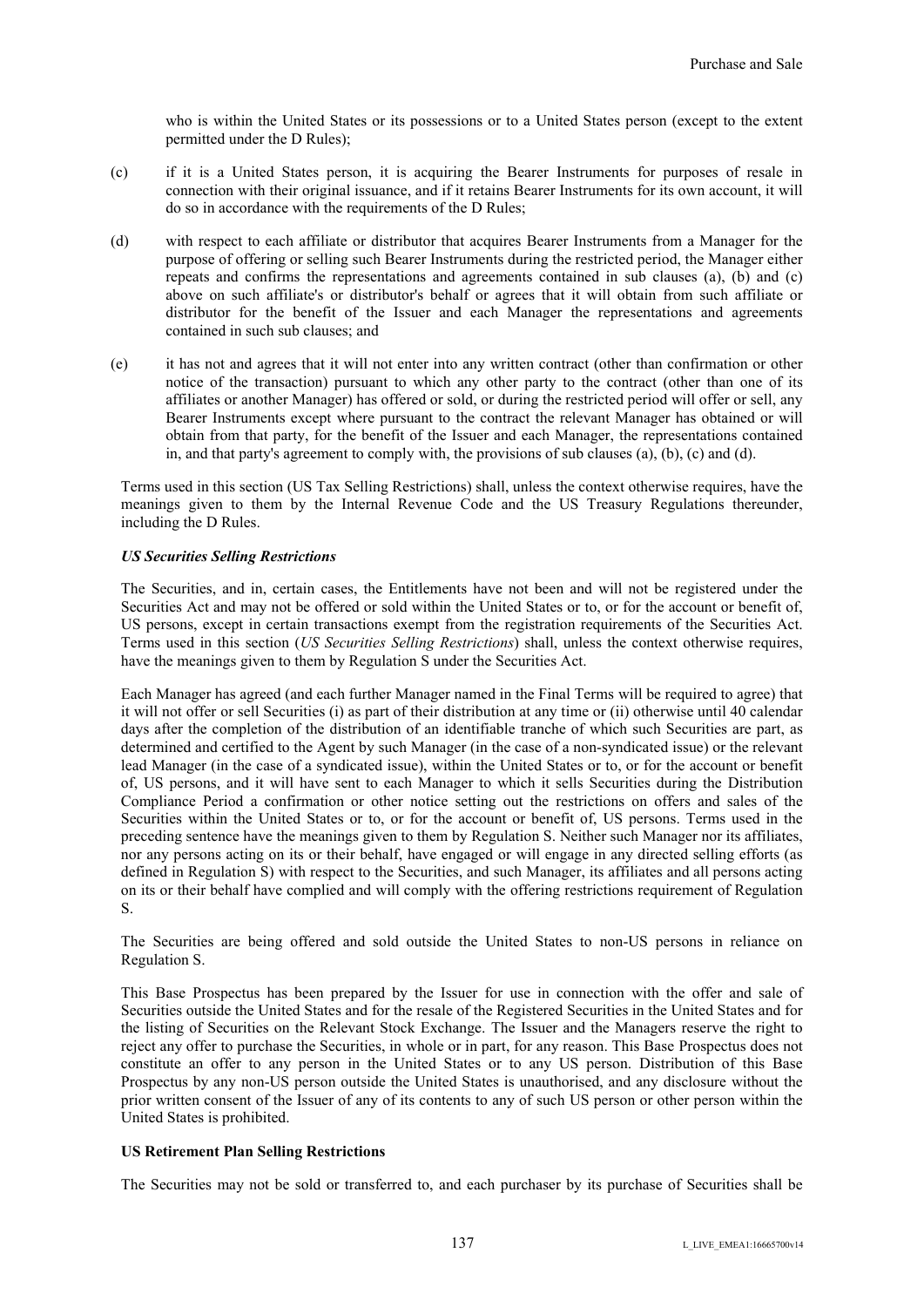who is within the United States or its possessions or to a United States person (except to the extent permitted under the D Rules);

(c) if it is a United States person, it is acquiring the Bearer Instruments for purposes of resale in connection with their original issuance, and if it retains Bearer Instruments for its own account, it will do so in accordance with the requirements of the D Rules;

(d) with respect to each affiliate or distributor that acquires Bearer Instruments from a Manager for the purpose of offering or selling such Bearer Instruments during the restricted period, the Manager either repeats and confirms the representations and agreements contained in sub clauses (a), (b) and (c) above on such affiliate's or distributor's behalf or agrees that it will obtain from such affiliate or distributor for the benefit of the Issuer and each Manager the representations and agreements contained in such sub clauses; and

(e) it has not and agrees that it will not enter into any written contract (other than confirmation or other notice of the transaction) pursuant to which any other party to the contract (other than one of its affiliates or another Manager) has offered or sold, or during the restricted period will offer or sell, any Bearer Instruments except where pursuant to the contract the relevant Manager has obtained or will obtain from that party, for the benefit of the Issuer and each Manager, the representations contained in, and that party's agreement to comply with, the provisions of sub clauses (a), (b), (c) and (d).

Terms used in this section (US Tax Selling Restrictions) shall, unless the context otherwise requires, have the meanings given to them by the Internal Revenue Code and the US Treasury Regulations thereunder, including the D Rules.

***US Securities Selling Restrictions***

The Securities, and in, certain cases, the Entitlements have not been and will not be registered under the Securities Act and may not be offered or sold within the United States or to, or for the account or benefit of, US persons, except in certain transactions exempt from the registration requirements of the Securities Act. Terms used in this section (*US Securities Selling Restrictions*) shall, unless the context otherwise requires, have the meanings given to them by Regulation S under the Securities Act.

Each Manager has agreed (and each further Manager named in the Final Terms will be required to agree) that it will not offer or sell Securities (i) as part of their distribution at any time or (ii) otherwise until 40 calendar days after the completion of the distribution of an identifiable tranche of which such Securities are part, as determined and certified to the Agent by such Manager (in the case of a non-syndicated issue) or the relevant lead Manager (in the case of a syndicated issue), within the United States or to, or for the account or benefit of, US persons, and it will have sent to each Manager to which it sells Securities during the Distribution Compliance Period a confirmation or other notice setting out the restrictions on offers and sales of the Securities within the United States or to, or for the account or benefit of, US persons. Terms used in the preceding sentence have the meanings given to them by Regulation S. Neither such Manager nor its affiliates, nor any persons acting on its or their behalf, have engaged or will engage in any directed selling efforts (as defined in Regulation S) with respect to the Securities, and such Manager, its affiliates and all persons acting on its or their behalf have complied and will comply with the offering restrictions requirement of Regulation S.

The Securities are being offered and sold outside the United States to non-US persons in reliance on Regulation S.

This Base Prospectus has been prepared by the Issuer for use in connection with the offer and sale of Securities outside the United States and for the resale of the Registered Securities in the United States and for the listing of Securities on the Relevant Stock Exchange. The Issuer and the Managers reserve the right to reject any offer to purchase the Securities, in whole or in part, for any reason. This Base Prospectus does not constitute an offer to any person in the United States or to any US person. Distribution of this Base Prospectus by any non-US person outside the United States is unauthorised, and any disclosure without the prior written consent of the Issuer of any of its contents to any of such US person or other person within the United States is prohibited.

**US Retirement Plan Selling Restrictions**

The Securities may not be sold or transferred to, and each purchaser by its purchase of Securities shall be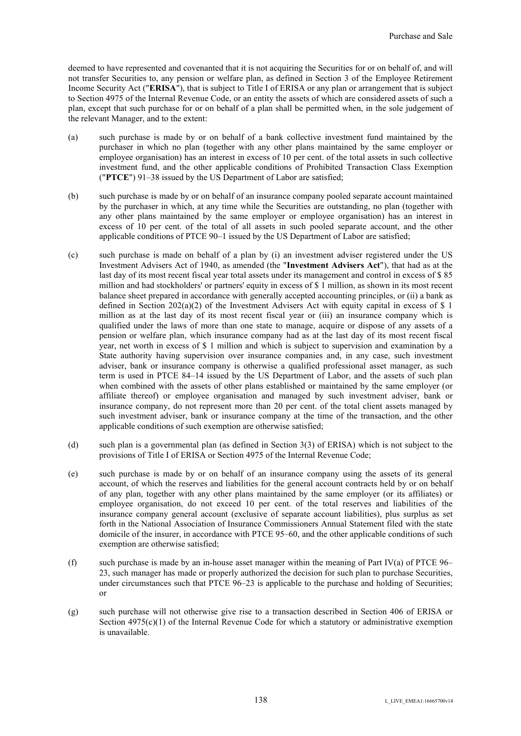deemed to have represented and covenanted that it is not acquiring the Securities for or on behalf of, and will not transfer Securities to, any pension or welfare plan, as defined in Section 3 of the Employee Retirement Income Security Act ("**ERISA**"), that is subject to Title I of ERISA or any plan or arrangement that is subject to Section 4975 of the Internal Revenue Code, or an entity the assets of which are considered assets of such a plan, except that such purchase for or on behalf of a plan shall be permitted when, in the sole judgement of the relevant Manager, and to the extent:

(a) such purchase is made by or on behalf of a bank collective investment fund maintained by the purchaser in which no plan (together with any other plans maintained by the same employer or employee organisation) has an interest in excess of 10 per cent. of the total assets in such collective investment fund, and the other applicable conditions of Prohibited Transaction Class Exemption ("**PTCE**") 91–38 issued by the US Department of Labor are satisfied;

(b) such purchase is made by or on behalf of an insurance company pooled separate account maintained by the purchaser in which, at any time while the Securities are outstanding, no plan (together with any other plans maintained by the same employer or employee organisation) has an interest in excess of 10 per cent. of the total of all assets in such pooled separate account, and the other applicable conditions of PTCE 90–1 issued by the US Department of Labor are satisfied;

(c) such purchase is made on behalf of a plan by (i) an investment adviser registered under the US Investment Advisers Act of 1940, as amended (the "**Investment Advisers Act**"), that had as at the last day of its most recent fiscal year total assets under its management and control in excess of $ 85 million and had stockholders' or partners' equity in excess of $ 1 million, as shown in its most recent balance sheet prepared in accordance with generally accepted accounting principles, or (ii) a bank as defined in Section 202(a)(2) of the Investment Advisers Act with equity capital in excess of $ 1 million as at the last day of its most recent fiscal year or (iii) an insurance company which is qualified under the laws of more than one state to manage, acquire or dispose of any assets of a pension or welfare plan, which insurance company had as at the last day of its most recent fiscal year, net worth in excess of $ 1 million and which is subject to supervision and examination by a State authority having supervision over insurance companies and, in any case, such investment adviser, bank or insurance company is otherwise a qualified professional asset manager, as such term is used in PTCE 84–14 issued by the US Department of Labor, and the assets of such plan when combined with the assets of other plans established or maintained by the same employer (or affiliate thereof) or employee organisation and managed by such investment adviser, bank or insurance company, do not represent more than 20 per cent. of the total client assets managed by such investment adviser, bank or insurance company at the time of the transaction, and the other applicable conditions of such exemption are otherwise satisfied;

(d) such plan is a governmental plan (as defined in Section 3(3) of ERISA) which is not subject to the provisions of Title I of ERISA or Section 4975 of the Internal Revenue Code;

(e) such purchase is made by or on behalf of an insurance company using the assets of its general account, of which the reserves and liabilities for the general account contracts held by or on behalf of any plan, together with any other plans maintained by the same employer (or its affiliates) or employee organisation, do not exceed 10 per cent. of the total reserves and liabilities of the insurance company general account (exclusive of separate account liabilities), plus surplus as set forth in the National Association of Insurance Commissioners Annual Statement filed with the state domicile of the insurer, in accordance with PTCE 95–60, and the other applicable conditions of such exemption are otherwise satisfied;

(f) such purchase is made by an in-house asset manager within the meaning of Part IV(a) of PTCE 96–23, such manager has made or properly authorized the decision for such plan to purchase Securities, under circumstances such that PTCE 96–23 is applicable to the purchase and holding of Securities; or

(g) such purchase will not otherwise give rise to a transaction described in Section 406 of ERISA or Section 4975(c)(1) of the Internal Revenue Code for which a statutory or administrative exemption is unavailable.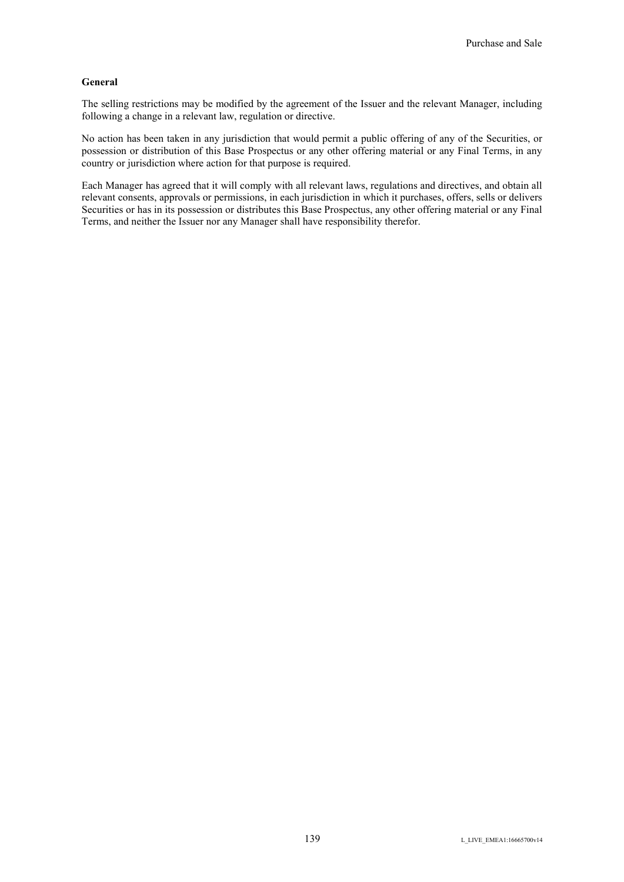**General**

The selling restrictions may be modified by the agreement of the Issuer and the relevant Manager, including following a change in a relevant law, regulation or directive.

No action has been taken in any jurisdiction that would permit a public offering of any of the Securities, or possession or distribution of this Base Prospectus or any other offering material or any Final Terms, in any country or jurisdiction where action for that purpose is required.

Each Manager has agreed that it will comply with all relevant laws, regulations and directives, and obtain all relevant consents, approvals or permissions, in each jurisdiction in which it purchases, offers, sells or delivers Securities or has in its possession or distributes this Base Prospectus, any other offering material or any Final Terms, and neither the Issuer nor any Manager shall have responsibility therefor.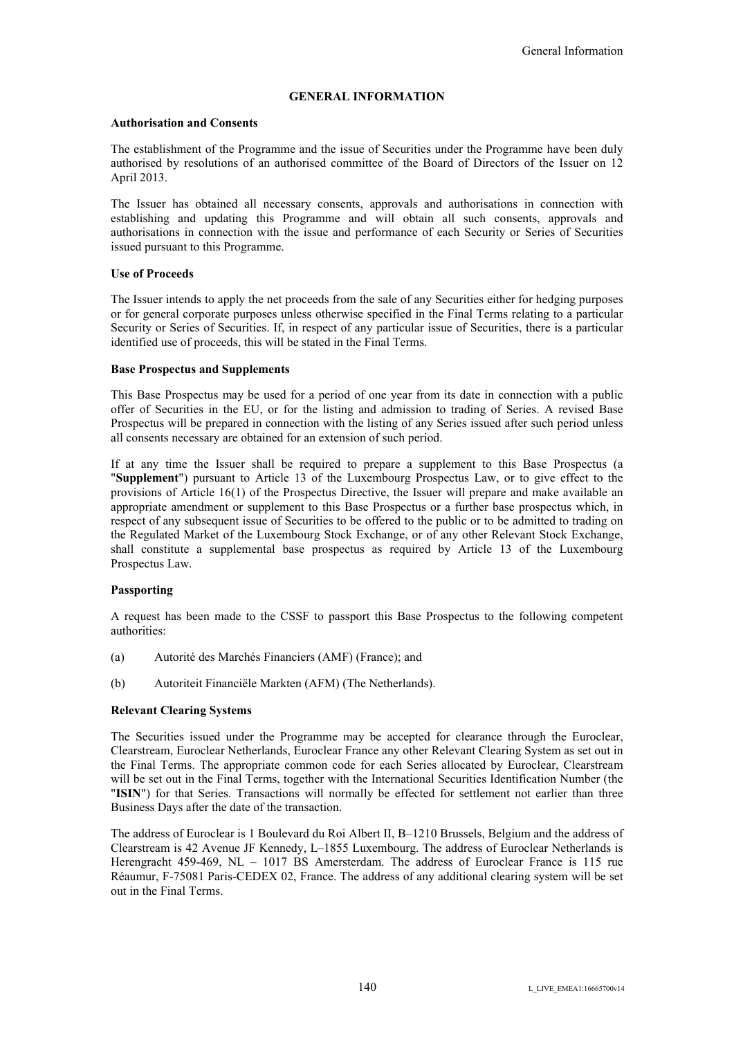# GENERAL INFORMATION

**Authorisation and Consents**

The establishment of the Programme and the issue of Securities under the Programme have been duly authorised by resolutions of an authorised committee of the Board of Directors of the Issuer on 12 April 2013.

The Issuer has obtained all necessary consents, approvals and authorisations in connection with establishing and updating this Programme and will obtain all such consents, approvals and authorisations in connection with the issue and performance of each Security or Series of Securities issued pursuant to this Programme.

**Use of Proceeds**

The Issuer intends to apply the net proceeds from the sale of any Securities either for hedging purposes or for general corporate purposes unless otherwise specified in the Final Terms relating to a particular Security or Series of Securities. If, in respect of any particular issue of Securities, there is a particular identified use of proceeds, this will be stated in the Final Terms.

**Base Prospectus and Supplements**

This Base Prospectus may be used for a period of one year from its date in connection with a public offer of Securities in the EU, or for the listing and admission to trading of Series. A revised Base Prospectus will be prepared in connection with the listing of any Series issued after such period unless all consents necessary are obtained for an extension of such period.

If at any time the Issuer shall be required to prepare a supplement to this Base Prospectus (a "**Supplement**") pursuant to Article 13 of the Luxembourg Prospectus Law, or to give effect to the provisions of Article 16(1) of the Prospectus Directive, the Issuer will prepare and make available an appropriate amendment or supplement to this Base Prospectus or a further base prospectus which, in respect of any subsequent issue of Securities to be offered to the public or to be admitted to trading on the Regulated Market of the Luxembourg Stock Exchange, or of any other Relevant Stock Exchange, shall constitute a supplemental base prospectus as required by Article 13 of the Luxembourg Prospectus Law.

**Passporting**

A request has been made to the CSSF to passport this Base Prospectus to the following competent authorities:

(a) Autorité des Marchés Financiers (AMF) (France); and

(b) Autoriteit Financiële Markten (AFM) (The Netherlands).

**Relevant Clearing Systems**

The Securities issued under the Programme may be accepted for clearance through the Euroclear, Clearstream, Euroclear Netherlands, Euroclear France any other Relevant Clearing System as set out in the Final Terms. The appropriate common code for each Series allocated by Euroclear, Clearstream will be set out in the Final Terms, together with the International Securities Identification Number (the "**ISIN**") for that Series. Transactions will normally be effected for settlement not earlier than three Business Days after the date of the transaction.

The address of Euroclear is 1 Boulevard du Roi Albert II, B–1210 Brussels, Belgium and the address of Clearstream is 42 Avenue JF Kennedy, L–1855 Luxembourg. The address of Euroclear Netherlands is Herengracht 459-469, NL – 1017 BS Amersterdam. The address of Euroclear France is 115 rue Réaumur, F-75081 Paris-CEDEX 02, France. The address of any additional clearing system will be set out in the Final Terms.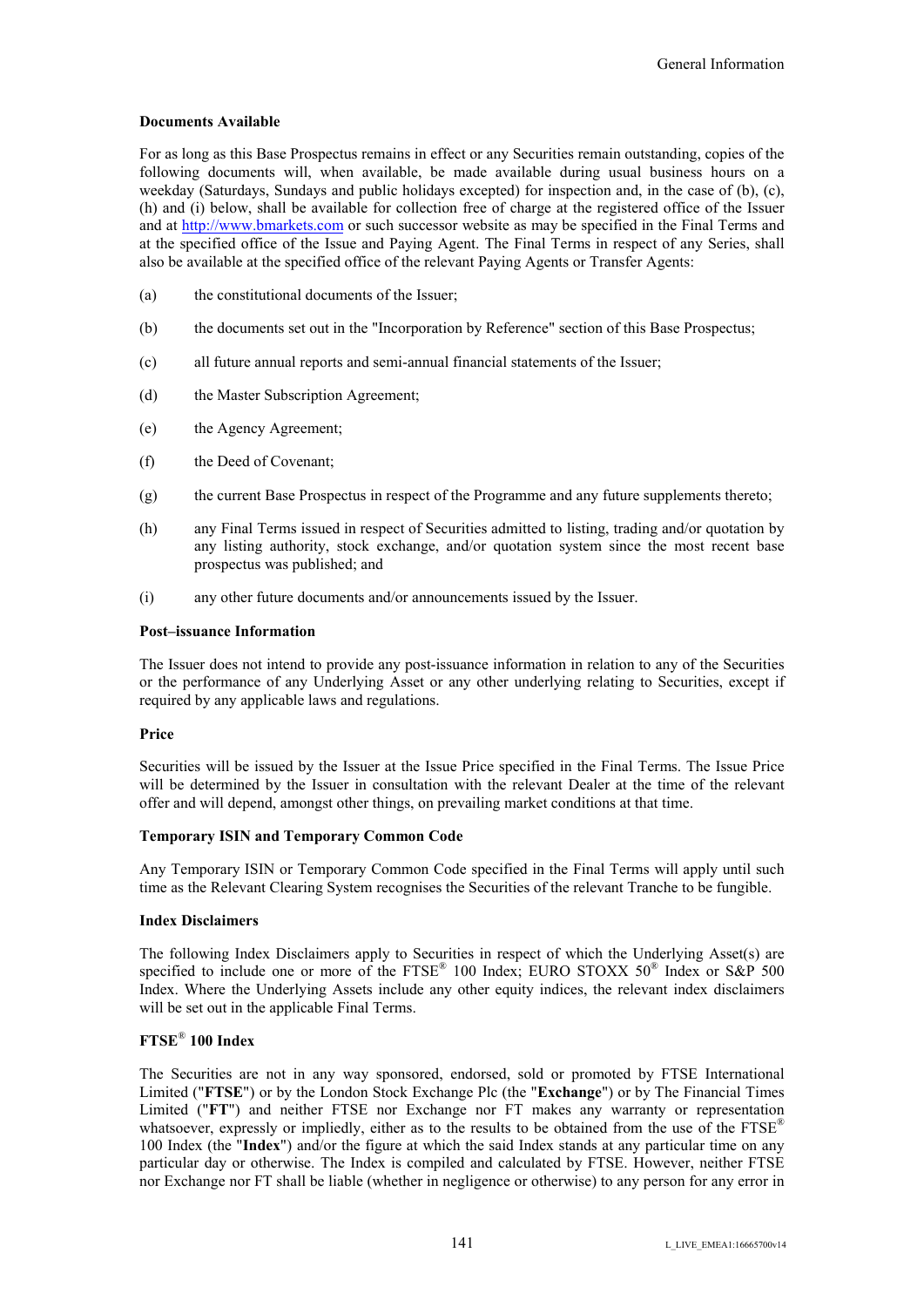**Documents Available**

For as long as this Base Prospectus remains in effect or any Securities remain outstanding, copies of the following documents will, when available, be made available during usual business hours on a weekday (Saturdays, Sundays and public holidays excepted) for inspection and, in the case of (b), (c), (h) and (i) below, shall be available for collection free of charge at the registered office of the Issuer and at http://www.bmarkets.com or such successor website as may be specified in the Final Terms and at the specified office of the Issue and Paying Agent. The Final Terms in respect of any Series, shall also be available at the specified office of the relevant Paying Agents or Transfer Agents:

(a) the constitutional documents of the Issuer;

(b) the documents set out in the "Incorporation by Reference" section of this Base Prospectus;

(c) all future annual reports and semi-annual financial statements of the Issuer;

(d) the Master Subscription Agreement;

(e) the Agency Agreement;

(f) the Deed of Covenant;

(g) the current Base Prospectus in respect of the Programme and any future supplements thereto;

(h) any Final Terms issued in respect of Securities admitted to listing, trading and/or quotation by any listing authority, stock exchange, and/or quotation system since the most recent base prospectus was published; and

(i) any other future documents and/or announcements issued by the Issuer.

**Post–issuance Information**

The Issuer does not intend to provide any post-issuance information in relation to any of the Securities or the performance of any Underlying Asset or any other underlying relating to Securities, except if required by any applicable laws and regulations.

**Price**

Securities will be issued by the Issuer at the Issue Price specified in the Final Terms. The Issue Price will be determined by the Issuer in consultation with the relevant Dealer at the time of the relevant offer and will depend, amongst other things, on prevailing market conditions at that time.

**Temporary ISIN and Temporary Common Code**

Any Temporary ISIN or Temporary Common Code specified in the Final Terms will apply until such time as the Relevant Clearing System recognises the Securities of the relevant Tranche to be fungible.

**Index Disclaimers**

The following Index Disclaimers apply to Securities in respect of which the Underlying Asset(s) are specified to include one or more of the FTSE® 100 Index; EURO STOXX 50® Index or S&P 500 Index. Where the Underlying Assets include any other equity indices, the relevant index disclaimers will be set out in the applicable Final Terms.

**FTSE® 100 Index**

The Securities are not in any way sponsored, endorsed, sold or promoted by FTSE International Limited ("**FTSE**") or by the London Stock Exchange Plc (the "**Exchange**") or by The Financial Times Limited ("**FT**") and neither FTSE nor Exchange nor FT makes any warranty or representation whatsoever, expressly or impliedly, either as to the results to be obtained from the use of the FTSE® 100 Index (the "**Index**") and/or the figure at which the said Index stands at any particular time on any particular day or otherwise. The Index is compiled and calculated by FTSE. However, neither FTSE nor Exchange nor FT shall be liable (whether in negligence or otherwise) to any person for any error in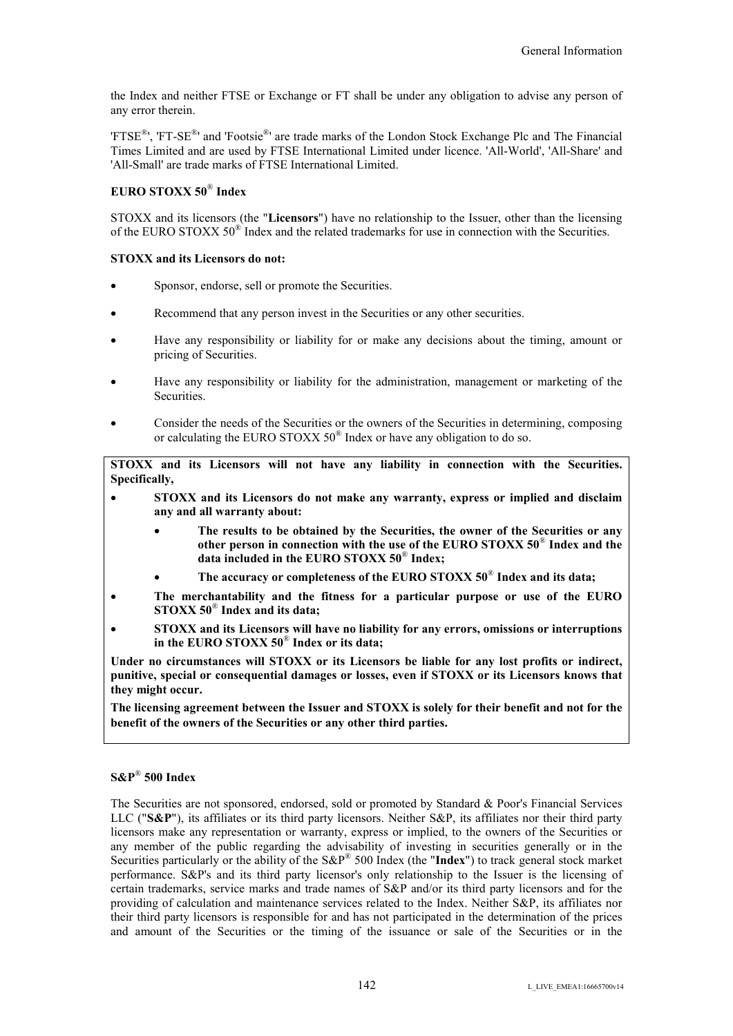the Index and neither FTSE or Exchange or FT shall be under any obligation to advise any person of any error therein.

'FTSE®', 'FT-SE®' and 'Footsie®' are trade marks of the London Stock Exchange Plc and The Financial Times Limited and are used by FTSE International Limited under licence. 'All-World', 'All-Share' and 'All-Small' are trade marks of FTSE International Limited.

**EURO STOXX 50® Index**

STOXX and its licensors (the "**Licensors**") have no relationship to the Issuer, other than the licensing of the EURO STOXX 50® Index and the related trademarks for use in connection with the Securities.

**STOXX and its Licensors do not:**

- Sponsor, endorse, sell or promote the Securities.
- Recommend that any person invest in the Securities or any other securities.
- Have any responsibility or liability for or make any decisions about the timing, amount or pricing of Securities.
- Have any responsibility or liability for the administration, management or marketing of the Securities.
- Consider the needs of the Securities or the owners of the Securities in determining, composing or calculating the EURO STOXX 50® Index or have any obligation to do so.

**STOXX and its Licensors will not have any liability in connection with the Securities. Specifically,**

- **STOXX and its Licensors do not make any warranty, express or implied and disclaim any and all warranty about:**
    - **The results to be obtained by the Securities, the owner of the Securities or any other person in connection with the use of the EURO STOXX 50® Index and the data included in the EURO STOXX 50® Index;**
    - **The accuracy or completeness of the EURO STOXX 50® Index and its data;**
- **The merchantability and the fitness for a particular purpose or use of the EURO STOXX 50® Index and its data;**
- **STOXX and its Licensors will have no liability for any errors, omissions or interruptions in the EURO STOXX 50® Index or its data;**

**Under no circumstances will STOXX or its Licensors be liable for any lost profits or indirect, punitive, special or consequential damages or losses, even if STOXX or its Licensors knows that they might occur.**

**The licensing agreement between the Issuer and STOXX is solely for their benefit and not for the benefit of the owners of the Securities or any other third parties.**

**S&P® 500 Index**

The Securities are not sponsored, endorsed, sold or promoted by Standard & Poor's Financial Services LLC ("**S&P**"), its affiliates or its third party licensors. Neither S&P, its affiliates nor their third party licensors make any representation or warranty, express or implied, to the owners of the Securities or any member of the public regarding the advisability of investing in securities generally or in the Securities particularly or the ability of the S&P® 500 Index (the "**Index**") to track general stock market performance. S&P's and its third party licensor's only relationship to the Issuer is the licensing of certain trademarks, service marks and trade names of S&P and/or its third party licensors and for the providing of calculation and maintenance services related to the Index. Neither S&P, its affiliates nor their third party licensors is responsible for and has not participated in the determination of the prices and amount of the Securities or the timing of the issuance or sale of the Securities or in the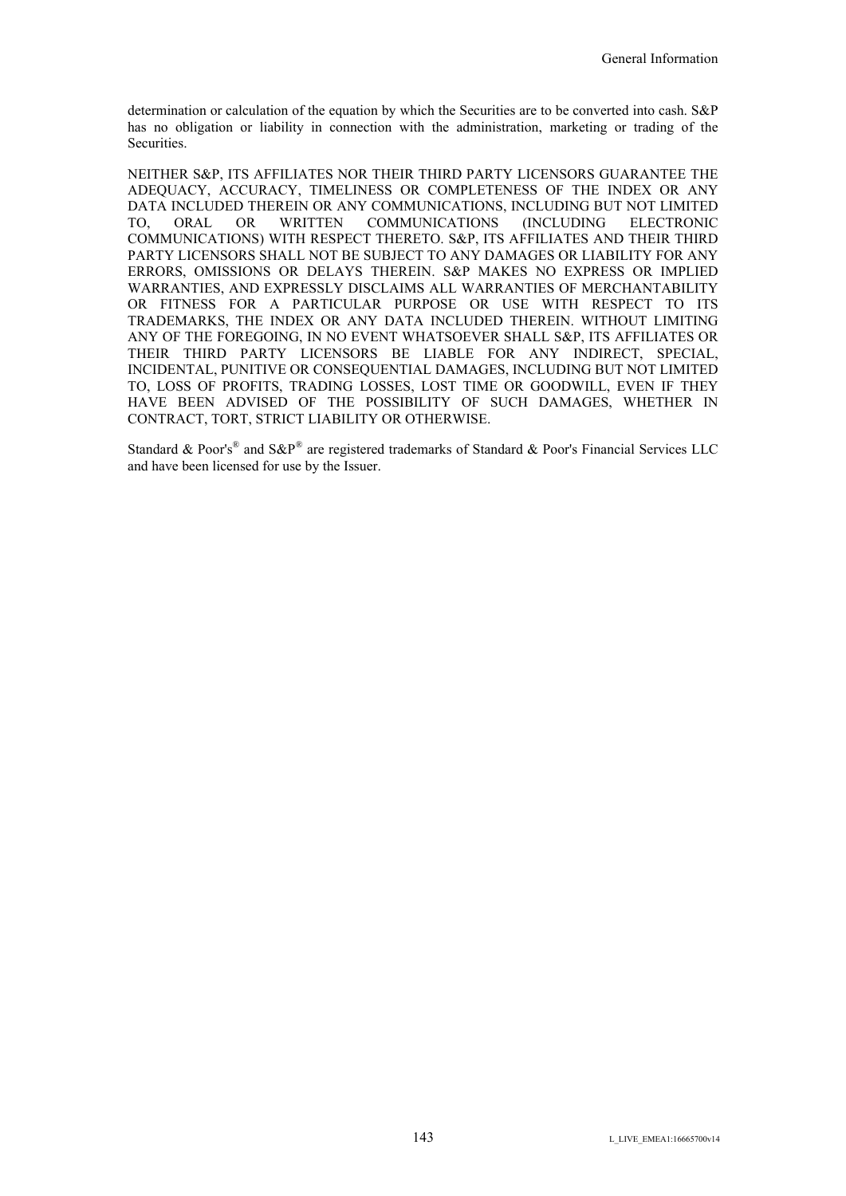determination or calculation of the equation by which the Securities are to be converted into cash. S&P has no obligation or liability in connection with the administration, marketing or trading of the Securities.

NEITHER S&P, ITS AFFILIATES NOR THEIR THIRD PARTY LICENSORS GUARANTEE THE ADEQUACY, ACCURACY, TIMELINESS OR COMPLETENESS OF THE INDEX OR ANY DATA INCLUDED THEREIN OR ANY COMMUNICATIONS, INCLUDING BUT NOT LIMITED TO, ORAL OR WRITTEN COMMUNICATIONS (INCLUDING ELECTRONIC COMMUNICATIONS) WITH RESPECT THERETO. S&P, ITS AFFILIATES AND THEIR THIRD PARTY LICENSORS SHALL NOT BE SUBJECT TO ANY DAMAGES OR LIABILITY FOR ANY ERRORS, OMISSIONS OR DELAYS THEREIN. S&P MAKES NO EXPRESS OR IMPLIED WARRANTIES, AND EXPRESSLY DISCLAIMS ALL WARRANTIES OF MERCHANTABILITY OR FITNESS FOR A PARTICULAR PURPOSE OR USE WITH RESPECT TO ITS TRADEMARKS, THE INDEX OR ANY DATA INCLUDED THEREIN. WITHOUT LIMITING ANY OF THE FOREGOING, IN NO EVENT WHATSOEVER SHALL S&P, ITS AFFILIATES OR THEIR THIRD PARTY LICENSORS BE LIABLE FOR ANY INDIRECT, SPECIAL, INCIDENTAL, PUNITIVE OR CONSEQUENTIAL DAMAGES, INCLUDING BUT NOT LIMITED TO, LOSS OF PROFITS, TRADING LOSSES, LOST TIME OR GOODWILL, EVEN IF THEY HAVE BEEN ADVISED OF THE POSSIBILITY OF SUCH DAMAGES, WHETHER IN CONTRACT, TORT, STRICT LIABILITY OR OTHERWISE.

Standard & Poor's® and S&P® are registered trademarks of Standard & Poor's Financial Services LLC and have been licensed for use by the Issuer.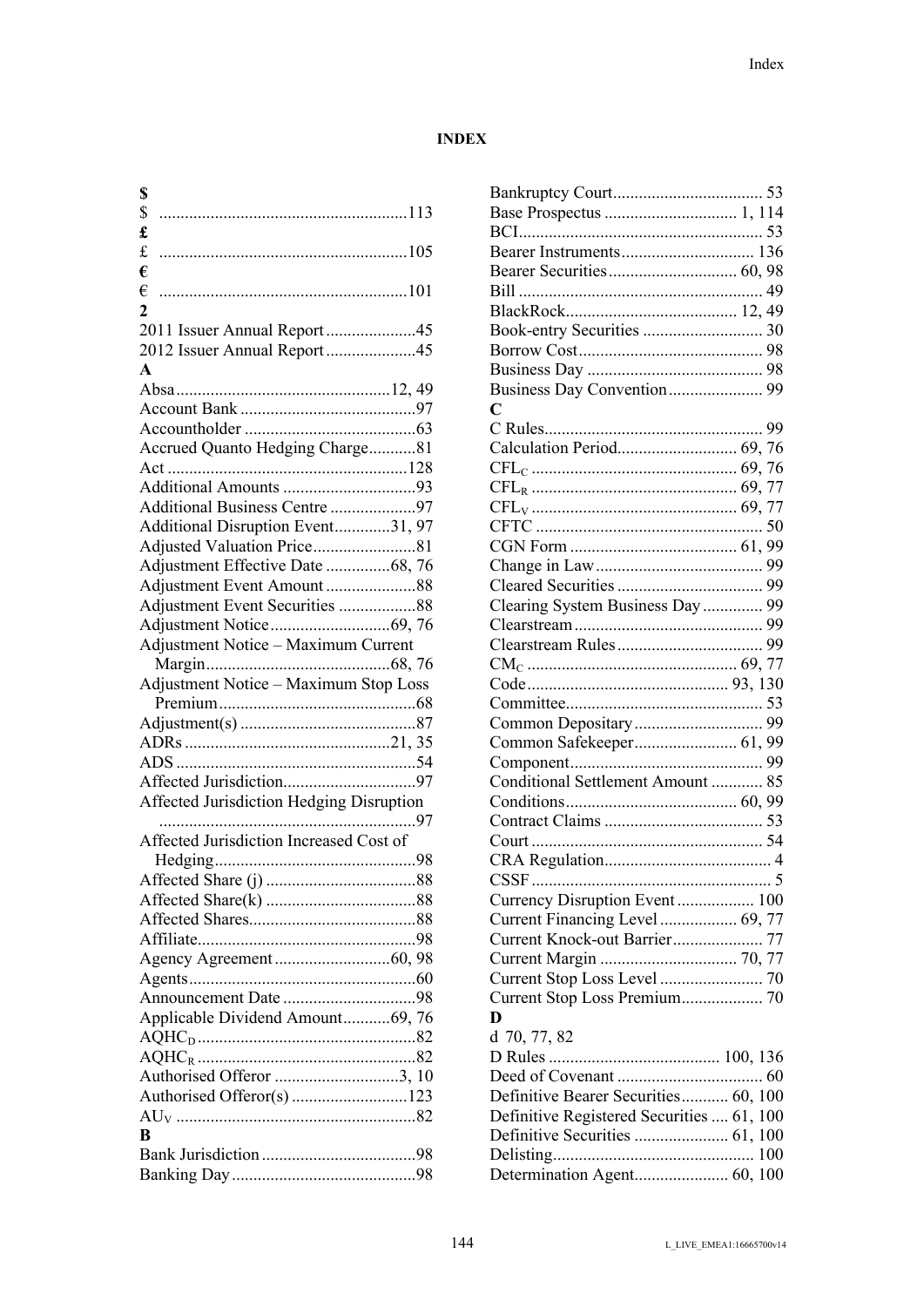**INDEX**

**$**

$ ..........................................................113

**£**

£ ..........................................................105

**€**

€ ..........................................................101

**2**

2011 Issuer Annual Report .....................45
2012 Issuer Annual Report .....................45

**A**

Absa..................................................12, 49
Account Bank .........................................97
Accountholder ........................................63
Accrued Quanto Hedging Charge...........81
Act ........................................................128
Additional Amounts ...............................93
Additional Business Centre ....................97
Additional Disruption Event.............31, 97
Adjusted Valuation Price........................81
Adjustment Effective Date ...............68, 76
Adjustment Event Amount .....................88
Adjustment Event Securities ..................88
Adjustment Notice............................69, 76
Adjustment Notice – Maximum Current Margin...........................................68, 76
Adjustment Notice – Maximum Stop Loss Premium.............................................68
Adjustment(s) .........................................87
ADRs ................................................21, 35
ADS ........................................................54
Affected Jurisdiction...............................97
Affected Jurisdiction Hedging Disruption ...........................................................97
Affected Jurisdiction Increased Cost of Hedging...............................................98
Affected Share (j) ...................................88
Affected Share(k) ...................................88
Affected Shares.......................................88
Affiliate...................................................98
Agency Agreement ...........................60, 98
Agents.....................................................60
Announcement Date ...............................98
Applicable Dividend Amount...........69, 76
$AQHC_D$ ...................................................82
$AQHC_R$ ...................................................82
Authorised Offeror .............................3, 10
Authorised Offeror(s) ...........................123
$AU_V$ ........................................................82

**B**

Bank Jurisdiction ....................................98
Banking Day...........................................98
Bankruptcy Court................................... 53
Base Prospectus ............................... 1, 114
BCI......................................................... 53
Bearer Instruments............................... 136
Bearer Securities.............................. 60, 98
Bill ......................................................... 49
BlackRock........................................ 12, 49
Book-entry Securities ............................ 30
Borrow Cost........................................... 98
Business Day ......................................... 98
Business Day Convention...................... 99

**C**

C Rules.................................................. 99
Calculation Period............................ 69, 76
$CFL_C$ ................................................ 69, 76
$CFL_R$ ................................................ 69, 77
$CFL_V$ ................................................ 69, 77
CFTC ..................................................... 50
CGN Form ....................................... 61, 99
Change in Law....................................... 99
Cleared Securities .................................. 99
Clearing System Business Day .............. 99
Clearstream............................................ 99
Clearstream Rules.................................. 99
$CM_C$ ................................................. 69, 77
Code............................................... 93, 130
Committee.............................................. 53
Common Depositary.............................. 99
Common Safekeeper........................ 61, 99
Component............................................. 99
Conditional Settlement Amount ............ 85
Conditions........................................ 60, 99
Contract Claims ..................................... 53
Court ...................................................... 54
CRA Regulation....................................... 4
CSSF ........................................................ 5
Currency Disruption Event .................. 100
Current Financing Level.................. 69, 77
Current Knock-out Barrier..................... 77
Current Margin ................................ 70, 77
Current Stop Loss Level ........................ 70
Current Stop Loss Premium................... 70

**D**

d 70, 77, 82
D Rules ........................................ 100, 136
Deed of Covenant .................................. 60
Definitive Bearer Securities........... 60, 100
Definitive Registered Securities .... 61, 100
Definitive Securities ...................... 61, 100
Delisting............................................... 100
Determination Agent...................... 60, 100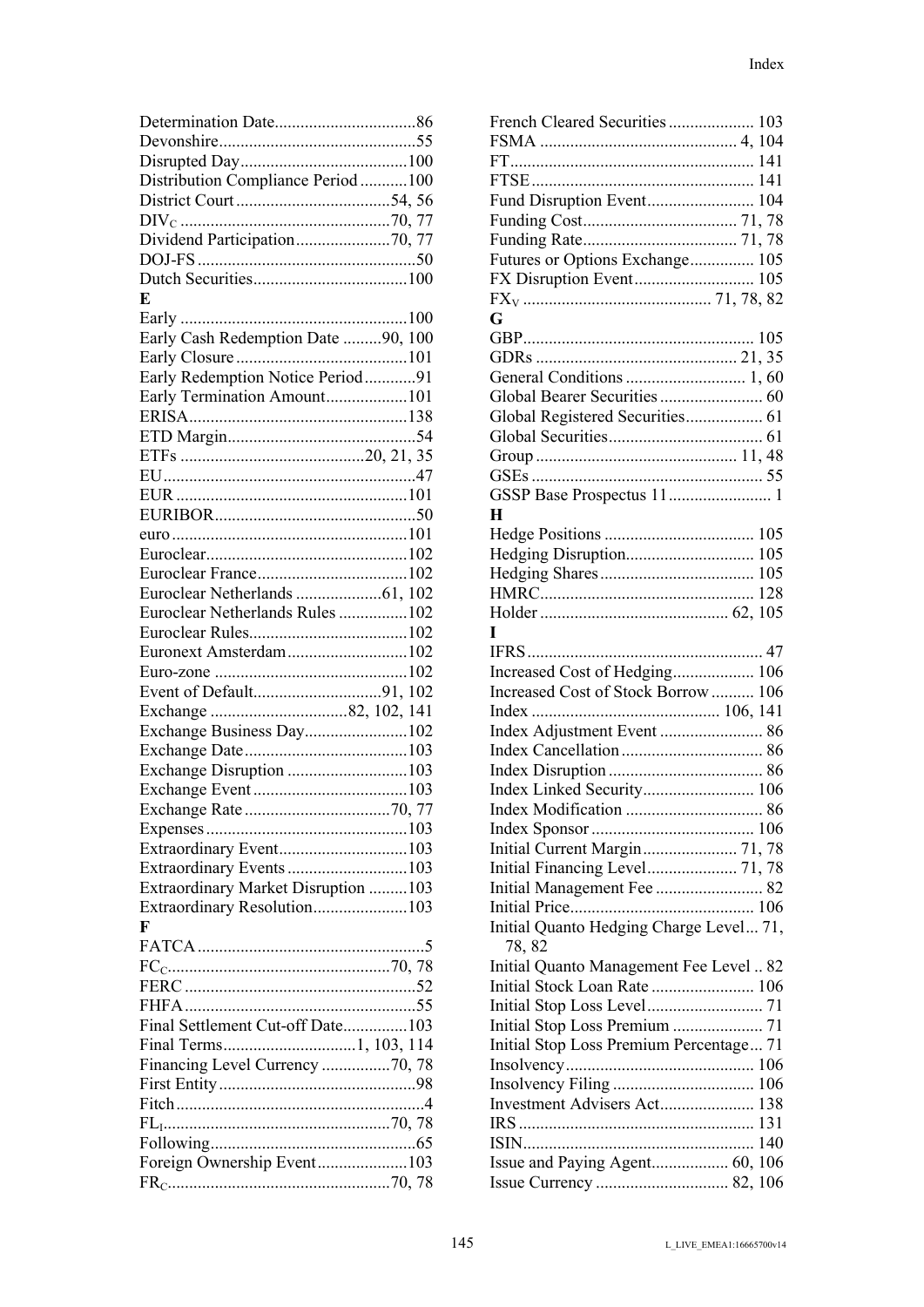Determination Date.................................86
Devonshire..............................................55
Disrupted Day.......................................100
Distribution Compliance Period ...........100
District Court ....................................54, 56
$DIV_C$ .................................................70, 77
Dividend Participation......................70, 77
DOJ-FS ...................................................50
Dutch Securities....................................100

**E**

Early .....................................................100
Early Cash Redemption Date .........90, 100
Early Closure ........................................101
Early Redemption Notice Period............91
Early Termination Amount...................101
ERISA...................................................138
ETD Margin............................................54
ETFs ..........................................20, 21, 35
EU..........................................................47
EUR ......................................................101
EURIBOR...............................................50
euro .......................................................101
Euroclear...............................................102
Euroclear France...................................102
Euroclear Netherlands ....................61, 102
Euroclear Netherlands Rules ................102
Euroclear Rules.....................................102
Euronext Amsterdam............................102
Euro-zone .............................................102
Event of Default..............................91, 102
Exchange ................................82, 102, 141
Exchange Business Day........................102
Exchange Date......................................103
Exchange Disruption ............................103
Exchange Event ....................................103
Exchange Rate ..................................70, 77
Expenses ...............................................103
Extraordinary Event..............................103
Extraordinary Events ............................103
Extraordinary Market Disruption .........103
Extraordinary Resolution......................103

**F**

FATCA .....................................................5
$FC_C$....................................................70, 78
FERC ......................................................52
FHFA ......................................................55
Final Settlement Cut-off Date...............103
Final Terms...............................1, 103, 114
Financing Level Currency ................70, 78
First Entity ..............................................98
Fitch .........................................................4
$FL_I$......................................................70, 78
Following................................................65
Foreign Ownership Event.....................103
$FR_C$....................................................70, 78
French Cleared Securities .................... 103
FSMA .............................................. 4, 104
FT......................................................... 141
FTSE.................................................... 141
Fund Disruption Event......................... 104
Funding Cost.................................... 71, 78
Funding Rate.................................... 71, 78
Futures or Options Exchange............... 105
FX Disruption Event............................ 105
$FX_V$ ............................................ 71, 78, 82

**G**

GBP...................................................... 105
GDRs ............................................... 21, 35
General Conditions ............................ 1, 60
Global Bearer Securities ........................ 60
Global Registered Securities.................. 61
Global Securities.................................... 61
Group ............................................... 11, 48
GSEs ...................................................... 55
GSSP Base Prospectus 11........................ 1

**H**

Hedge Positions ................................... 105
Hedging Disruption.............................. 105
Hedging Shares .................................... 105
HMRC.................................................. 128
Holder ............................................ 62, 105

**I**

IFRS....................................................... 47
Increased Cost of Hedging................... 106
Increased Cost of Stock Borrow .......... 106
Index ............................................ 106, 141
Index Adjustment Event ........................ 86
Index Cancellation ................................. 86
Index Disruption .................................... 86
Index Linked Security.......................... 106
Index Modification ................................ 86
Index Sponsor ...................................... 106
Initial Current Margin...................... 71, 78
Initial Financing Level..................... 71, 78
Initial Management Fee ......................... 82
Initial Price........................................... 106
Initial Quanto Hedging Charge Level... 71, 78, 82
Initial Quanto Management Fee Level .. 82
Initial Stock Loan Rate ........................ 106
Initial Stop Loss Level........................... 71
Initial Stop Loss Premium ..................... 71
Initial Stop Loss Premium Percentage... 71
Insolvency............................................ 106
Insolvency Filing ................................. 106
Investment Advisers Act...................... 138
IRS ....................................................... 131
ISIN...................................................... 140
Issue and Paying Agent.................. 60, 106
Issue Currency ............................... 82, 106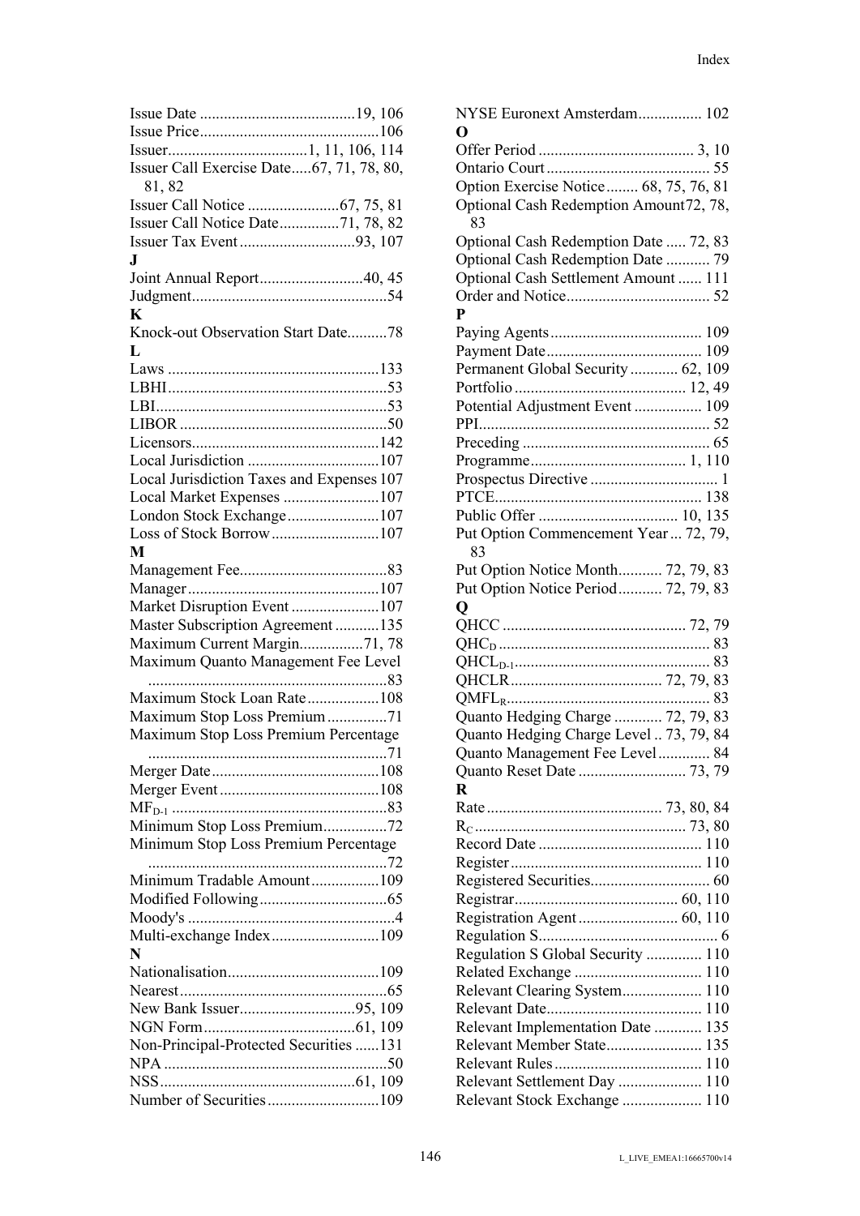Issue Date ........................................19, 106
Issue Price.............................................106
Issuer...................................1, 11, 106, 114
Issuer Call Exercise Date.....67, 71, 78, 80, 81, 82
Issuer Call Notice .......................67, 75, 81
Issuer Call Notice Date...............71, 78, 82
Issuer Tax Event .............................93, 107

**J**

Joint Annual Report..........................40, 45
Judgment.................................................54

**K**

Knock-out Observation Start Date..........78

**L**

Laws .....................................................133
LBHI.......................................................53
LBI..........................................................53
LIBOR ....................................................50
Licensors...............................................142
Local Jurisdiction ..................................107
Local Jurisdiction Taxes and Expenses 107
Local Market Expenses .........................107
London Stock Exchange........................107
Loss of Stock Borrow............................107

**M**

Management Fee.....................................83
Manager.................................................107
Market Disruption Event.......................107
Master Subscription Agreement ...........135
Maximum Current Margin................71, 78
Maximum Quanto Management Fee Level ..........................................................83
Maximum Stock Loan Rate..................108
Maximum Stop Loss Premium...............71
Maximum Stop Loss Premium Percentage ...........................................................71
Merger Date..........................................108
Merger Event........................................108
$MF_{D-1}$ ......................................................83
Minimum Stop Loss Premium................72
Minimum Stop Loss Premium Percentage ...........................................................72
Minimum Tradable Amount.................109
Modified Following................................65
Moody's ....................................................4
Multi-exchange Index...........................109

**N**

Nationalisation......................................109
Nearest....................................................65
New Bank Issuer.............................95, 109
NGN Form......................................61, 109
Non-Principal-Protected Securities ......131
NPA ........................................................50
NSS.................................................61, 109
Number of Securities............................109

NYSE Euronext Amsterdam................ 102

**O**

Offer Period ....................................... 3, 10
Ontario Court......................................... 55
Option Exercise Notice........ 68, 75, 76, 81
Optional Cash Redemption Amount72, 78, 83
Optional Cash Redemption Date ..... 72, 83
Optional Cash Redemption Date ........... 79
Optional Cash Settlement Amount ...... 111
Order and Notice.................................... 52

**P**

Paying Agents...................................... 109
Payment Date....................................... 109
Permanent Global Security ............ 62, 109
Portfolio ........................................... 12, 49
Potential Adjustment Event ................. 109
PPI.......................................................... 52
Preceding ............................................... 65
Programme....................................... 1, 110
Prospectus Directive ................................ 1
PTCE.................................................... 138
Public Offer ................................... 10, 135
Put Option Commencement Year ... 72, 79, 83
Put Option Notice Month........... 72, 79, 83
Put Option Notice Period........... 72, 79, 83

**Q**

QHCC ............................................. 72, 79
$QHC_D$ ..................................................... 83
$QHCL_{D-1}$.................................................. 83
QHCLR...................................... 72, 79, 83
$QMFL_R$.................................................... 83
Quanto Hedging Charge ............ 72, 79, 83
Quanto Hedging Charge Level .. 73, 79, 84
Quanto Management Fee Level............. 84
Quanto Reset Date ........................... 73, 79

**R**

Rate ............................................ 73, 80, 84
$R_C$ ..................................................... 73, 80
Record Date ......................................... 110
Register................................................ 110
Registered Securities.............................. 60
Registrar......................................... 60, 110
Registration Agent......................... 60, 110
Regulation S............................................. 6
Regulation S Global Security .............. 110
Related Exchange ................................ 110
Relevant Clearing System.................... 110
Relevant Date....................................... 110
Relevant Implementation Date ............ 135
Relevant Member State........................ 135
Relevant Rules..................................... 110
Relevant Settlement Day ..................... 110
Relevant Stock Exchange .................... 110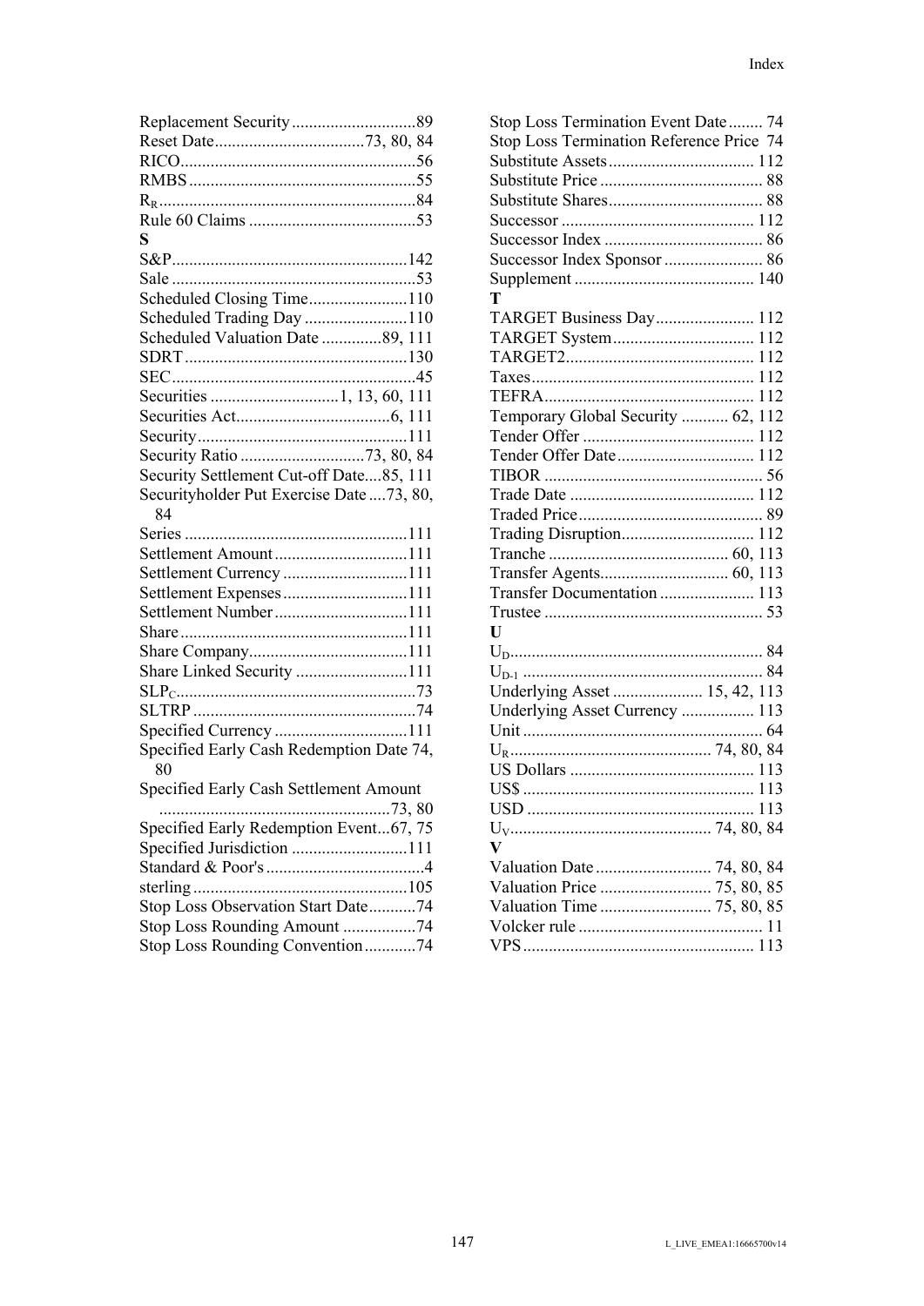Replacement Security .............................89
Reset Date....................................73, 80, 84
RICO.......................................................56
RMBS .....................................................55
$R_R$ ...........................................................84
Rule 60 Claims .......................................53

**S**

S&P.......................................................142
Sale .........................................................53
Scheduled Closing Time.......................110
Scheduled Trading Day ........................110
Scheduled Valuation Date ..............89, 111
SDRT....................................................130
SEC.........................................................45
Securities ..............................1, 13, 60, 111
Securities Act....................................6, 111
Security.................................................111
Security Ratio .............................73, 80, 84
Security Settlement Cut-off Date....85, 111
Securityholder Put Exercise Date ....73, 80, 84
Series ....................................................111
Settlement Amount ...............................111
Settlement Currency .............................111
Settlement Expenses .............................111
Settlement Number ...............................111
Share .....................................................111
Share Company.....................................111
Share Linked Security ..........................111
$SLP_C$.........................................................73
SLTRP ....................................................74
Specified Currency ...............................111
Specified Early Cash Redemption Date 74, 80
Specified Early Cash Settlement Amount ......................................................73, 80
Specified Early Redemption Event...67, 75
Specified Jurisdiction ...........................111
Standard & Poor's .....................................4
sterling ..................................................105
Stop Loss Observation Start Date...........74
Stop Loss Rounding Amount .................74
Stop Loss Rounding Convention............74
Stop Loss Termination Event Date........ 74
Stop Loss Termination Reference Price 74
Substitute Assets.................................. 112
Substitute Price ...................................... 88
Substitute Shares.................................... 88
Successor ............................................. 112
Successor Index ..................................... 86
Successor Index Sponsor ....................... 86
Supplement .......................................... 140

**T**

TARGET Business Day....................... 112
TARGET System................................. 112
TARGET2............................................ 112
Taxes.................................................... 112
TEFRA................................................. 112
Temporary Global Security ........... 62, 112
Tender Offer ........................................ 112
Tender Offer Date................................ 112
TIBOR ................................................... 56
Trade Date ........................................... 112
Traded Price........................................... 89
Trading Disruption............................... 112
Tranche .......................................... 60, 113
Transfer Agents............................. 60, 113
Transfer Documentation ...................... 113
Trustee ................................................... 53

**U**

$U_D$........................................................... 84
$U_{D-1}$ ........................................................ 84
Underlying Asset ..................... 15, 42, 113
Underlying Asset Currency ................. 113
Unit ........................................................ 64
$U_R$............................................... 74, 80, 84
US Dollars ........................................... 113
US$ ...................................................... 113
USD ..................................................... 113
$U_V$............................................... 74, 80, 84

**V**

Valuation Date ........................... 74, 80, 84
Valuation Price .......................... 75, 80, 85
Valuation Time .......................... 75, 80, 85
Volcker rule ........................................... 11
VPS ...................................................... 113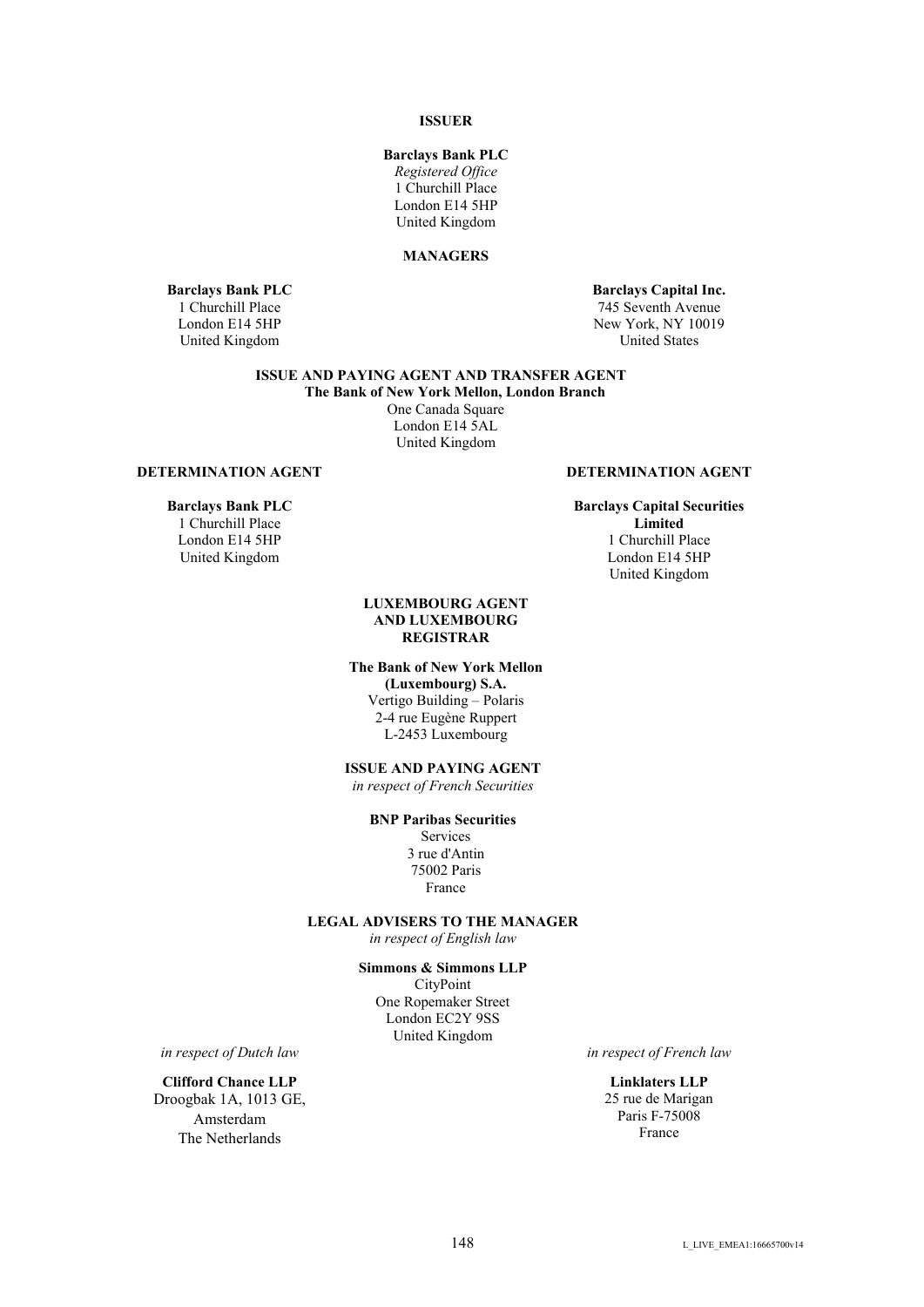**ISSUER**

**Barclays Bank PLC**
*Registered Office*
1 Churchill Place
London E14 5HP
United Kingdom

**MANAGERS**

**Barclays Bank PLC**
1 Churchill Place
London E14 5HP
United Kingdom

**Barclays Capital Inc.**
745 Seventh Avenue
New York, NY 10019
United States

**ISSUE AND PAYING AGENT AND TRANSFER AGENT**

**The Bank of New York Mellon, London Branch**
One Canada Square
London E14 5AL
United Kingdom

**DETERMINATION AGENT**

**Barclays Bank PLC**
1 Churchill Place
London E14 5HP
United Kingdom

**DETERMINATION AGENT**

**Barclays Capital Securities Limited**
1 Churchill Place
London E14 5HP
United Kingdom

**LUXEMBOURG AGENT AND LUXEMBOURG REGISTRAR**

**The Bank of New York Mellon (Luxembourg) S.A.**
Vertigo Building – Polaris
2-4 rue Eugène Ruppert
L-2453 Luxembourg

**ISSUE AND PAYING AGENT**
*in respect of French Securities*

**BNP Paribas Securities** Services
3 rue d'Antin
75002 Paris
France

**LEGAL ADVISERS TO THE MANAGER**
*in respect of English law*

**Simmons & Simmons LLP**
CityPoint
One Ropemaker Street
London EC2Y 9SS
United Kingdom

*in respect of Dutch law*

**Clifford Chance LLP**
Droogbak 1A, 1013 GE,
Amsterdam
The Netherlands

*in respect of French law*

**Linklaters LLP**
25 rue de Marigan
Paris F-75008
France